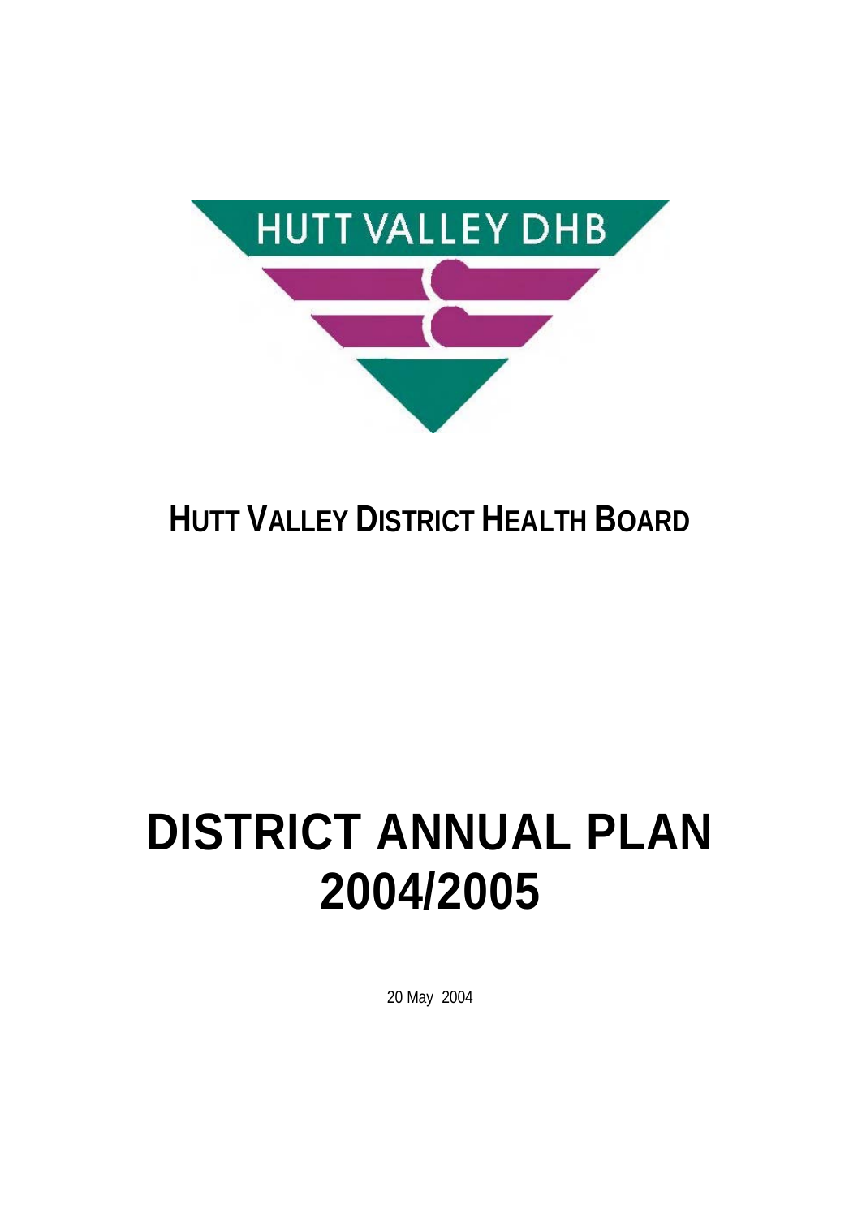HUTT VALLEY DHB

# HUTT VALLEY DISTRICT HEALTH BOARD

# DISTRICT ANNUAL PLAN 2004/2005

20 May 2004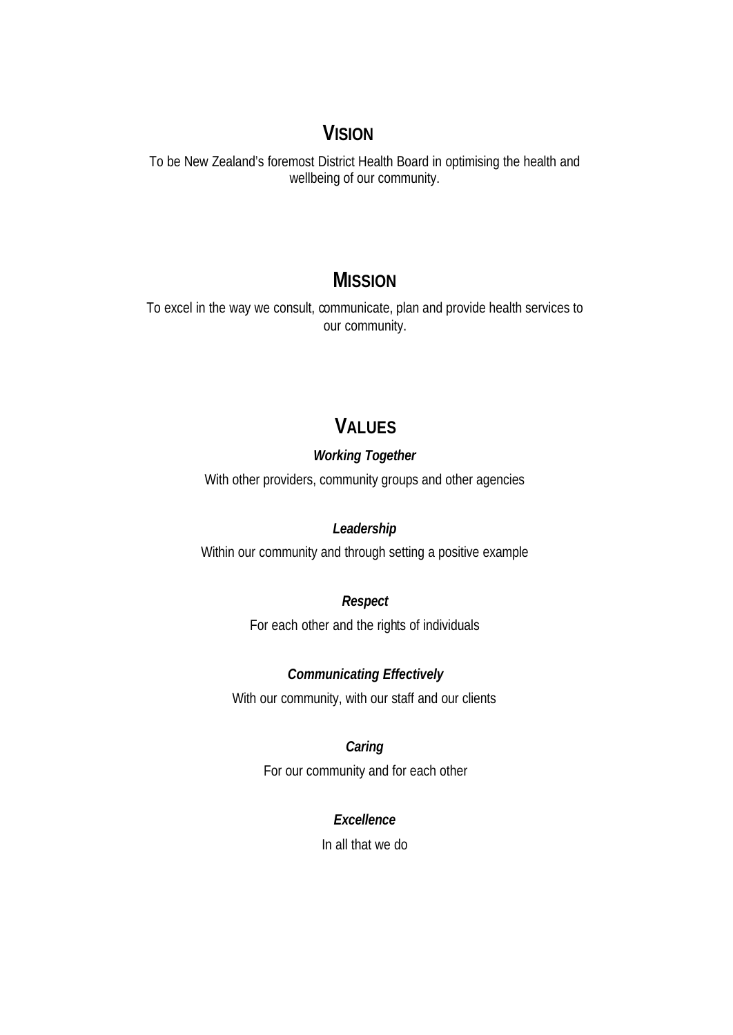## VISION

To be New Zealand's foremost District Health Board in optimising the health and wellbeing of our community.

## MISSION

To excel in the way we consult, communicate, plan and provide health services to our community.

## VALUES

***Working Together***

With other providers, community groups and other agencies

***Leadership***

Within our community and through setting a positive example

***Respect***

For each other and the rights of individuals

***Communicating Effectively***

With our community, with our staff and our clients

***Caring***

For our community and for each other

***Excellence***

In all that we do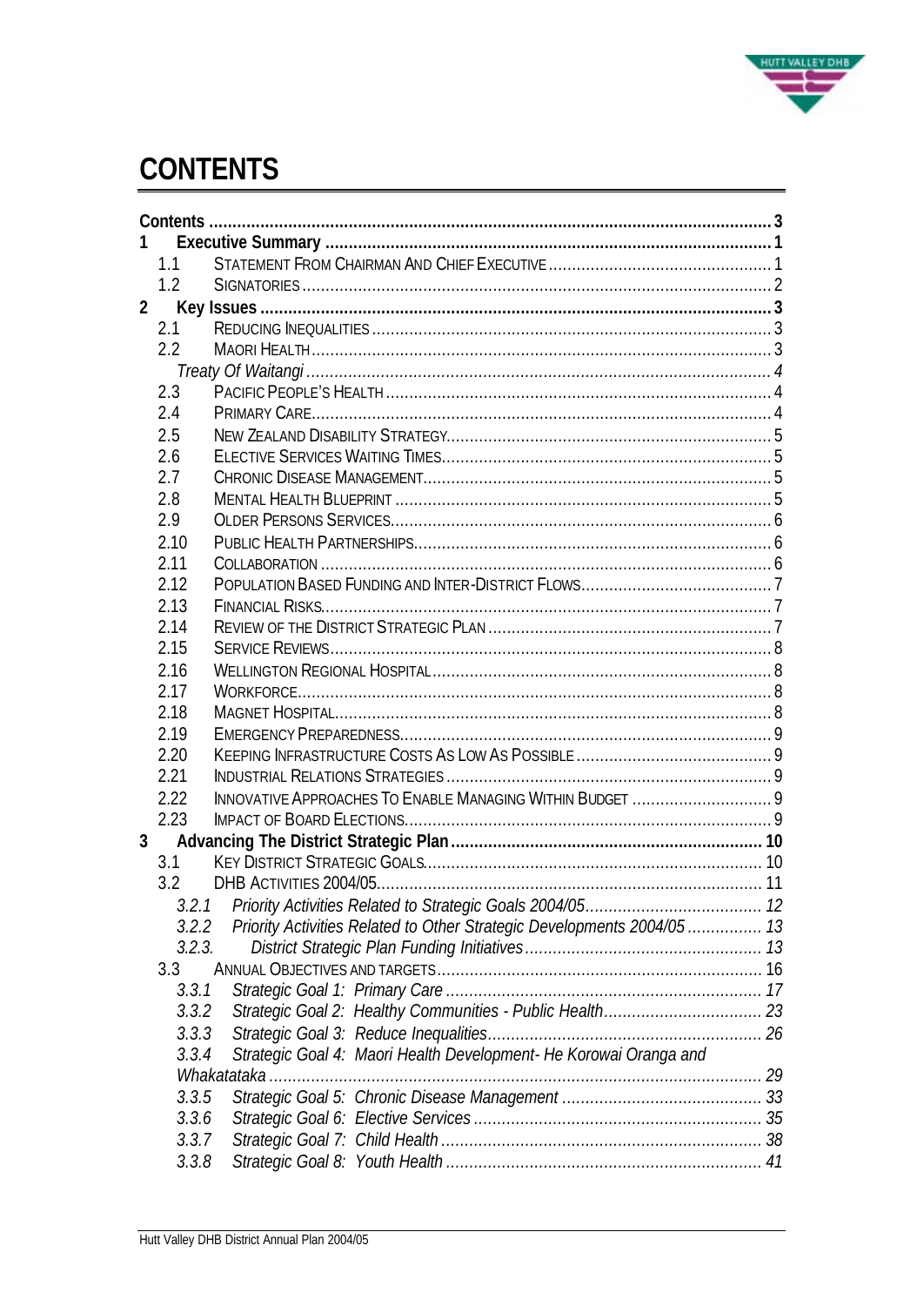# CONTENTS

| | | |
|---|---|---|
| **Contents** | | **3** |
| **1** | **Executive Summary** | **1** |
| 1.1 | Statement From Chairman And Chief Executive | 1 |
| 1.2 | Signatories | 2 |
| **2** | **Key Issues** | **3** |
| 2.1 | Reducing Inequalities | 3 |
| 2.2 | Maori Health | 3 |
| | *Treaty Of Waitangi* | *4* |
| 2.3 | Pacific People's Health | 4 |
| 2.4 | Primary Care | 4 |
| 2.5 | New Zealand Disability Strategy | 5 |
| 2.6 | Elective Services Waiting Times | 5 |
| 2.7 | Chronic Disease Management | 5 |
| 2.8 | Mental Health Blueprint | 5 |
| 2.9 | Older Persons Services | 6 |
| 2.10 | Public Health Partnerships | 6 |
| 2.11 | Collaboration | 6 |
| 2.12 | Population Based Funding And Inter-District Flows | 7 |
| 2.13 | Financial Risks | 7 |
| 2.14 | Review Of The District Strategic Plan | 7 |
| 2.15 | Service Reviews | 8 |
| 2.16 | Wellington Regional Hospital | 8 |
| 2.17 | Workforce | 8 |
| 2.18 | Magnet Hospital | 8 |
| 2.19 | Emergency Preparedness | 9 |
| 2.20 | Keeping Infrastructure Costs As Low As Possible | 9 |
| 2.21 | Industrial Relations Strategies | 9 |
| 2.22 | Innovative Approaches To Enable Managing Within Budget | 9 |
| 2.23 | Impact Of Board Elections | 9 |
| **3** | **Advancing The District Strategic Plan** | **10** |
| 3.1 | Key District Strategic Goals | 10 |
| 3.2 | DHB Activities 2004/05 | 11 |
| *3.2.1* | *Priority Activities Related to Strategic Goals 2004/05* | *12* |
| *3.2.2* | *Priority Activities Related to Other Strategic Developments 2004/05* | *13* |
| *3.2.3.* | *District Strategic Plan Funding Initiatives* | *13* |
| 3.3 | Annual Objectives And Targets | 16 |
| *3.3.1* | *Strategic Goal 1: Primary Care* | *17* |
| *3.3.2* | *Strategic Goal 2: Healthy Communities - Public Health* | *23* |
| *3.3.3* | *Strategic Goal 3: Reduce Inequalities* | *26* |
| *3.3.4* | *Strategic Goal 4: Maori Health Development- He Korowai Oranga and Whakatataka* | *29* |
| *3.3.5* | *Strategic Goal 5: Chronic Disease Management* | *33* |
| *3.3.6* | *Strategic Goal 6: Elective Services* | *35* |
| *3.3.7* | *Strategic Goal 7: Child Health* | *38* |
| *3.3.8* | *Strategic Goal 8: Youth Health* | *41* |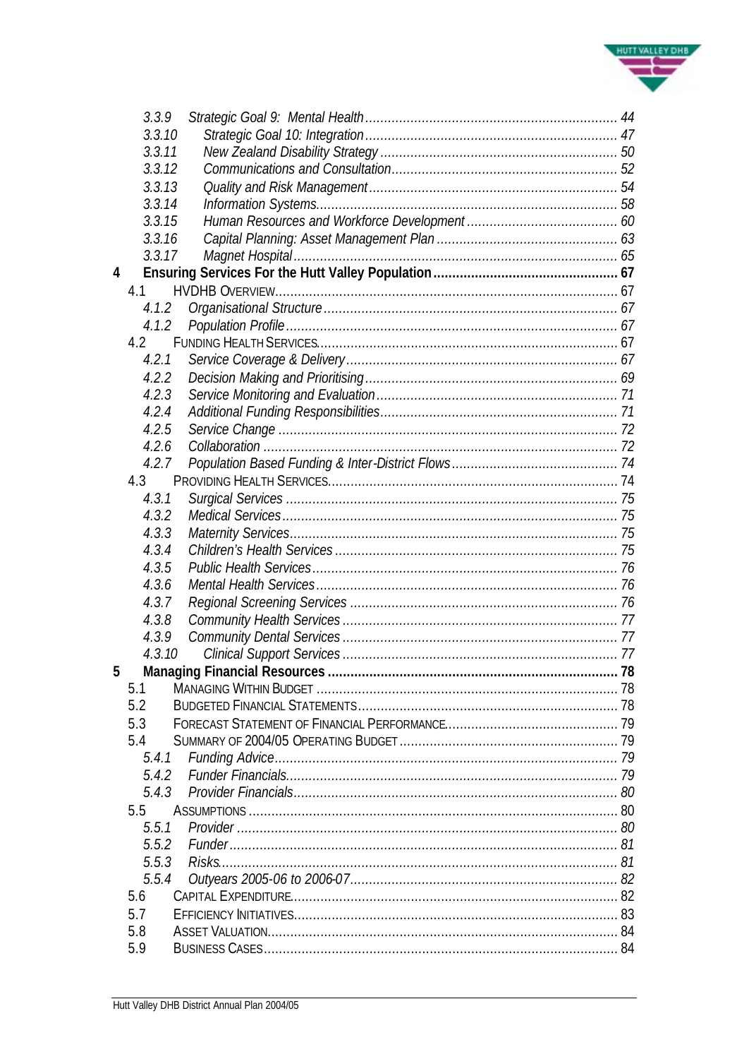3.3.9 *Strategic Goal 9: Mental Health* ........ 44
3.3.10 *Strategic Goal 10: Integration* ........ 47
3.3.11 *New Zealand Disability Strategy* ........ 50
3.3.12 *Communications and Consultation* ........ 52
3.3.13 *Quality and Risk Management* ........ 54
3.3.14 *Information Systems* ........ 58
3.3.15 *Human Resources and Workforce Development* ........ 60
3.3.16 *Capital Planning: Asset Management Plan* ........ 63
3.3.17 *Magnet Hospital* ........ 65

**4 Ensuring Services For the Hutt Valley Population ........ 67**

4.1 HVDHB OVERVIEW ........ 67
4.1.2 *Organisational Structure* ........ 67
4.1.2 *Population Profile* ........ 67
4.2 FUNDING HEALTH SERVICES ........ 67
4.2.1 *Service Coverage & Delivery* ........ 67
4.2.2 *Decision Making and Prioritising* ........ 69
4.2.3 *Service Monitoring and Evaluation* ........ 71
4.2.4 *Additional Funding Responsibilities* ........ 71
4.2.5 *Service Change* ........ 72
4.2.6 *Collaboration* ........ 72
4.2.7 *Population Based Funding & Inter-District Flows* ........ 74
4.3 PROVIDING HEALTH SERVICES ........ 74
4.3.1 *Surgical Services* ........ 75
4.3.2 *Medical Services* ........ 75
4.3.3 *Maternity Services* ........ 75
4.3.4 *Children's Health Services* ........ 75
4.3.5 *Public Health Services* ........ 76
4.3.6 *Mental Health Services* ........ 76
4.3.7 *Regional Screening Services* ........ 76
4.3.8 *Community Health Services* ........ 77
4.3.9 *Community Dental Services* ........ 77
4.3.10 *Clinical Support Services* ........ 77

**5 Managing Financial Resources ........ 78**

5.1 MANAGING WITHIN BUDGET ........ 78
5.2 BUDGETED FINANCIAL STATEMENTS ........ 78
5.3 FORECAST STATEMENT OF FINANCIAL PERFORMANCE ........ 79
5.4 SUMMARY OF 2004/05 OPERATING BUDGET ........ 79
5.4.1 *Funding Advice* ........ 79
5.4.2 *Funder Financials* ........ 79
5.4.3 *Provider Financials* ........ 80
5.5 ASSUMPTIONS ........ 80
5.5.1 *Provider* ........ 80
5.5.2 *Funder* ........ 81
5.5.3 *Risks* ........ 81
5.5.4 *Outyears 2005-06 to 2006-07* ........ 82
5.6 CAPITAL EXPENDITURE ........ 82
5.7 EFFICIENCY INITIATIVES ........ 83
5.8 ASSET VALUATION ........ 84
5.9 BUSINESS CASES ........ 84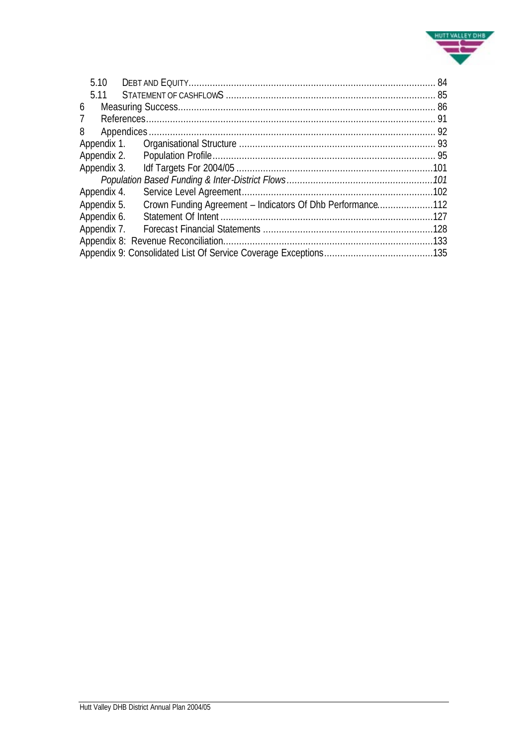5.10 DEBT AND EQUITY ........................................................................................ 84
5.11 STATEMENT OF CASHFLOWS ........................................................................ 85
6 Measuring Success ........................................................................................ 86
7 References ................................................................................................... 91
8 Appendices .................................................................................................. 92
Appendix 1. Organisational Structure .................................................................. 93
Appendix 2. Population Profile ........................................................................... 95
Appendix 3. Idf Targets For 2004/05 .................................................................. 101
*Population Based Funding & Inter-District Flows ................................................ 101*
Appendix 4. Service Level Agreement ................................................................. 102
Appendix 5. Crown Funding Agreement – Indicators Of Dhb Performance .................. 112
Appendix 6. Statement Of Intent ......................................................................... 127
Appendix 7. Forecast Financial Statements .......................................................... 128
Appendix 8: Revenue Reconciliation ................................................................... 133
Appendix 9: Consolidated List Of Service Coverage Exceptions ............................... 135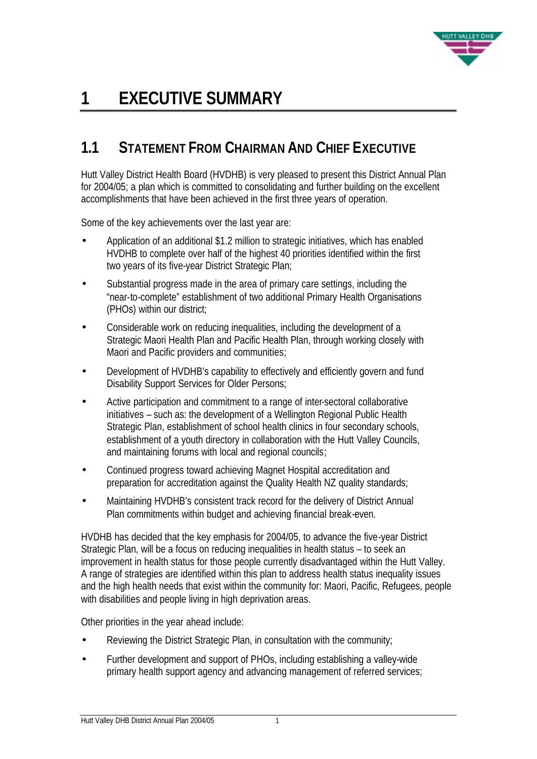# 1 EXECUTIVE SUMMARY

## 1.1 STATEMENT FROM CHAIRMAN AND CHIEF EXECUTIVE

Hutt Valley District Health Board (HVDHB) is very pleased to present this District Annual Plan for 2004/05; a plan which is committed to consolidating and further building on the excellent accomplishments that have been achieved in the first three years of operation.

Some of the key achievements over the last year are:

- Application of an additional $1.2 million to strategic initiatives, which has enabled HVDHB to complete over half of the highest 40 priorities identified within the first two years of its five-year District Strategic Plan;
- Substantial progress made in the area of primary care settings, including the "near-to-complete" establishment of two additional Primary Health Organisations (PHOs) within our district;
- Considerable work on reducing inequalities, including the development of a Strategic Maori Health Plan and Pacific Health Plan, through working closely with Maori and Pacific providers and communities;
- Development of HVDHB's capability to effectively and efficiently govern and fund Disability Support Services for Older Persons;
- Active participation and commitment to a range of inter-sectoral collaborative initiatives – such as: the development of a Wellington Regional Public Health Strategic Plan, establishment of school health clinics in four secondary schools, establishment of a youth directory in collaboration with the Hutt Valley Councils, and maintaining forums with local and regional councils;
- Continued progress toward achieving Magnet Hospital accreditation and preparation for accreditation against the Quality Health NZ quality standards;
- Maintaining HVDHB's consistent track record for the delivery of District Annual Plan commitments within budget and achieving financial break-even.

HVDHB has decided that the key emphasis for 2004/05, to advance the five-year District Strategic Plan, will be a focus on reducing inequalities in health status – to seek an improvement in health status for those people currently disadvantaged within the Hutt Valley. A range of strategies are identified within this plan to address health status inequality issues and the high health needs that exist within the community for: Maori, Pacific, Refugees, people with disabilities and people living in high deprivation areas.

Other priorities in the year ahead include:

- Reviewing the District Strategic Plan, in consultation with the community;
- Further development and support of PHOs, including establishing a valley-wide primary health support agency and advancing management of referred services;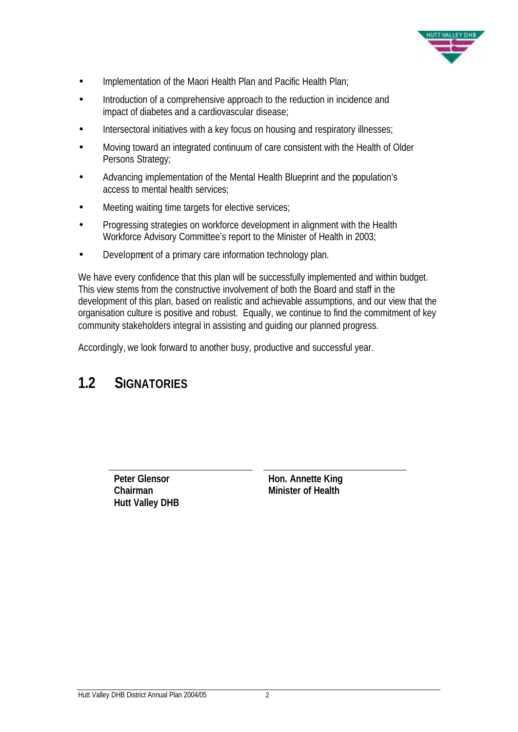- Implementation of the Maori Health Plan and Pacific Health Plan;
- Introduction of a comprehensive approach to the reduction in incidence and impact of diabetes and a cardiovascular disease;
- Intersectoral initiatives with a key focus on housing and respiratory illnesses;
- Moving toward an integrated continuum of care consistent with the Health of Older Persons Strategy;
- Advancing implementation of the Mental Health Blueprint and the population's access to mental health services;
- Meeting waiting time targets for elective services;
- Progressing strategies on workforce development in alignment with the Health Workforce Advisory Committee's report to the Minister of Health in 2003;
- Development of a primary care information technology plan.

We have every confidence that this plan will be successfully implemented and within budget. This view stems from the constructive involvement of both the Board and staff in the development of this plan, based on realistic and achievable assumptions, and our view that the organisation culture is positive and robust. Equally, we continue to find the commitment of key community stakeholders integral in assisting and guiding our planned progress.

Accordingly, we look forward to another busy, productive and successful year.

## 1.2 SIGNATORIES

| **Peter Glensor**<br>**Chairman**<br>**Hutt Valley DHB** | **Hon. Annette King**<br>**Minister of Health** |
|---|---|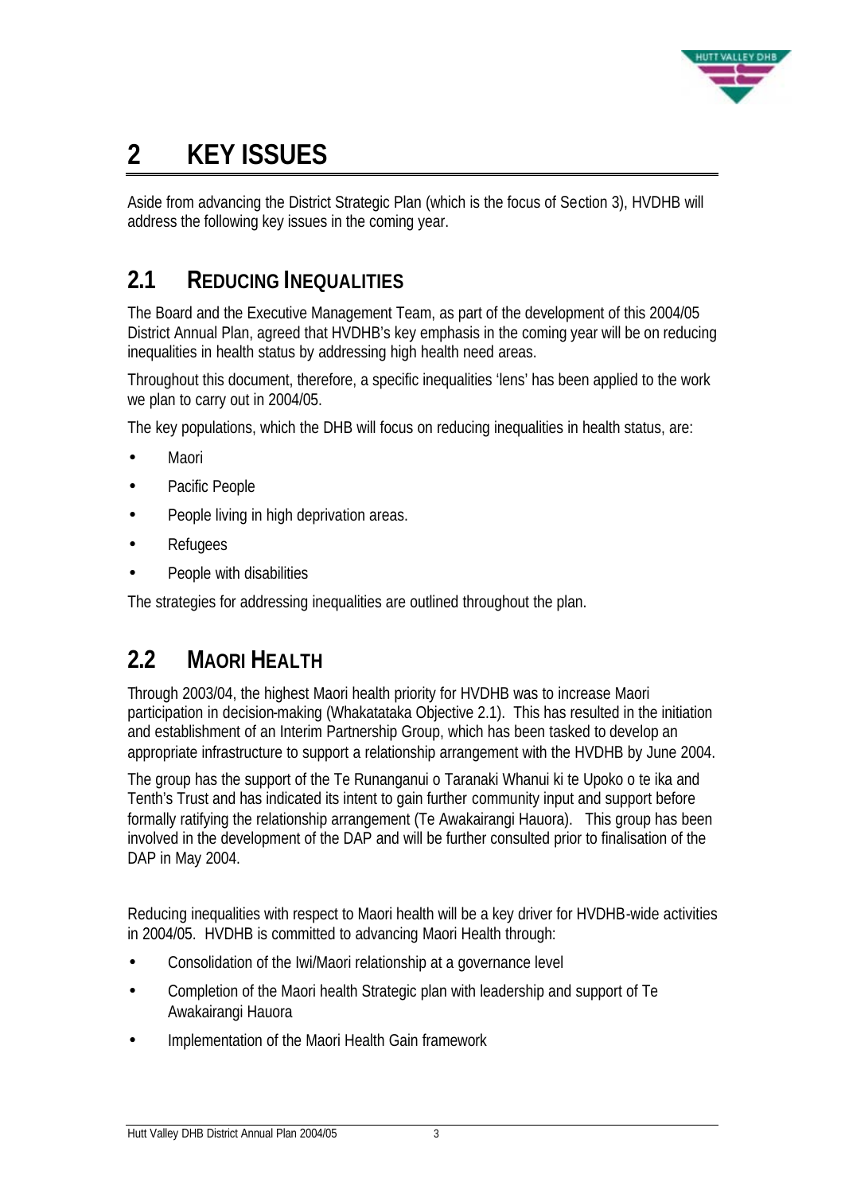# 2 KEY ISSUES

Aside from advancing the District Strategic Plan (which is the focus of Section 3), HVDHB will address the following key issues in the coming year.

## 2.1 REDUCING INEQUALITIES

The Board and the Executive Management Team, as part of the development of this 2004/05 District Annual Plan, agreed that HVDHB's key emphasis in the coming year will be on reducing inequalities in health status by addressing high health need areas.

Throughout this document, therefore, a specific inequalities 'lens' has been applied to the work we plan to carry out in 2004/05.

The key populations, which the DHB will focus on reducing inequalities in health status, are:

- Maori
- Pacific People
- People living in high deprivation areas.
- Refugees
- People with disabilities

The strategies for addressing inequalities are outlined throughout the plan.

## 2.2 MAORI HEALTH

Through 2003/04, the highest Maori health priority for HVDHB was to increase Maori participation in decision-making (Whakatataka Objective 2.1). This has resulted in the initiation and establishment of an Interim Partnership Group, which has been tasked to develop an appropriate infrastructure to support a relationship arrangement with the HVDHB by June 2004.

The group has the support of the Te Runanganui o Taranaki Whanui ki te Upoko o te ika and Tenth's Trust and has indicated its intent to gain further community input and support before formally ratifying the relationship arrangement (Te Awakairangi Hauora). This group has been involved in the development of the DAP and will be further consulted prior to finalisation of the DAP in May 2004.

Reducing inequalities with respect to Maori health will be a key driver for HVDHB-wide activities in 2004/05. HVDHB is committed to advancing Maori Health through:

- Consolidation of the Iwi/Maori relationship at a governance level
- Completion of the Maori health Strategic plan with leadership and support of Te Awakairangi Hauora
- Implementation of the Maori Health Gain framework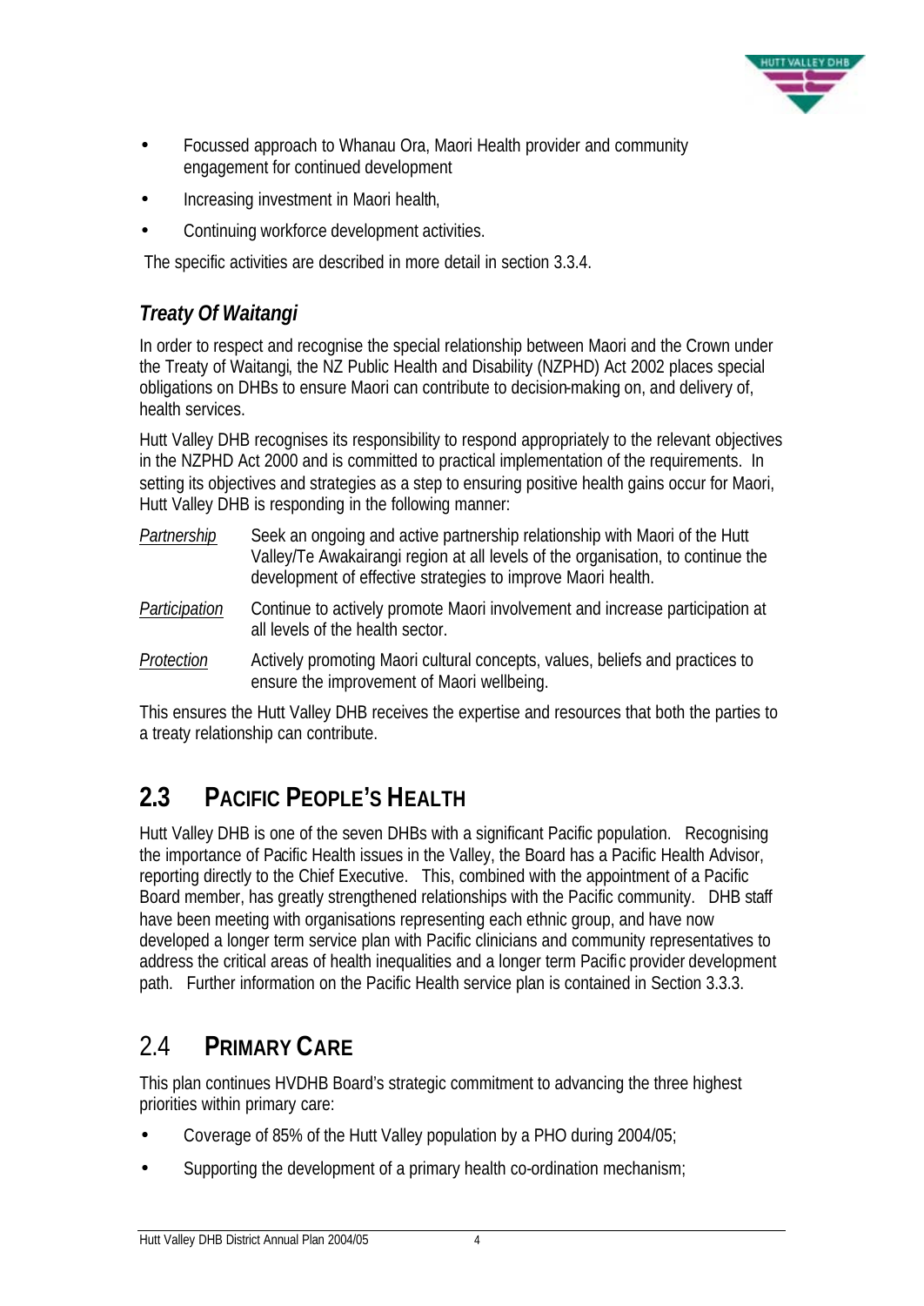- Focussed approach to Whanau Ora, Maori Health provider and community engagement for continued development
- Increasing investment in Maori health,
- Continuing workforce development activities.

The specific activities are described in more detail in section 3.3.4.

### *Treaty Of Waitangi*

In order to respect and recognise the special relationship between Maori and the Crown under the Treaty of Waitangi, the NZ Public Health and Disability (NZPHD) Act 2002 places special obligations on DHBs to ensure Maori can contribute to decision-making on, and delivery of, health services.

Hutt Valley DHB recognises its responsibility to respond appropriately to the relevant objectives in the NZPHD Act 2000 and is committed to practical implementation of the requirements. In setting its objectives and strategies as a step to ensuring positive health gains occur for Maori, Hutt Valley DHB is responding in the following manner:

*Partnership* — Seek an ongoing and active partnership relationship with Maori of the Hutt Valley/Te Awakairangi region at all levels of the organisation, to continue the development of effective strategies to improve Maori health.

*Participation* — Continue to actively promote Maori involvement and increase participation at all levels of the health sector.

*Protection* — Actively promoting Maori cultural concepts, values, beliefs and practices to ensure the improvement of Maori wellbeing.

This ensures the Hutt Valley DHB receives the expertise and resources that both the parties to a treaty relationship can contribute.

## 2.3 PACIFIC PEOPLE'S HEALTH

Hutt Valley DHB is one of the seven DHBs with a significant Pacific population. Recognising the importance of Pacific Health issues in the Valley, the Board has a Pacific Health Advisor, reporting directly to the Chief Executive. This, combined with the appointment of a Pacific Board member, has greatly strengthened relationships with the Pacific community. DHB staff have been meeting with organisations representing each ethnic group, and have now developed a longer term service plan with Pacific clinicians and community representatives to address the critical areas of health inequalities and a longer term Pacific provider development path. Further information on the Pacific Health service plan is contained in Section 3.3.3.

## 2.4 PRIMARY CARE

This plan continues HVDHB Board's strategic commitment to advancing the three highest priorities within primary care:

- Coverage of 85% of the Hutt Valley population by a PHO during 2004/05;
- Supporting the development of a primary health co-ordination mechanism;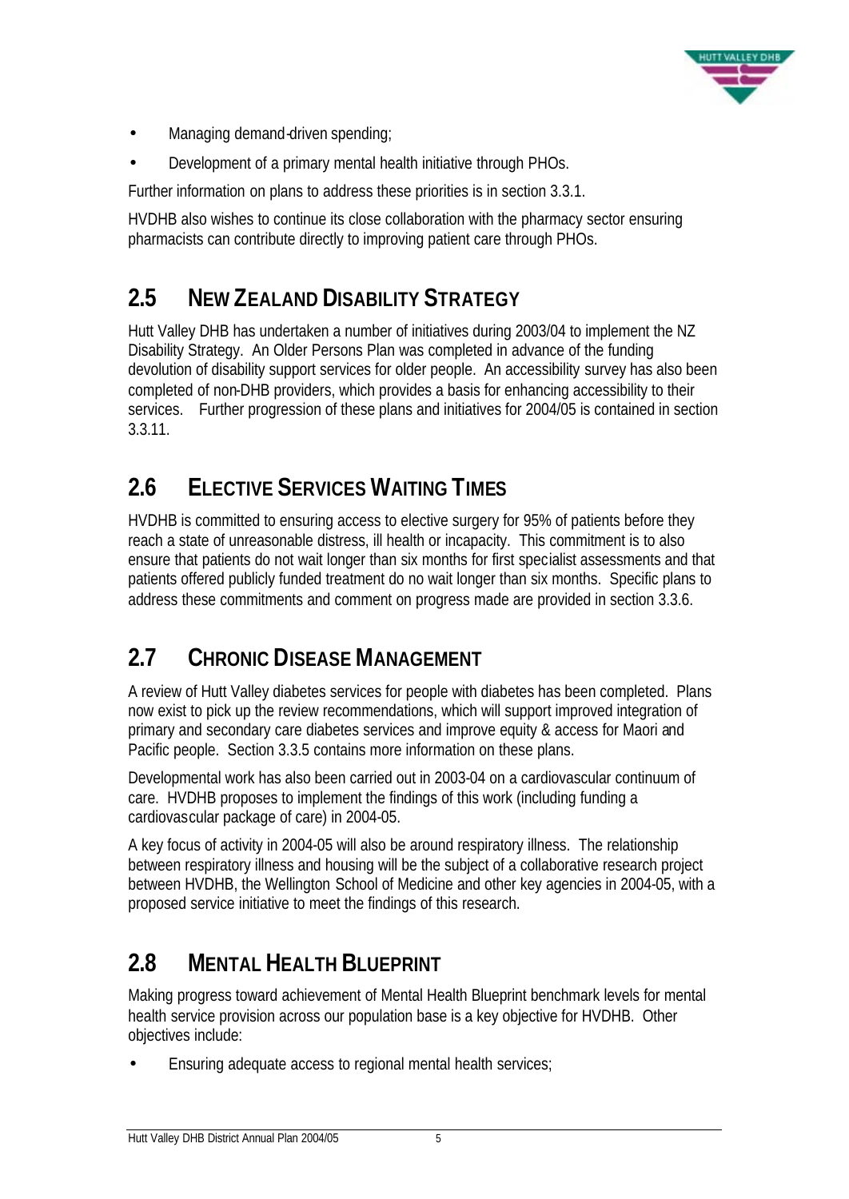- Managing demand-driven spending;
- Development of a primary mental health initiative through PHOs.

Further information on plans to address these priorities is in section 3.3.1.

HVDHB also wishes to continue its close collaboration with the pharmacy sector ensuring pharmacists can contribute directly to improving patient care through PHOs.

## 2.5 NEW ZEALAND DISABILITY STRATEGY

Hutt Valley DHB has undertaken a number of initiatives during 2003/04 to implement the NZ Disability Strategy. An Older Persons Plan was completed in advance of the funding devolution of disability support services for older people. An accessibility survey has also been completed of non-DHB providers, which provides a basis for enhancing accessibility to their services. Further progression of these plans and initiatives for 2004/05 is contained in section 3.3.11.

## 2.6 ELECTIVE SERVICES WAITING TIMES

HVDHB is committed to ensuring access to elective surgery for 95% of patients before they reach a state of unreasonable distress, ill health or incapacity. This commitment is to also ensure that patients do not wait longer than six months for first specialist assessments and that patients offered publicly funded treatment do no wait longer than six months. Specific plans to address these commitments and comment on progress made are provided in section 3.3.6.

## 2.7 CHRONIC DISEASE MANAGEMENT

A review of Hutt Valley diabetes services for people with diabetes has been completed. Plans now exist to pick up the review recommendations, which will support improved integration of primary and secondary care diabetes services and improve equity & access for Maori and Pacific people. Section 3.3.5 contains more information on these plans.

Developmental work has also been carried out in 2003-04 on a cardiovascular continuum of care. HVDHB proposes to implement the findings of this work (including funding a cardiovascular package of care) in 2004-05.

A key focus of activity in 2004-05 will also be around respiratory illness. The relationship between respiratory illness and housing will be the subject of a collaborative research project between HVDHB, the Wellington School of Medicine and other key agencies in 2004-05, with a proposed service initiative to meet the findings of this research.

## 2.8 MENTAL HEALTH BLUEPRINT

Making progress toward achievement of Mental Health Blueprint benchmark levels for mental health service provision across our population base is a key objective for HVDHB. Other objectives include:

- Ensuring adequate access to regional mental health services;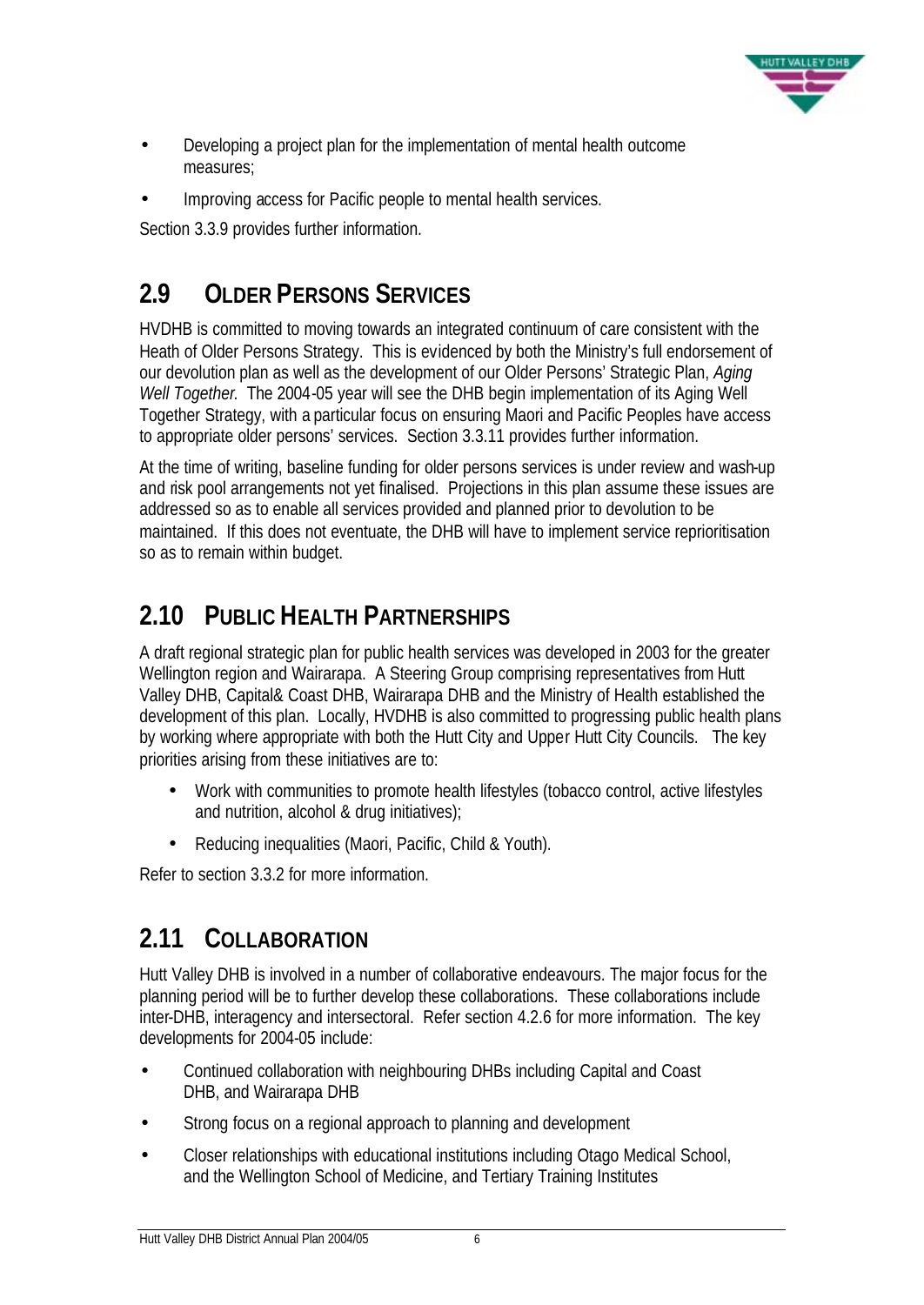- Developing a project plan for the implementation of mental health outcome measures;
- Improving access for Pacific people to mental health services.

Section 3.3.9 provides further information.

## 2.9 Older Persons Services

HVDHB is committed to moving towards an integrated continuum of care consistent with the Heath of Older Persons Strategy. This is evidenced by both the Ministry's full endorsement of our devolution plan as well as the development of our Older Persons' Strategic Plan, *Aging Well Together.* The 2004-05 year will see the DHB begin implementation of its Aging Well Together Strategy, with a particular focus on ensuring Maori and Pacific Peoples have access to appropriate older persons' services. Section 3.3.11 provides further information.

At the time of writing, baseline funding for older persons services is under review and wash-up and risk pool arrangements not yet finalised. Projections in this plan assume these issues are addressed so as to enable all services provided and planned prior to devolution to be maintained. If this does not eventuate, the DHB will have to implement service reprioritisation so as to remain within budget.

## 2.10 Public Health Partnerships

A draft regional strategic plan for public health services was developed in 2003 for the greater Wellington region and Wairarapa. A Steering Group comprising representatives from Hutt Valley DHB, Capital& Coast DHB, Wairarapa DHB and the Ministry of Health established the development of this plan. Locally, HVDHB is also committed to progressing public health plans by working where appropriate with both the Hutt City and Upper Hutt City Councils. The key priorities arising from these initiatives are to:

- Work with communities to promote health lifestyles (tobacco control, active lifestyles and nutrition, alcohol & drug initiatives);
- Reducing inequalities (Maori, Pacific, Child & Youth).

Refer to section 3.3.2 for more information.

## 2.11 Collaboration

Hutt Valley DHB is involved in a number of collaborative endeavours. The major focus for the planning period will be to further develop these collaborations. These collaborations include inter-DHB, interagency and intersectoral. Refer section 4.2.6 for more information. The key developments for 2004-05 include:

- Continued collaboration with neighbouring DHBs including Capital and Coast DHB, and Wairarapa DHB
- Strong focus on a regional approach to planning and development
- Closer relationships with educational institutions including Otago Medical School, and the Wellington School of Medicine, and Tertiary Training Institutes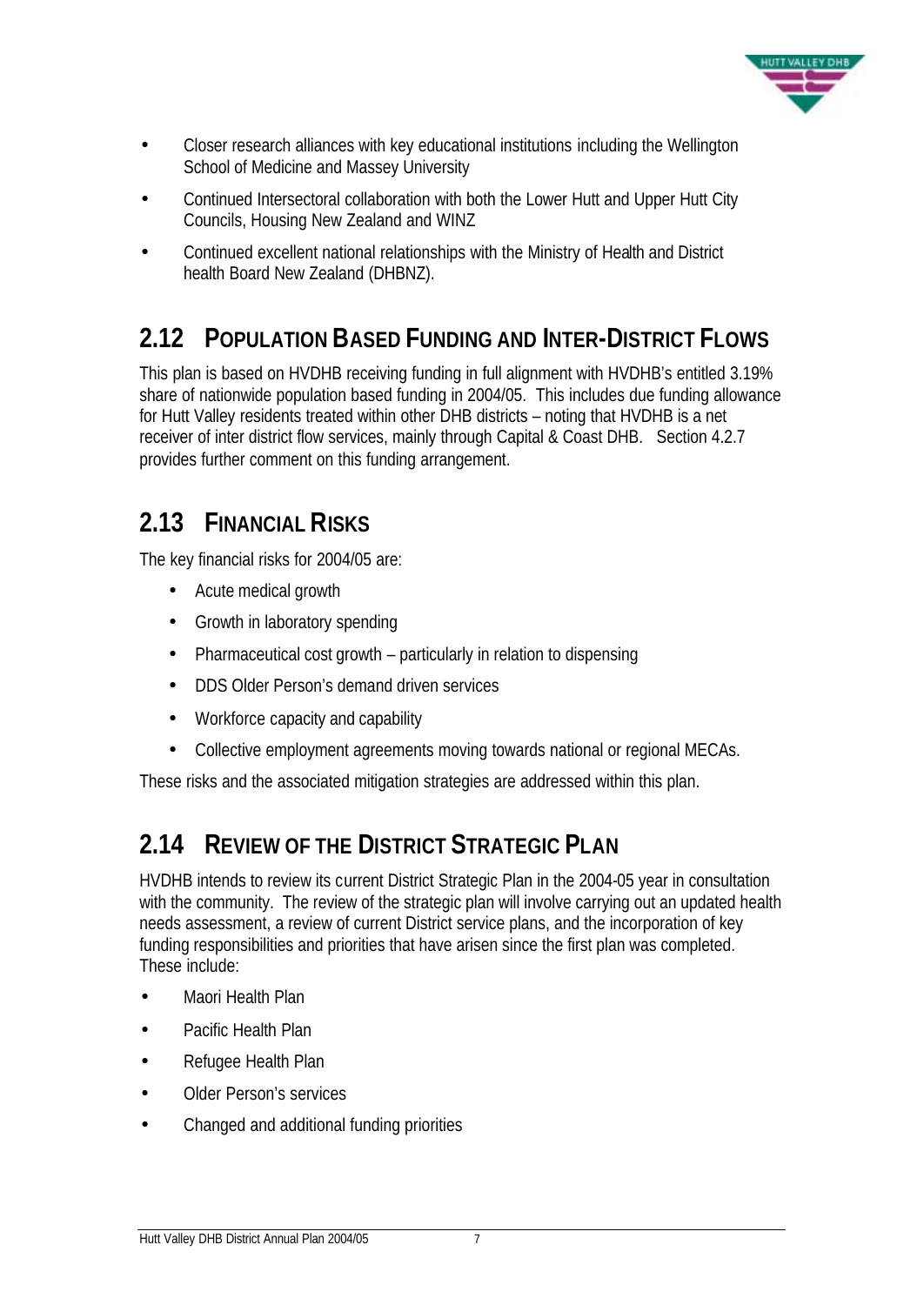- Closer research alliances with key educational institutions including the Wellington School of Medicine and Massey University
- Continued Intersectoral collaboration with both the Lower Hutt and Upper Hutt City Councils, Housing New Zealand and WINZ
- Continued excellent national relationships with the Ministry of Health and District health Board New Zealand (DHBNZ).

## 2.12 Population Based Funding and Inter-District Flows

This plan is based on HVDHB receiving funding in full alignment with HVDHB's entitled 3.19% share of nationwide population based funding in 2004/05. This includes due funding allowance for Hutt Valley residents treated within other DHB districts – noting that HVDHB is a net receiver of inter district flow services, mainly through Capital & Coast DHB. Section 4.2.7 provides further comment on this funding arrangement.

## 2.13 Financial Risks

The key financial risks for 2004/05 are:

- Acute medical growth
- Growth in laboratory spending
- Pharmaceutical cost growth – particularly in relation to dispensing
- DDS Older Person's demand driven services
- Workforce capacity and capability
- Collective employment agreements moving towards national or regional MECAs.

These risks and the associated mitigation strategies are addressed within this plan.

## 2.14 Review of the District Strategic Plan

HVDHB intends to review its current District Strategic Plan in the 2004-05 year in consultation with the community. The review of the strategic plan will involve carrying out an updated health needs assessment, a review of current District service plans, and the incorporation of key funding responsibilities and priorities that have arisen since the first plan was completed. These include:

- Maori Health Plan
- Pacific Health Plan
- Refugee Health Plan
- Older Person's services
- Changed and additional funding priorities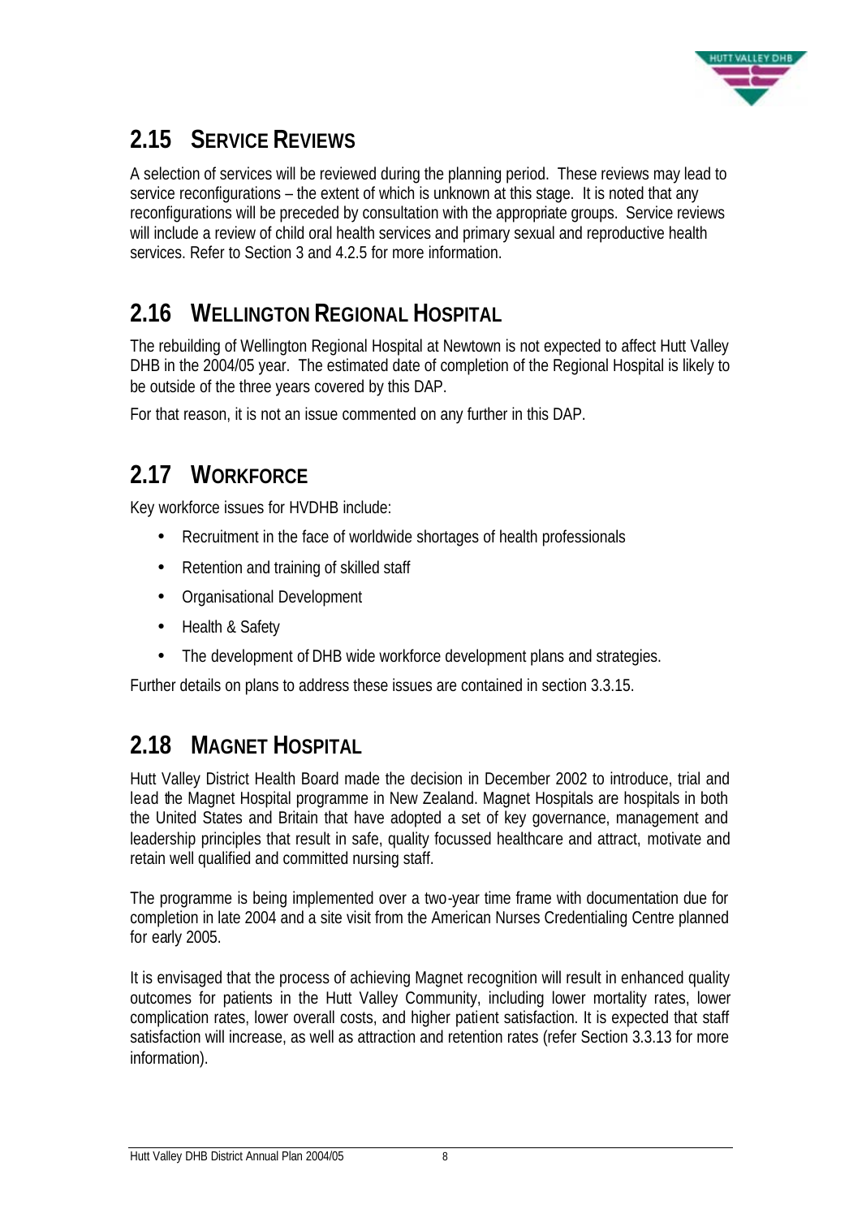## 2.15 SERVICE REVIEWS

A selection of services will be reviewed during the planning period. These reviews may lead to service reconfigurations – the extent of which is unknown at this stage. It is noted that any reconfigurations will be preceded by consultation with the appropriate groups. Service reviews will include a review of child oral health services and primary sexual and reproductive health services. Refer to Section 3 and 4.2.5 for more information.

## 2.16 WELLINGTON REGIONAL HOSPITAL

The rebuilding of Wellington Regional Hospital at Newtown is not expected to affect Hutt Valley DHB in the 2004/05 year. The estimated date of completion of the Regional Hospital is likely to be outside of the three years covered by this DAP.

For that reason, it is not an issue commented on any further in this DAP.

## 2.17 WORKFORCE

Key workforce issues for HVDHB include:

- Recruitment in the face of worldwide shortages of health professionals
- Retention and training of skilled staff
- Organisational Development
- Health & Safety
- The development of DHB wide workforce development plans and strategies.

Further details on plans to address these issues are contained in section 3.3.15.

## 2.18 MAGNET HOSPITAL

Hutt Valley District Health Board made the decision in December 2002 to introduce, trial and lead the Magnet Hospital programme in New Zealand. Magnet Hospitals are hospitals in both the United States and Britain that have adopted a set of key governance, management and leadership principles that result in safe, quality focussed healthcare and attract, motivate and retain well qualified and committed nursing staff.

The programme is being implemented over a two-year time frame with documentation due for completion in late 2004 and a site visit from the American Nurses Credentialing Centre planned for early 2005.

It is envisaged that the process of achieving Magnet recognition will result in enhanced quality outcomes for patients in the Hutt Valley Community, including lower mortality rates, lower complication rates, lower overall costs, and higher patient satisfaction. It is expected that staff satisfaction will increase, as well as attraction and retention rates (refer Section 3.3.13 for more information).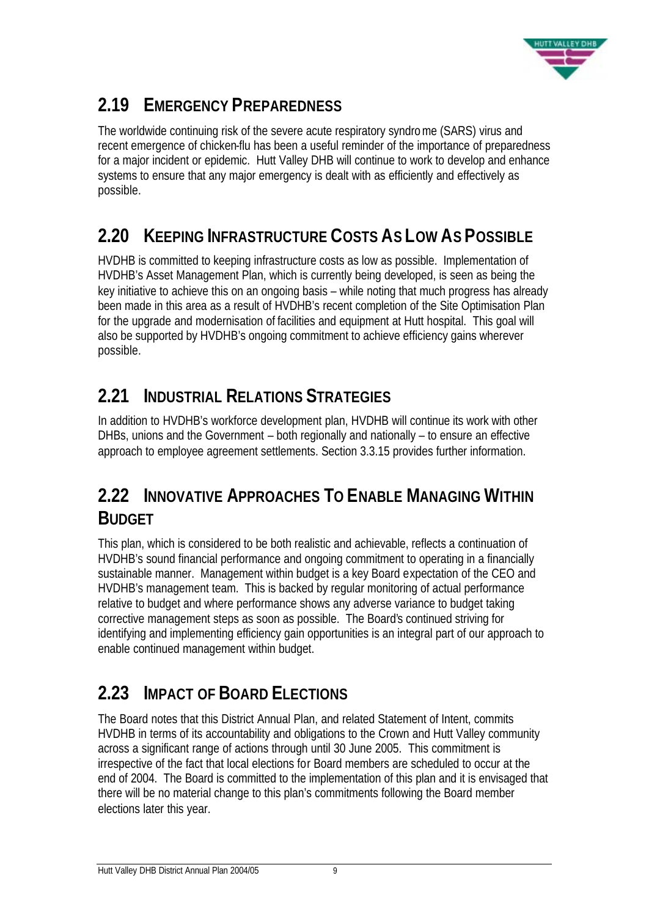## 2.19 EMERGENCY PREPAREDNESS

The worldwide continuing risk of the severe acute respiratory syndrome (SARS) virus and recent emergence of chicken-flu has been a useful reminder of the importance of preparedness for a major incident or epidemic. Hutt Valley DHB will continue to work to develop and enhance systems to ensure that any major emergency is dealt with as efficiently and effectively as possible.

## 2.20 KEEPING INFRASTRUCTURE COSTS AS LOW AS POSSIBLE

HVDHB is committed to keeping infrastructure costs as low as possible. Implementation of HVDHB's Asset Management Plan, which is currently being developed, is seen as being the key initiative to achieve this on an ongoing basis – while noting that much progress has already been made in this area as a result of HVDHB's recent completion of the Site Optimisation Plan for the upgrade and modernisation of facilities and equipment at Hutt hospital. This goal will also be supported by HVDHB's ongoing commitment to achieve efficiency gains wherever possible.

## 2.21 INDUSTRIAL RELATIONS STRATEGIES

In addition to HVDHB's workforce development plan, HVDHB will continue its work with other DHBs, unions and the Government – both regionally and nationally – to ensure an effective approach to employee agreement settlements. Section 3.3.15 provides further information.

## 2.22 INNOVATIVE APPROACHES TO ENABLE MANAGING WITHIN BUDGET

This plan, which is considered to be both realistic and achievable, reflects a continuation of HVDHB's sound financial performance and ongoing commitment to operating in a financially sustainable manner. Management within budget is a key Board expectation of the CEO and HVDHB's management team. This is backed by regular monitoring of actual performance relative to budget and where performance shows any adverse variance to budget taking corrective management steps as soon as possible. The Board's continued striving for identifying and implementing efficiency gain opportunities is an integral part of our approach to enable continued management within budget.

## 2.23 IMPACT OF BOARD ELECTIONS

The Board notes that this District Annual Plan, and related Statement of Intent, commits HVDHB in terms of its accountability and obligations to the Crown and Hutt Valley community across a significant range of actions through until 30 June 2005. This commitment is irrespective of the fact that local elections for Board members are scheduled to occur at the end of 2004. The Board is committed to the implementation of this plan and it is envisaged that there will be no material change to this plan's commitments following the Board member elections later this year.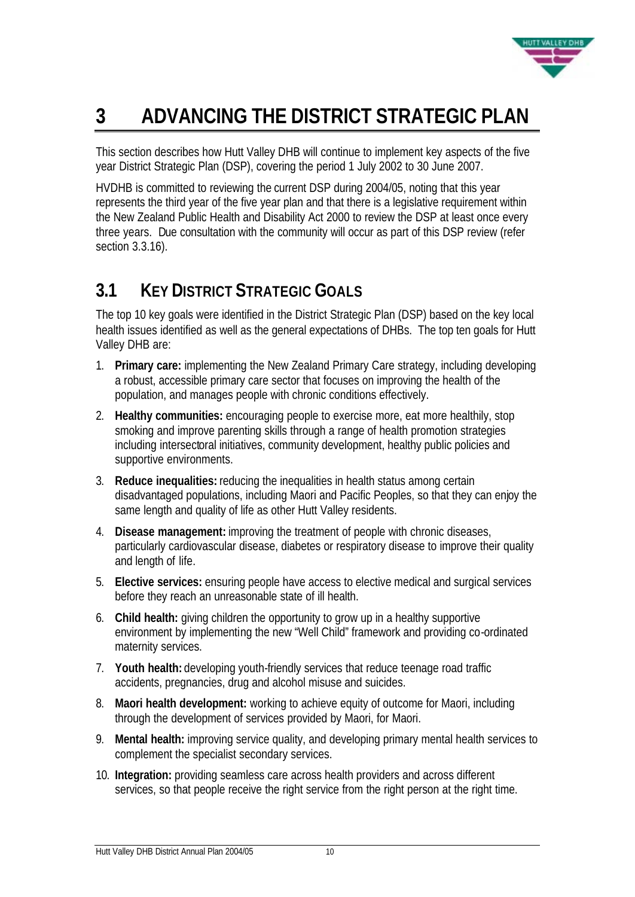# 3 ADVANCING THE DISTRICT STRATEGIC PLAN

This section describes how Hutt Valley DHB will continue to implement key aspects of the five year District Strategic Plan (DSP), covering the period 1 July 2002 to 30 June 2007.

HVDHB is committed to reviewing the current DSP during 2004/05, noting that this year represents the third year of the five year plan and that there is a legislative requirement within the New Zealand Public Health and Disability Act 2000 to review the DSP at least once every three years. Due consultation with the community will occur as part of this DSP review (refer section 3.3.16).

## 3.1 KEY DISTRICT STRATEGIC GOALS

The top 10 key goals were identified in the District Strategic Plan (DSP) based on the key local health issues identified as well as the general expectations of DHBs. The top ten goals for Hutt Valley DHB are:

1. **Primary care:** implementing the New Zealand Primary Care strategy, including developing a robust, accessible primary care sector that focuses on improving the health of the population, and manages people with chronic conditions effectively.
2. **Healthy communities:** encouraging people to exercise more, eat more healthily, stop smoking and improve parenting skills through a range of health promotion strategies including intersectoral initiatives, community development, healthy public policies and supportive environments.
3. **Reduce inequalities:** reducing the inequalities in health status among certain disadvantaged populations, including Maori and Pacific Peoples, so that they can enjoy the same length and quality of life as other Hutt Valley residents.
4. **Disease management:** improving the treatment of people with chronic diseases, particularly cardiovascular disease, diabetes or respiratory disease to improve their quality and length of life.
5. **Elective services:** ensuring people have access to elective medical and surgical services before they reach an unreasonable state of ill health.
6. **Child health:** giving children the opportunity to grow up in a healthy supportive environment by implementing the new "Well Child" framework and providing co-ordinated maternity services.
7. **Youth health:** developing youth-friendly services that reduce teenage road traffic accidents, pregnancies, drug and alcohol misuse and suicides.
8. **Maori health development:** working to achieve equity of outcome for Maori, including through the development of services provided by Maori, for Maori.
9. **Mental health:** improving service quality, and developing primary mental health services to complement the specialist secondary services.
10. **Integration:** providing seamless care across health providers and across different services, so that people receive the right service from the right person at the right time.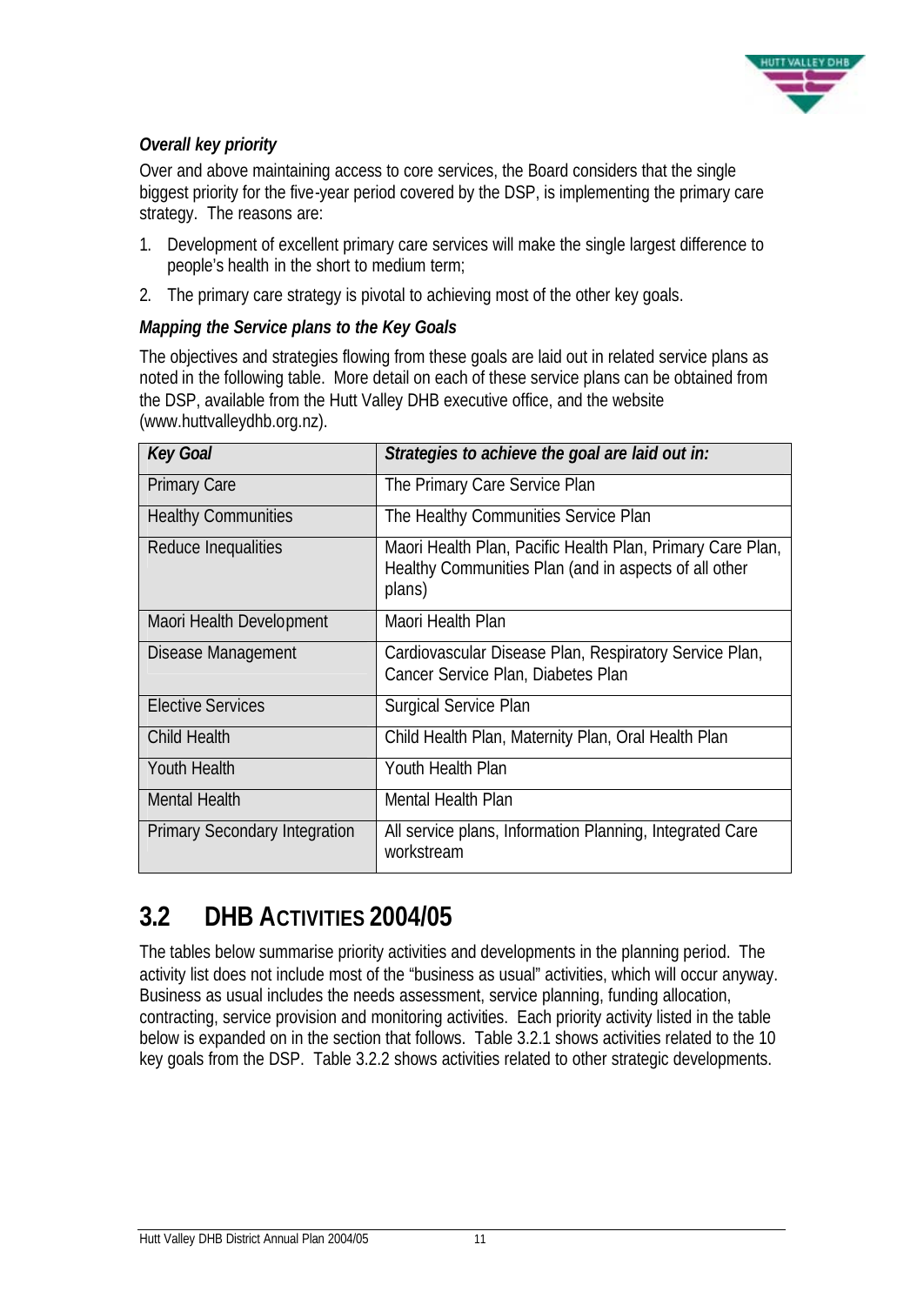***Overall key priority***

Over and above maintaining access to core services, the Board considers that the single biggest priority for the five-year period covered by the DSP, is implementing the primary care strategy. The reasons are:

1. Development of excellent primary care services will make the single largest difference to people's health in the short to medium term;
2. The primary care strategy is pivotal to achieving most of the other key goals.

***Mapping the Service plans to the Key Goals***

The objectives and strategies flowing from these goals are laid out in related service plans as noted in the following table. More detail on each of these service plans can be obtained from the DSP, available from the Hutt Valley DHB executive office, and the website (www.huttvalleydhb.org.nz).

| ***Key Goal*** | ***Strategies to achieve the goal are laid out in:*** |
|---|---|
| Primary Care | The Primary Care Service Plan |
| Healthy Communities | The Healthy Communities Service Plan |
| Reduce Inequalities | Maori Health Plan, Pacific Health Plan, Primary Care Plan, Healthy Communities Plan (and in aspects of all other plans) |
| Maori Health Development | Maori Health Plan |
| Disease Management | Cardiovascular Disease Plan, Respiratory Service Plan, Cancer Service Plan, Diabetes Plan |
| Elective Services | Surgical Service Plan |
| Child Health | Child Health Plan, Maternity Plan, Oral Health Plan |
| Youth Health | Youth Health Plan |
| Mental Health | Mental Health Plan |
| Primary Secondary Integration | All service plans, Information Planning, Integrated Care workstream |

## 3.2 DHB ACTIVITIES 2004/05

The tables below summarise priority activities and developments in the planning period. The activity list does not include most of the "business as usual" activities, which will occur anyway. Business as usual includes the needs assessment, service planning, funding allocation, contracting, service provision and monitoring activities. Each priority activity listed in the table below is expanded on in the section that follows. Table 3.2.1 shows activities related to the 10 key goals from the DSP. Table 3.2.2 shows activities related to other strategic developments.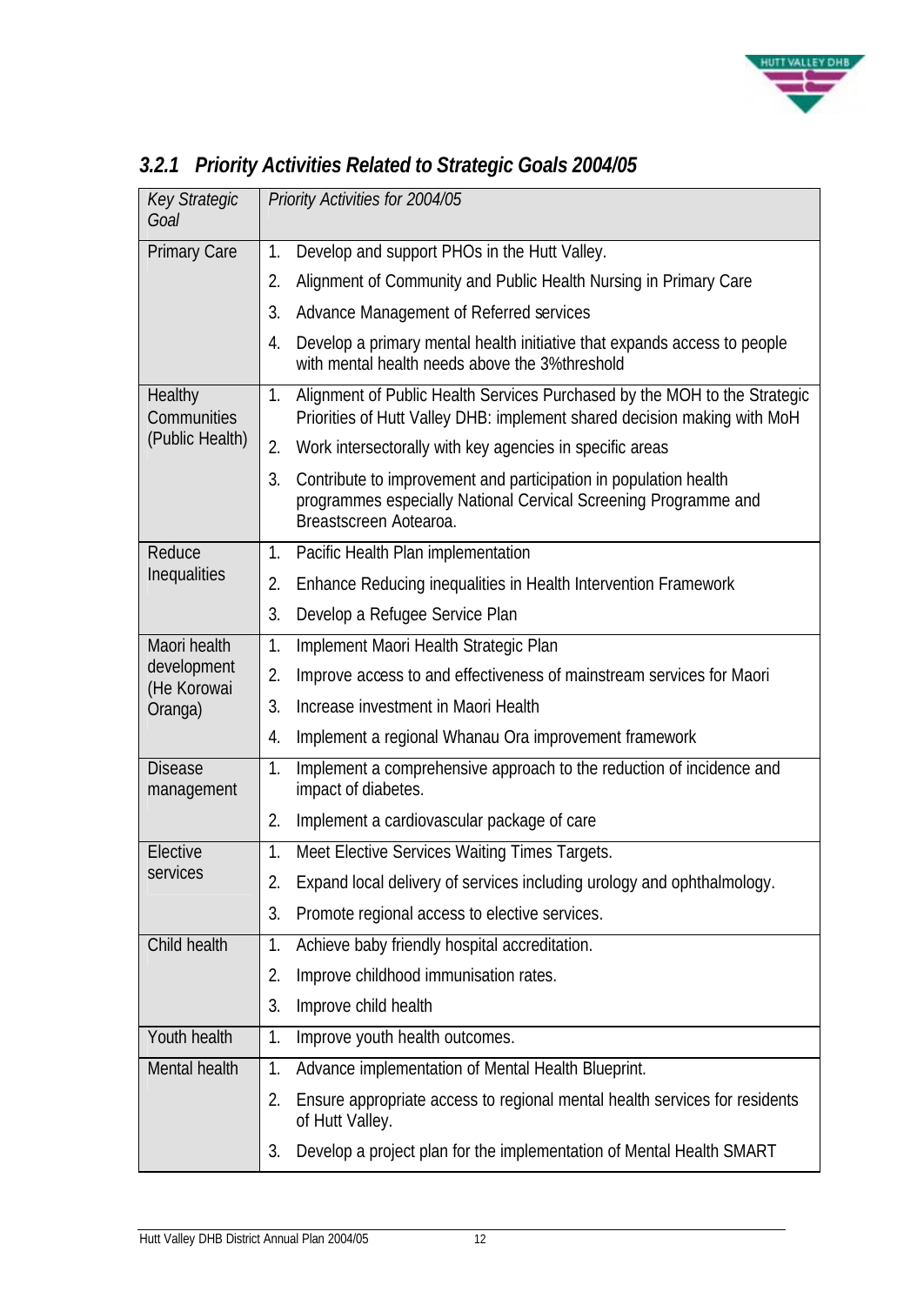### 3.2.1 Priority Activities Related to Strategic Goals 2004/05

| *Key Strategic Goal* | *Priority Activities for 2004/05* |
|---|---|
| Primary Care | 1. Develop and support PHOs in the Hutt Valley.<br>2. Alignment of Community and Public Health Nursing in Primary Care<br>3. Advance Management of Referred services<br>4. Develop a primary mental health initiative that expands access to people with mental health needs above the 3%threshold |
| Healthy Communities (Public Health) | 1. Alignment of Public Health Services Purchased by the MOH to the Strategic Priorities of Hutt Valley DHB: implement shared decision making with MoH<br>2. Work intersectorally with key agencies in specific areas<br>3. Contribute to improvement and participation in population health programmes especially National Cervical Screening Programme and Breastscreen Aotearoa. |
| Reduce Inequalities | 1. Pacific Health Plan implementation<br>2. Enhance Reducing inequalities in Health Intervention Framework<br>3. Develop a Refugee Service Plan |
| Maori health development (He Korowai Oranga) | 1. Implement Maori Health Strategic Plan<br>2. Improve access to and effectiveness of mainstream services for Maori<br>3. Increase investment in Maori Health<br>4. Implement a regional Whanau Ora improvement framework |
| Disease management | 1. Implement a comprehensive approach to the reduction of incidence and impact of diabetes.<br>2. Implement a cardiovascular package of care |
| Elective services | 1. Meet Elective Services Waiting Times Targets.<br>2. Expand local delivery of services including urology and ophthalmology.<br>3. Promote regional access to elective services. |
| Child health | 1. Achieve baby friendly hospital accreditation.<br>2. Improve childhood immunisation rates.<br>3. Improve child health |
| Youth health | 1. Improve youth health outcomes. |
| Mental health | 1. Advance implementation of Mental Health Blueprint.<br>2. Ensure appropriate access to regional mental health services for residents of Hutt Valley.<br>3. Develop a project plan for the implementation of Mental Health SMART |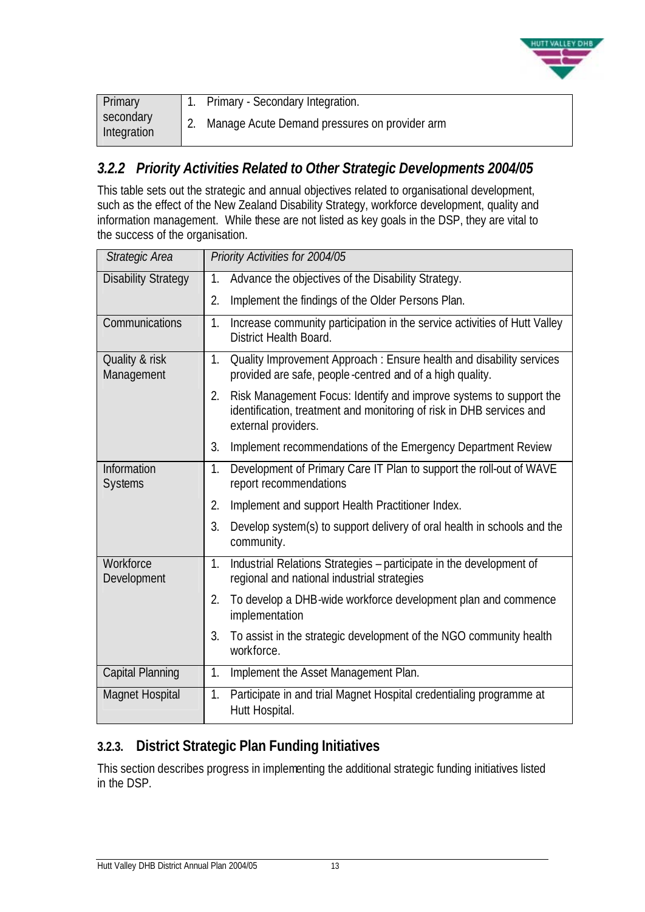| Primary secondary Integration | 1. Primary - Secondary Integration.<br>2. Manage Acute Demand pressures on provider arm |
|---|---|

### *3.2.2 Priority Activities Related to Other Strategic Developments 2004/05*

This table sets out the strategic and annual objectives related to organisational development, such as the effect of the New Zealand Disability Strategy, workforce development, quality and information management. While these are not listed as key goals in the DSP, they are vital to the success of the organisation.

| *Strategic Area* | *Priority Activities for 2004/05* |
|---|---|
| Disability Strategy | 1. Advance the objectives of the Disability Strategy.<br>2. Implement the findings of the Older Persons Plan. |
| Communications | 1. Increase community participation in the service activities of Hutt Valley District Health Board. |
| Quality & risk Management | 1. Quality Improvement Approach : Ensure health and disability services provided are safe, people-centred and of a high quality.<br>2. Risk Management Focus: Identify and improve systems to support the identification, treatment and monitoring of risk in DHB services and external providers.<br>3. Implement recommendations of the Emergency Department Review |
| Information Systems | 1. Development of Primary Care IT Plan to support the roll-out of WAVE report recommendations<br>2. Implement and support Health Practitioner Index.<br>3. Develop system(s) to support delivery of oral health in schools and the community. |
| Workforce Development | 1. Industrial Relations Strategies – participate in the development of regional and national industrial strategies<br>2. To develop a DHB-wide workforce development plan and commence implementation<br>3. To assist in the strategic development of the NGO community health workforce. |
| Capital Planning | 1. Implement the Asset Management Plan. |
| Magnet Hospital | 1. Participate in and trial Magnet Hospital credentialing programme at Hutt Hospital. |

### 3.2.3. District Strategic Plan Funding Initiatives

This section describes progress in implementing the additional strategic funding initiatives listed in the DSP.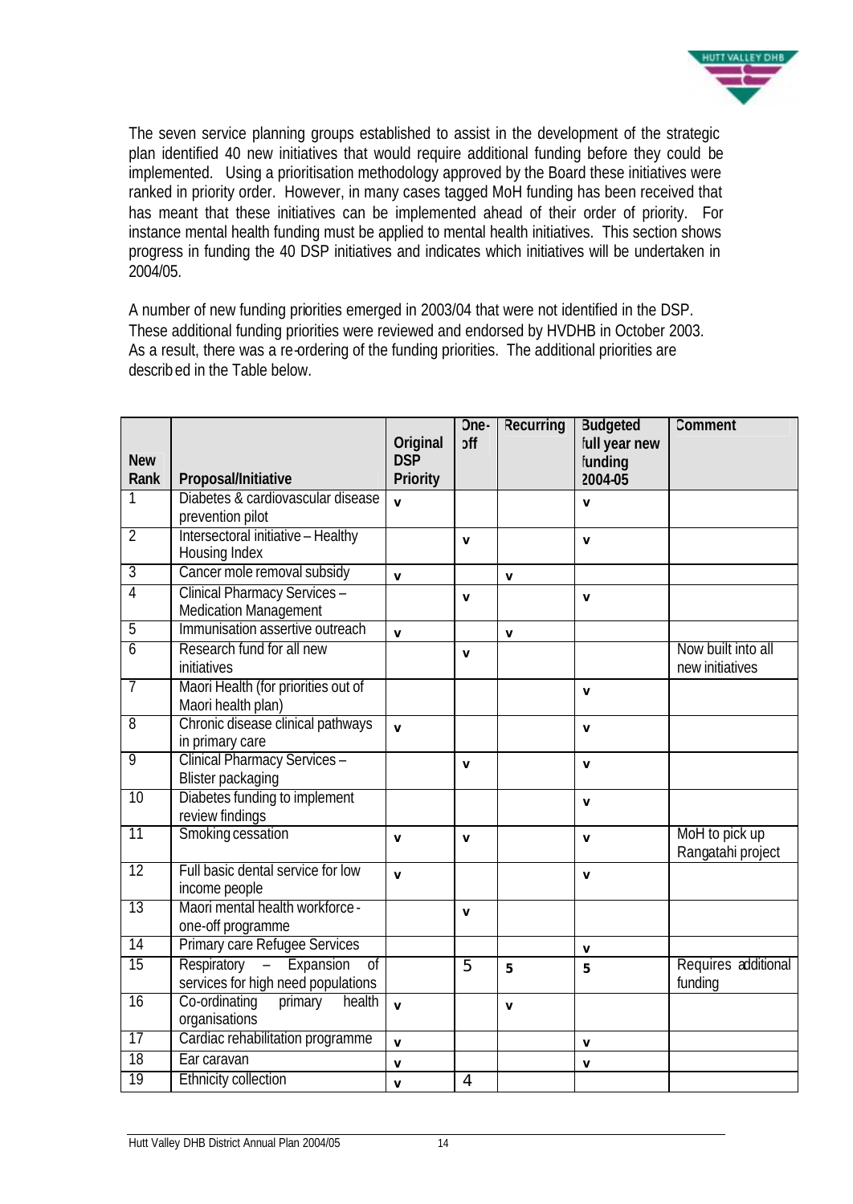The seven service planning groups established to assist in the development of the strategic plan identified 40 new initiatives that would require additional funding before they could be implemented. Using a prioritisation methodology approved by the Board these initiatives were ranked in priority order. However, in many cases tagged MoH funding has been received that has meant that these initiatives can be implemented ahead of their order of priority. For instance mental health funding must be applied to mental health initiatives. This section shows progress in funding the 40 DSP initiatives and indicates which initiatives will be undertaken in 2004/05.

A number of new funding priorities emerged in 2003/04 that were not identified in the DSP. These additional funding priorities were reviewed and endorsed by HVDHB in October 2003. As a result, there was a re-ordering of the funding priorities. The additional priorities are described in the Table below.

| New Rank | Proposal/Initiative | Original DSP Priority | One-off | Recurring | Budgeted full year new funding 2004-05 | Comment |
|---|---|---|---|---|---|---|
| 1 | Diabetes & cardiovascular disease prevention pilot | v | | | v | |
| 2 | Intersectoral initiative – Healthy Housing Index | | v | | v | |
| 3 | Cancer mole removal subsidy | v | | v | | |
| 4 | Clinical Pharmacy Services – Medication Management | | v | | v | |
| 5 | Immunisation assertive outreach | v | | v | | |
| 6 | Research fund for all new initiatives | | v | | | Now built into all new initiatives |
| 7 | Maori Health (for priorities out of Maori health plan) | | | | v | |
| 8 | Chronic disease clinical pathways in primary care | v | | | v | |
| 9 | Clinical Pharmacy Services – Blister packaging | | v | | v | |
| 10 | Diabetes funding to implement review findings | | | | v | |
| 11 | Smoking cessation | v | v | | v | MoH to pick up Rangatahi project |
| 12 | Full basic dental service for low income people | v | | | v | |
| 13 | Maori mental health workforce - one-off programme | | v | | | |
| 14 | Primary care Refugee Services | | | | v | |
| 15 | Respiratory – Expansion of services for high need populations | | 5 | 5 | 5 | Requires additional funding |
| 16 | Co-ordinating primary health organisations | v | | v | | |
| 17 | Cardiac rehabilitation programme | v | | | v | |
| 18 | Ear caravan | v | | | v | |
| 19 | Ethnicity collection | v | 4 | | | |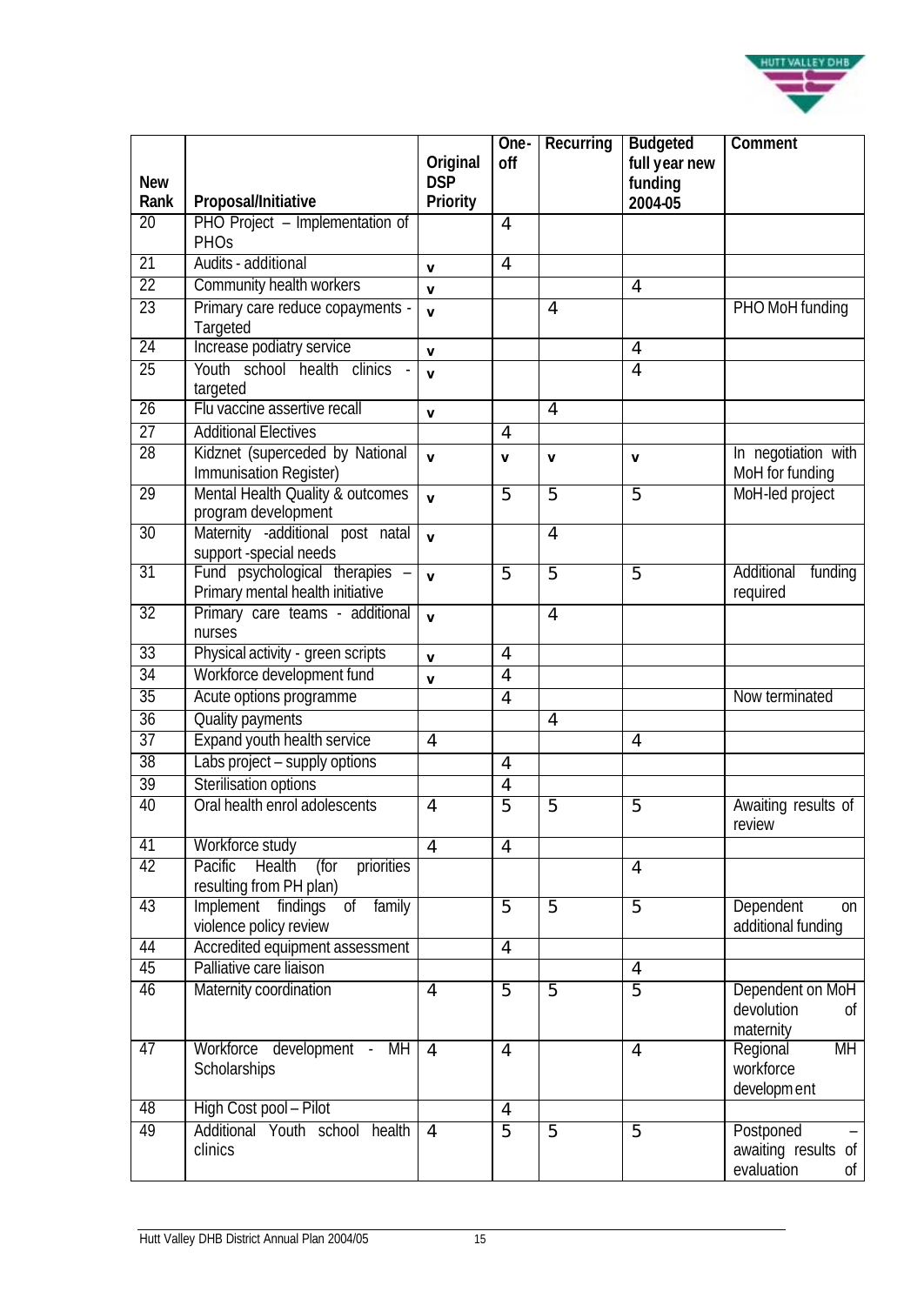| New Rank | Proposal/Initiative | Original DSP Priority | One-off | Recurring | Budgeted full year new funding 2004-05 | Comment |
|---|---|---|---|---|---|---|
| 20 | PHO Project – Implementation of PHOs | | 4 | | | |
| 21 | Audits - additional | v | 4 | | | |
| 22 | Community health workers | v | | | 4 | |
| 23 | Primary care reduce copayments - Targeted | v | | 4 | | PHO MoH funding |
| 24 | Increase podiatry service | v | | | 4 | |
| 25 | Youth school health clinics - targeted | v | | | 4 | |
| 26 | Flu vaccine assertive recall | v | | 4 | | |
| 27 | Additional Electives | | 4 | | | |
| 28 | Kidznet (superceded by National Immunisation Register) | v | v | v | v | In negotiation with MoH for funding |
| 29 | Mental Health Quality & outcomes program development | v | 5 | 5 | 5 | MoH-led project |
| 30 | Maternity -additional post natal support -special needs | v | | 4 | | |
| 31 | Fund psychological therapies – Primary mental health initiative | v | 5 | 5 | 5 | Additional funding required |
| 32 | Primary care teams - additional nurses | v | | 4 | | |
| 33 | Physical activity - green scripts | v | 4 | | | |
| 34 | Workforce development fund | v | 4 | | | |
| 35 | Acute options programme | | 4 | | | Now terminated |
| 36 | Quality payments | | | 4 | | |
| 37 | Expand youth health service | 4 | | | 4 | |
| 38 | Labs project – supply options | | 4 | | | |
| 39 | Sterilisation options | | 4 | | | |
| 40 | Oral health enrol adolescents | 4 | 5 | 5 | 5 | Awaiting results of review |
| 41 | Workforce study | 4 | 4 | | | |
| 42 | Pacific Health (for priorities resulting from PH plan) | | | | 4 | |
| 43 | Implement findings of family violence policy review | | 5 | 5 | 5 | Dependent on additional funding |
| 44 | Accredited equipment assessment | | 4 | | | |
| 45 | Palliative care liaison | | | | 4 | |
| 46 | Maternity coordination | 4 | 5 | 5 | 5 | Dependent on MoH devolution of maternity |
| 47 | Workforce development - MH Scholarships | 4 | 4 | | 4 | Regional MH workforce development |
| 48 | High Cost pool – Pilot | | 4 | | | |
| 49 | Additional Youth school health clinics | 4 | 5 | 5 | 5 | Postponed – awaiting results of evaluation of |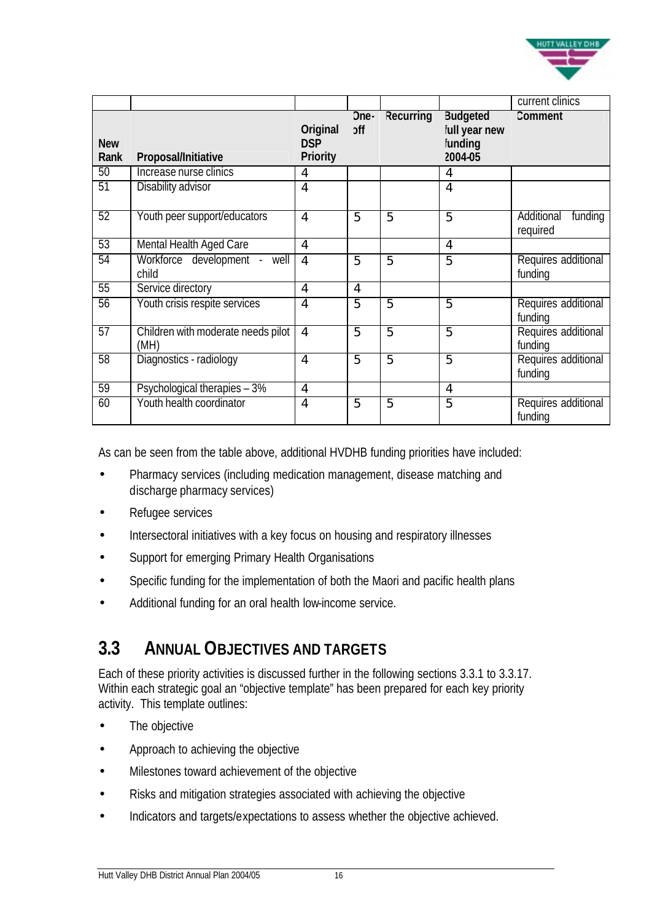| | | | | | | current clinics |
|---|---|---|---|---|---|---|
| **New Rank** | **Proposal/Initiative** | **Original DSP Priority** | **One-off** | **Recurring** | **Budgeted full year new funding 2004-05** | **Comment** |
| 50 | Increase nurse clinics | 4 | | | 4 | |
| 51 | Disability advisor | 4 | | | 4 | |
| 52 | Youth peer support/educators | 4 | 5 | 5 | 5 | Additional funding required |
| 53 | Mental Health Aged Care | 4 | | | 4 | |
| 54 | Workforce development - well child | 4 | 5 | 5 | 5 | Requires additional funding |
| 55 | Service directory | 4 | 4 | | | |
| 56 | Youth crisis respite services | 4 | 5 | 5 | 5 | Requires additional funding |
| 57 | Children with moderate needs pilot (MH) | 4 | 5 | 5 | 5 | Requires additional funding |
| 58 | Diagnostics - radiology | 4 | 5 | 5 | 5 | Requires additional funding |
| 59 | Psychological therapies – 3% | 4 | | | 4 | |
| 60 | Youth health coordinator | 4 | 5 | 5 | 5 | Requires additional funding |

As can be seen from the table above, additional HVDHB funding priorities have included:

- Pharmacy services (including medication management, disease matching and discharge pharmacy services)
- Refugee services
- Intersectoral initiatives with a key focus on housing and respiratory illnesses
- Support for emerging Primary Health Organisations
- Specific funding for the implementation of both the Maori and pacific health plans
- Additional funding for an oral health low-income service.

## 3.3 Annual Objectives and Targets

Each of these priority activities is discussed further in the following sections 3.3.1 to 3.3.17. Within each strategic goal an "objective template" has been prepared for each key priority activity. This template outlines:

- The objective
- Approach to achieving the objective
- Milestones toward achievement of the objective
- Risks and mitigation strategies associated with achieving the objective
- Indicators and targets/expectations to assess whether the objective achieved.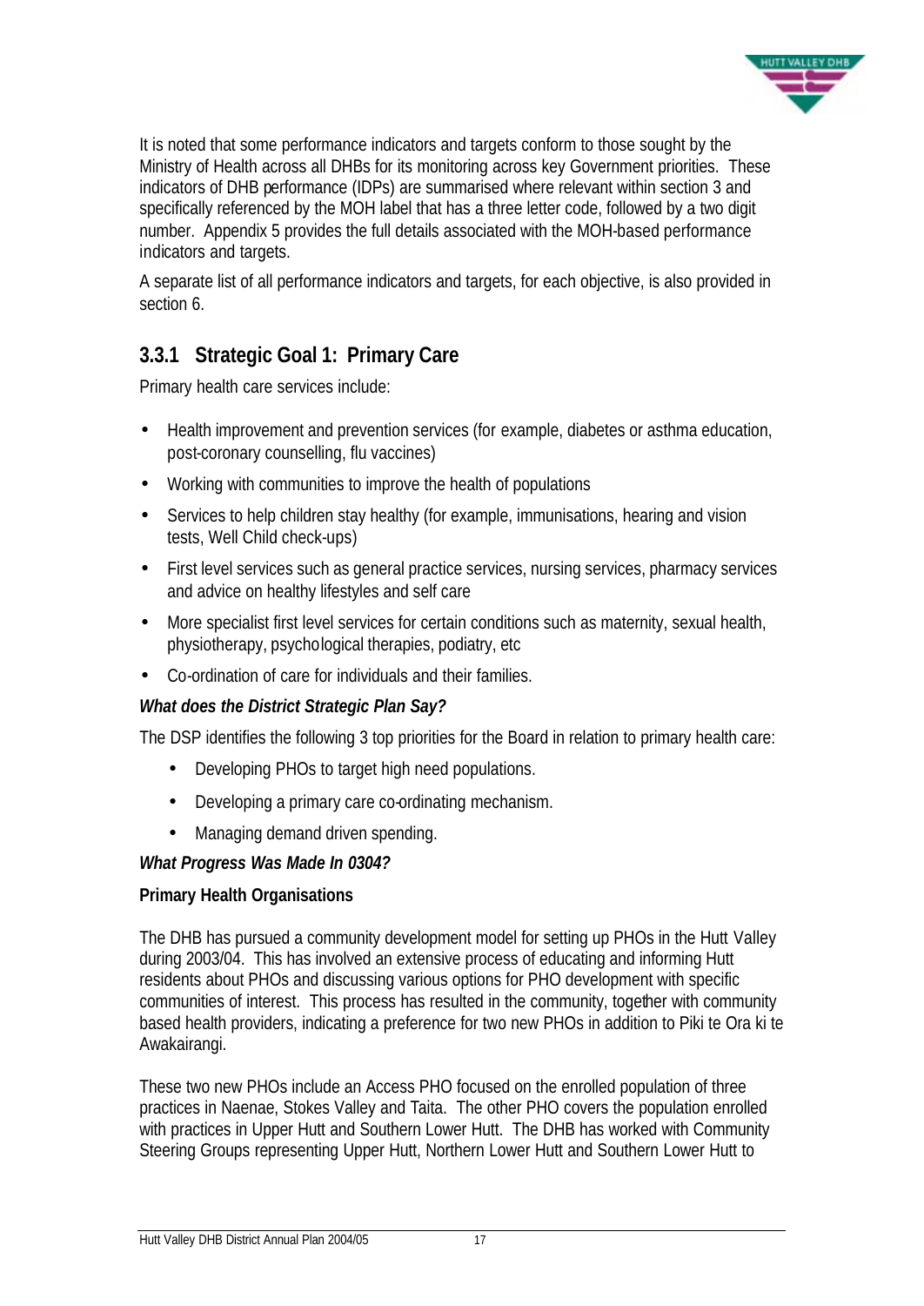It is noted that some performance indicators and targets conform to those sought by the Ministry of Health across all DHBs for its monitoring across key Government priorities. These indicators of DHB performance (IDPs) are summarised where relevant within section 3 and specifically referenced by the MOH label that has a three letter code, followed by a two digit number. Appendix 5 provides the full details associated with the MOH-based performance indicators and targets.

A separate list of all performance indicators and targets, for each objective, is also provided in section 6.

### 3.3.1 Strategic Goal 1: Primary Care

Primary health care services include:

- Health improvement and prevention services (for example, diabetes or asthma education, post-coronary counselling, flu vaccines)
- Working with communities to improve the health of populations
- Services to help children stay healthy (for example, immunisations, hearing and vision tests, Well Child check-ups)
- First level services such as general practice services, nursing services, pharmacy services and advice on healthy lifestyles and self care
- More specialist first level services for certain conditions such as maternity, sexual health, physiotherapy, psychological therapies, podiatry, etc
- Co-ordination of care for individuals and their families.

***What does the District Strategic Plan Say?***

The DSP identifies the following 3 top priorities for the Board in relation to primary health care:

- Developing PHOs to target high need populations.
- Developing a primary care co-ordinating mechanism.
- Managing demand driven spending.

***What Progress Was Made In 0304?***

**Primary Health Organisations**

The DHB has pursued a community development model for setting up PHOs in the Hutt Valley during 2003/04. This has involved an extensive process of educating and informing Hutt residents about PHOs and discussing various options for PHO development with specific communities of interest. This process has resulted in the community, together with community based health providers, indicating a preference for two new PHOs in addition to Piki te Ora ki te Awakairangi.

These two new PHOs include an Access PHO focused on the enrolled population of three practices in Naenae, Stokes Valley and Taita. The other PHO covers the population enrolled with practices in Upper Hutt and Southern Lower Hutt. The DHB has worked with Community Steering Groups representing Upper Hutt, Northern Lower Hutt and Southern Lower Hutt to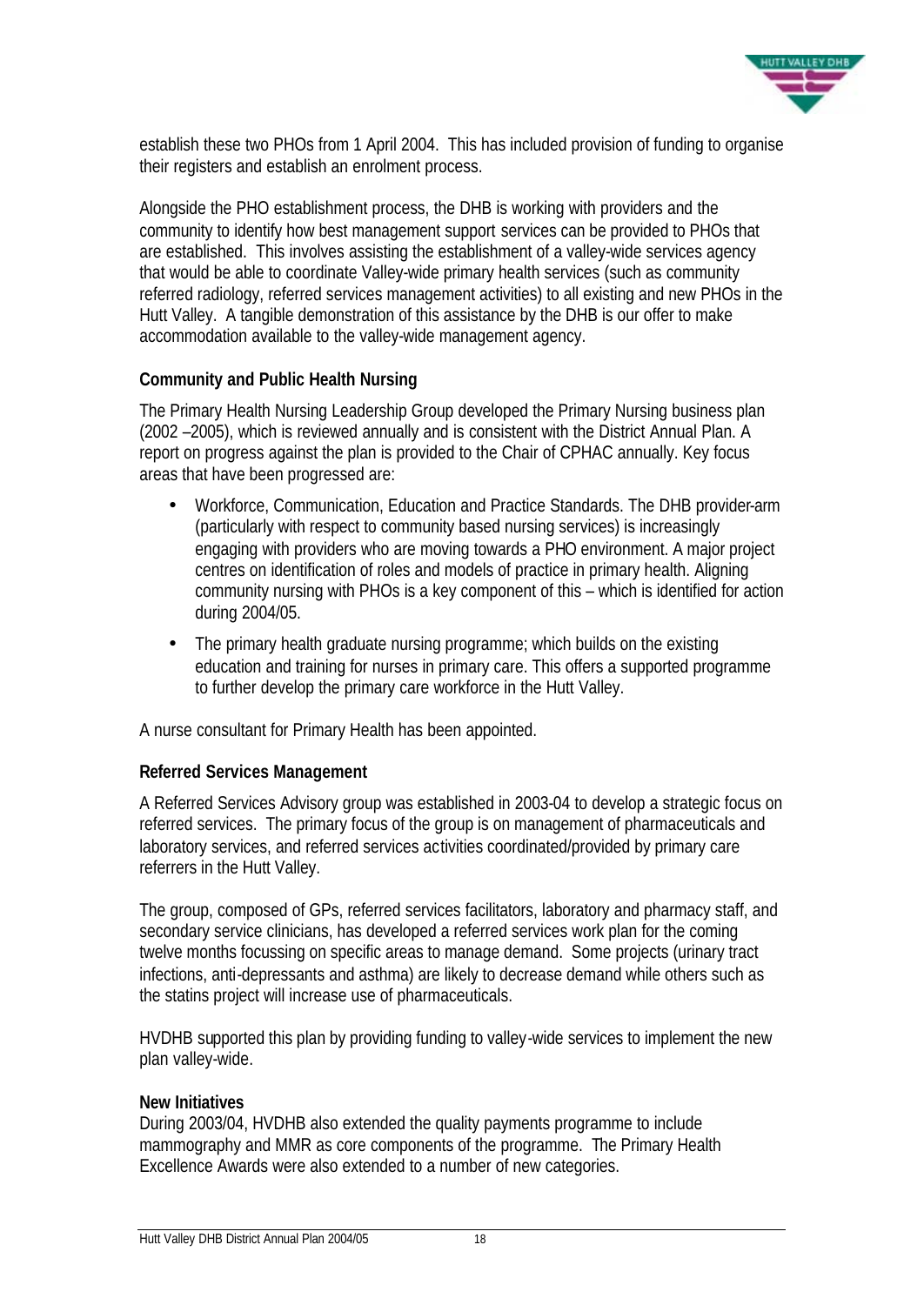establish these two PHOs from 1 April 2004. This has included provision of funding to organise their registers and establish an enrolment process.

Alongside the PHO establishment process, the DHB is working with providers and the community to identify how best management support services can be provided to PHOs that are established. This involves assisting the establishment of a valley-wide services agency that would be able to coordinate Valley-wide primary health services (such as community referred radiology, referred services management activities) to all existing and new PHOs in the Hutt Valley. A tangible demonstration of this assistance by the DHB is our offer to make accommodation available to the valley-wide management agency.

**Community and Public Health Nursing**

The Primary Health Nursing Leadership Group developed the Primary Nursing business plan (2002 –2005), which is reviewed annually and is consistent with the District Annual Plan. A report on progress against the plan is provided to the Chair of CPHAC annually. Key focus areas that have been progressed are:

- Workforce, Communication, Education and Practice Standards. The DHB provider-arm (particularly with respect to community based nursing services) is increasingly engaging with providers who are moving towards a PHO environment. A major project centres on identification of roles and models of practice in primary health. Aligning community nursing with PHOs is a key component of this – which is identified for action during 2004/05.
- The primary health graduate nursing programme; which builds on the existing education and training for nurses in primary care. This offers a supported programme to further develop the primary care workforce in the Hutt Valley.

A nurse consultant for Primary Health has been appointed.

**Referred Services Management**

A Referred Services Advisory group was established in 2003-04 to develop a strategic focus on referred services. The primary focus of the group is on management of pharmaceuticals and laboratory services, and referred services activities coordinated/provided by primary care referrers in the Hutt Valley.

The group, composed of GPs, referred services facilitators, laboratory and pharmacy staff, and secondary service clinicians, has developed a referred services work plan for the coming twelve months focussing on specific areas to manage demand. Some projects (urinary tract infections, anti-depressants and asthma) are likely to decrease demand while others such as the statins project will increase use of pharmaceuticals.

HVDHB supported this plan by providing funding to valley-wide services to implement the new plan valley-wide.

**New Initiatives**

During 2003/04, HVDHB also extended the quality payments programme to include mammography and MMR as core components of the programme. The Primary Health Excellence Awards were also extended to a number of new categories.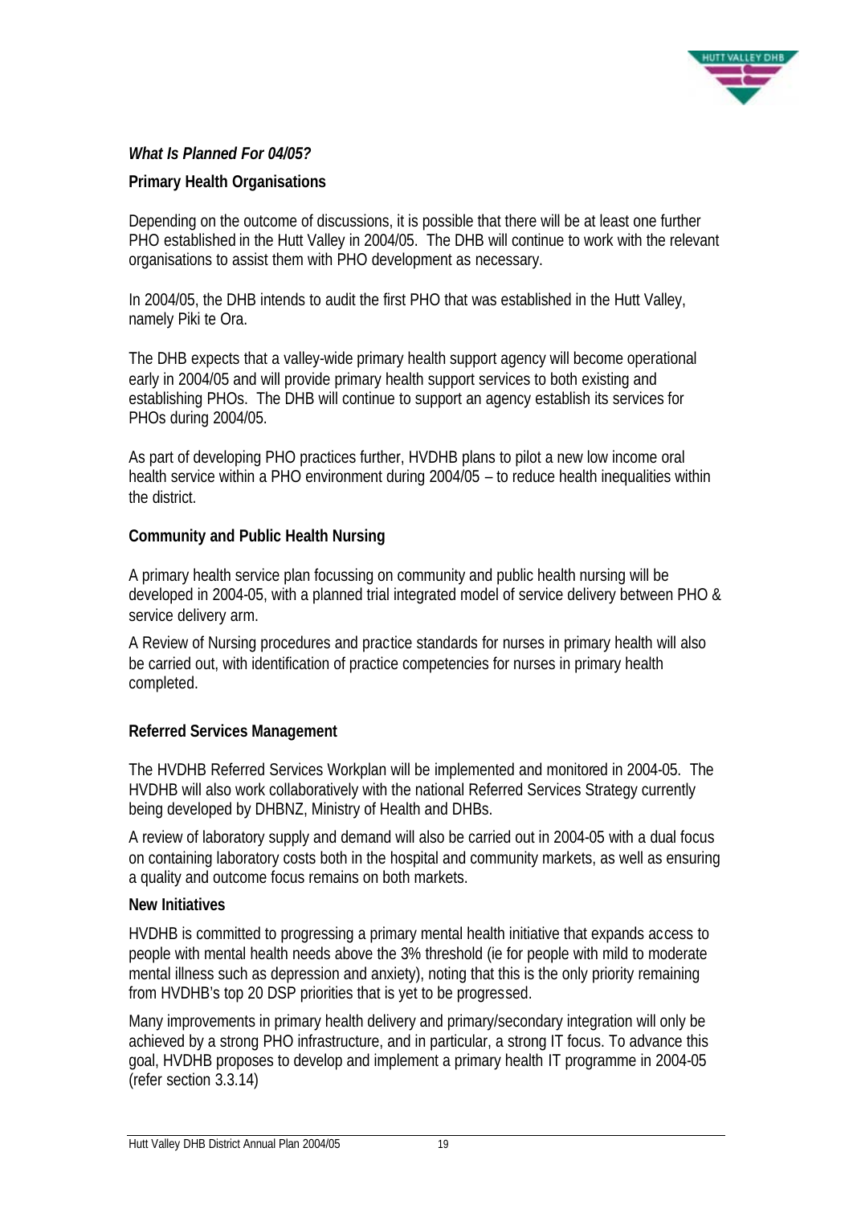***What Is Planned For 04/05?***

**Primary Health Organisations**

Depending on the outcome of discussions, it is possible that there will be at least one further PHO established in the Hutt Valley in 2004/05. The DHB will continue to work with the relevant organisations to assist them with PHO development as necessary.

In 2004/05, the DHB intends to audit the first PHO that was established in the Hutt Valley, namely Piki te Ora.

The DHB expects that a valley-wide primary health support agency will become operational early in 2004/05 and will provide primary health support services to both existing and establishing PHOs. The DHB will continue to support an agency establish its services for PHOs during 2004/05.

As part of developing PHO practices further, HVDHB plans to pilot a new low income oral health service within a PHO environment during 2004/05 – to reduce health inequalities within the district.

**Community and Public Health Nursing**

A primary health service plan focussing on community and public health nursing will be developed in 2004-05, with a planned trial integrated model of service delivery between PHO & service delivery arm.

A Review of Nursing procedures and practice standards for nurses in primary health will also be carried out, with identification of practice competencies for nurses in primary health completed.

**Referred Services Management**

The HVDHB Referred Services Workplan will be implemented and monitored in 2004-05. The HVDHB will also work collaboratively with the national Referred Services Strategy currently being developed by DHBNZ, Ministry of Health and DHBs.

A review of laboratory supply and demand will also be carried out in 2004-05 with a dual focus on containing laboratory costs both in the hospital and community markets, as well as ensuring a quality and outcome focus remains on both markets.

**New Initiatives**

HVDHB is committed to progressing a primary mental health initiative that expands access to people with mental health needs above the 3% threshold (ie for people with mild to moderate mental illness such as depression and anxiety), noting that this is the only priority remaining from HVDHB's top 20 DSP priorities that is yet to be progressed.

Many improvements in primary health delivery and primary/secondary integration will only be achieved by a strong PHO infrastructure, and in particular, a strong IT focus. To advance this goal, HVDHB proposes to develop and implement a primary health IT programme in 2004-05 (refer section 3.3.14)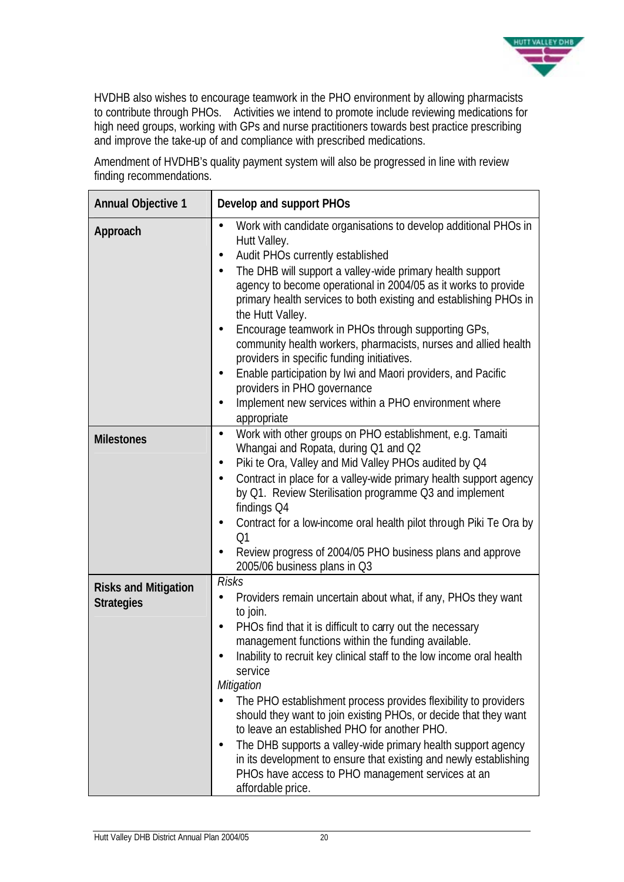HVDHB also wishes to encourage teamwork in the PHO environment by allowing pharmacists to contribute through PHOs. Activities we intend to promote include reviewing medications for high need groups, working with GPs and nurse practitioners towards best practice prescribing and improve the take-up of and compliance with prescribed medications.

Amendment of HVDHB's quality payment system will also be progressed in line with review finding recommendations.

| **Annual Objective 1** | **Develop and support PHOs** |
|---|---|
| **Approach** | • Work with candidate organisations to develop additional PHOs in Hutt Valley.<br>• Audit PHOs currently established<br>• The DHB will support a valley-wide primary health support agency to become operational in 2004/05 as it works to provide primary health services to both existing and establishing PHOs in the Hutt Valley.<br>• Encourage teamwork in PHOs through supporting GPs, community health workers, pharmacists, nurses and allied health providers in specific funding initiatives.<br>• Enable participation by Iwi and Maori providers, and Pacific providers in PHO governance<br>• Implement new services within a PHO environment where appropriate |
| **Milestones** | • Work with other groups on PHO establishment, e.g. Tamaiti Whangai and Ropata, during Q1 and Q2<br>• Piki te Ora, Valley and Mid Valley PHOs audited by Q4<br>• Contract in place for a valley-wide primary health support agency by Q1. Review Sterilisation programme Q3 and implement findings Q4<br>• Contract for a low-income oral health pilot through Piki Te Ora by Q1<br>• Review progress of 2004/05 PHO business plans and approve 2005/06 business plans in Q3 |
| **Risks and Mitigation Strategies** | *Risks*<br>• Providers remain uncertain about what, if any, PHOs they want to join.<br>• PHOs find that it is difficult to carry out the necessary management functions within the funding available.<br>• Inability to recruit key clinical staff to the low income oral health service<br>*Mitigation*<br>• The PHO establishment process provides flexibility to providers should they want to join existing PHOs, or decide that they want to leave an established PHO for another PHO.<br>• The DHB supports a valley-wide primary health support agency in its development to ensure that existing and newly establishing PHOs have access to PHO management services at an affordable price. |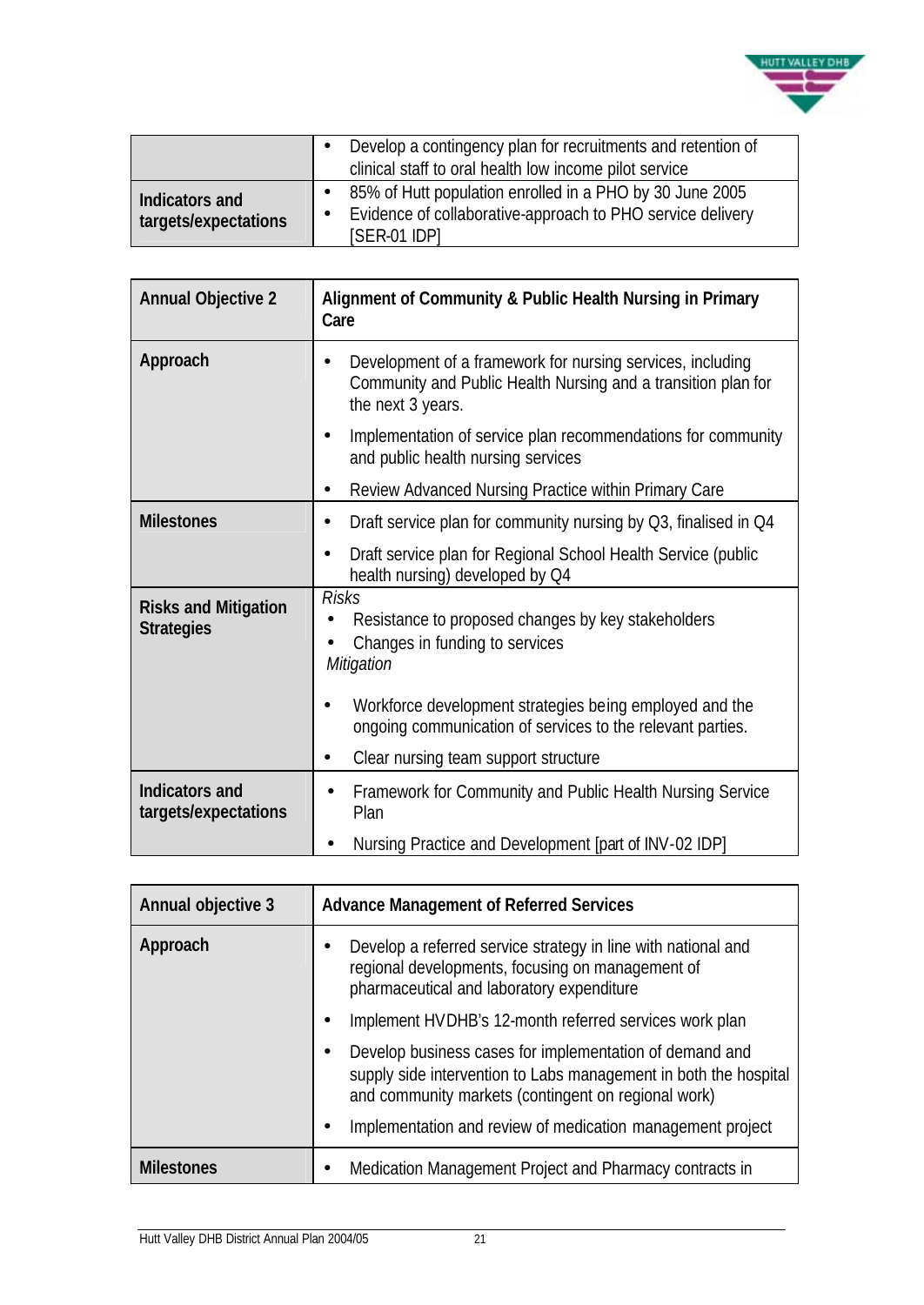| | |
|---|---|
| | • Develop a contingency plan for recruitments and retention of clinical staff to oral health low income pilot service |
| **Indicators and targets/expectations** | • 85% of Hutt population enrolled in a PHO by 30 June 2005<br>• Evidence of collaborative-approach to PHO service delivery [SER-01 IDP] |

| **Annual Objective 2** | **Alignment of Community & Public Health Nursing in Primary Care** |
|---|---|
| **Approach** | • Development of a framework for nursing services, including Community and Public Health Nursing and a transition plan for the next 3 years.<br>• Implementation of service plan recommendations for community and public health nursing services<br>• Review Advanced Nursing Practice within Primary Care |
| **Milestones** | • Draft service plan for community nursing by Q3, finalised in Q4<br>• Draft service plan for Regional School Health Service (public health nursing) developed by Q4 |
| **Risks and Mitigation Strategies** | *Risks*<br>• Resistance to proposed changes by key stakeholders<br>• Changes in funding to services<br>*Mitigation*<br>• Workforce development strategies being employed and the ongoing communication of services to the relevant parties.<br>• Clear nursing team support structure |
| **Indicators and targets/expectations** | • Framework for Community and Public Health Nursing Service Plan<br>• Nursing Practice and Development [part of INV-02 IDP] |

| **Annual objective 3** | **Advance Management of Referred Services** |
|---|---|
| **Approach** | • Develop a referred service strategy in line with national and regional developments, focusing on management of pharmaceutical and laboratory expenditure<br>• Implement HVDHB's 12-month referred services work plan<br>• Develop business cases for implementation of demand and supply side intervention to Labs management in both the hospital and community markets (contingent on regional work)<br>• Implementation and review of medication management project |
| **Milestones** | • Medication Management Project and Pharmacy contracts in |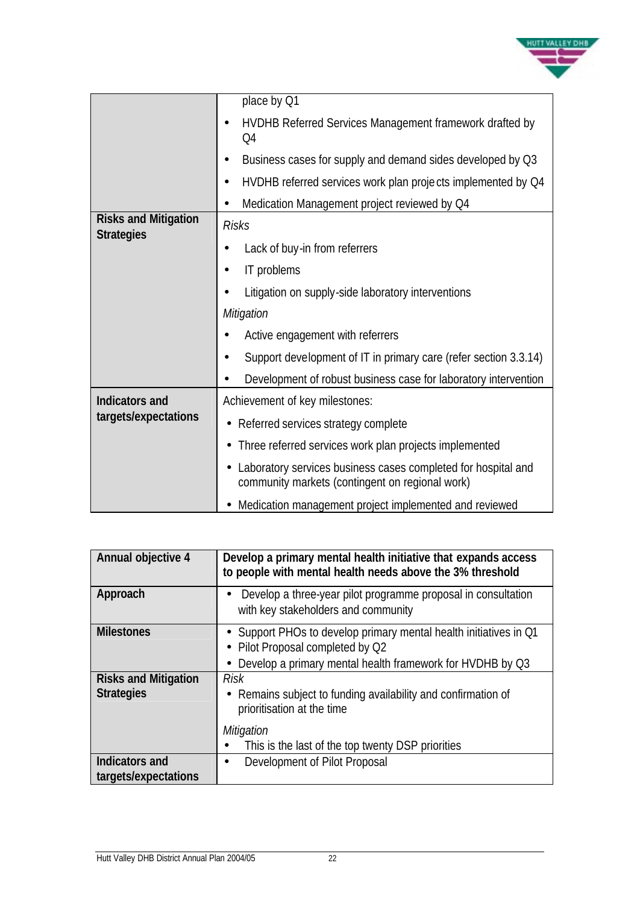|  |  |
|---|---|
|  | place by Q1<br>• HVDHB Referred Services Management framework drafted by Q4<br>• Business cases for supply and demand sides developed by Q3<br>• HVDHB referred services work plan projects implemented by Q4<br>• Medication Management project reviewed by Q4 |
| **Risks and Mitigation Strategies** | *Risks*<br>• Lack of buy-in from referrers<br>• IT problems<br>• Litigation on supply-side laboratory interventions<br>*Mitigation*<br>• Active engagement with referrers<br>• Support development of IT in primary care (refer section 3.3.14)<br>• Development of robust business case for laboratory intervention |
| **Indicators and targets/expectations** | Achievement of key milestones:<br>• Referred services strategy complete<br>• Three referred services work plan projects implemented<br>• Laboratory services business cases completed for hospital and community markets (contingent on regional work)<br>• Medication management project implemented and reviewed |

| **Annual objective 4** | **Develop a primary mental health initiative that expands access to people with mental health needs above the 3% threshold** |
|---|---|
| **Approach** | • Develop a three-year pilot programme proposal in consultation with key stakeholders and community |
| **Milestones** | • Support PHOs to develop primary mental health initiatives in Q1<br>• Pilot Proposal completed by Q2<br>• Develop a primary mental health framework for HVDHB by Q3 |
| **Risks and Mitigation Strategies** | *Risk*<br>• Remains subject to funding availability and confirmation of prioritisation at the time<br>*Mitigation*<br>• This is the last of the top twenty DSP priorities |
| **Indicators and targets/expectations** | • Development of Pilot Proposal |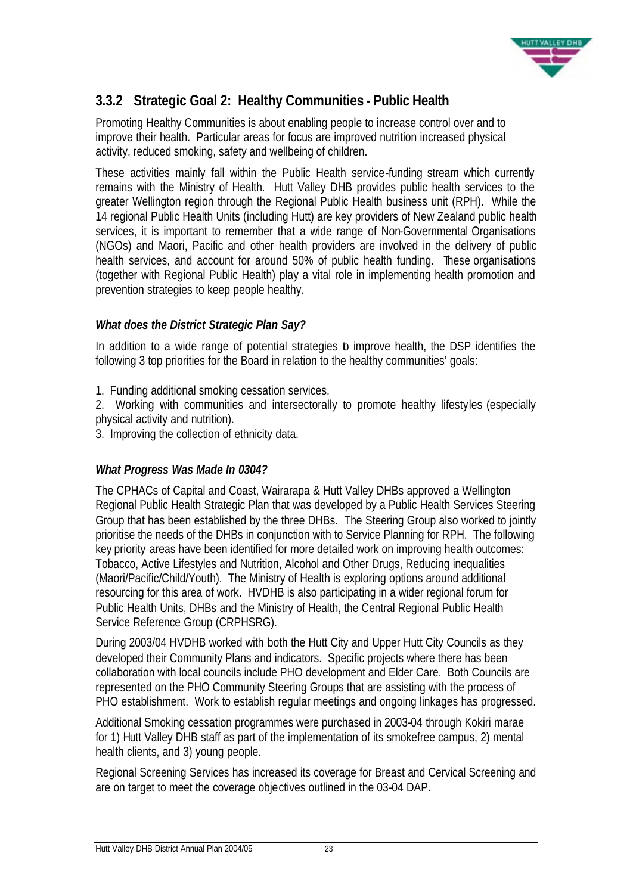### 3.3.2 Strategic Goal 2: Healthy Communities - Public Health

Promoting Healthy Communities is about enabling people to increase control over and to improve their health. Particular areas for focus are improved nutrition increased physical activity, reduced smoking, safety and wellbeing of children.

These activities mainly fall within the Public Health service-funding stream which currently remains with the Ministry of Health. Hutt Valley DHB provides public health services to the greater Wellington region through the Regional Public Health business unit (RPH). While the 14 regional Public Health Units (including Hutt) are key providers of New Zealand public health services, it is important to remember that a wide range of Non-Governmental Organisations (NGOs) and Maori, Pacific and other health providers are involved in the delivery of public health services, and account for around 50% of public health funding. These organisations (together with Regional Public Health) play a vital role in implementing health promotion and prevention strategies to keep people healthy.

***What does the District Strategic Plan Say?***

In addition to a wide range of potential strategies to improve health, the DSP identifies the following 3 top priorities for the Board in relation to the healthy communities' goals:

1. Funding additional smoking cessation services.
2. Working with communities and intersectorally to promote healthy lifestyles (especially physical activity and nutrition).
3. Improving the collection of ethnicity data.

***What Progress Was Made In 0304?***

The CPHACs of Capital and Coast, Wairarapa & Hutt Valley DHBs approved a Wellington Regional Public Health Strategic Plan that was developed by a Public Health Services Steering Group that has been established by the three DHBs. The Steering Group also worked to jointly prioritise the needs of the DHBs in conjunction with to Service Planning for RPH. The following key priority areas have been identified for more detailed work on improving health outcomes: Tobacco, Active Lifestyles and Nutrition, Alcohol and Other Drugs, Reducing inequalities (Maori/Pacific/Child/Youth). The Ministry of Health is exploring options around additional resourcing for this area of work. HVDHB is also participating in a wider regional forum for Public Health Units, DHBs and the Ministry of Health, the Central Regional Public Health Service Reference Group (CRPHSRG).

During 2003/04 HVDHB worked with both the Hutt City and Upper Hutt City Councils as they developed their Community Plans and indicators. Specific projects where there has been collaboration with local councils include PHO development and Elder Care. Both Councils are represented on the PHO Community Steering Groups that are assisting with the process of PHO establishment. Work to establish regular meetings and ongoing linkages has progressed.

Additional Smoking cessation programmes were purchased in 2003-04 through Kokiri marae for 1) Hutt Valley DHB staff as part of the implementation of its smokefree campus, 2) mental health clients, and 3) young people.

Regional Screening Services has increased its coverage for Breast and Cervical Screening and are on target to meet the coverage objectives outlined in the 03-04 DAP.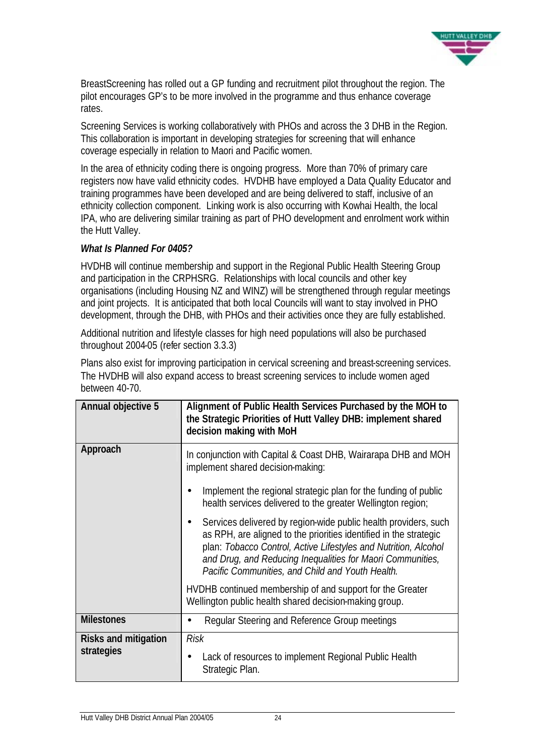BreastScreening has rolled out a GP funding and recruitment pilot throughout the region. The pilot encourages GP's to be more involved in the programme and thus enhance coverage rates.

Screening Services is working collaboratively with PHOs and across the 3 DHB in the Region. This collaboration is important in developing strategies for screening that will enhance coverage especially in relation to Maori and Pacific women.

In the area of ethnicity coding there is ongoing progress. More than 70% of primary care registers now have valid ethnicity codes. HVDHB have employed a Data Quality Educator and training programmes have been developed and are being delivered to staff, inclusive of an ethnicity collection component. Linking work is also occurring with Kowhai Health, the local IPA, who are delivering similar training as part of PHO development and enrolment work within the Hutt Valley.

***What Is Planned For 0405?***

HVDHB will continue membership and support in the Regional Public Health Steering Group and participation in the CRPHSRG. Relationships with local councils and other key organisations (including Housing NZ and WINZ) will be strengthened through regular meetings and joint projects. It is anticipated that both local Councils will want to stay involved in PHO development, through the DHB, with PHOs and their activities once they are fully established.

Additional nutrition and lifestyle classes for high need populations will also be purchased throughout 2004-05 (refer section 3.3.3)

Plans also exist for improving participation in cervical screening and breast-screening services. The HVDHB will also expand access to breast screening services to include women aged between 40-70.

| **Annual objective 5** | **Alignment of Public Health Services Purchased by the MOH to the Strategic Priorities of Hutt Valley DHB: implement shared decision making with MoH** |
|---|---|
| **Approach** | In conjunction with Capital & Coast DHB, Wairarapa DHB and MOH implement shared decision-making: <br>• Implement the regional strategic plan for the funding of public health services delivered to the greater Wellington region; <br>• Services delivered by region-wide public health providers, such as RPH, are aligned to the priorities identified in the strategic plan: *Tobacco Control, Active Lifestyles and Nutrition, Alcohol and Drug, and Reducing Inequalities for Maori Communities, Pacific Communities, and Child and Youth Health.* <br>HVDHB continued membership of and support for the Greater Wellington public health shared decision-making group. |
| **Milestones** | • Regular Steering and Reference Group meetings |
| **Risks and mitigation strategies** | *Risk* <br>• Lack of resources to implement Regional Public Health Strategic Plan. |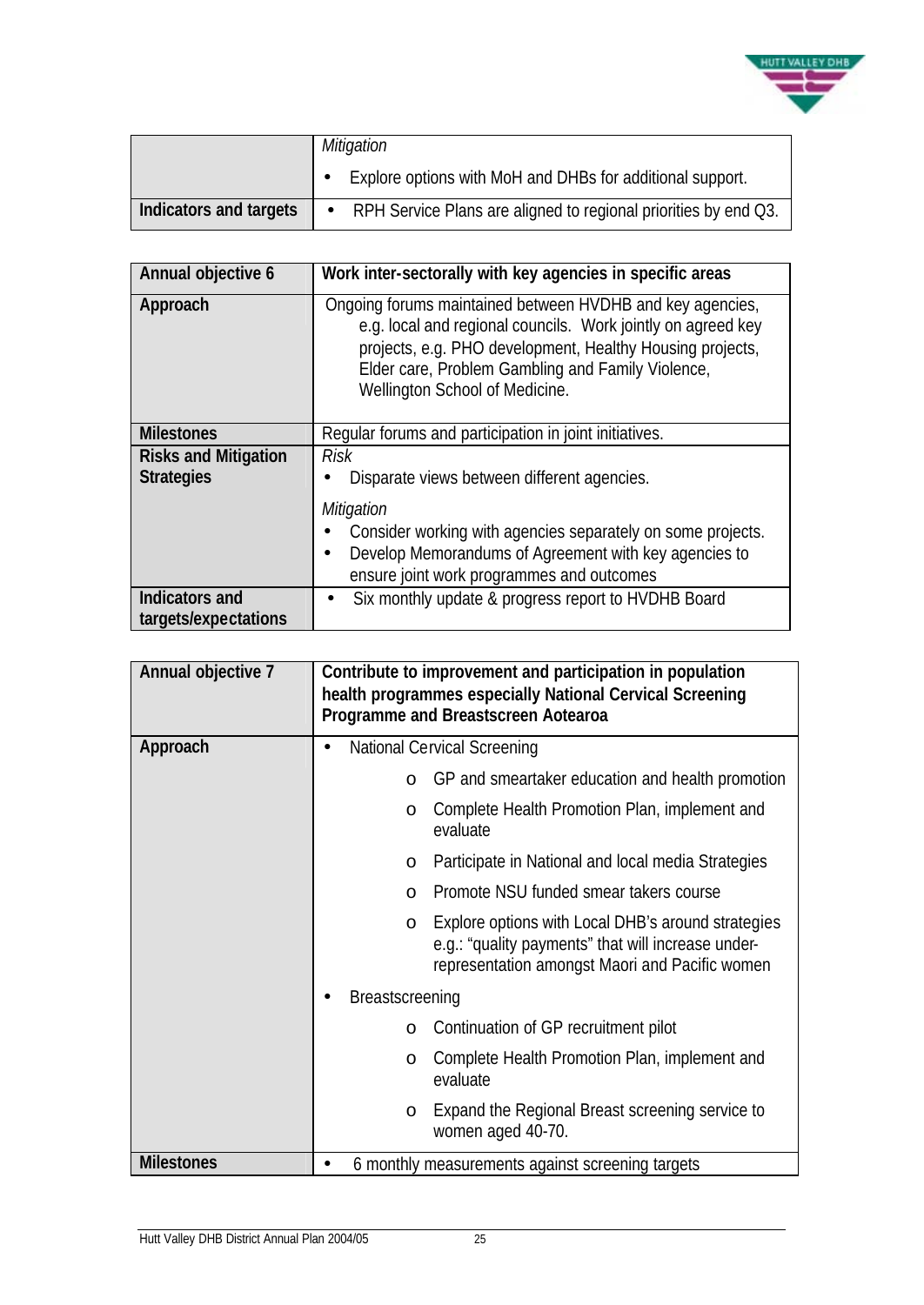| | |
|---|---|
| | *Mitigation*<br>• Explore options with MoH and DHBs for additional support. |
| **Indicators and targets** | • RPH Service Plans are aligned to regional priorities by end Q3. |

| **Annual objective 6** | **Work inter-sectorally with key agencies in specific areas** |
|---|---|
| **Approach** | Ongoing forums maintained between HVDHB and key agencies, e.g. local and regional councils. Work jointly on agreed key projects, e.g. PHO development, Healthy Housing projects, Elder care, Problem Gambling and Family Violence, Wellington School of Medicine. |
| **Milestones** | Regular forums and participation in joint initiatives. |
| **Risks and Mitigation Strategies** | *Risk*<br>• Disparate views between different agencies.<br>*Mitigation*<br>• Consider working with agencies separately on some projects.<br>• Develop Memorandums of Agreement with key agencies to ensure joint work programmes and outcomes |
| **Indicators and targets/expectations** | • Six monthly update & progress report to HVDHB Board |

| **Annual objective 7** | **Contribute to improvement and participation in population health programmes especially National Cervical Screening Programme and Breastscreen Aotearoa** |
|---|---|
| **Approach** | • National Cervical Screening<br>o GP and smeartaker education and health promotion<br>o Complete Health Promotion Plan, implement and evaluate<br>o Participate in National and local media Strategies<br>o Promote NSU funded smear takers course<br>o Explore options with Local DHB's around strategies e.g.: "quality payments" that will increase under-representation amongst Maori and Pacific women<br>• Breastscreening<br>o Continuation of GP recruitment pilot<br>o Complete Health Promotion Plan, implement and evaluate<br>o Expand the Regional Breast screening service to women aged 40-70. |
| **Milestones** | • 6 monthly measurements against screening targets |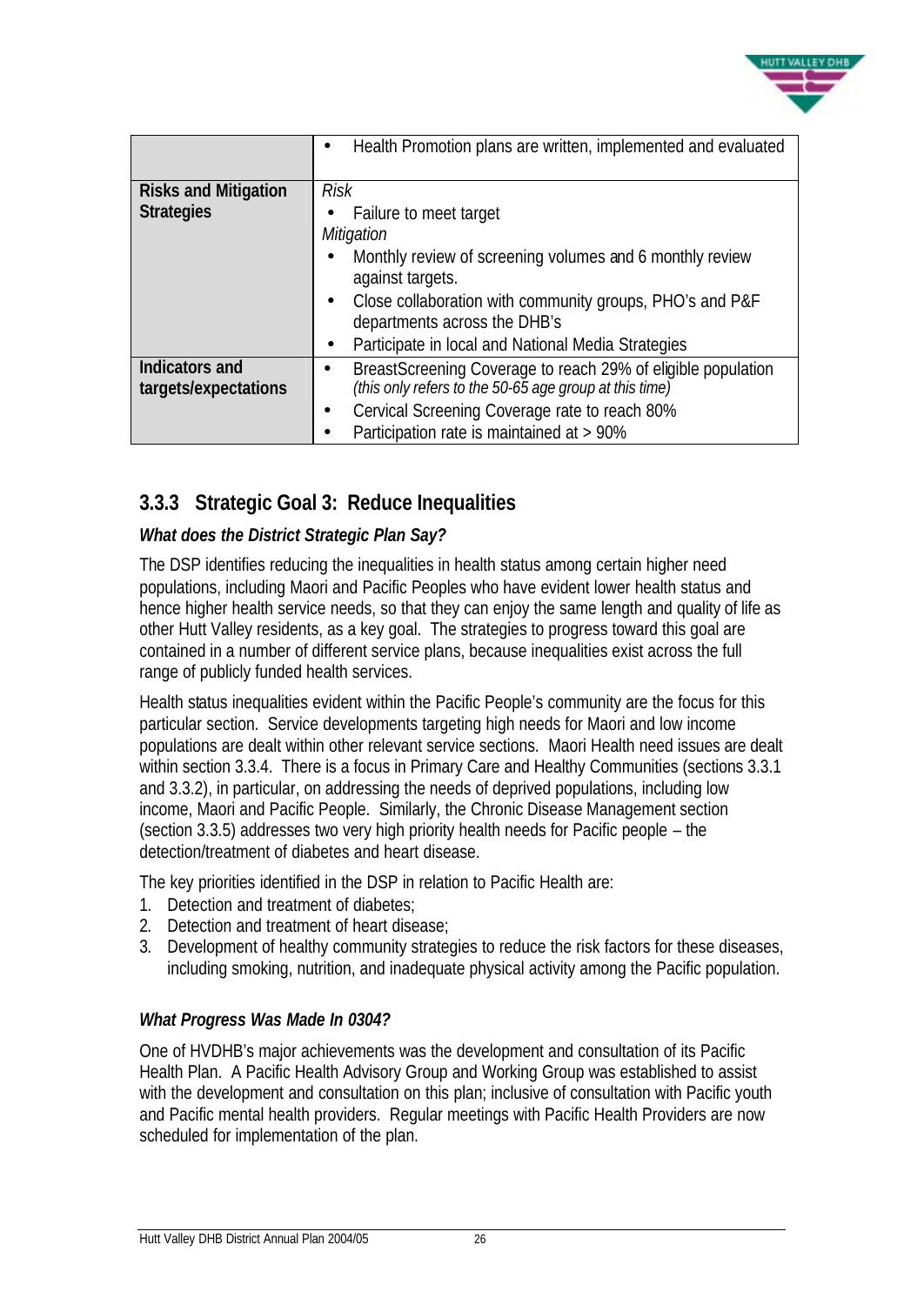| | |
|---|---|
| | • Health Promotion plans are written, implemented and evaluated |
| **Risks and Mitigation Strategies** | *Risk*<br>• Failure to meet target<br>*Mitigation*<br>• Monthly review of screening volumes and 6 monthly review against targets.<br>• Close collaboration with community groups, PHO's and P&F departments across the DHB's<br>• Participate in local and National Media Strategies |
| **Indicators and targets/expectations** | • BreastScreening Coverage to reach 29% of eligible population *(this only refers to the 50-65 age group at this time)*<br>• Cervical Screening Coverage rate to reach 80%<br>• Participation rate is maintained at > 90% |

### 3.3.3 Strategic Goal 3: Reduce Inequalities

***What does the District Strategic Plan Say?***

The DSP identifies reducing the inequalities in health status among certain higher need populations, including Maori and Pacific Peoples who have evident lower health status and hence higher health service needs, so that they can enjoy the same length and quality of life as other Hutt Valley residents, as a key goal. The strategies to progress toward this goal are contained in a number of different service plans, because inequalities exist across the full range of publicly funded health services.

Health status inequalities evident within the Pacific People's community are the focus for this particular section. Service developments targeting high needs for Maori and low income populations are dealt within other relevant service sections. Maori Health need issues are dealt within section 3.3.4. There is a focus in Primary Care and Healthy Communities (sections 3.3.1 and 3.3.2), in particular, on addressing the needs of deprived populations, including low income, Maori and Pacific People. Similarly, the Chronic Disease Management section (section 3.3.5) addresses two very high priority health needs for Pacific people – the detection/treatment of diabetes and heart disease.

The key priorities identified in the DSP in relation to Pacific Health are:

1. Detection and treatment of diabetes;
2. Detection and treatment of heart disease;
3. Development of healthy community strategies to reduce the risk factors for these diseases, including smoking, nutrition, and inadequate physical activity among the Pacific population.

***What Progress Was Made In 0304?***

One of HVDHB's major achievements was the development and consultation of its Pacific Health Plan. A Pacific Health Advisory Group and Working Group was established to assist with the development and consultation on this plan; inclusive of consultation with Pacific youth and Pacific mental health providers. Regular meetings with Pacific Health Providers are now scheduled for implementation of the plan.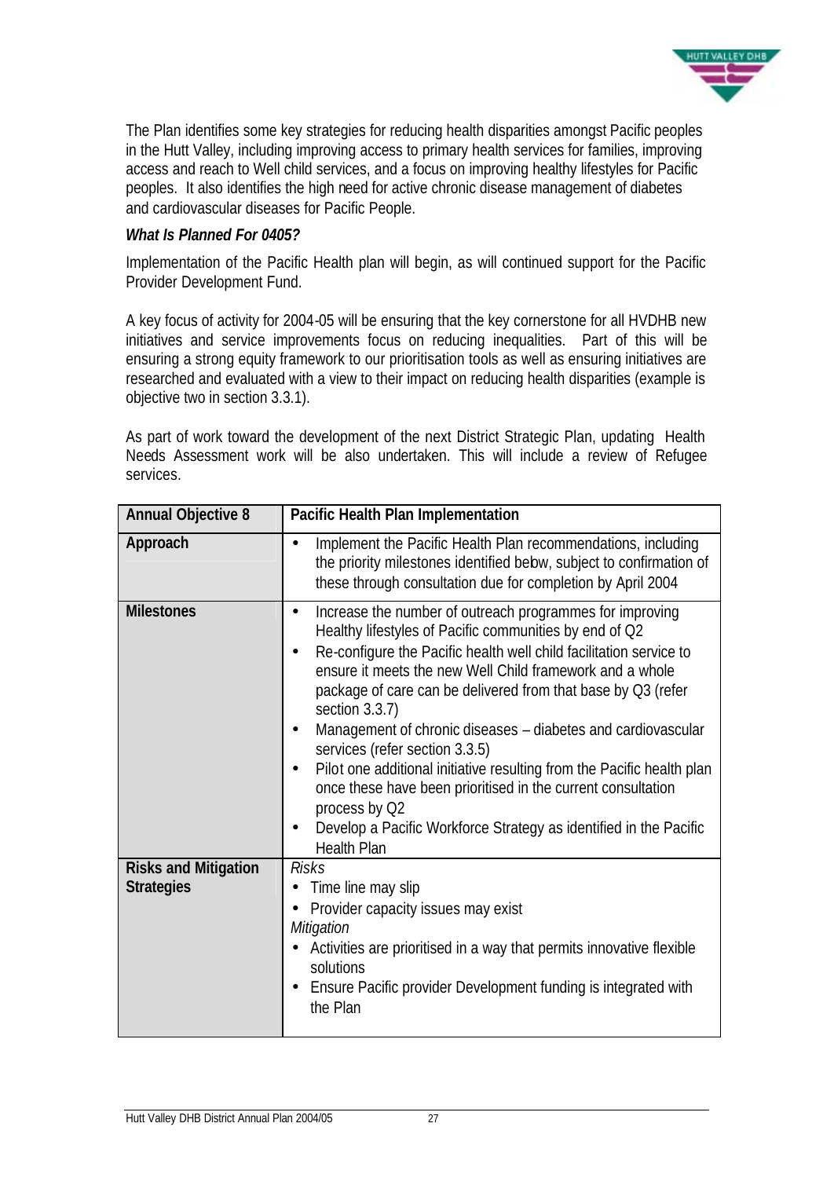The Plan identifies some key strategies for reducing health disparities amongst Pacific peoples in the Hutt Valley, including improving access to primary health services for families, improving access and reach to Well child services, and a focus on improving healthy lifestyles for Pacific peoples. It also identifies the high need for active chronic disease management of diabetes and cardiovascular diseases for Pacific People.

***What Is Planned For 0405?***

Implementation of the Pacific Health plan will begin, as will continued support for the Pacific Provider Development Fund.

A key focus of activity for 2004-05 will be ensuring that the key cornerstone for all HVDHB new initiatives and service improvements focus on reducing inequalities. Part of this will be ensuring a strong equity framework to our prioritisation tools as well as ensuring initiatives are researched and evaluated with a view to their impact on reducing health disparities (example is objective two in section 3.3.1).

As part of work toward the development of the next District Strategic Plan, updating Health Needs Assessment work will be also undertaken. This will include a review of Refugee services.

| **Annual Objective 8** | **Pacific Health Plan Implementation** |
|---|---|
| **Approach** | • Implement the Pacific Health Plan recommendations, including the priority milestones identified below, subject to confirmation of these through consultation due for completion by April 2004 |
| **Milestones** | • Increase the number of outreach programmes for improving Healthy lifestyles of Pacific communities by end of Q2<br>• Re-configure the Pacific health well child facilitation service to ensure it meets the new Well Child framework and a whole package of care can be delivered from that base by Q3 (refer section 3.3.7)<br>• Management of chronic diseases – diabetes and cardiovascular services (refer section 3.3.5)<br>• Pilot one additional initiative resulting from the Pacific health plan once these have been prioritised in the current consultation process by Q2<br>• Develop a Pacific Workforce Strategy as identified in the Pacific Health Plan |
| **Risks and Mitigation Strategies** | *Risks*<br>• Time line may slip<br>• Provider capacity issues may exist<br>*Mitigation*<br>• Activities are prioritised in a way that permits innovative flexible solutions<br>• Ensure Pacific provider Development funding is integrated with the Plan |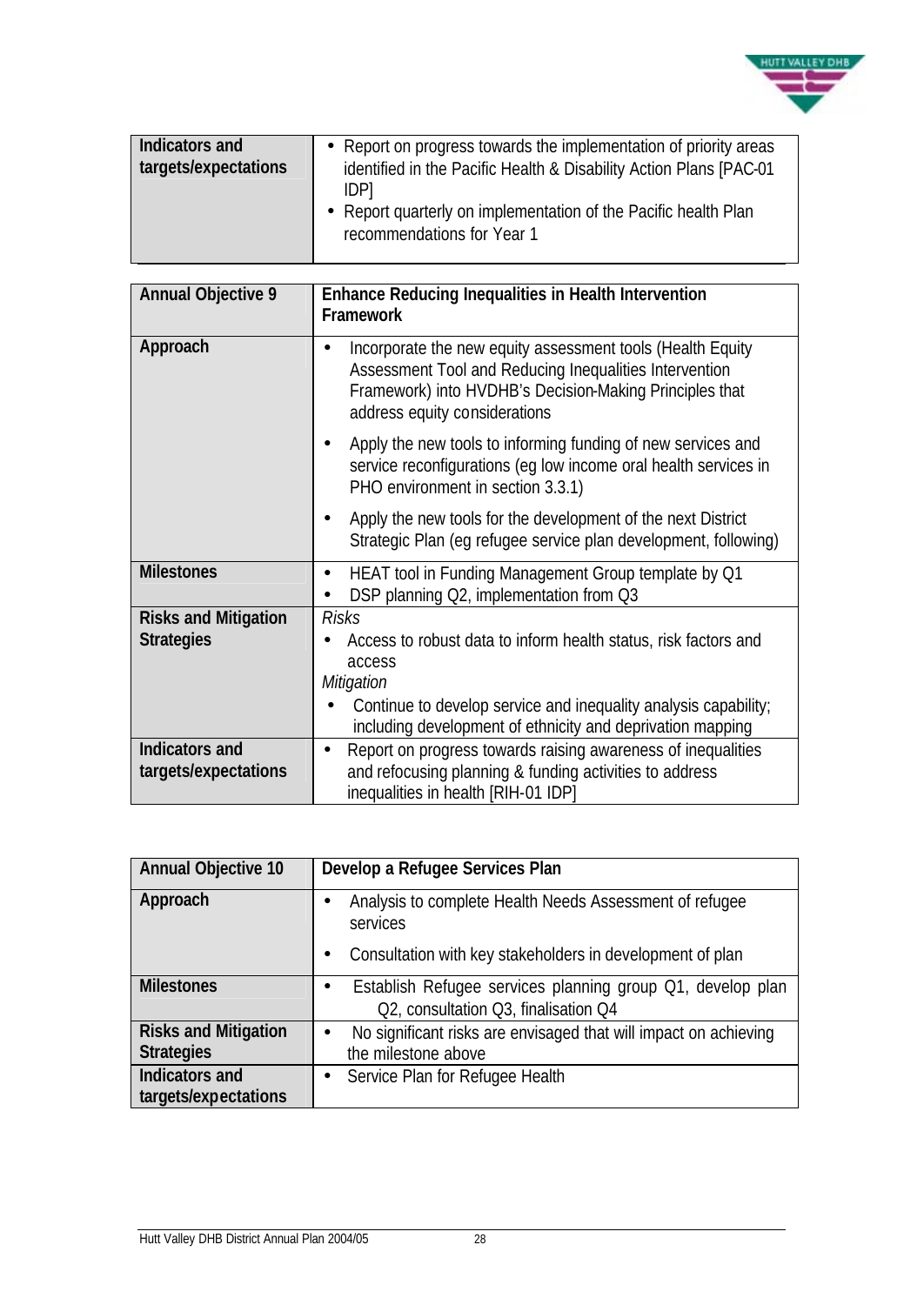| Indicators and targets/expectations | • Report on progress towards the implementation of priority areas identified in the Pacific Health & Disability Action Plans [PAC-01 IDP]<br>• Report quarterly on implementation of the Pacific health Plan recommendations for Year 1 |
|---|---|

| Annual Objective 9 | Enhance Reducing Inequalities in Health Intervention Framework |
|---|---|
| Approach | • Incorporate the new equity assessment tools (Health Equity Assessment Tool and Reducing Inequalities Intervention Framework) into HVDHB's Decision-Making Principles that address equity considerations<br>• Apply the new tools to informing funding of new services and service reconfigurations (eg low income oral health services in PHO environment in section 3.3.1)<br>• Apply the new tools for the development of the next District Strategic Plan (eg refugee service plan development, following) |
| Milestones | • HEAT tool in Funding Management Group template by Q1<br>• DSP planning Q2, implementation from Q3 |
| Risks and Mitigation Strategies | *Risks*<br>• Access to robust data to inform health status, risk factors and access<br>*Mitigation*<br>• Continue to develop service and inequality analysis capability; including development of ethnicity and deprivation mapping |
| Indicators and targets/expectations | • Report on progress towards raising awareness of inequalities and refocusing planning & funding activities to address inequalities in health [RIH-01 IDP] |

| Annual Objective 10 | Develop a Refugee Services Plan |
|---|---|
| Approach | • Analysis to complete Health Needs Assessment of refugee services<br>• Consultation with key stakeholders in development of plan |
| Milestones | • Establish Refugee services planning group Q1, develop plan Q2, consultation Q3, finalisation Q4 |
| Risks and Mitigation Strategies | • No significant risks are envisaged that will impact on achieving the milestone above |
| Indicators and targets/expectations | • Service Plan for Refugee Health |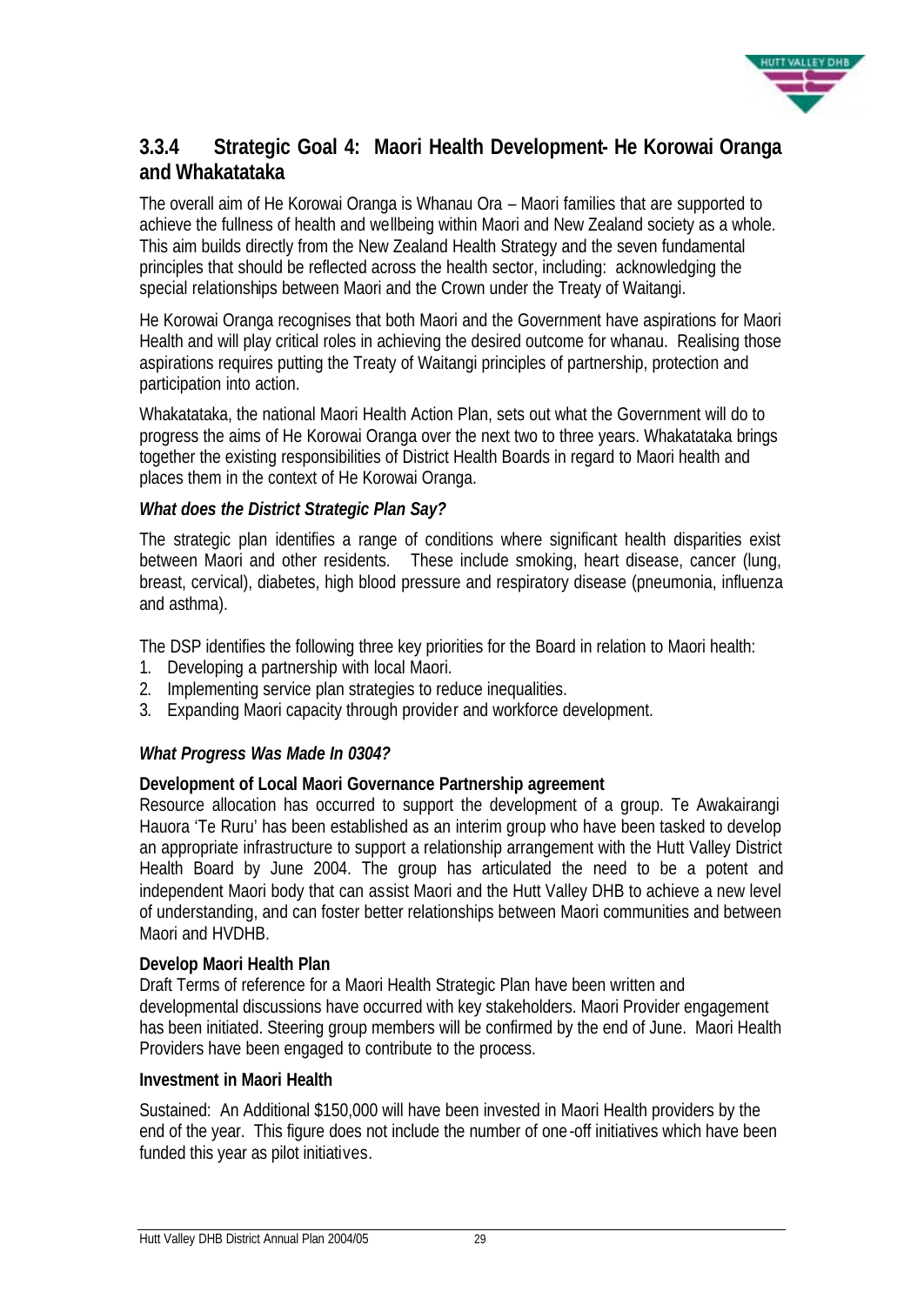### 3.3.4 Strategic Goal 4: Maori Health Development- He Korowai Oranga and Whakatataka

The overall aim of He Korowai Oranga is Whanau Ora – Maori families that are supported to achieve the fullness of health and wellbeing within Maori and New Zealand society as a whole. This aim builds directly from the New Zealand Health Strategy and the seven fundamental principles that should be reflected across the health sector, including: acknowledging the special relationships between Maori and the Crown under the Treaty of Waitangi.

He Korowai Oranga recognises that both Maori and the Government have aspirations for Maori Health and will play critical roles in achieving the desired outcome for whanau. Realising those aspirations requires putting the Treaty of Waitangi principles of partnership, protection and participation into action.

Whakatataka, the national Maori Health Action Plan, sets out what the Government will do to progress the aims of He Korowai Oranga over the next two to three years. Whakatataka brings together the existing responsibilities of District Health Boards in regard to Maori health and places them in the context of He Korowai Oranga.

***What does the District Strategic Plan Say?***

The strategic plan identifies a range of conditions where significant health disparities exist between Maori and other residents. These include smoking, heart disease, cancer (lung, breast, cervical), diabetes, high blood pressure and respiratory disease (pneumonia, influenza and asthma).

The DSP identifies the following three key priorities for the Board in relation to Maori health:

1. Developing a partnership with local Maori.
2. Implementing service plan strategies to reduce inequalities.
3. Expanding Maori capacity through provider and workforce development.

***What Progress Was Made In 0304?***

**Development of Local Maori Governance Partnership agreement**

Resource allocation has occurred to support the development of a group. Te Awakairangi Hauora 'Te Ruru' has been established as an interim group who have been tasked to develop an appropriate infrastructure to support a relationship arrangement with the Hutt Valley District Health Board by June 2004. The group has articulated the need to be a potent and independent Maori body that can assist Maori and the Hutt Valley DHB to achieve a new level of understanding, and can foster better relationships between Maori communities and between Maori and HVDHB.

**Develop Maori Health Plan**

Draft Terms of reference for a Maori Health Strategic Plan have been written and developmental discussions have occurred with key stakeholders. Maori Provider engagement has been initiated. Steering group members will be confirmed by the end of June. Maori Health Providers have been engaged to contribute to the process.

**Investment in Maori Health**

Sustained: An Additional $150,000 will have been invested in Maori Health providers by the end of the year. This figure does not include the number of one-off initiatives which have been funded this year as pilot initiatives.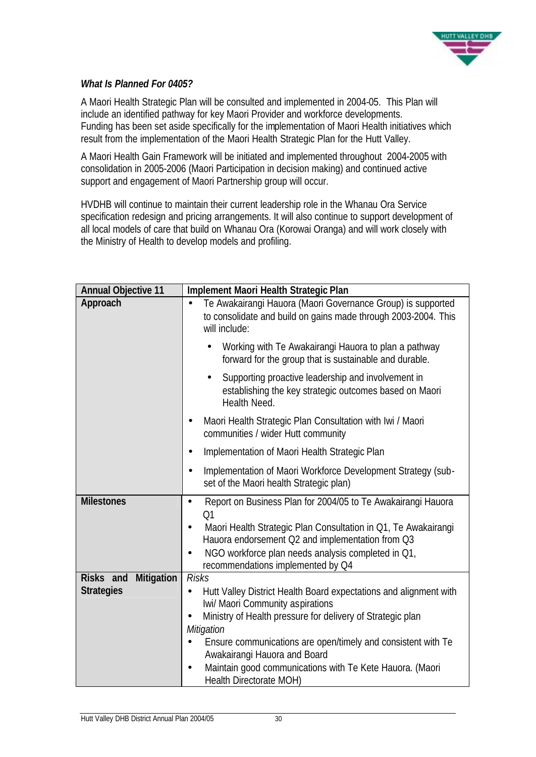***What Is Planned For 0405?***

A Maori Health Strategic Plan will be consulted and implemented in 2004-05. This Plan will include an identified pathway for key Maori Provider and workforce developments. Funding has been set aside specifically for the implementation of Maori Health initiatives which result from the implementation of the Maori Health Strategic Plan for the Hutt Valley.

A Maori Health Gain Framework will be initiated and implemented throughout 2004-2005 with consolidation in 2005-2006 (Maori Participation in decision making) and continued active support and engagement of Maori Partnership group will occur.

HVDHB will continue to maintain their current leadership role in the Whanau Ora Service specification redesign and pricing arrangements. It will also continue to support development of all local models of care that build on Whanau Ora (Korowai Oranga) and will work closely with the Ministry of Health to develop models and profiling.

| **Annual Objective 11** | **Implement Maori Health Strategic Plan** |
|---|---|
| **Approach** | • Te Awakairangi Hauora (Maori Governance Group) is supported to consolidate and build on gains made through 2003-2004. This will include:<br>  • Working with Te Awakairangi Hauora to plan a pathway forward for the group that is sustainable and durable.<br>  • Supporting proactive leadership and involvement in establishing the key strategic outcomes based on Maori Health Need.<br>• Maori Health Strategic Plan Consultation with Iwi / Maori communities / wider Hutt community<br>• Implementation of Maori Health Strategic Plan<br>• Implementation of Maori Workforce Development Strategy (sub-set of the Maori health Strategic plan) |
| **Milestones** | • Report on Business Plan for 2004/05 to Te Awakairangi Hauora Q1<br>• Maori Health Strategic Plan Consultation in Q1, Te Awakairangi Hauora endorsement Q2 and implementation from Q3<br>• NGO workforce plan needs analysis completed in Q1, recommendations implemented by Q4 |
| **Risks and Mitigation Strategies** | *Risks*<br>• Hutt Valley District Health Board expectations and alignment with Iwi/ Maori Community aspirations<br>• Ministry of Health pressure for delivery of Strategic plan<br>*Mitigation*<br>• Ensure communications are open/timely and consistent with Te Awakairangi Hauora and Board<br>• Maintain good communications with Te Kete Hauora. (Maori Health Directorate MOH) |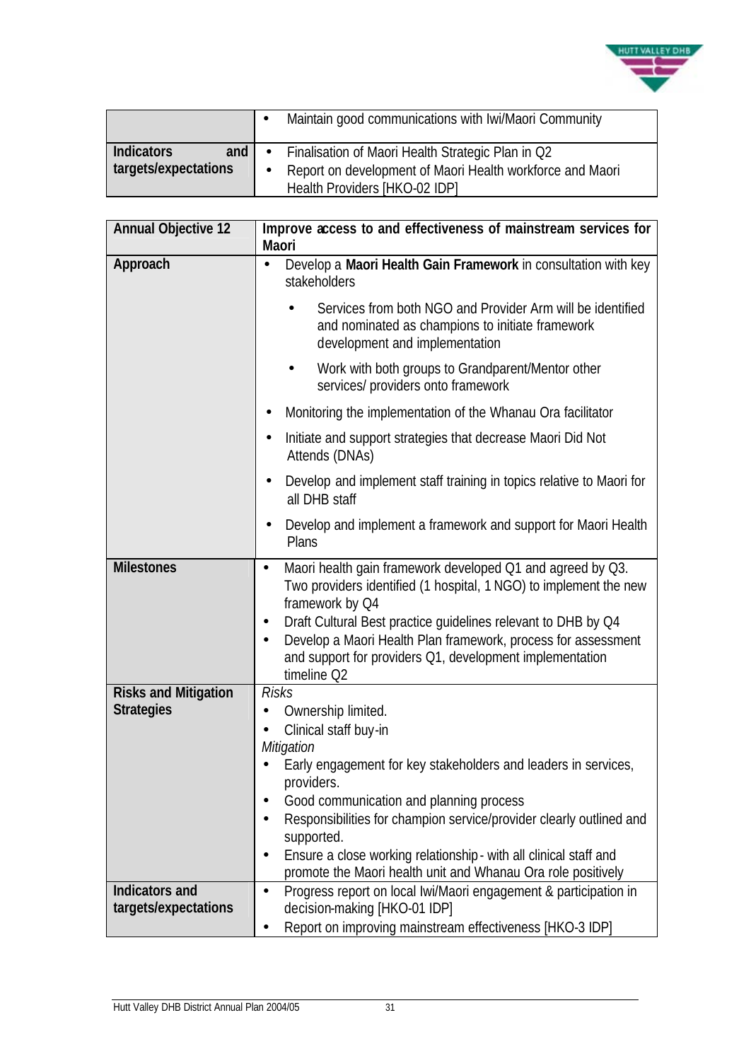| | |
|---|---|
| | • Maintain good communications with Iwi/Maori Community |
| **Indicators and targets/expectations** | • Finalisation of Maori Health Strategic Plan in Q2<br>• Report on development of Maori Health workforce and Maori Health Providers [HKO-02 IDP] |

| **Annual Objective 12** | **Improve access to and effectiveness of mainstream services for Maori** |
|---|---|
| **Approach** | • Develop a **Maori Health Gain Framework** in consultation with key stakeholders<br>&nbsp;&nbsp;&nbsp;&nbsp;• Services from both NGO and Provider Arm will be identified and nominated as champions to initiate framework development and implementation<br>&nbsp;&nbsp;&nbsp;&nbsp;• Work with both groups to Grandparent/Mentor other services/ providers onto framework<br>• Monitoring the implementation of the Whanau Ora facilitator<br>• Initiate and support strategies that decrease Maori Did Not Attends (DNAs)<br>• Develop and implement staff training in topics relative to Maori for all DHB staff<br>• Develop and implement a framework and support for Maori Health Plans |
| **Milestones** | • Maori health gain framework developed Q1 and agreed by Q3. Two providers identified (1 hospital, 1 NGO) to implement the new framework by Q4<br>• Draft Cultural Best practice guidelines relevant to DHB by Q4<br>• Develop a Maori Health Plan framework, process for assessment and support for providers Q1, development implementation timeline Q2 |
| **Risks and Mitigation Strategies** | *Risks*<br>• Ownership limited.<br>• Clinical staff buy-in<br>*Mitigation*<br>• Early engagement for key stakeholders and leaders in services, providers.<br>• Good communication and planning process<br>• Responsibilities for champion service/provider clearly outlined and supported.<br>• Ensure a close working relationship - with all clinical staff and promote the Maori health unit and Whanau Ora role positively |
| **Indicators and targets/expectations** | • Progress report on local Iwi/Maori engagement & participation in decision-making [HKO-01 IDP]<br>• Report on improving mainstream effectiveness [HKO-3 IDP] |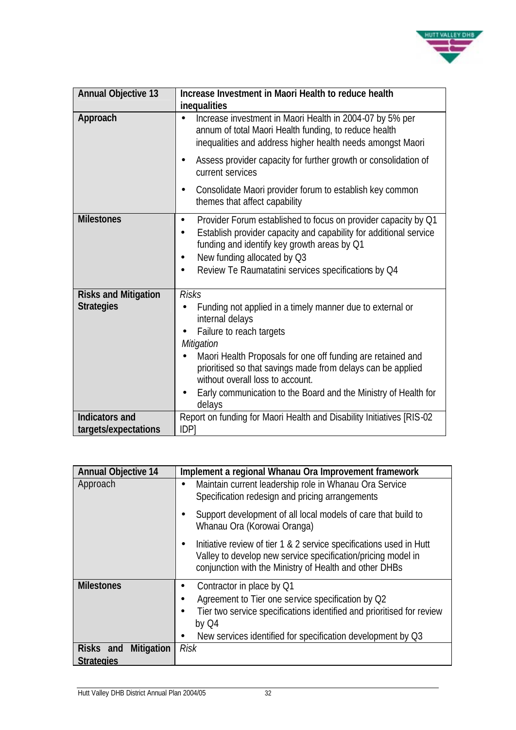| Annual Objective 13 | Increase Investment in Maori Health to reduce health inequalities |
|---|---|
| **Approach** | • Increase investment in Maori Health in 2004-07 by 5% per annum of total Maori Health funding, to reduce health inequalities and address higher health needs amongst Maori<br>• Assess provider capacity for further growth or consolidation of current services<br>• Consolidate Maori provider forum to establish key common themes that affect capability |
| **Milestones** | • Provider Forum established to focus on provider capacity by Q1<br>• Establish provider capacity and capability for additional service funding and identify key growth areas by Q1<br>• New funding allocated by Q3<br>• Review Te Raumatatini services specifications by Q4 |
| **Risks and Mitigation Strategies** | *Risks*<br>• Funding not applied in a timely manner due to external or internal delays<br>• Failure to reach targets<br>*Mitigation*<br>• Maori Health Proposals for one off funding are retained and prioritised so that savings made from delays can be applied without overall loss to account.<br>• Early communication to the Board and the Ministry of Health for delays |
| **Indicators and targets/expectations** | Report on funding for Maori Health and Disability Initiatives [RIS-02 IDP] |

| Annual Objective 14 | Implement a regional Whanau Ora Improvement framework |
|---|---|
| Approach | • Maintain current leadership role in Whanau Ora Service Specification redesign and pricing arrangements<br>• Support development of all local models of care that build to Whanau Ora (Korowai Oranga)<br>• Initiative review of tier 1 & 2 service specifications used in Hutt Valley to develop new service specification/pricing model in conjunction with the Ministry of Health and other DHBs |
| **Milestones** | • Contractor in place by Q1<br>• Agreement to Tier one service specification by Q2<br>• Tier two service specifications identified and prioritised for review by Q4<br>• New services identified for specification development by Q3 |
| **Risks and Mitigation Strategies** | *Risk* |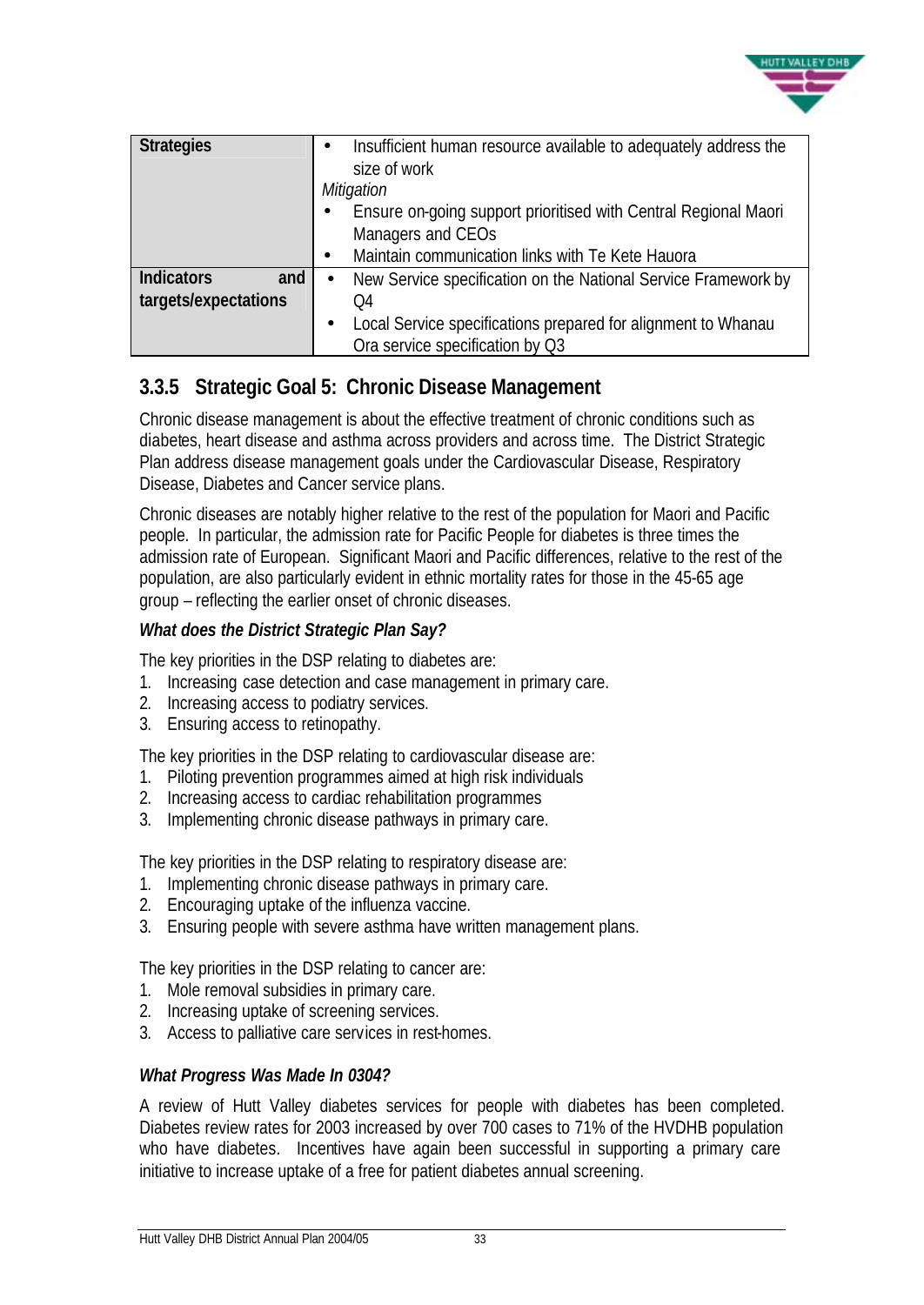| | |
|---|---|
| **Strategies** | • Insufficient human resource available to adequately address the size of work<br>*Mitigation*<br>• Ensure on-going support prioritised with Central Regional Maori Managers and CEOs<br>• Maintain communication links with Te Kete Hauora |
| **Indicators and targets/expectations** | • New Service specification on the National Service Framework by Q4<br>• Local Service specifications prepared for alignment to Whanau Ora service specification by Q3 |

### 3.3.5 Strategic Goal 5: Chronic Disease Management

Chronic disease management is about the effective treatment of chronic conditions such as diabetes, heart disease and asthma across providers and across time. The District Strategic Plan address disease management goals under the Cardiovascular Disease, Respiratory Disease, Diabetes and Cancer service plans.

Chronic diseases are notably higher relative to the rest of the population for Maori and Pacific people. In particular, the admission rate for Pacific People for diabetes is three times the admission rate of European. Significant Maori and Pacific differences, relative to the rest of the population, are also particularly evident in ethnic mortality rates for those in the 45-65 age group – reflecting the earlier onset of chronic diseases.

***What does the District Strategic Plan Say?***

The key priorities in the DSP relating to diabetes are:

1. Increasing case detection and case management in primary care.
2. Increasing access to podiatry services.
3. Ensuring access to retinopathy.

The key priorities in the DSP relating to cardiovascular disease are:

1. Piloting prevention programmes aimed at high risk individuals
2. Increasing access to cardiac rehabilitation programmes
3. Implementing chronic disease pathways in primary care.

The key priorities in the DSP relating to respiratory disease are:

1. Implementing chronic disease pathways in primary care.
2. Encouraging uptake of the influenza vaccine.
3. Ensuring people with severe asthma have written management plans.

The key priorities in the DSP relating to cancer are:

1. Mole removal subsidies in primary care.
2. Increasing uptake of screening services.
3. Access to palliative care services in rest-homes.

***What Progress Was Made In 0304?***

A review of Hutt Valley diabetes services for people with diabetes has been completed. Diabetes review rates for 2003 increased by over 700 cases to 71% of the HVDHB population who have diabetes. Incentives have again been successful in supporting a primary care initiative to increase uptake of a free for patient diabetes annual screening.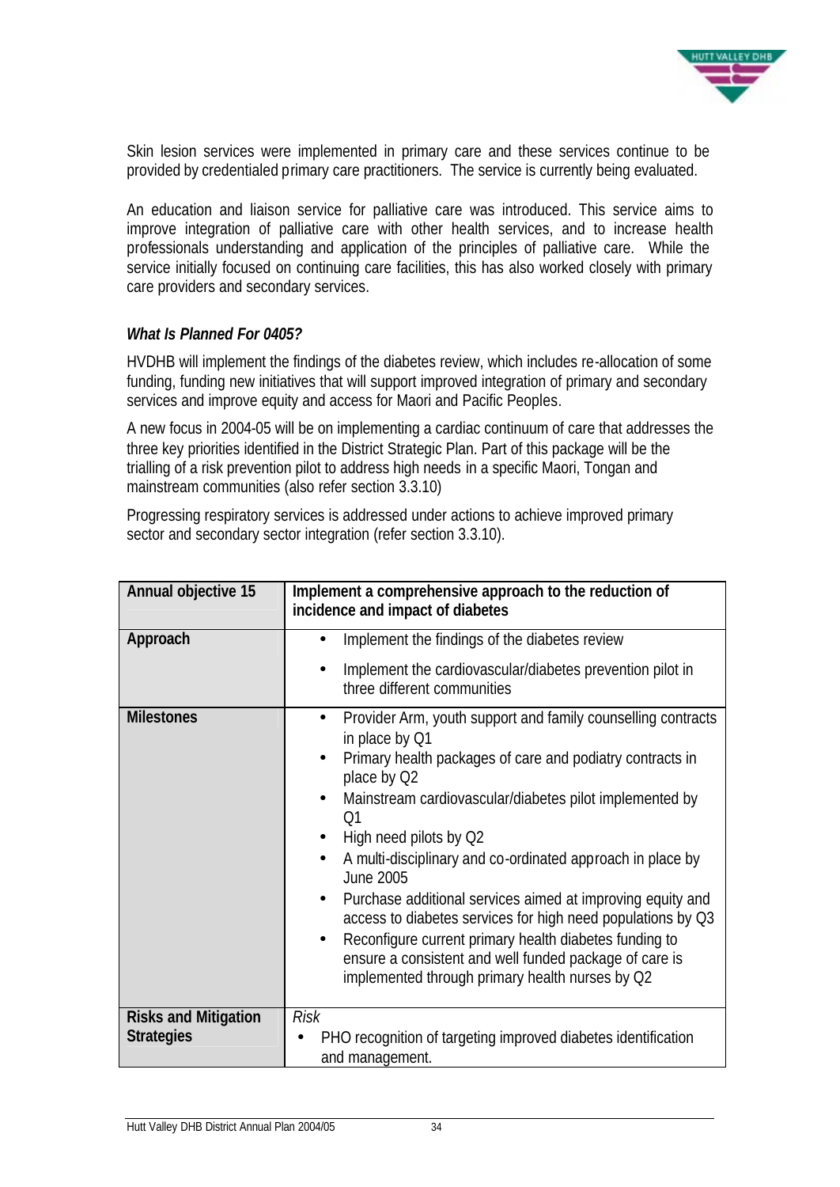Skin lesion services were implemented in primary care and these services continue to be provided by credentialed primary care practitioners. The service is currently being evaluated.

An education and liaison service for palliative care was introduced. This service aims to improve integration of palliative care with other health services, and to increase health professionals understanding and application of the principles of palliative care. While the service initially focused on continuing care facilities, this has also worked closely with primary care providers and secondary services.

***What Is Planned For 0405?***

HVDHB will implement the findings of the diabetes review, which includes re-allocation of some funding, funding new initiatives that will support improved integration of primary and secondary services and improve equity and access for Maori and Pacific Peoples.

A new focus in 2004-05 will be on implementing a cardiac continuum of care that addresses the three key priorities identified in the District Strategic Plan. Part of this package will be the trialling of a risk prevention pilot to address high needs in a specific Maori, Tongan and mainstream communities (also refer section 3.3.10)

Progressing respiratory services is addressed under actions to achieve improved primary sector and secondary sector integration (refer section 3.3.10).

| **Annual objective 15** | **Implement a comprehensive approach to the reduction of incidence and impact of diabetes** |
|---|---|
| **Approach** | • Implement the findings of the diabetes review<br>• Implement the cardiovascular/diabetes prevention pilot in three different communities |
| **Milestones** | • Provider Arm, youth support and family counselling contracts in place by Q1<br>• Primary health packages of care and podiatry contracts in place by Q2<br>• Mainstream cardiovascular/diabetes pilot implemented by Q1<br>• High need pilots by Q2<br>• A multi-disciplinary and co-ordinated approach in place by June 2005<br>• Purchase additional services aimed at improving equity and access to diabetes services for high need populations by Q3<br>• Reconfigure current primary health diabetes funding to ensure a consistent and well funded package of care is implemented through primary health nurses by Q2 |
| **Risks and Mitigation Strategies** | *Risk*<br>• PHO recognition of targeting improved diabetes identification and management. |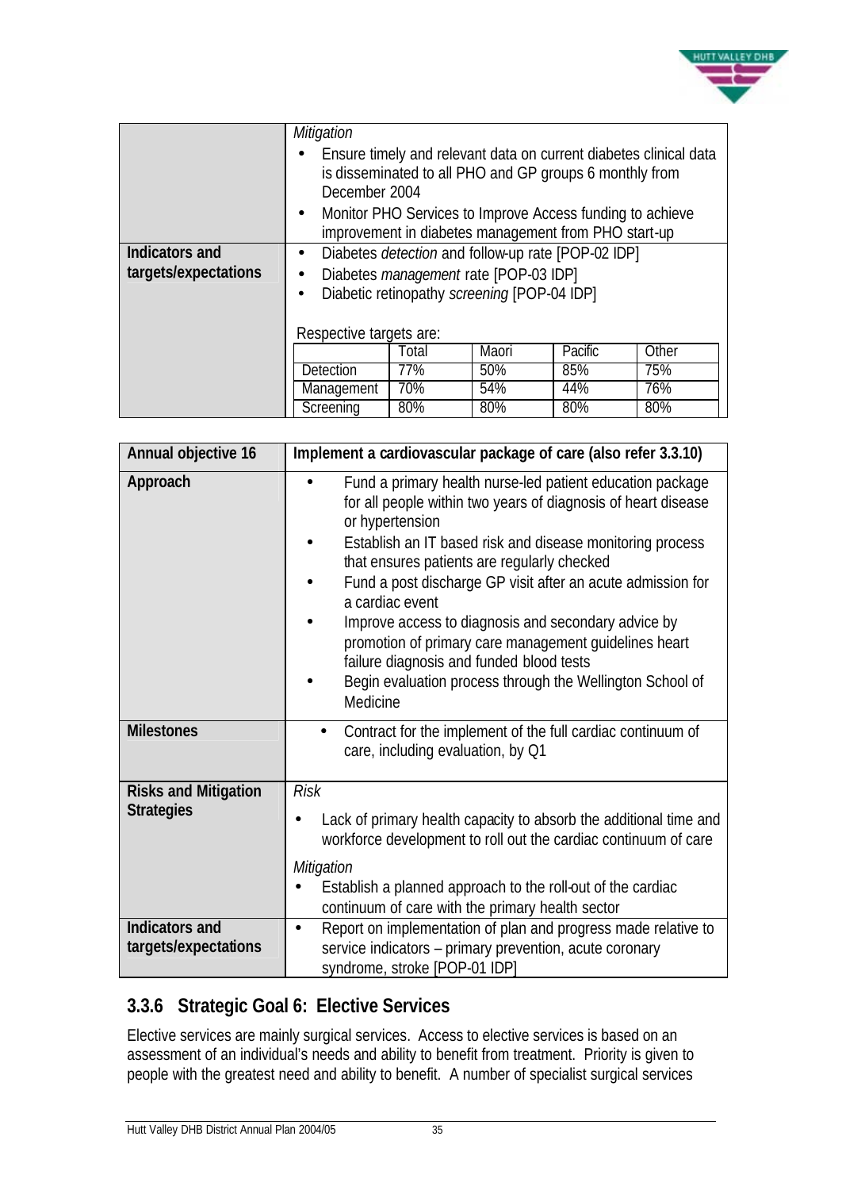| | |
|---|---|
| | *Mitigation*<br>• Ensure timely and relevant data on current diabetes clinical data is disseminated to all PHO and GP groups 6 monthly from December 2004<br>• Monitor PHO Services to Improve Access funding to achieve improvement in diabetes management from PHO start-up |
| **Indicators and targets/expectations** | • Diabetes *detection* and follow-up rate [POP-02 IDP]<br>• Diabetes *management* rate [POP-03 IDP]<br>• Diabetic retinopathy *screening* [POP-04 IDP]<br><br>Respective targets are: |

| | Total | Maori | Pacific | Other |
|---|---|---|---|---|
| Detection | 77% | 50% | 85% | 75% |
| Management | 70% | 54% | 44% | 76% |
| Screening | 80% | 80% | 80% | 80% |

| **Annual objective 16** | **Implement a cardiovascular package of care (also refer 3.3.10)** |
|---|---|
| **Approach** | • Fund a primary health nurse-led patient education package for all people within two years of diagnosis of heart disease or hypertension<br>• Establish an IT based risk and disease monitoring process that ensures patients are regularly checked<br>• Fund a post discharge GP visit after an acute admission for a cardiac event<br>• Improve access to diagnosis and secondary advice by promotion of primary care management guidelines heart failure diagnosis and funded blood tests<br>• Begin evaluation process through the Wellington School of Medicine |
| **Milestones** | • Contract for the implement of the full cardiac continuum of care, including evaluation, by Q1 |
| **Risks and Mitigation Strategies** | *Risk*<br>• Lack of primary health capacity to absorb the additional time and workforce development to roll out the cardiac continuum of care<br><br>*Mitigation*<br>• Establish a planned approach to the roll-out of the cardiac continuum of care with the primary health sector |
| **Indicators and targets/expectations** | • Report on implementation of plan and progress made relative to service indicators – primary prevention, acute coronary syndrome, stroke [POP-01 IDP] |

### 3.3.6 Strategic Goal 6: Elective Services

Elective services are mainly surgical services. Access to elective services is based on an assessment of an individual's needs and ability to benefit from treatment. Priority is given to people with the greatest need and ability to benefit. A number of specialist surgical services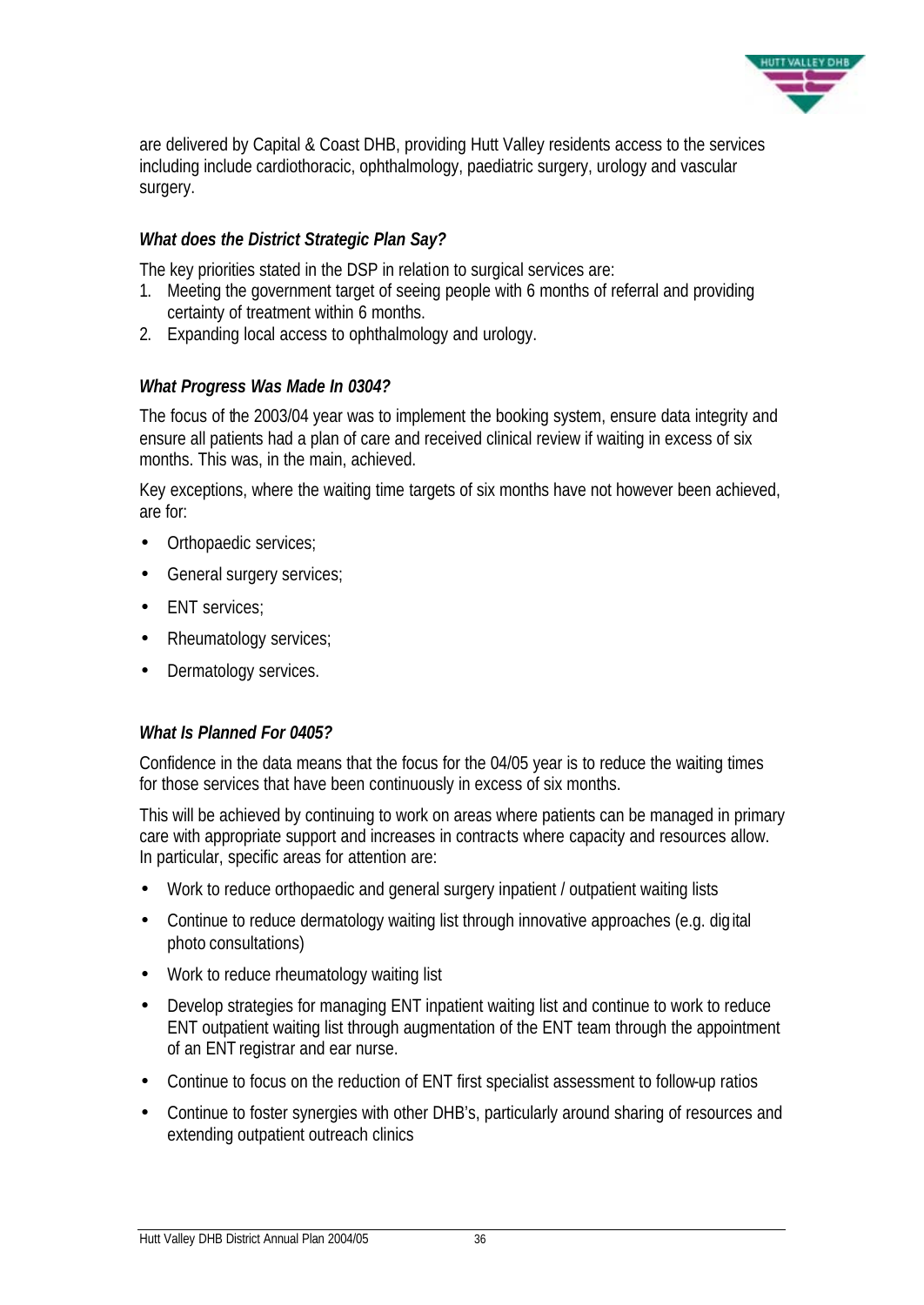are delivered by Capital & Coast DHB, providing Hutt Valley residents access to the services including include cardiothoracic, ophthalmology, paediatric surgery, urology and vascular surgery.

### *What does the District Strategic Plan Say?*

The key priorities stated in the DSP in relation to surgical services are:

1. Meeting the government target of seeing people with 6 months of referral and providing certainty of treatment within 6 months.
2. Expanding local access to ophthalmology and urology.

### *What Progress Was Made In 0304?*

The focus of the 2003/04 year was to implement the booking system, ensure data integrity and ensure all patients had a plan of care and received clinical review if waiting in excess of six months. This was, in the main, achieved.

Key exceptions, where the waiting time targets of six months have not however been achieved, are for:

- Orthopaedic services;
- General surgery services;
- ENT services;
- Rheumatology services;
- Dermatology services.

### *What Is Planned For 0405?*

Confidence in the data means that the focus for the 04/05 year is to reduce the waiting times for those services that have been continuously in excess of six months.

This will be achieved by continuing to work on areas where patients can be managed in primary care with appropriate support and increases in contracts where capacity and resources allow. In particular, specific areas for attention are:

- Work to reduce orthopaedic and general surgery inpatient / outpatient waiting lists
- Continue to reduce dermatology waiting list through innovative approaches (e.g. digital photo consultations)
- Work to reduce rheumatology waiting list
- Develop strategies for managing ENT inpatient waiting list and continue to work to reduce ENT outpatient waiting list through augmentation of the ENT team through the appointment of an ENT registrar and ear nurse.
- Continue to focus on the reduction of ENT first specialist assessment to follow-up ratios
- Continue to foster synergies with other DHB's, particularly around sharing of resources and extending outpatient outreach clinics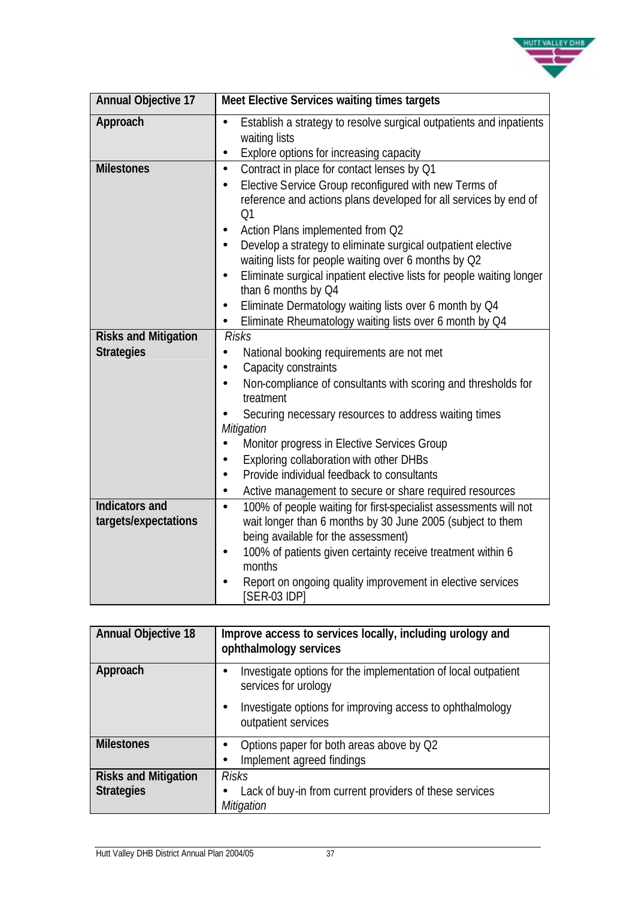| Annual Objective 17 | Meet Elective Services waiting times targets |
|---|---|
| Approach | • Establish a strategy to resolve surgical outpatients and inpatients waiting lists<br>• Explore options for increasing capacity |
| Milestones | • Contract in place for contact lenses by Q1<br>• Elective Service Group reconfigured with new Terms of reference and actions plans developed for all services by end of Q1<br>• Action Plans implemented from Q2<br>• Develop a strategy to eliminate surgical outpatient elective waiting lists for people waiting over 6 months by Q2<br>• Eliminate surgical inpatient elective lists for people waiting longer than 6 months by Q4<br>• Eliminate Dermatology waiting lists over 6 month by Q4<br>• Eliminate Rheumatology waiting lists over 6 month by Q4 |
| Risks and Mitigation Strategies | *Risks*<br>• National booking requirements are not met<br>• Capacity constraints<br>• Non-compliance of consultants with scoring and thresholds for treatment<br>• Securing necessary resources to address waiting times<br>*Mitigation*<br>• Monitor progress in Elective Services Group<br>• Exploring collaboration with other DHBs<br>• Provide individual feedback to consultants<br>• Active management to secure or share required resources |
| Indicators and targets/expectations | • 100% of people waiting for first-specialist assessments will not wait longer than 6 months by 30 June 2005 (subject to them being available for the assessment)<br>• 100% of patients given certainty receive treatment within 6 months<br>• Report on ongoing quality improvement in elective services [SER-03 IDP] |

| Annual Objective 18 | Improve access to services locally, including urology and ophthalmology services |
|---|---|
| Approach | • Investigate options for the implementation of local outpatient services for urology<br>• Investigate options for improving access to ophthalmology outpatient services |
| Milestones | • Options paper for both areas above by Q2<br>• Implement agreed findings |
| Risks and Mitigation Strategies | *Risks*<br>• Lack of buy-in from current providers of these services<br>*Mitigation* |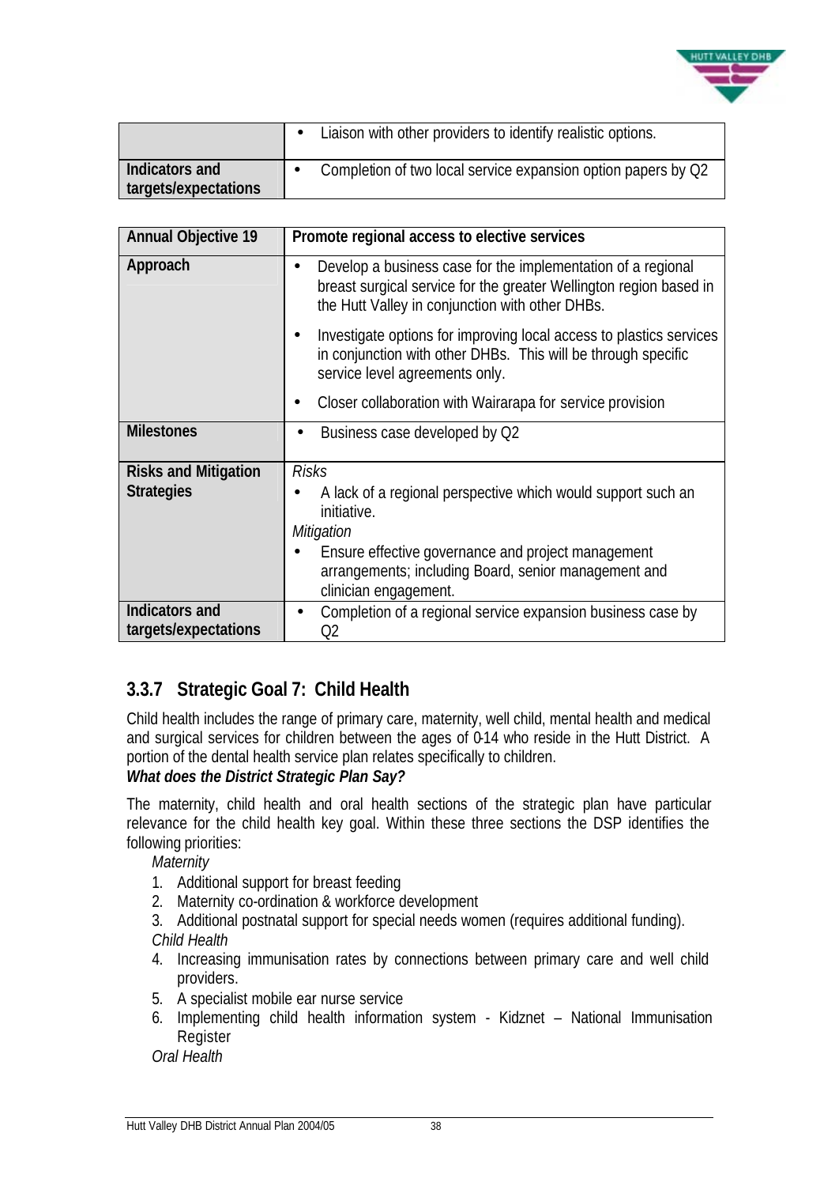| | |
|---|---|
| | • Liaison with other providers to identify realistic options. |
| **Indicators and targets/expectations** | • Completion of two local service expansion option papers by Q2 |

| **Annual Objective 19** | **Promote regional access to elective services** |
|---|---|
| **Approach** | • Develop a business case for the implementation of a regional breast surgical service for the greater Wellington region based in the Hutt Valley in conjunction with other DHBs. <br> • Investigate options for improving local access to plastics services in conjunction with other DHBs. This will be through specific service level agreements only. <br> • Closer collaboration with Wairarapa for service provision |
| **Milestones** | • Business case developed by Q2 |
| **Risks and Mitigation Strategies** | *Risks* <br> • A lack of a regional perspective which would support such an initiative. <br> *Mitigation* <br> • Ensure effective governance and project management arrangements; including Board, senior management and clinician engagement. |
| **Indicators and targets/expectations** | • Completion of a regional service expansion business case by Q2 |

### 3.3.7 Strategic Goal 7: Child Health

Child health includes the range of primary care, maternity, well child, mental health and medical and surgical services for children between the ages of 0-14 who reside in the Hutt District. A portion of the dental health service plan relates specifically to children.

***What does the District Strategic Plan Say?***

The maternity, child health and oral health sections of the strategic plan have particular relevance for the child health key goal. Within these three sections the DSP identifies the following priorities:

*Maternity*

1. Additional support for breast feeding
2. Maternity co-ordination & workforce development
3. Additional postnatal support for special needs women (requires additional funding).

*Child Health*

4. Increasing immunisation rates by connections between primary care and well child providers.
5. A specialist mobile ear nurse service
6. Implementing child health information system - Kidznet – National Immunisation Register

*Oral Health*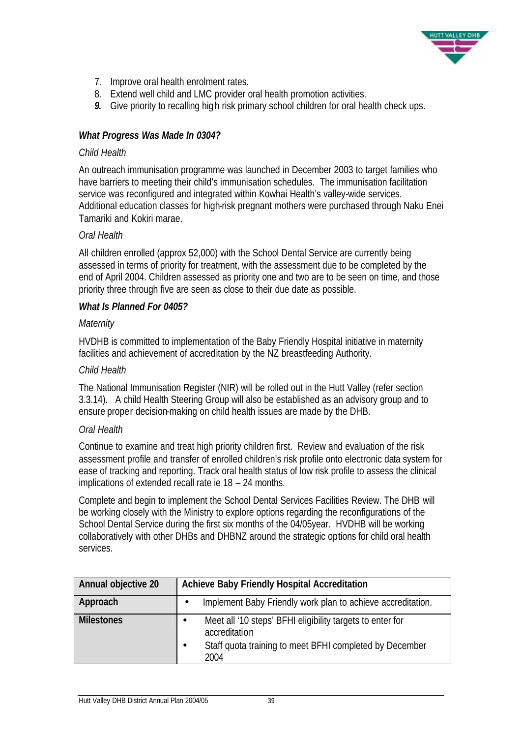7. Improve oral health enrolment rates.
8. Extend well child and LMC provider oral health promotion activities.
9. Give priority to recalling high risk primary school children for oral health check ups.

### *What Progress Was Made In 0304?*

*Child Health*

An outreach immunisation programme was launched in December 2003 to target families who have barriers to meeting their child's immunisation schedules. The immunisation facilitation service was reconfigured and integrated within Kowhai Health's valley-wide services. Additional education classes for high-risk pregnant mothers were purchased through Naku Enei Tamariki and Kokiri marae.

*Oral Health*

All children enrolled (approx 52,000) with the School Dental Service are currently being assessed in terms of priority for treatment, with the assessment due to be completed by the end of April 2004. Children assessed as priority one and two are to be seen on time, and those priority three through five are seen as close to their due date as possible.

### *What Is Planned For 0405?*

*Maternity*

HVDHB is committed to implementation of the Baby Friendly Hospital initiative in maternity facilities and achievement of accreditation by the NZ breastfeeding Authority.

*Child Health*

The National Immunisation Register (NIR) will be rolled out in the Hutt Valley (refer section 3.3.14). A child Health Steering Group will also be established as an advisory group and to ensure proper decision-making on child health issues are made by the DHB.

*Oral Health*

Continue to examine and treat high priority children first. Review and evaluation of the risk assessment profile and transfer of enrolled children's risk profile onto electronic data system for ease of tracking and reporting. Track oral health status of low risk profile to assess the clinical implications of extended recall rate ie 18 – 24 months.

Complete and begin to implement the School Dental Services Facilities Review. The DHB will be working closely with the Ministry to explore options regarding the reconfigurations of the School Dental Service during the first six months of the 04/05year. HVDHB will be working collaboratively with other DHBs and DHBNZ around the strategic options for child oral health services.

| Annual objective 20 | Achieve Baby Friendly Hospital Accreditation |
|---|---|
| Approach | • Implement Baby Friendly work plan to achieve accreditation. |
| Milestones | • Meet all '10 steps' BFHI eligibility targets to enter for accreditation<br>• Staff quota training to meet BFHI completed by December 2004 |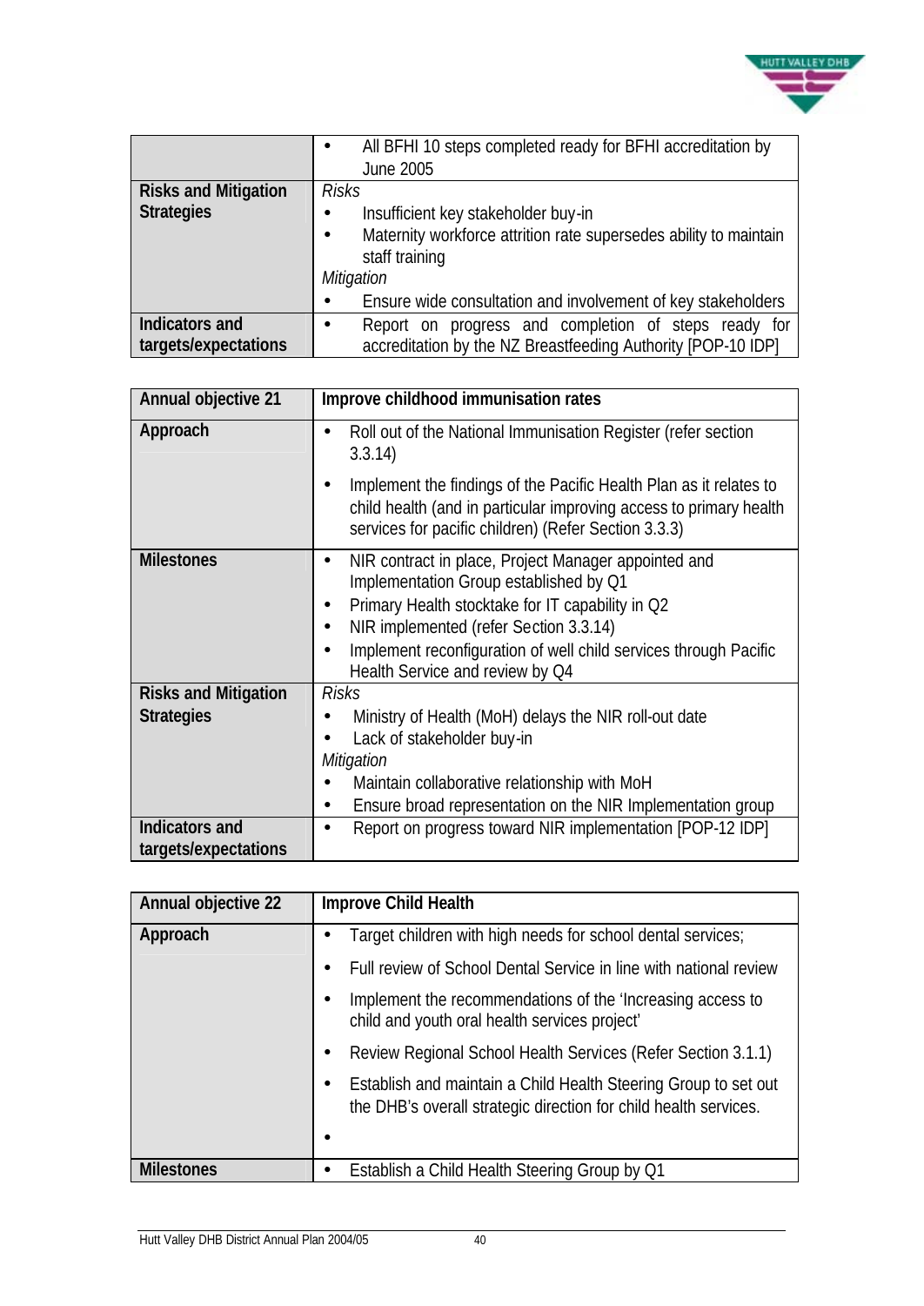| | |
|---|---|
| | • All BFHI 10 steps completed ready for BFHI accreditation by June 2005 |
| **Risks and Mitigation Strategies** | *Risks*<br>• Insufficient key stakeholder buy-in<br>• Maternity workforce attrition rate supersedes ability to maintain staff training<br>*Mitigation*<br>• Ensure wide consultation and involvement of key stakeholders |
| **Indicators and targets/expectations** | • Report on progress and completion of steps ready for accreditation by the NZ Breastfeeding Authority [POP-10 IDP] |

| **Annual objective 21** | **Improve childhood immunisation rates** |
|---|---|
| **Approach** | • Roll out of the National Immunisation Register (refer section 3.3.14)<br>• Implement the findings of the Pacific Health Plan as it relates to child health (and in particular improving access to primary health services for pacific children) (Refer Section 3.3.3) |
| **Milestones** | • NIR contract in place, Project Manager appointed and Implementation Group established by Q1<br>• Primary Health stocktake for IT capability in Q2<br>• NIR implemented (refer Section 3.3.14)<br>• Implement reconfiguration of well child services through Pacific Health Service and review by Q4 |
| **Risks and Mitigation Strategies** | *Risks*<br>• Ministry of Health (MoH) delays the NIR roll-out date<br>• Lack of stakeholder buy-in<br>*Mitigation*<br>• Maintain collaborative relationship with MoH<br>• Ensure broad representation on the NIR Implementation group |
| **Indicators and targets/expectations** | • Report on progress toward NIR implementation [POP-12 IDP] |

| **Annual objective 22** | **Improve Child Health** |
|---|---|
| **Approach** | • Target children with high needs for school dental services;<br>• Full review of School Dental Service in line with national review<br>• Implement the recommendations of the 'Increasing access to child and youth oral health services project'<br>• Review Regional School Health Services (Refer Section 3.1.1)<br>• Establish and maintain a Child Health Steering Group to set out the DHB's overall strategic direction for child health services.<br>• |
| **Milestones** | • Establish a Child Health Steering Group by Q1 |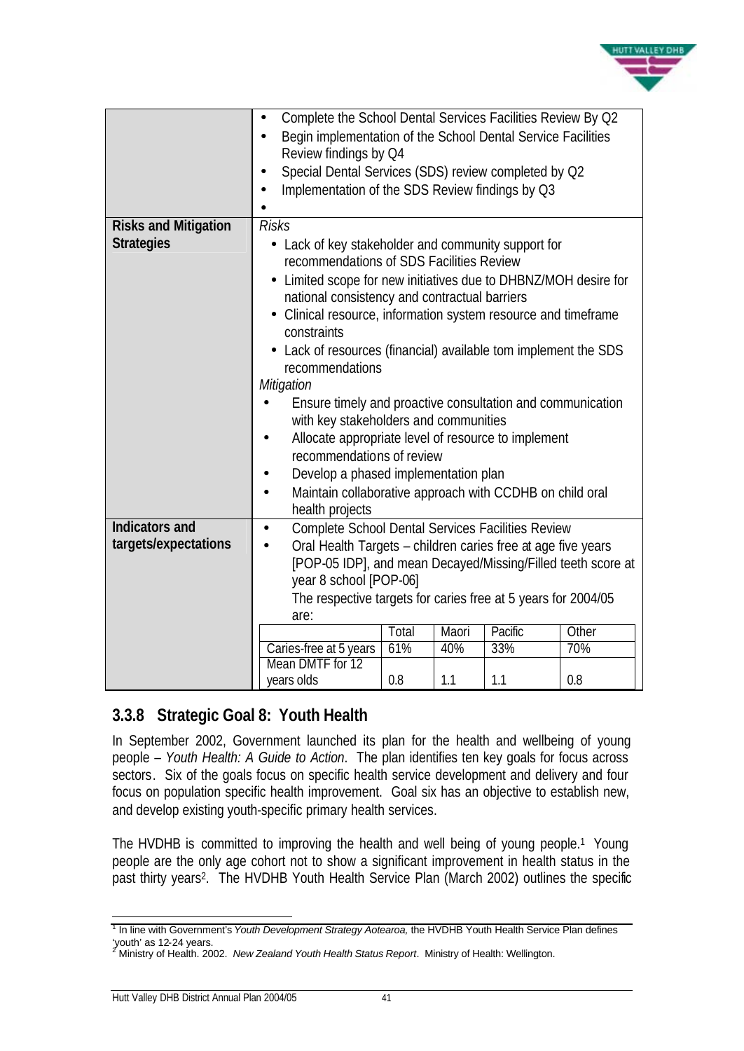| | |
|---|---|
| | • Complete the School Dental Services Facilities Review By Q2<br>• Begin implementation of the School Dental Service Facilities Review findings by Q4<br>• Special Dental Services (SDS) review completed by Q2<br>• Implementation of the SDS Review findings by Q3<br>• |
| **Risks and Mitigation Strategies** | *Risks*<br>• Lack of key stakeholder and community support for recommendations of SDS Facilities Review<br>• Limited scope for new initiatives due to DHBNZ/MOH desire for national consistency and contractual barriers<br>• Clinical resource, information system resource and timeframe constraints<br>• Lack of resources (financial) available tom implement the SDS recommendations<br>*Mitigation*<br>• Ensure timely and proactive consultation and communication with key stakeholders and communities<br>• Allocate appropriate level of resource to implement recommendations of review<br>• Develop a phased implementation plan<br>• Maintain collaborative approach with CCDHB on child oral health projects |
| **Indicators and targets/expectations** | • Complete School Dental Services Facilities Review<br>• Oral Health Targets – children caries free at age five years [POP-05 IDP], and mean Decayed/Missing/Filled teeth score at year 8 school [POP-06]<br>The respective targets for caries free at 5 years for 2004/05 are: |

| | Total | Maori | Pacific | Other |
|---|---|---|---|---|
| Caries-free at 5 years | 61% | 40% | 33% | 70% |
| Mean DMTF for 12 years olds | 0.8 | 1.1 | 1.1 | 0.8 |

### 3.3.8 Strategic Goal 8: Youth Health

In September 2002, Government launched its plan for the health and wellbeing of young people – *Youth Health: A Guide to Action*. The plan identifies ten key goals for focus across sectors. Six of the goals focus on specific health service development and delivery and four focus on population specific health improvement. Goal six has an objective to establish new, and develop existing youth-specific primary health services.

The HVDHB is committed to improving the health and well being of young people.[1] Young people are the only age cohort not to show a significant improvement in health status in the past thirty years[2]. The HVDHB Youth Health Service Plan (March 2002) outlines the specific

[1] In line with Government's *Youth Development Strategy Aotearoa,* the HVDHB Youth Health Service Plan defines 'youth' as 12-24 years.

[2] Ministry of Health. 2002. *New Zealand Youth Health Status Report*. Ministry of Health: Wellington.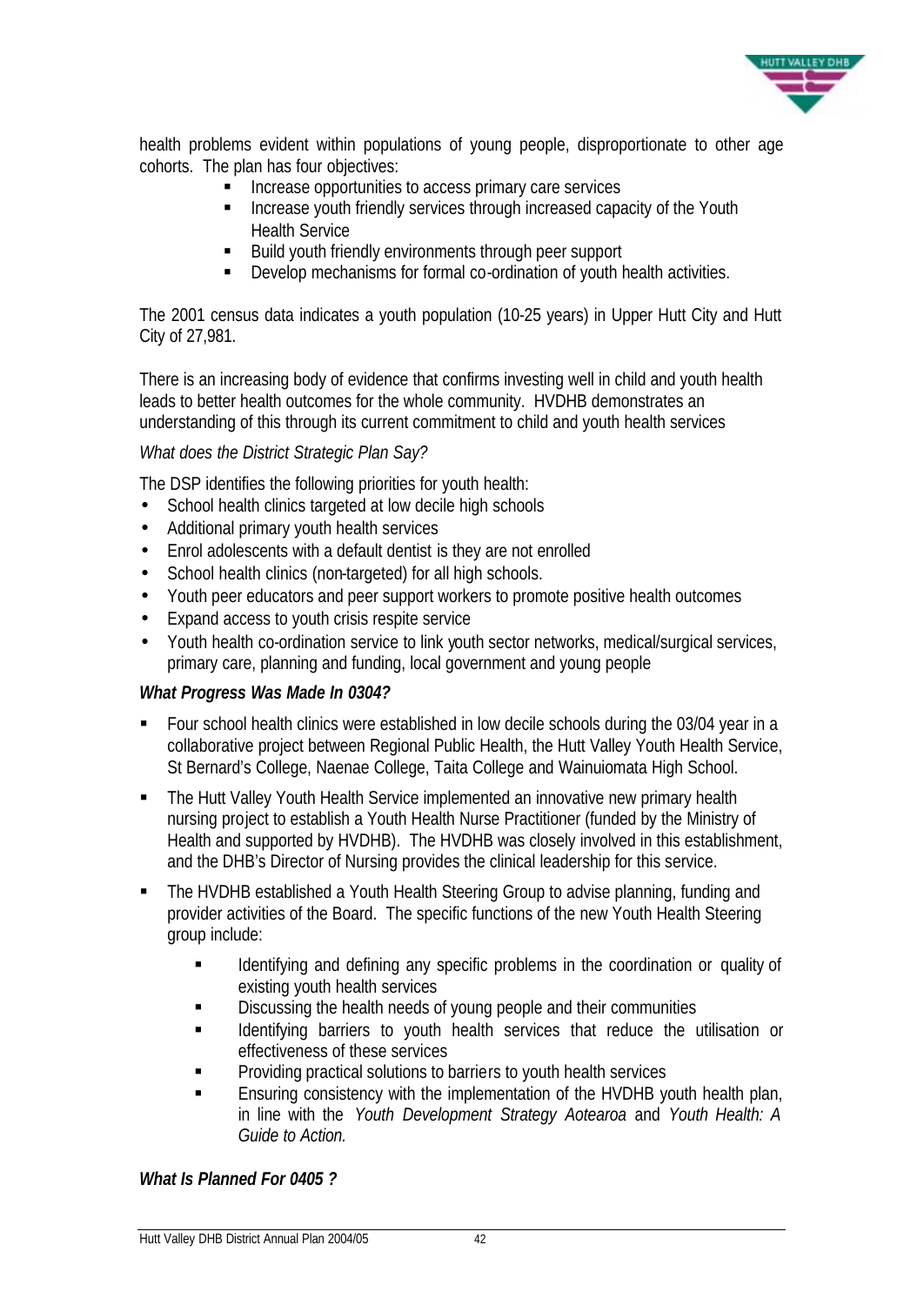health problems evident within populations of young people, disproportionate to other age cohorts. The plan has four objectives:

- Increase opportunities to access primary care services
- Increase youth friendly services through increased capacity of the Youth Health Service
- Build youth friendly environments through peer support
- Develop mechanisms for formal co-ordination of youth health activities.

The 2001 census data indicates a youth population (10-25 years) in Upper Hutt City and Hutt City of 27,981.

There is an increasing body of evidence that confirms investing well in child and youth health leads to better health outcomes for the whole community. HVDHB demonstrates an understanding of this through its current commitment to child and youth health services

*What does the District Strategic Plan Say?*

The DSP identifies the following priorities for youth health:

- School health clinics targeted at low decile high schools
- Additional primary youth health services
- Enrol adolescents with a default dentist is they are not enrolled
- School health clinics (non-targeted) for all high schools.
- Youth peer educators and peer support workers to promote positive health outcomes
- Expand access to youth crisis respite service
- Youth health co-ordination service to link youth sector networks, medical/surgical services, primary care, planning and funding, local government and young people

***What Progress Was Made In 0304?***

- Four school health clinics were established in low decile schools during the 03/04 year in a collaborative project between Regional Public Health, the Hutt Valley Youth Health Service, St Bernard's College, Naenae College, Taita College and Wainuiomata High School.
- The Hutt Valley Youth Health Service implemented an innovative new primary health nursing project to establish a Youth Health Nurse Practitioner (funded by the Ministry of Health and supported by HVDHB). The HVDHB was closely involved in this establishment, and the DHB's Director of Nursing provides the clinical leadership for this service.
- The HVDHB established a Youth Health Steering Group to advise planning, funding and provider activities of the Board. The specific functions of the new Youth Health Steering group include:
  - Identifying and defining any specific problems in the coordination or quality of existing youth health services
  - Discussing the health needs of young people and their communities
  - Identifying barriers to youth health services that reduce the utilisation or effectiveness of these services
  - Providing practical solutions to barriers to youth health services
  - Ensuring consistency with the implementation of the HVDHB youth health plan, in line with the *Youth Development Strategy Aotearoa* and *Youth Health: A Guide to Action.*

***What Is Planned For 0405 ?***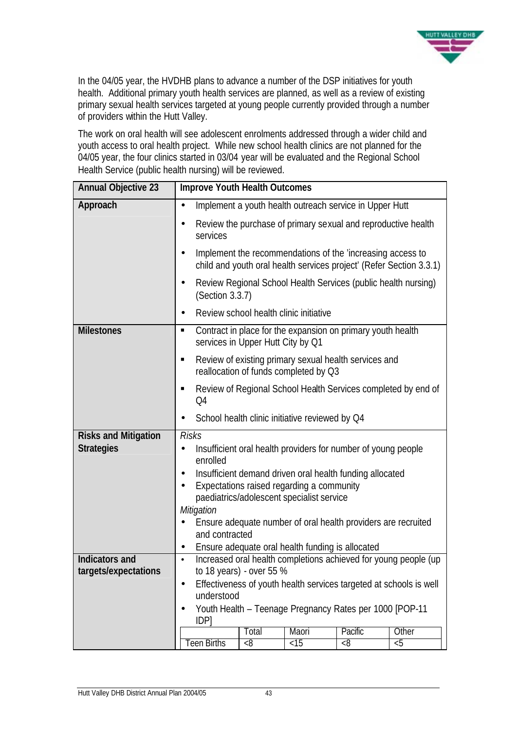In the 04/05 year, the HVDHB plans to advance a number of the DSP initiatives for youth health. Additional primary youth health services are planned, as well as a review of existing primary sexual health services targeted at young people currently provided through a number of providers within the Hutt Valley.

The work on oral health will see adolescent enrolments addressed through a wider child and youth access to oral health project. While new school health clinics are not planned for the 04/05 year, the four clinics started in 03/04 year will be evaluated and the Regional School Health Service (public health nursing) will be reviewed.

| **Annual Objective 23** | **Improve Youth Health Outcomes** |
|---|---|
| **Approach** | • Implement a youth health outreach service in Upper Hutt<br>• Review the purchase of primary sexual and reproductive health services<br>• Implement the recommendations of the 'increasing access to child and youth oral health services project' (Refer Section 3.3.1)<br>• Review Regional School Health Services (public health nursing) (Section 3.3.7)<br>• Review school health clinic initiative |
| **Milestones** | ▪ Contract in place for the expansion on primary youth health services in Upper Hutt City by Q1<br>▪ Review of existing primary sexual health services and reallocation of funds completed by Q3<br>▪ Review of Regional School Health Services completed by end of Q4<br>• School health clinic initiative reviewed by Q4 |
| **Risks and Mitigation Strategies** | *Risks*<br>• Insufficient oral health providers for number of young people enrolled<br>• Insufficient demand driven oral health funding allocated<br>• Expectations raised regarding a community paediatrics/adolescent specialist service<br>*Mitigation*<br>• Ensure adequate number of oral health providers are recruited and contracted<br>• Ensure adequate oral health funding is allocated |
| **Indicators and targets/expectations** | • Increased oral health completions achieved for young people (up to 18 years) - over 55 %<br>• Effectiveness of youth health services targeted at schools is well understood<br>• Youth Health – Teenage Pregnancy Rates per 1000 [POP-11 IDP] |

|  | Total | Maori | Pacific | Other |
|---|---|---|---|---|
| Teen Births | <8 | <15 | <8 | <5 |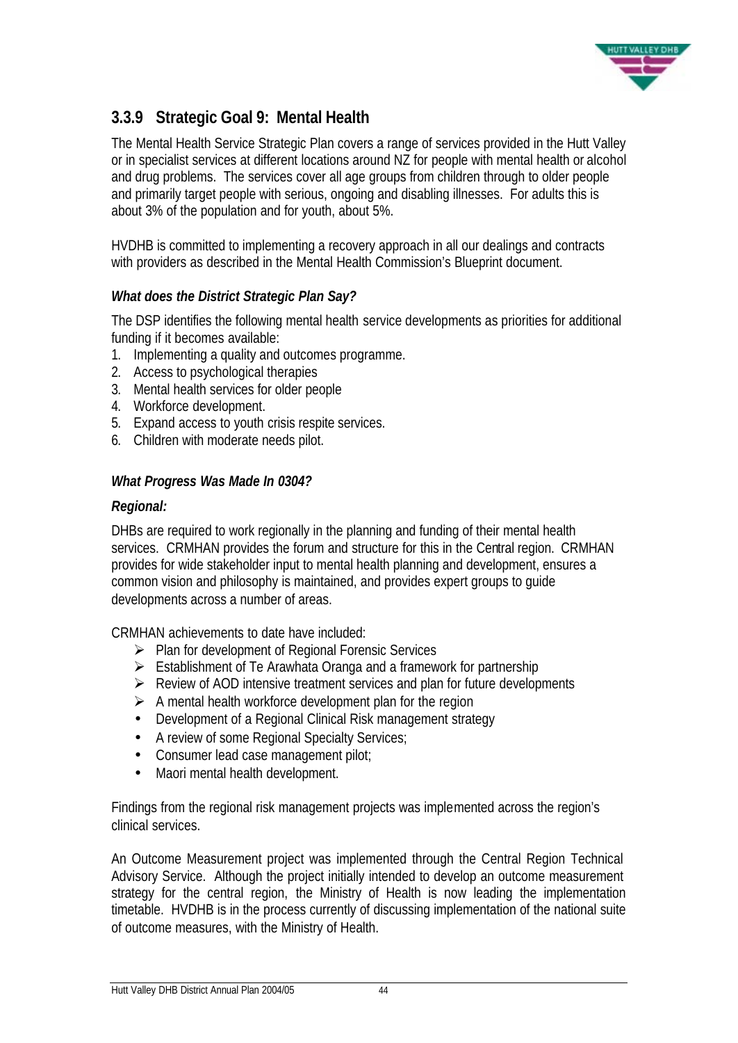### 3.3.9 Strategic Goal 9: Mental Health

The Mental Health Service Strategic Plan covers a range of services provided in the Hutt Valley or in specialist services at different locations around NZ for people with mental health or alcohol and drug problems. The services cover all age groups from children through to older people and primarily target people with serious, ongoing and disabling illnesses. For adults this is about 3% of the population and for youth, about 5%.

HVDHB is committed to implementing a recovery approach in all our dealings and contracts with providers as described in the Mental Health Commission's Blueprint document.

***What does the District Strategic Plan Say?***

The DSP identifies the following mental health service developments as priorities for additional funding if it becomes available:

1. Implementing a quality and outcomes programme.
2. Access to psychological therapies
3. Mental health services for older people
4. Workforce development.
5. Expand access to youth crisis respite services.
6. Children with moderate needs pilot.

***What Progress Was Made In 0304?***

***Regional:***

DHBs are required to work regionally in the planning and funding of their mental health services. CRMHAN provides the forum and structure for this in the Central region. CRMHAN provides for wide stakeholder input to mental health planning and development, ensures a common vision and philosophy is maintained, and provides expert groups to guide developments across a number of areas.

CRMHAN achievements to date have included:

- Plan for development of Regional Forensic Services
- Establishment of Te Arawhata Oranga and a framework for partnership
- Review of AOD intensive treatment services and plan for future developments
- A mental health workforce development plan for the region
- Development of a Regional Clinical Risk management strategy
- A review of some Regional Specialty Services;
- Consumer lead case management pilot;
- Maori mental health development.

Findings from the regional risk management projects was implemented across the region's clinical services.

An Outcome Measurement project was implemented through the Central Region Technical Advisory Service. Although the project initially intended to develop an outcome measurement strategy for the central region, the Ministry of Health is now leading the implementation timetable. HVDHB is in the process currently of discussing implementation of the national suite of outcome measures, with the Ministry of Health.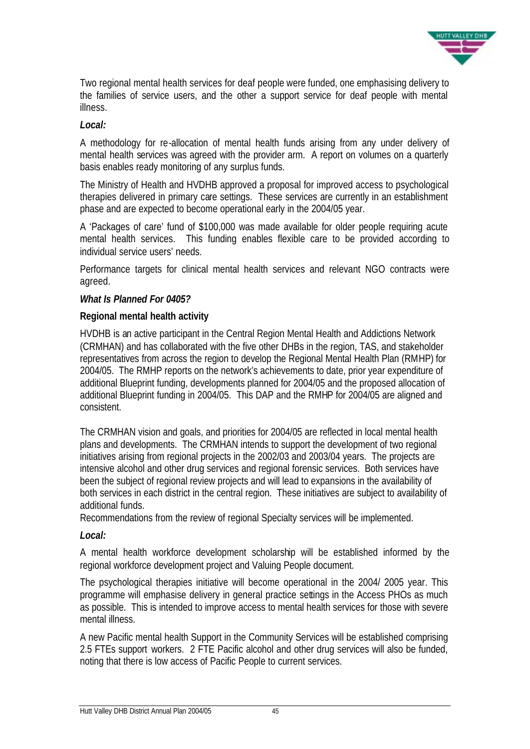Two regional mental health services for deaf people were funded, one emphasising delivery to the families of service users, and the other a support service for deaf people with mental illness.

***Local:***

A methodology for re-allocation of mental health funds arising from any under delivery of mental health services was agreed with the provider arm. A report on volumes on a quarterly basis enables ready monitoring of any surplus funds.

The Ministry of Health and HVDHB approved a proposal for improved access to psychological therapies delivered in primary care settings. These services are currently in an establishment phase and are expected to become operational early in the 2004/05 year.

A 'Packages of care' fund of $100,000 was made available for older people requiring acute mental health services. This funding enables flexible care to be provided according to individual service users' needs.

Performance targets for clinical mental health services and relevant NGO contracts were agreed.

***What Is Planned For 0405?***

**Regional mental health activity**

HVDHB is an active participant in the Central Region Mental Health and Addictions Network (CRMHAN) and has collaborated with the five other DHBs in the region, TAS, and stakeholder representatives from across the region to develop the Regional Mental Health Plan (RMHP) for 2004/05. The RMHP reports on the network's achievements to date, prior year expenditure of additional Blueprint funding, developments planned for 2004/05 and the proposed allocation of additional Blueprint funding in 2004/05. This DAP and the RMHP for 2004/05 are aligned and consistent.

The CRMHAN vision and goals, and priorities for 2004/05 are reflected in local mental health plans and developments. The CRMHAN intends to support the development of two regional initiatives arising from regional projects in the 2002/03 and 2003/04 years. The projects are intensive alcohol and other drug services and regional forensic services. Both services have been the subject of regional review projects and will lead to expansions in the availability of both services in each district in the central region. These initiatives are subject to availability of additional funds.
Recommendations from the review of regional Specialty services will be implemented.

***Local:***

A mental health workforce development scholarship will be established informed by the regional workforce development project and Valuing People document.

The psychological therapies initiative will become operational in the 2004/ 2005 year. This programme will emphasise delivery in general practice settings in the Access PHOs as much as possible. This is intended to improve access to mental health services for those with severe mental illness.

A new Pacific mental health Support in the Community Services will be established comprising 2.5 FTEs support workers. 2 FTE Pacific alcohol and other drug services will also be funded, noting that there is low access of Pacific People to current services.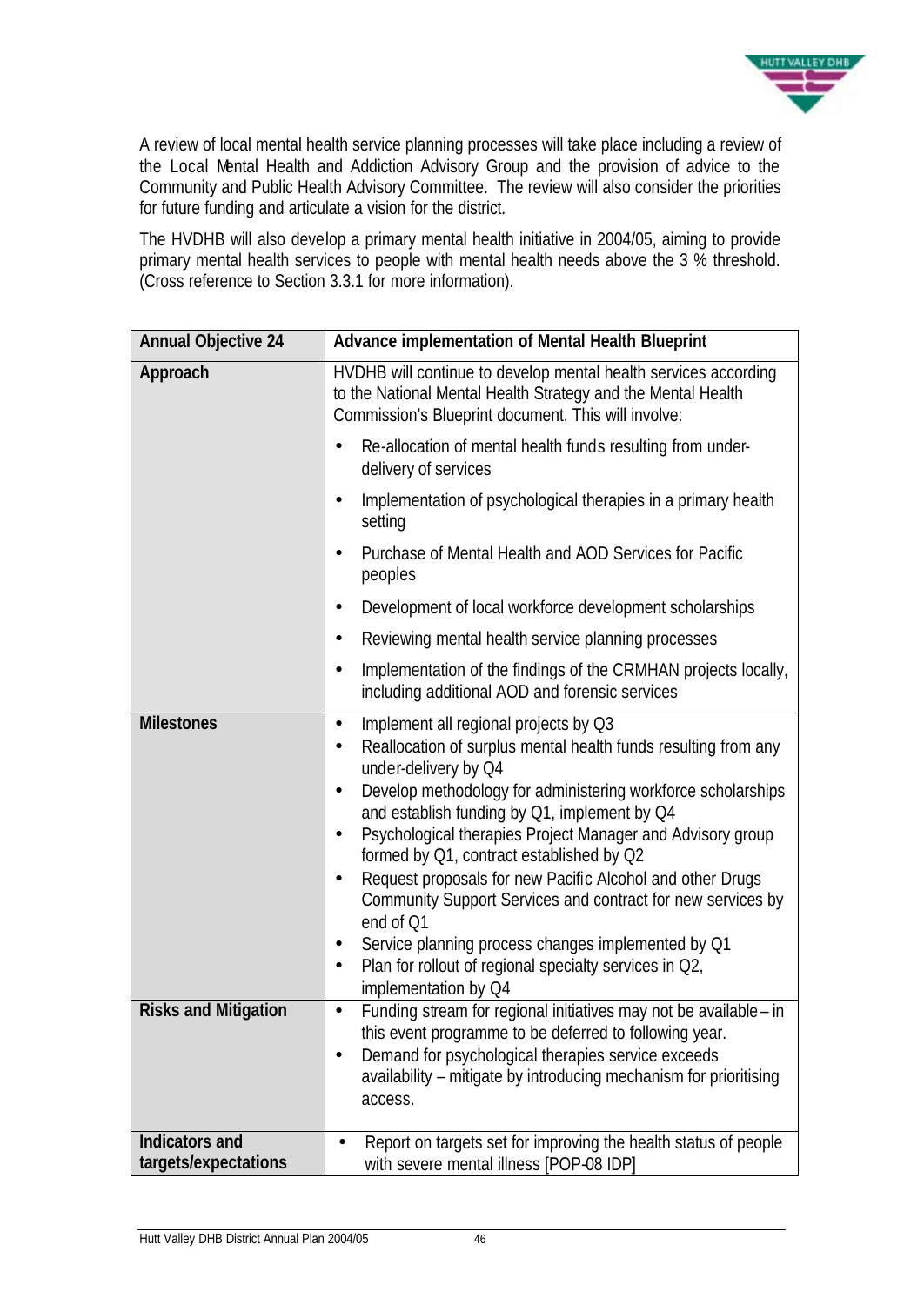A review of local mental health service planning processes will take place including a review of the Local Mental Health and Addiction Advisory Group and the provision of advice to the Community and Public Health Advisory Committee. The review will also consider the priorities for future funding and articulate a vision for the district.

The HVDHB will also develop a primary mental health initiative in 2004/05, aiming to provide primary mental health services to people with mental health needs above the 3 % threshold. (Cross reference to Section 3.3.1 for more information).

| **Annual Objective 24** | **Advance implementation of Mental Health Blueprint** |
|---|---|
| **Approach** | HVDHB will continue to develop mental health services according to the National Mental Health Strategy and the Mental Health Commission's Blueprint document. This will involve: <br>• Re-allocation of mental health funds resulting from under-delivery of services <br>• Implementation of psychological therapies in a primary health setting <br>• Purchase of Mental Health and AOD Services for Pacific peoples <br>• Development of local workforce development scholarships <br>• Reviewing mental health service planning processes <br>• Implementation of the findings of the CRMHAN projects locally, including additional AOD and forensic services |
| **Milestones** | • Implement all regional projects by Q3 <br>• Reallocation of surplus mental health funds resulting from any under-delivery by Q4 <br>• Develop methodology for administering workforce scholarships and establish funding by Q1, implement by Q4 <br>• Psychological therapies Project Manager and Advisory group formed by Q1, contract established by Q2 <br>• Request proposals for new Pacific Alcohol and other Drugs Community Support Services and contract for new services by end of Q1 <br>• Service planning process changes implemented by Q1 <br>• Plan for rollout of regional specialty services in Q2, implementation by Q4 |
| **Risks and Mitigation** | • Funding stream for regional initiatives may not be available – in this event programme to be deferred to following year. <br>• Demand for psychological therapies service exceeds availability – mitigate by introducing mechanism for prioritising access. |
| **Indicators and targets/expectations** | • Report on targets set for improving the health status of people with severe mental illness [POP-08 IDP] |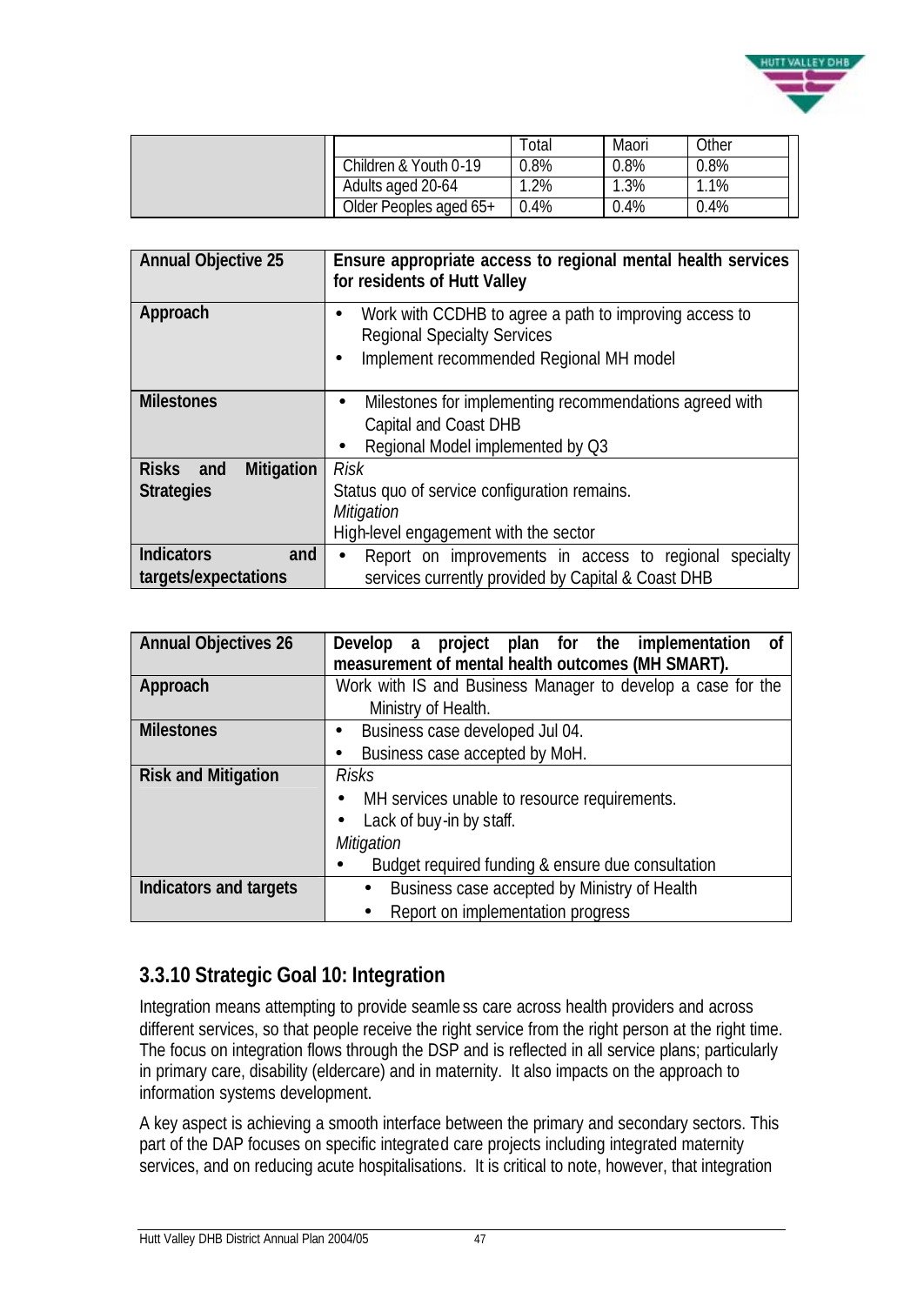| | | Total | Maori | Other |
|---|---|---|---|---|
| | Children & Youth 0-19 | 0.8% | 0.8% | 0.8% |
| | Adults aged 20-64 | 1.2% | 1.3% | 1.1% |
| | Older Peoples aged 65+ | 0.4% | 0.4% | 0.4% |

| **Annual Objective 25** | **Ensure appropriate access to regional mental health services for residents of Hutt Valley** |
|---|---|
| **Approach** | • Work with CCDHB to agree a path to improving access to Regional Specialty Services<br>• Implement recommended Regional MH model |
| **Milestones** | • Milestones for implementing recommendations agreed with Capital and Coast DHB<br>• Regional Model implemented by Q3 |
| **Risks and Mitigation Strategies** | *Risk*<br>Status quo of service configuration remains.<br>*Mitigation*<br>High-level engagement with the sector |
| **Indicators and targets/expectations** | • Report on improvements in access to regional specialty services currently provided by Capital & Coast DHB |

| **Annual Objectives 26** | **Develop a project plan for the implementation of measurement of mental health outcomes (MH SMART).** |
|---|---|
| **Approach** | Work with IS and Business Manager to develop a case for the Ministry of Health. |
| **Milestones** | • Business case developed Jul 04.<br>• Business case accepted by MoH. |
| **Risk and Mitigation** | *Risks*<br>• MH services unable to resource requirements.<br>• Lack of buy-in by staff.<br>*Mitigation*<br>• Budget required funding & ensure due consultation |
| **Indicators and targets** | • Business case accepted by Ministry of Health<br>• Report on implementation progress |

### 3.3.10 Strategic Goal 10: Integration

Integration means attempting to provide seamless care across health providers and across different services, so that people receive the right service from the right person at the right time. The focus on integration flows through the DSP and is reflected in all service plans; particularly in primary care, disability (eldercare) and in maternity. It also impacts on the approach to information systems development.

A key aspect is achieving a smooth interface between the primary and secondary sectors. This part of the DAP focuses on specific integrated care projects including integrated maternity services, and on reducing acute hospitalisations. It is critical to note, however, that integration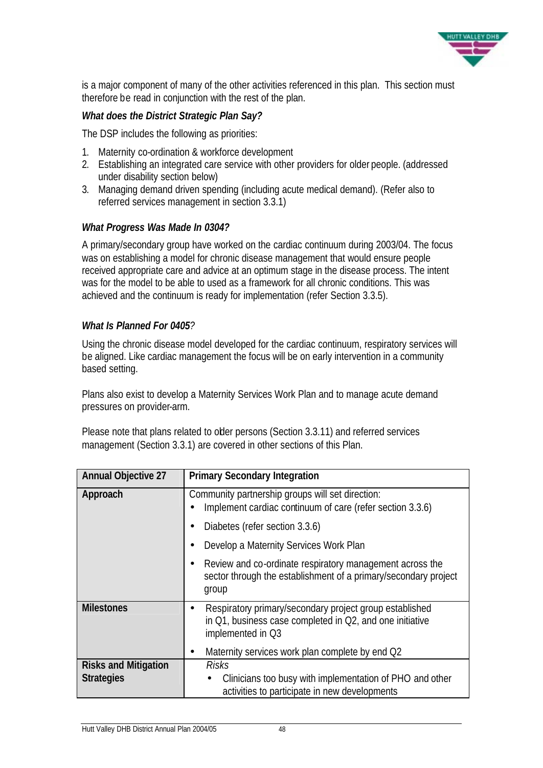is a major component of many of the other activities referenced in this plan. This section must therefore be read in conjunction with the rest of the plan.

***What does the District Strategic Plan Say?***

The DSP includes the following as priorities:

1. Maternity co-ordination & workforce development
2. Establishing an integrated care service with other providers for older people. (addressed under disability section below)
3. Managing demand driven spending (including acute medical demand). (Refer also to referred services management in section 3.3.1)

***What Progress Was Made In 0304?***

A primary/secondary group have worked on the cardiac continuum during 2003/04. The focus was on establishing a model for chronic disease management that would ensure people received appropriate care and advice at an optimum stage in the disease process. The intent was for the model to be able to used as a framework for all chronic conditions. This was achieved and the continuum is ready for implementation (refer Section 3.3.5).

***What Is Planned For 0405?***

Using the chronic disease model developed for the cardiac continuum, respiratory services will be aligned. Like cardiac management the focus will be on early intervention in a community based setting.

Plans also exist to develop a Maternity Services Work Plan and to manage acute demand pressures on provider-arm.

Please note that plans related to older persons (Section 3.3.11) and referred services management (Section 3.3.1) are covered in other sections of this Plan.

| **Annual Objective 27** | **Primary Secondary Integration** |
|---|---|
| **Approach** | Community partnership groups will set direction:<br>• Implement cardiac continuum of care (refer section 3.3.6)<br>• Diabetes (refer section 3.3.6)<br>• Develop a Maternity Services Work Plan<br>• Review and co-ordinate respiratory management across the sector through the establishment of a primary/secondary project group |
| **Milestones** | • Respiratory primary/secondary project group established in Q1, business case completed in Q2, and one initiative implemented in Q3<br>• Maternity services work plan complete by end Q2 |
| **Risks and Mitigation Strategies** | *Risks*<br>• Clinicians too busy with implementation of PHO and other activities to participate in new developments |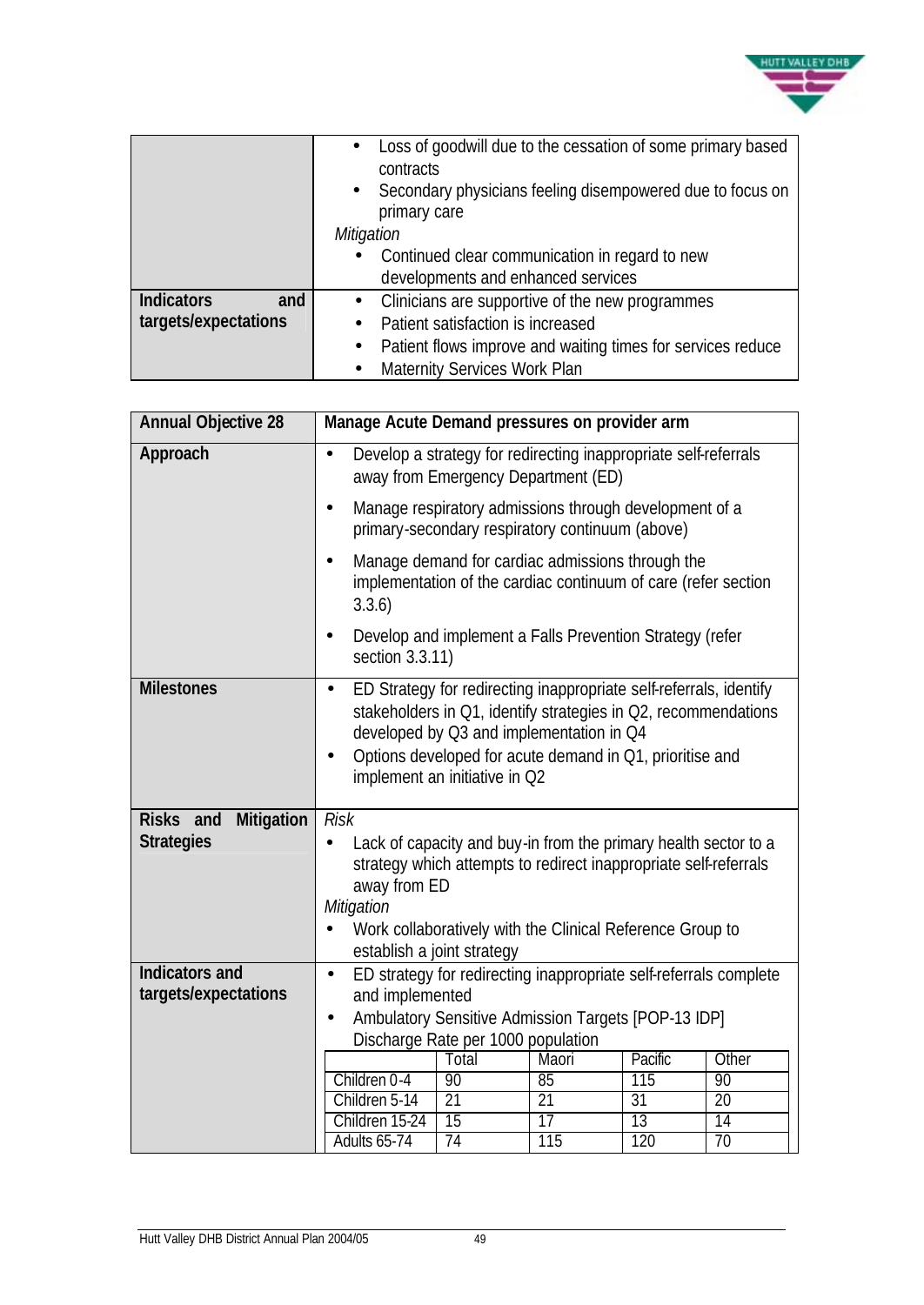| | |
|---|---|
| | • Loss of goodwill due to the cessation of some primary based contracts<br>• Secondary physicians feeling disempowered due to focus on primary care<br>*Mitigation*<br>• Continued clear communication in regard to new developments and enhanced services |
| **Indicators and targets/expectations** | • Clinicians are supportive of the new programmes<br>• Patient satisfaction is increased<br>• Patient flows improve and waiting times for services reduce<br>• Maternity Services Work Plan |

| **Annual Objective 28** | **Manage Acute Demand pressures on provider arm** |
|---|---|
| **Approach** | • Develop a strategy for redirecting inappropriate self-referrals away from Emergency Department (ED)<br>• Manage respiratory admissions through development of a primary-secondary respiratory continuum (above)<br>• Manage demand for cardiac admissions through the implementation of the cardiac continuum of care (refer section 3.3.6)<br>• Develop and implement a Falls Prevention Strategy (refer section 3.3.11) |
| **Milestones** | • ED Strategy for redirecting inappropriate self-referrals, identify stakeholders in Q1, identify strategies in Q2, recommendations developed by Q3 and implementation in Q4<br>• Options developed for acute demand in Q1, prioritise and implement an initiative in Q2 |
| **Risks and Mitigation Strategies** | *Risk*<br>• Lack of capacity and buy-in from the primary health sector to a strategy which attempts to redirect inappropriate self-referrals away from ED<br>*Mitigation*<br>• Work collaboratively with the Clinical Reference Group to establish a joint strategy |
| **Indicators and targets/expectations** | • ED strategy for redirecting inappropriate self-referrals complete and implemented<br>• Ambulatory Sensitive Admission Targets [POP-13 IDP] Discharge Rate per 1000 population |

| | Total | Maori | Pacific | Other |
|---|---|---|---|---|
| Children 0-4 | 90 | 85 | 115 | 90 |
| Children 5-14 | 21 | 21 | 31 | 20 |
| Children 15-24 | 15 | 17 | 13 | 14 |
| Adults 65-74 | 74 | 115 | 120 | 70 |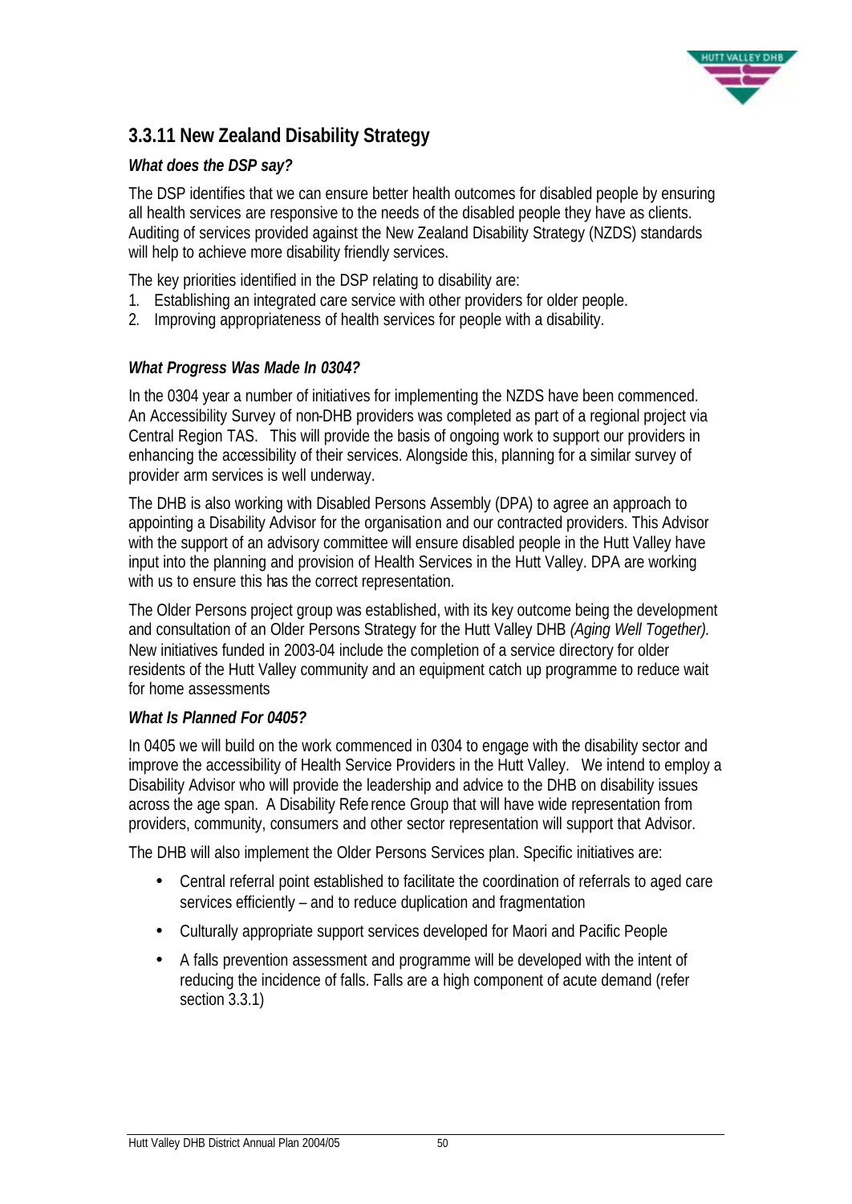## 3.3.11 New Zealand Disability Strategy

***What does the DSP say?***

The DSP identifies that we can ensure better health outcomes for disabled people by ensuring all health services are responsive to the needs of the disabled people they have as clients. Auditing of services provided against the New Zealand Disability Strategy (NZDS) standards will help to achieve more disability friendly services.

The key priorities identified in the DSP relating to disability are:

1. Establishing an integrated care service with other providers for older people.
2. Improving appropriateness of health services for people with a disability.

***What Progress Was Made In 0304?***

In the 0304 year a number of initiatives for implementing the NZDS have been commenced. An Accessibility Survey of non-DHB providers was completed as part of a regional project via Central Region TAS. This will provide the basis of ongoing work to support our providers in enhancing the accessibility of their services. Alongside this, planning for a similar survey of provider arm services is well underway.

The DHB is also working with Disabled Persons Assembly (DPA) to agree an approach to appointing a Disability Advisor for the organisation and our contracted providers. This Advisor with the support of an advisory committee will ensure disabled people in the Hutt Valley have input into the planning and provision of Health Services in the Hutt Valley. DPA are working with us to ensure this has the correct representation.

The Older Persons project group was established, with its key outcome being the development and consultation of an Older Persons Strategy for the Hutt Valley DHB *(Aging Well Together).* New initiatives funded in 2003-04 include the completion of a service directory for older residents of the Hutt Valley community and an equipment catch up programme to reduce wait for home assessments

***What Is Planned For 0405?***

In 0405 we will build on the work commenced in 0304 to engage with the disability sector and improve the accessibility of Health Service Providers in the Hutt Valley. We intend to employ a Disability Advisor who will provide the leadership and advice to the DHB on disability issues across the age span. A Disability Reference Group that will have wide representation from providers, community, consumers and other sector representation will support that Advisor.

The DHB will also implement the Older Persons Services plan. Specific initiatives are:

- Central referral point established to facilitate the coordination of referrals to aged care services efficiently – and to reduce duplication and fragmentation
- Culturally appropriate support services developed for Maori and Pacific People
- A falls prevention assessment and programme will be developed with the intent of reducing the incidence of falls. Falls are a high component of acute demand (refer section 3.3.1)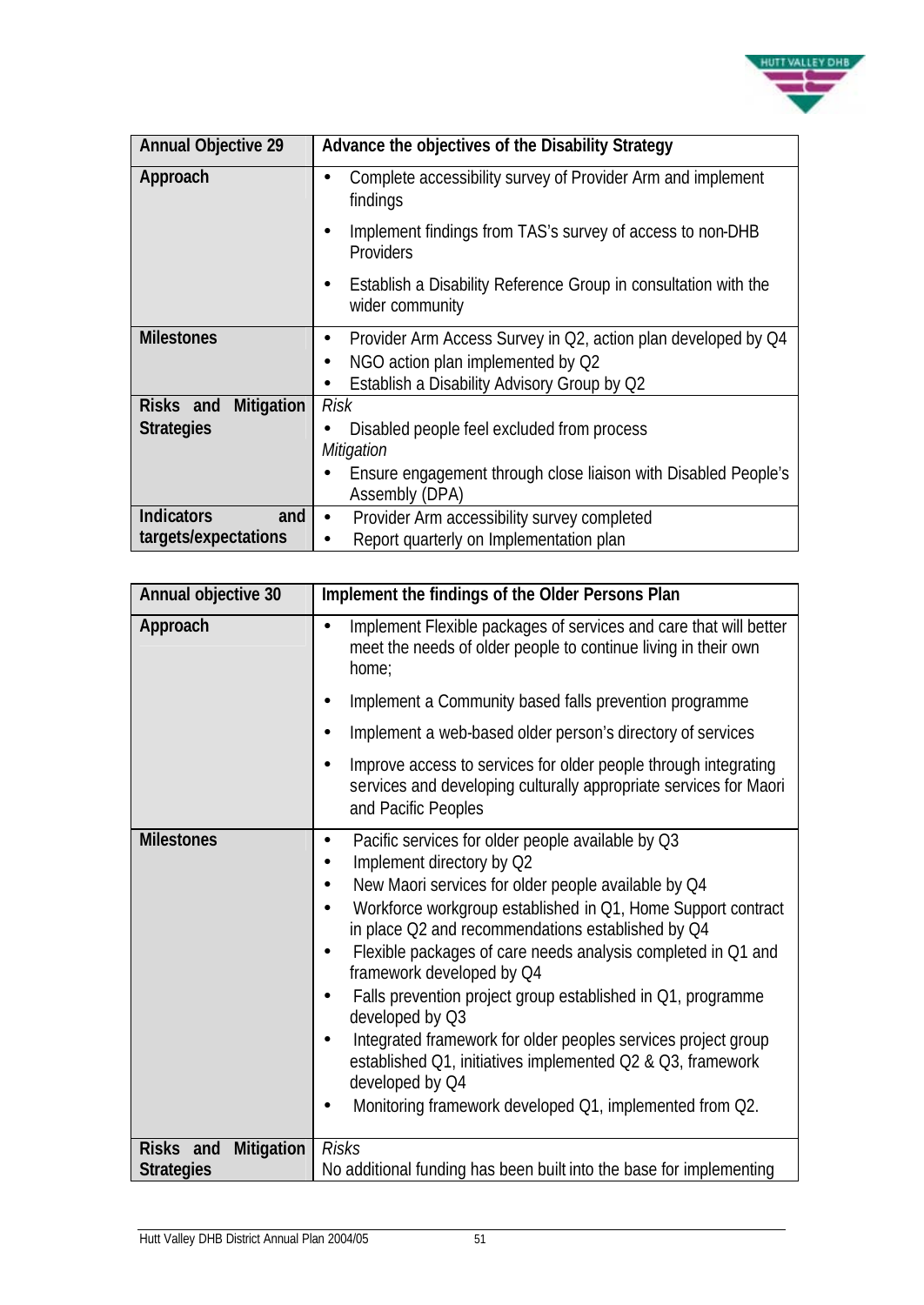| Annual Objective 29 | Advance the objectives of the Disability Strategy |
|---|---|
| Approach | • Complete accessibility survey of Provider Arm and implement findings<br>• Implement findings from TAS's survey of access to non-DHB Providers<br>• Establish a Disability Reference Group in consultation with the wider community |
| Milestones | • Provider Arm Access Survey in Q2, action plan developed by Q4<br>• NGO action plan implemented by Q2<br>• Establish a Disability Advisory Group by Q2 |
| Risks and Mitigation Strategies | *Risk*<br>• Disabled people feel excluded from process<br>*Mitigation*<br>• Ensure engagement through close liaison with Disabled People's Assembly (DPA) |
| Indicators and targets/expectations | • Provider Arm accessibility survey completed<br>• Report quarterly on Implementation plan |

| Annual objective 30 | Implement the findings of the Older Persons Plan |
|---|---|
| Approach | • Implement Flexible packages of services and care that will better meet the needs of older people to continue living in their own home;<br>• Implement a Community based falls prevention programme<br>• Implement a web-based older person's directory of services<br>• Improve access to services for older people through integrating services and developing culturally appropriate services for Maori and Pacific Peoples |
| Milestones | • Pacific services for older people available by Q3<br>• Implement directory by Q2<br>• New Maori services for older people available by Q4<br>• Workforce workgroup established in Q1, Home Support contract in place Q2 and recommendations established by Q4<br>• Flexible packages of care needs analysis completed in Q1 and framework developed by Q4<br>• Falls prevention project group established in Q1, programme developed by Q3<br>• Integrated framework for older peoples services project group established Q1, initiatives implemented Q2 & Q3, framework developed by Q4<br>• Monitoring framework developed Q1, implemented from Q2. |
| Risks and Mitigation Strategies | *Risks*<br>No additional funding has been built into the base for implementing |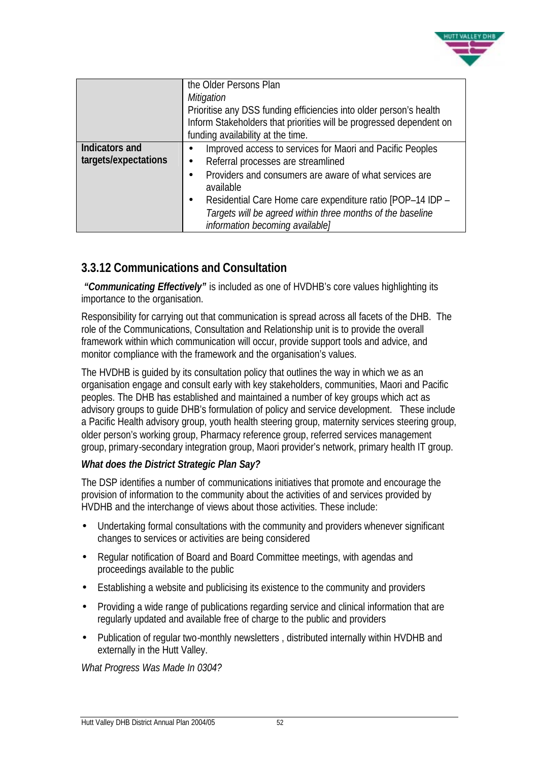| | |
|---|---|
| | the Older Persons Plan<br>*Mitigation*<br>Prioritise any DSS funding efficiencies into older person's health<br>Inform Stakeholders that priorities will be progressed dependent on funding availability at the time. |
| **Indicators and targets/expectations** | • Improved access to services for Maori and Pacific Peoples<br>• Referral processes are streamlined<br>• Providers and consumers are aware of what services are available<br>• Residential Care Home care expenditure ratio [POP–14 IDP – *Targets will be agreed within three months of the baseline information becoming available]* |

### 3.3.12 Communications and Consultation

***"Communicating Effectively"*** is included as one of HVDHB's core values highlighting its importance to the organisation.

Responsibility for carrying out that communication is spread across all facets of the DHB. The role of the Communications, Consultation and Relationship unit is to provide the overall framework within which communication will occur, provide support tools and advice, and monitor compliance with the framework and the organisation's values.

The HVDHB is guided by its consultation policy that outlines the way in which we as an organisation engage and consult early with key stakeholders, communities, Maori and Pacific peoples. The DHB has established and maintained a number of key groups which act as advisory groups to guide DHB's formulation of policy and service development. These include a Pacific Health advisory group, youth health steering group, maternity services steering group, older person's working group, Pharmacy reference group, referred services management group, primary-secondary integration group, Maori provider's network, primary health IT group.

***What does the District Strategic Plan Say?***

The DSP identifies a number of communications initiatives that promote and encourage the provision of information to the community about the activities of and services provided by HVDHB and the interchange of views about those activities. These include:

- Undertaking formal consultations with the community and providers whenever significant changes to services or activities are being considered
- Regular notification of Board and Board Committee meetings, with agendas and proceedings available to the public
- Establishing a website and publicising its existence to the community and providers
- Providing a wide range of publications regarding service and clinical information that are regularly updated and available free of charge to the public and providers
- Publication of regular two-monthly newsletters , distributed internally within HVDHB and externally in the Hutt Valley.

*What Progress Was Made In 0304?*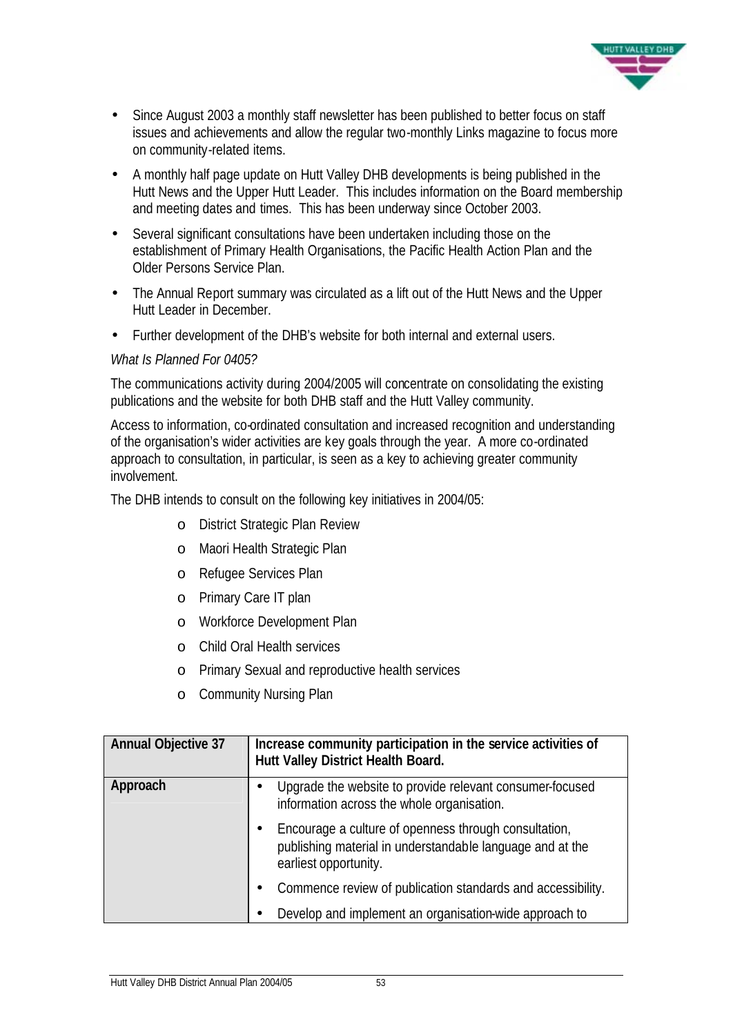- Since August 2003 a monthly staff newsletter has been published to better focus on staff issues and achievements and allow the regular two-monthly Links magazine to focus more on community-related items.
- A monthly half page update on Hutt Valley DHB developments is being published in the Hutt News and the Upper Hutt Leader. This includes information on the Board membership and meeting dates and times. This has been underway since October 2003.
- Several significant consultations have been undertaken including those on the establishment of Primary Health Organisations, the Pacific Health Action Plan and the Older Persons Service Plan.
- The Annual Report summary was circulated as a lift out of the Hutt News and the Upper Hutt Leader in December.
- Further development of the DHB's website for both internal and external users.

*What Is Planned For 0405?*

The communications activity during 2004/2005 will concentrate on consolidating the existing publications and the website for both DHB staff and the Hutt Valley community.

Access to information, co-ordinated consultation and increased recognition and understanding of the organisation's wider activities are key goals through the year. A more co-ordinated approach to consultation, in particular, is seen as a key to achieving greater community involvement.

The DHB intends to consult on the following key initiatives in 2004/05:

- District Strategic Plan Review
- Maori Health Strategic Plan
- Refugee Services Plan
- Primary Care IT plan
- Workforce Development Plan
- Child Oral Health services
- Primary Sexual and reproductive health services
- Community Nursing Plan

| **Annual Objective 37** | **Increase community participation in the service activities of Hutt Valley District Health Board.** |
|---|---|
| **Approach** | • Upgrade the website to provide relevant consumer-focused information across the whole organisation.<br>• Encourage a culture of openness through consultation, publishing material in understandable language and at the earliest opportunity.<br>• Commence review of publication standards and accessibility.<br>• Develop and implement an organisation-wide approach to |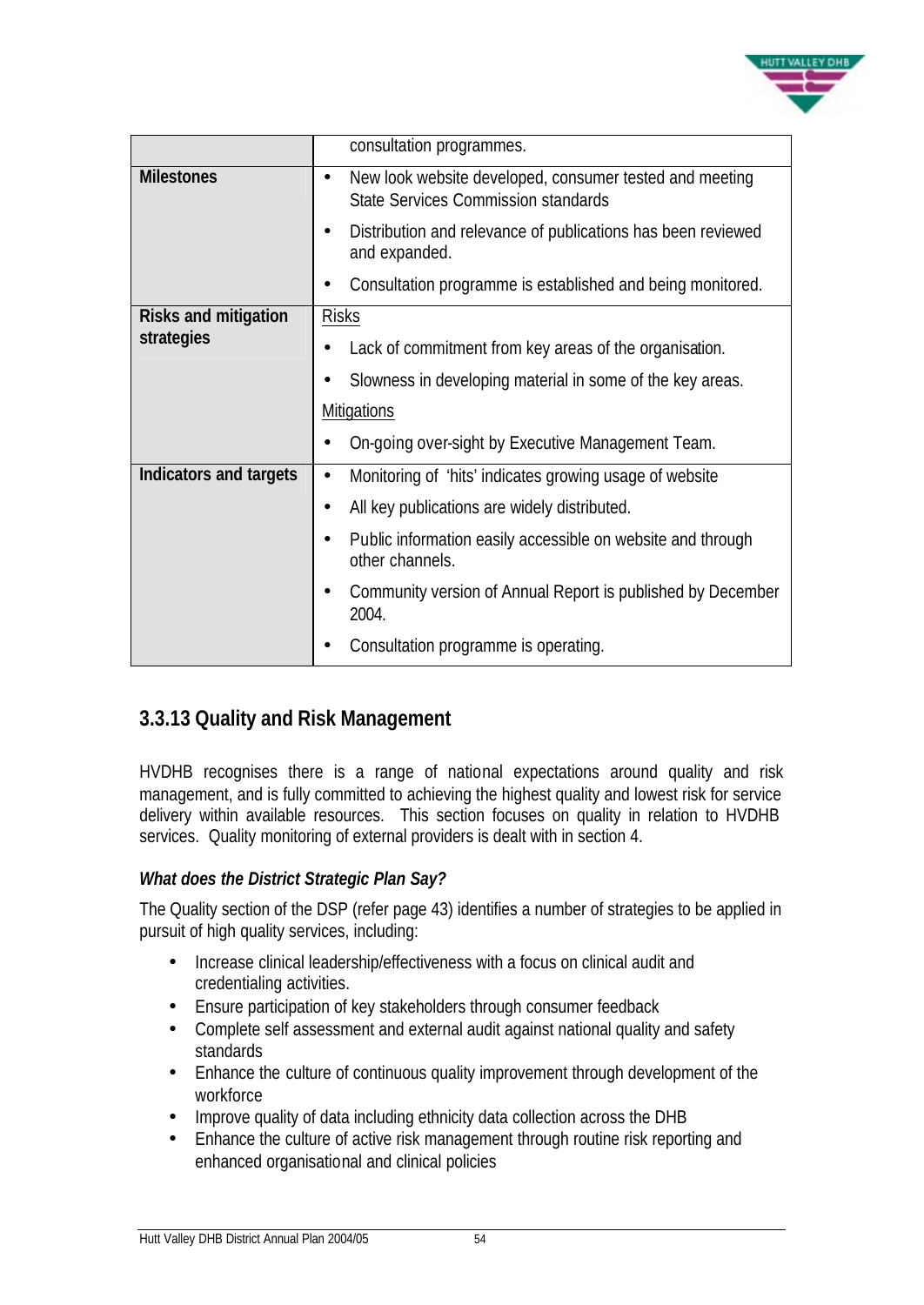|  |  |
|---|---|
|  | consultation programmes. |
| **Milestones** | • New look website developed, consumer tested and meeting State Services Commission standards<br>• Distribution and relevance of publications has been reviewed and expanded.<br>• Consultation programme is established and being monitored. |
| **Risks and mitigation strategies** | Risks<br>• Lack of commitment from key areas of the organisation.<br>• Slowness in developing material in some of the key areas.<br>Mitigations<br>• On-going over-sight by Executive Management Team. |
| **Indicators and targets** | • Monitoring of 'hits' indicates growing usage of website<br>• All key publications are widely distributed.<br>• Public information easily accessible on website and through other channels.<br>• Community version of Annual Report is published by December 2004.<br>• Consultation programme is operating. |

## 3.3.13 Quality and Risk Management

HVDHB recognises there is a range of national expectations around quality and risk management, and is fully committed to achieving the highest quality and lowest risk for service delivery within available resources. This section focuses on quality in relation to HVDHB services. Quality monitoring of external providers is dealt with in section 4.

### *What does the District Strategic Plan Say?*

The Quality section of the DSP (refer page 43) identifies a number of strategies to be applied in pursuit of high quality services, including:

- Increase clinical leadership/effectiveness with a focus on clinical audit and credentialing activities.
- Ensure participation of key stakeholders through consumer feedback
- Complete self assessment and external audit against national quality and safety standards
- Enhance the culture of continuous quality improvement through development of the workforce
- Improve quality of data including ethnicity data collection across the DHB
- Enhance the culture of active risk management through routine risk reporting and enhanced organisational and clinical policies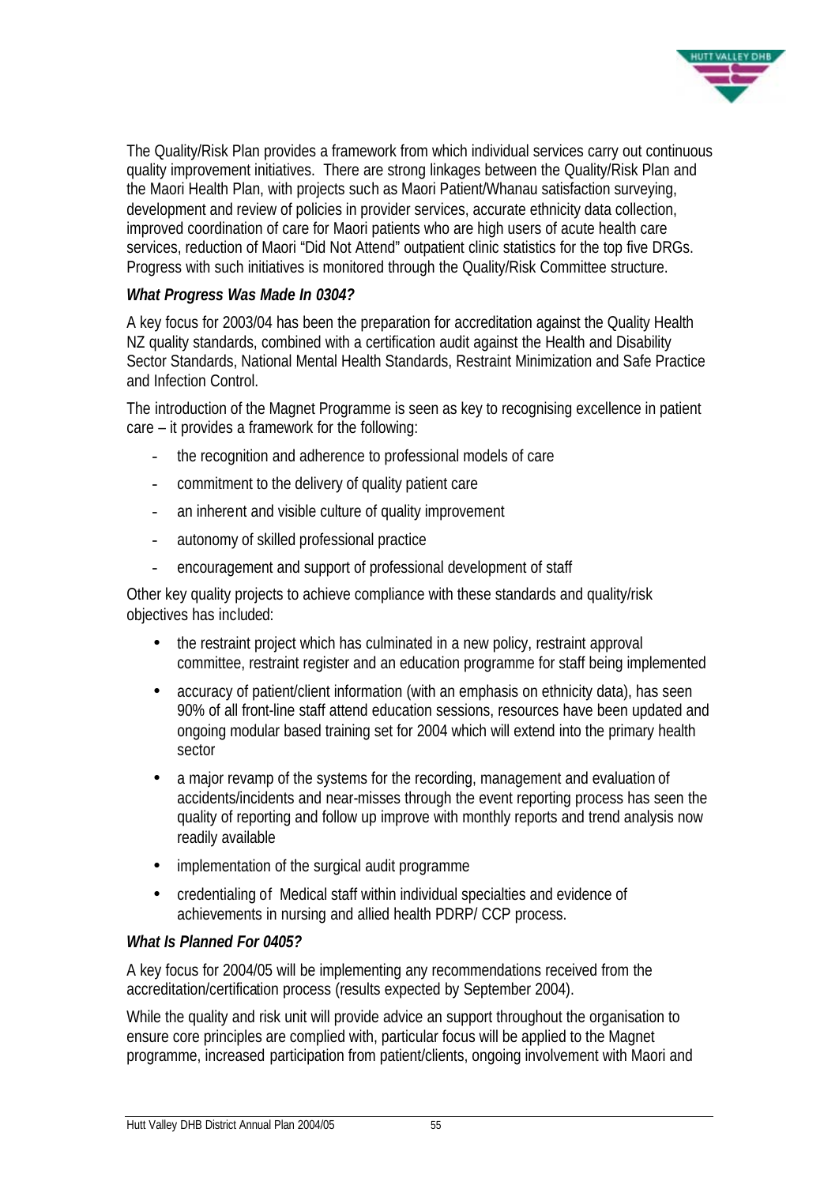The Quality/Risk Plan provides a framework from which individual services carry out continuous quality improvement initiatives. There are strong linkages between the Quality/Risk Plan and the Maori Health Plan, with projects such as Maori Patient/Whanau satisfaction surveying, development and review of policies in provider services, accurate ethnicity data collection, improved coordination of care for Maori patients who are high users of acute health care services, reduction of Maori "Did Not Attend" outpatient clinic statistics for the top five DRGs. Progress with such initiatives is monitored through the Quality/Risk Committee structure.

***What Progress Was Made In 0304?***

A key focus for 2003/04 has been the preparation for accreditation against the Quality Health NZ quality standards, combined with a certification audit against the Health and Disability Sector Standards, National Mental Health Standards, Restraint Minimization and Safe Practice and Infection Control.

The introduction of the Magnet Programme is seen as key to recognising excellence in patient care – it provides a framework for the following:

- the recognition and adherence to professional models of care
- commitment to the delivery of quality patient care
- an inherent and visible culture of quality improvement
- autonomy of skilled professional practice
- encouragement and support of professional development of staff

Other key quality projects to achieve compliance with these standards and quality/risk objectives has included:

- the restraint project which has culminated in a new policy, restraint approval committee, restraint register and an education programme for staff being implemented
- accuracy of patient/client information (with an emphasis on ethnicity data), has seen 90% of all front-line staff attend education sessions, resources have been updated and ongoing modular based training set for 2004 which will extend into the primary health sector
- a major revamp of the systems for the recording, management and evaluation of accidents/incidents and near-misses through the event reporting process has seen the quality of reporting and follow up improve with monthly reports and trend analysis now readily available
- implementation of the surgical audit programme
- credentialing of Medical staff within individual specialties and evidence of achievements in nursing and allied health PDRP/ CCP process.

***What Is Planned For 0405?***

A key focus for 2004/05 will be implementing any recommendations received from the accreditation/certification process (results expected by September 2004).

While the quality and risk unit will provide advice an support throughout the organisation to ensure core principles are complied with, particular focus will be applied to the Magnet programme, increased participation from patient/clients, ongoing involvement with Maori and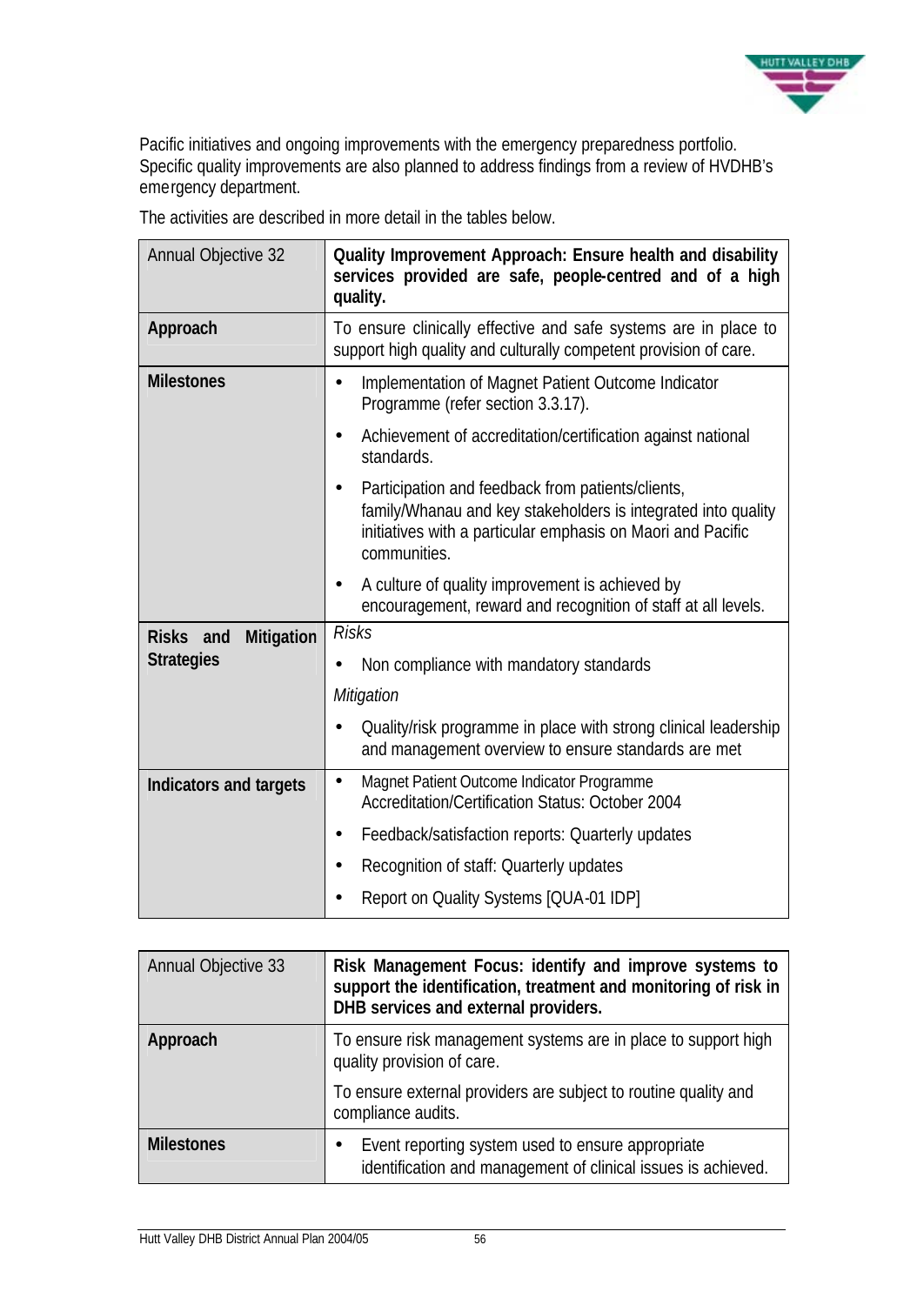Pacific initiatives and ongoing improvements with the emergency preparedness portfolio. Specific quality improvements are also planned to address findings from a review of HVDHB's emergency department.

The activities are described in more detail in the tables below.

| Annual Objective 32 | **Quality Improvement Approach: Ensure health and disability services provided are safe, people-centred and of a high quality.** |
|---|---|
| **Approach** | To ensure clinically effective and safe systems are in place to support high quality and culturally competent provision of care. |
| **Milestones** | • Implementation of Magnet Patient Outcome Indicator Programme (refer section 3.3.17).<br>• Achievement of accreditation/certification against national standards.<br>• Participation and feedback from patients/clients, family/Whanau and key stakeholders is integrated into quality initiatives with a particular emphasis on Maori and Pacific communities.<br>• A culture of quality improvement is achieved by encouragement, reward and recognition of staff at all levels. |
| **Risks and Mitigation Strategies** | *Risks*<br>• Non compliance with mandatory standards<br>*Mitigation*<br>• Quality/risk programme in place with strong clinical leadership and management overview to ensure standards are met |
| **Indicators and targets** | • Magnet Patient Outcome Indicator Programme Accreditation/Certification Status: October 2004<br>• Feedback/satisfaction reports: Quarterly updates<br>• Recognition of staff: Quarterly updates<br>• Report on Quality Systems [QUA-01 IDP] |

| Annual Objective 33 | **Risk Management Focus: identify and improve systems to support the identification, treatment and monitoring of risk in DHB services and external providers.** |
|---|---|
| **Approach** | To ensure risk management systems are in place to support high quality provision of care.<br>To ensure external providers are subject to routine quality and compliance audits. |
| **Milestones** | • Event reporting system used to ensure appropriate identification and management of clinical issues is achieved. |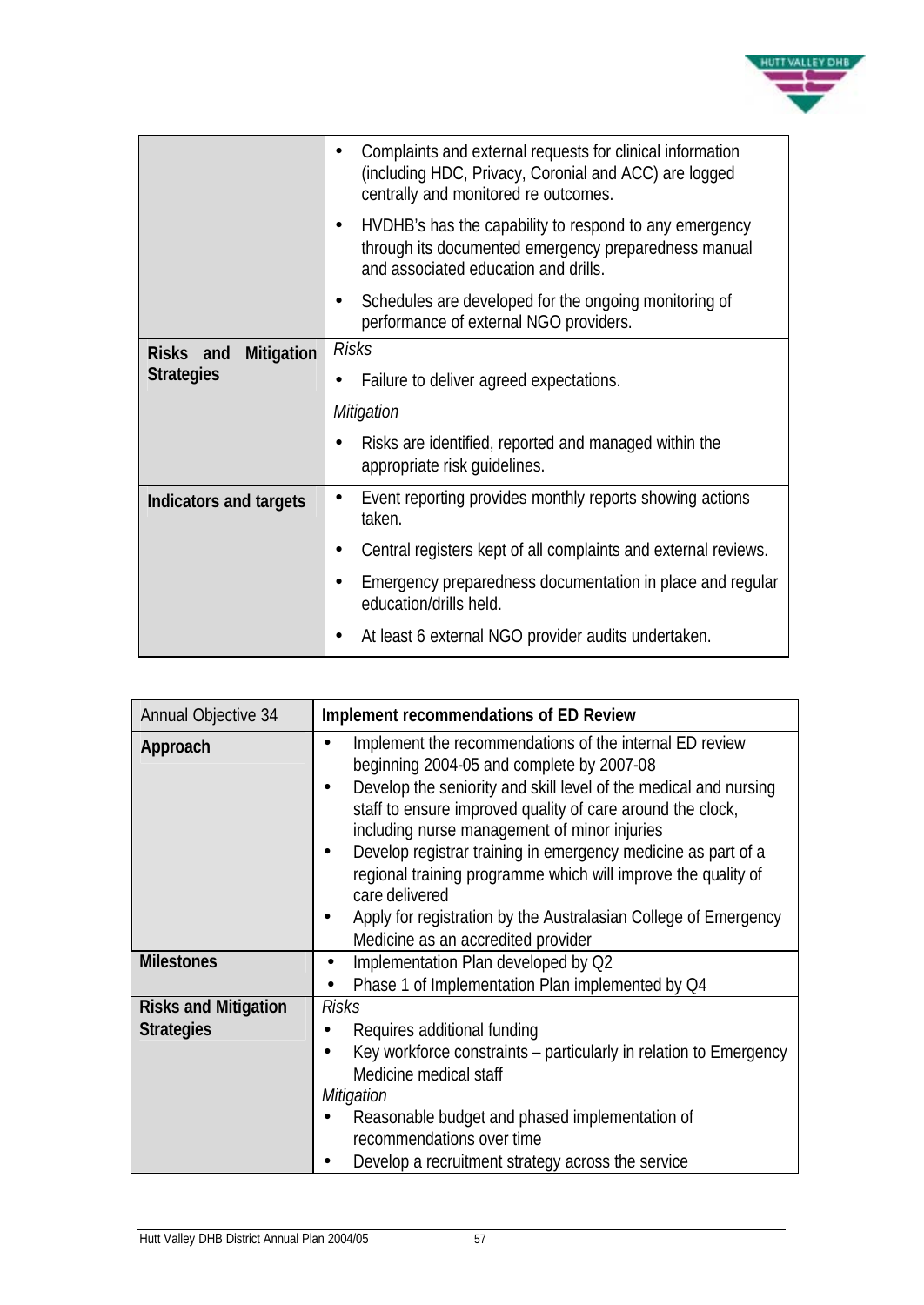| | |
|---|---|
| | • Complaints and external requests for clinical information (including HDC, Privacy, Coronial and ACC) are logged centrally and monitored re outcomes.<br>• HVDHB's has the capability to respond to any emergency through its documented emergency preparedness manual and associated education and drills.<br>• Schedules are developed for the ongoing monitoring of performance of external NGO providers. |
| **Risks and Mitigation Strategies** | *Risks*<br>• Failure to deliver agreed expectations.<br>*Mitigation*<br>• Risks are identified, reported and managed within the appropriate risk guidelines. |
| **Indicators and targets** | • Event reporting provides monthly reports showing actions taken.<br>• Central registers kept of all complaints and external reviews.<br>• Emergency preparedness documentation in place and regular education/drills held.<br>• At least 6 external NGO provider audits undertaken. |

| Annual Objective 34 | **Implement recommendations of ED Review** |
|---|---|
| **Approach** | • Implement the recommendations of the internal ED review beginning 2004-05 and complete by 2007-08<br>• Develop the seniority and skill level of the medical and nursing staff to ensure improved quality of care around the clock, including nurse management of minor injuries<br>• Develop registrar training in emergency medicine as part of a regional training programme which will improve the quality of care delivered<br>• Apply for registration by the Australasian College of Emergency Medicine as an accredited provider |
| **Milestones** | • Implementation Plan developed by Q2<br>• Phase 1 of Implementation Plan implemented by Q4 |
| **Risks and Mitigation Strategies** | *Risks*<br>• Requires additional funding<br>• Key workforce constraints – particularly in relation to Emergency Medicine medical staff<br>*Mitigation*<br>• Reasonable budget and phased implementation of recommendations over time<br>• Develop a recruitment strategy across the service |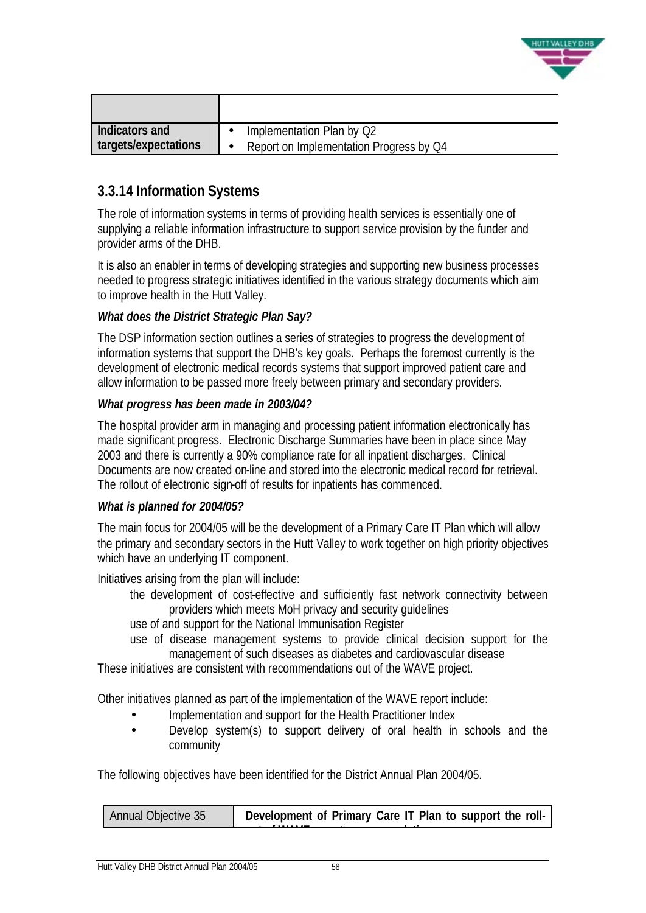| | |
|---|---|
| **Indicators and targets/expectations** | • Implementation Plan by Q2<br>• Report on Implementation Progress by Q4 |

## 3.3.14 Information Systems

The role of information systems in terms of providing health services is essentially one of supplying a reliable information infrastructure to support service provision by the funder and provider arms of the DHB.

It is also an enabler in terms of developing strategies and supporting new business processes needed to progress strategic initiatives identified in the various strategy documents which aim to improve health in the Hutt Valley.

***What does the District Strategic Plan Say?***

The DSP information section outlines a series of strategies to progress the development of information systems that support the DHB's key goals. Perhaps the foremost currently is the development of electronic medical records systems that support improved patient care and allow information to be passed more freely between primary and secondary providers.

***What progress has been made in 2003/04?***

The hospital provider arm in managing and processing patient information electronically has made significant progress. Electronic Discharge Summaries have been in place since May 2003 and there is currently a 90% compliance rate for all inpatient discharges. Clinical Documents are now created on-line and stored into the electronic medical record for retrieval. The rollout of electronic sign-off of results for inpatients has commenced.

***What is planned for 2004/05?***

The main focus for 2004/05 will be the development of a Primary Care IT Plan which will allow the primary and secondary sectors in the Hutt Valley to work together on high priority objectives which have an underlying IT component.

Initiatives arising from the plan will include:

- the development of cost-effective and sufficiently fast network connectivity between providers which meets MoH privacy and security guidelines
- use of and support for the National Immunisation Register
- use of disease management systems to provide clinical decision support for the management of such diseases as diabetes and cardiovascular disease

These initiatives are consistent with recommendations out of the WAVE project.

Other initiatives planned as part of the implementation of the WAVE report include:

- Implementation and support for the Health Practitioner Index
- Develop system(s) to support delivery of oral health in schools and the community

The following objectives have been identified for the District Annual Plan 2004/05.

| Annual Objective 35 | **Development of Primary Care IT Plan to support the roll-** |
|---|---|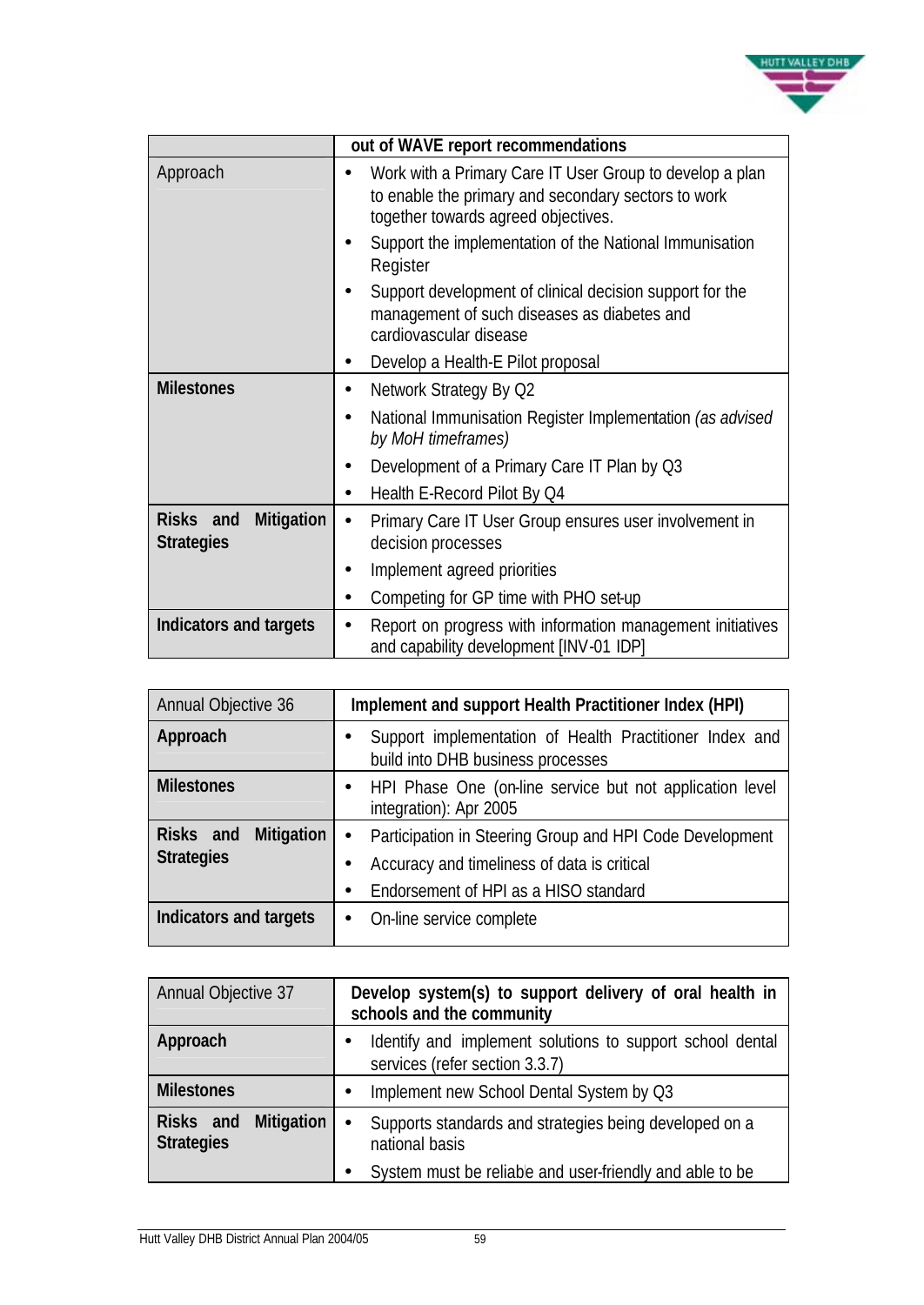| | out of WAVE report recommendations |
|---|---|
| Approach | • Work with a Primary Care IT User Group to develop a plan to enable the primary and secondary sectors to work together towards agreed objectives.<br>• Support the implementation of the National Immunisation Register<br>• Support development of clinical decision support for the management of such diseases as diabetes and cardiovascular disease<br>• Develop a Health-E Pilot proposal |
| **Milestones** | • Network Strategy By Q2<br>• National Immunisation Register Implementation *(as advised by MoH timeframes)*<br>• Development of a Primary Care IT Plan by Q3<br>• Health E-Record Pilot By Q4 |
| **Risks and Mitigation Strategies** | • Primary Care IT User Group ensures user involvement in decision processes<br>• Implement agreed priorities<br>• Competing for GP time with PHO set-up |
| **Indicators and targets** | • Report on progress with information management initiatives and capability development [INV-01 IDP] |

| Annual Objective 36 | **Implement and support Health Practitioner Index (HPI)** |
|---|---|
| **Approach** | • Support implementation of Health Practitioner Index and build into DHB business processes |
| **Milestones** | • HPI Phase One (on-line service but not application level integration): Apr 2005 |
| **Risks and Mitigation Strategies** | • Participation in Steering Group and HPI Code Development<br>• Accuracy and timeliness of data is critical<br>• Endorsement of HPI as a HISO standard |
| **Indicators and targets** | • On-line service complete |

| Annual Objective 37 | **Develop system(s) to support delivery of oral health in schools and the community** |
|---|---|
| **Approach** | • Identify and implement solutions to support school dental services (refer section 3.3.7) |
| **Milestones** | • Implement new School Dental System by Q3 |
| **Risks and Mitigation Strategies** | • Supports standards and strategies being developed on a national basis<br>• System must be reliable and user-friendly and able to be |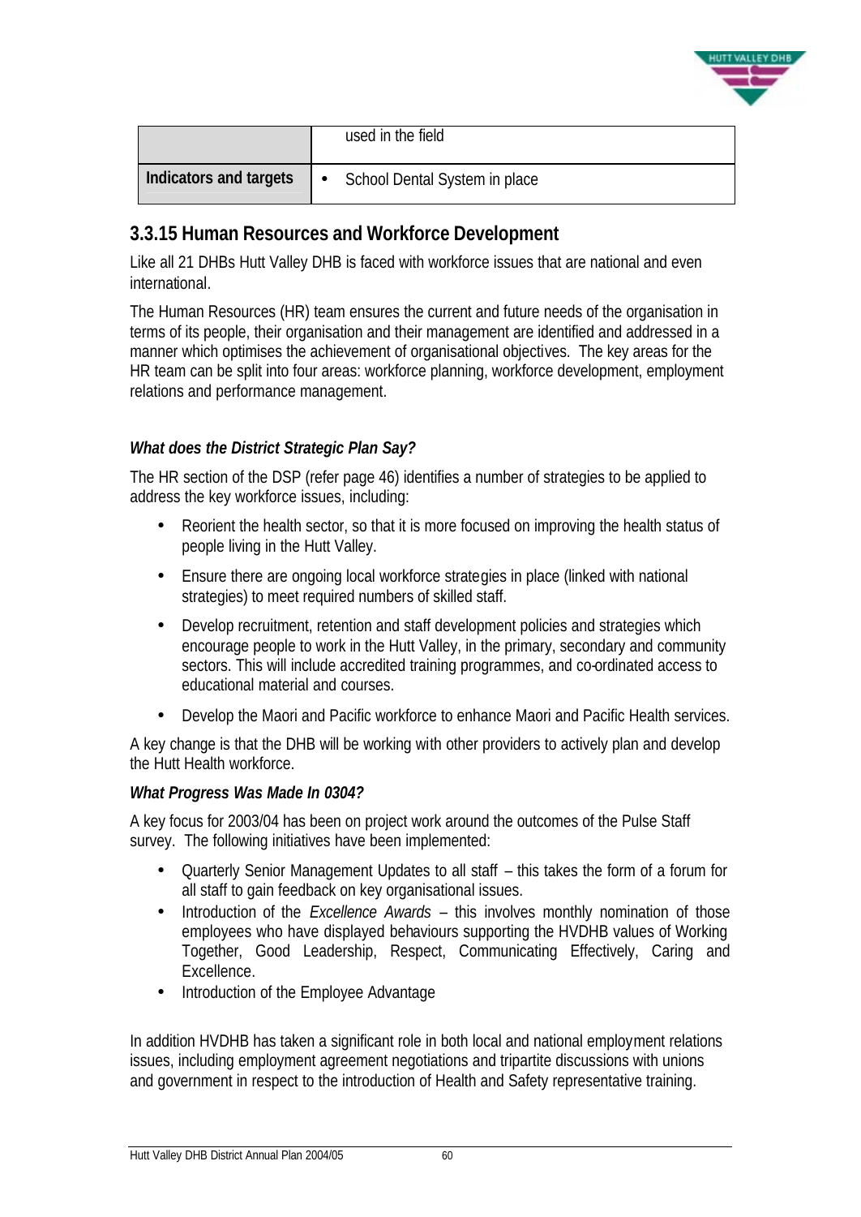|  |  |
|---|---|
|  | used in the field |
| **Indicators and targets** | • School Dental System in place |

### 3.3.15 Human Resources and Workforce Development

Like all 21 DHBs Hutt Valley DHB is faced with workforce issues that are national and even international.

The Human Resources (HR) team ensures the current and future needs of the organisation in terms of its people, their organisation and their management are identified and addressed in a manner which optimises the achievement of organisational objectives. The key areas for the HR team can be split into four areas: workforce planning, workforce development, employment relations and performance management.

***What does the District Strategic Plan Say?***

The HR section of the DSP (refer page 46) identifies a number of strategies to be applied to address the key workforce issues, including:

- Reorient the health sector, so that it is more focused on improving the health status of people living in the Hutt Valley.
- Ensure there are ongoing local workforce strategies in place (linked with national strategies) to meet required numbers of skilled staff.
- Develop recruitment, retention and staff development policies and strategies which encourage people to work in the Hutt Valley, in the primary, secondary and community sectors. This will include accredited training programmes, and co-ordinated access to educational material and courses.
- Develop the Maori and Pacific workforce to enhance Maori and Pacific Health services.

A key change is that the DHB will be working with other providers to actively plan and develop the Hutt Health workforce.

***What Progress Was Made In 0304?***

A key focus for 2003/04 has been on project work around the outcomes of the Pulse Staff survey. The following initiatives have been implemented:

- Quarterly Senior Management Updates to all staff – this takes the form of a forum for all staff to gain feedback on key organisational issues.
- Introduction of the *Excellence Awards* – this involves monthly nomination of those employees who have displayed behaviours supporting the HVDHB values of Working Together, Good Leadership, Respect, Communicating Effectively, Caring and Excellence.
- Introduction of the Employee Advantage

In addition HVDHB has taken a significant role in both local and national employment relations issues, including employment agreement negotiations and tripartite discussions with unions and government in respect to the introduction of Health and Safety representative training.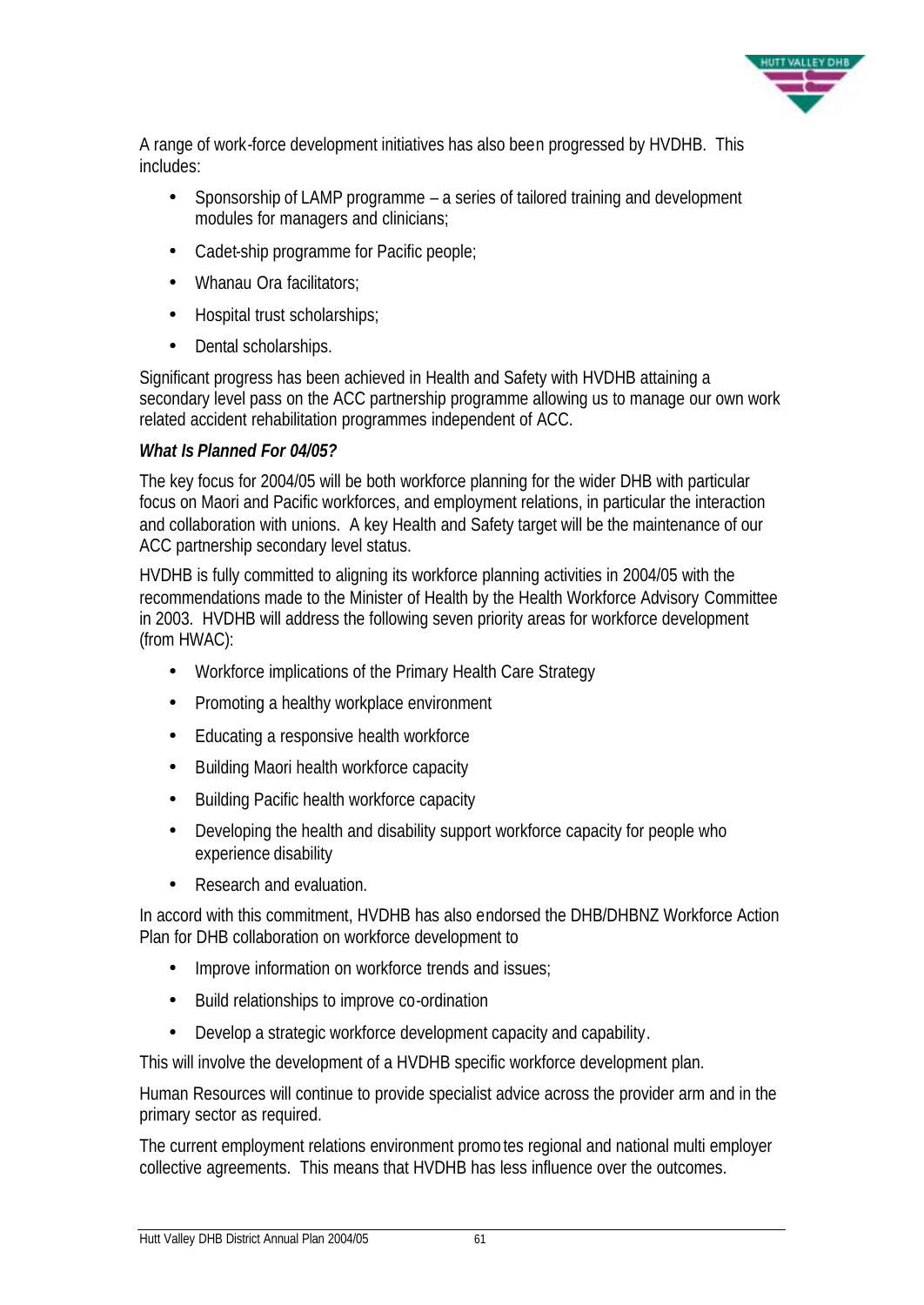A range of work-force development initiatives has also been progressed by HVDHB. This includes:

- Sponsorship of LAMP programme – a series of tailored training and development modules for managers and clinicians;
- Cadet-ship programme for Pacific people;
- Whanau Ora facilitators;
- Hospital trust scholarships;
- Dental scholarships.

Significant progress has been achieved in Health and Safety with HVDHB attaining a secondary level pass on the ACC partnership programme allowing us to manage our own work related accident rehabilitation programmes independent of ACC.

***What Is Planned For 04/05?***

The key focus for 2004/05 will be both workforce planning for the wider DHB with particular focus on Maori and Pacific workforces, and employment relations, in particular the interaction and collaboration with unions. A key Health and Safety target will be the maintenance of our ACC partnership secondary level status.

HVDHB is fully committed to aligning its workforce planning activities in 2004/05 with the recommendations made to the Minister of Health by the Health Workforce Advisory Committee in 2003. HVDHB will address the following seven priority areas for workforce development (from HWAC):

- Workforce implications of the Primary Health Care Strategy
- Promoting a healthy workplace environment
- Educating a responsive health workforce
- Building Maori health workforce capacity
- Building Pacific health workforce capacity
- Developing the health and disability support workforce capacity for people who experience disability
- Research and evaluation.

In accord with this commitment, HVDHB has also endorsed the DHB/DHBNZ Workforce Action Plan for DHB collaboration on workforce development to

- Improve information on workforce trends and issues;
- Build relationships to improve co-ordination
- Develop a strategic workforce development capacity and capability.

This will involve the development of a HVDHB specific workforce development plan.

Human Resources will continue to provide specialist advice across the provider arm and in the primary sector as required.

The current employment relations environment promotes regional and national multi employer collective agreements. This means that HVDHB has less influence over the outcomes.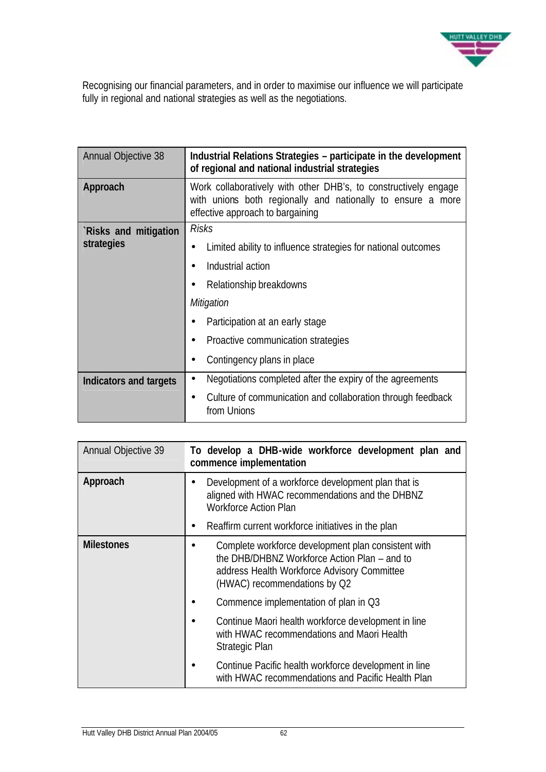Recognising our financial parameters, and in order to maximise our influence we will participate fully in regional and national strategies as well as the negotiations.

| Annual Objective 38 | **Industrial Relations Strategies – participate in the development of regional and national industrial strategies** |
|---|---|
| **Approach** | Work collaboratively with other DHB's, to constructively engage with unions both regionally and nationally to ensure a more effective approach to bargaining |
| **`Risks and mitigation strategies** | *Risks*<br>• Limited ability to influence strategies for national outcomes<br>• Industrial action<br>• Relationship breakdowns<br>*Mitigation*<br>• Participation at an early stage<br>• Proactive communication strategies<br>• Contingency plans in place |
| **Indicators and targets** | • Negotiations completed after the expiry of the agreements<br>• Culture of communication and collaboration through feedback from Unions |

| Annual Objective 39 | **To develop a DHB-wide workforce development plan and commence implementation** |
|---|---|
| **Approach** | • Development of a workforce development plan that is aligned with HWAC recommendations and the DHBNZ Workforce Action Plan<br>• Reaffirm current workforce initiatives in the plan |
| **Milestones** | • Complete workforce development plan consistent with the DHB/DHBNZ Workforce Action Plan – and to address Health Workforce Advisory Committee (HWAC) recommendations by Q2<br>• Commence implementation of plan in Q3<br>• Continue Maori health workforce development in line with HWAC recommendations and Maori Health Strategic Plan<br>• Continue Pacific health workforce development in line with HWAC recommendations and Pacific Health Plan |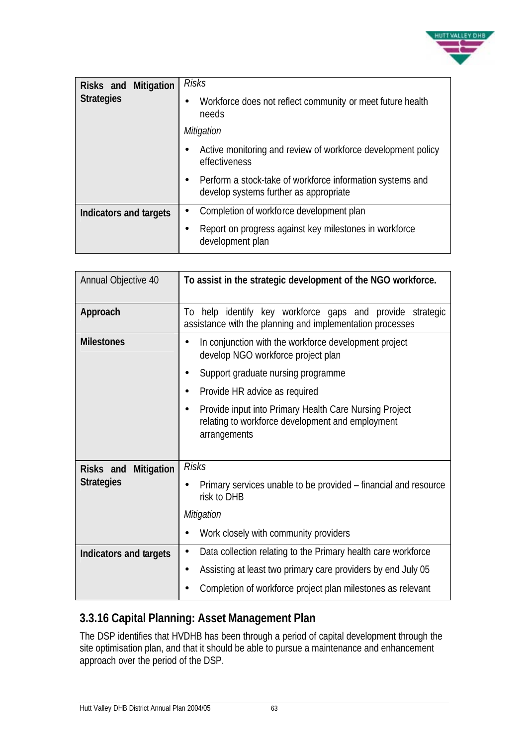| Risks and Mitigation Strategies | *Risks*<br>• Workforce does not reflect community or meet future health needs<br>*Mitigation*<br>• Active monitoring and review of workforce development policy effectiveness<br>• Perform a stock-take of workforce information systems and develop systems further as appropriate |
|---|---|
| **Indicators and targets** | • Completion of workforce development plan<br>• Report on progress against key milestones in workforce development plan |

| Annual Objective 40 | **To assist in the strategic development of the NGO workforce.** |
|---|---|
| **Approach** | To help identify key workforce gaps and provide strategic assistance with the planning and implementation processes |
| **Milestones** | • In conjunction with the workforce development project develop NGO workforce project plan<br>• Support graduate nursing programme<br>• Provide HR advice as required<br>• Provide input into Primary Health Care Nursing Project relating to workforce development and employment arrangements |
| **Risks and Mitigation Strategies** | *Risks*<br>• Primary services unable to be provided – financial and resource risk to DHB<br>*Mitigation*<br>• Work closely with community providers |
| **Indicators and targets** | • Data collection relating to the Primary health care workforce<br>• Assisting at least two primary care providers by end July 05<br>• Completion of workforce project plan milestones as relevant |

### 3.3.16 Capital Planning: Asset Management Plan

The DSP identifies that HVDHB has been through a period of capital development through the site optimisation plan, and that it should be able to pursue a maintenance and enhancement approach over the period of the DSP.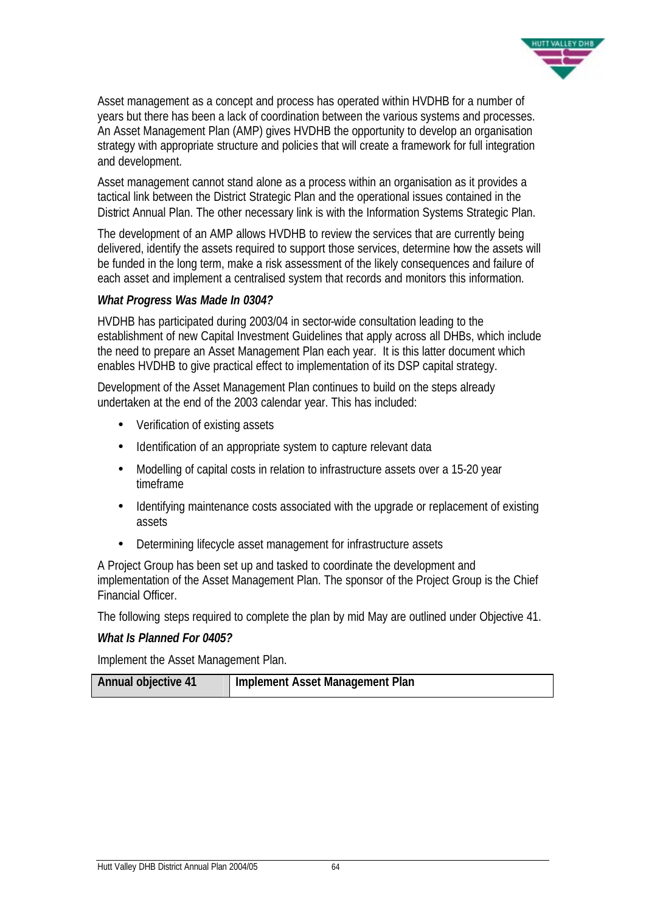Asset management as a concept and process has operated within HVDHB for a number of years but there has been a lack of coordination between the various systems and processes. An Asset Management Plan (AMP) gives HVDHB the opportunity to develop an organisation strategy with appropriate structure and policies that will create a framework for full integration and development.

Asset management cannot stand alone as a process within an organisation as it provides a tactical link between the District Strategic Plan and the operational issues contained in the District Annual Plan. The other necessary link is with the Information Systems Strategic Plan.

The development of an AMP allows HVDHB to review the services that are currently being delivered, identify the assets required to support those services, determine how the assets will be funded in the long term, make a risk assessment of the likely consequences and failure of each asset and implement a centralised system that records and monitors this information.

***What Progress Was Made In 0304?***

HVDHB has participated during 2003/04 in sector-wide consultation leading to the establishment of new Capital Investment Guidelines that apply across all DHBs, which include the need to prepare an Asset Management Plan each year. It is this latter document which enables HVDHB to give practical effect to implementation of its DSP capital strategy.

Development of the Asset Management Plan continues to build on the steps already undertaken at the end of the 2003 calendar year. This has included:

- Verification of existing assets
- Identification of an appropriate system to capture relevant data
- Modelling of capital costs in relation to infrastructure assets over a 15-20 year timeframe
- Identifying maintenance costs associated with the upgrade or replacement of existing assets
- Determining lifecycle asset management for infrastructure assets

A Project Group has been set up and tasked to coordinate the development and implementation of the Asset Management Plan. The sponsor of the Project Group is the Chief Financial Officer.

The following steps required to complete the plan by mid May are outlined under Objective 41.

***What Is Planned For 0405?***

Implement the Asset Management Plan.

| Annual objective 41 | Implement Asset Management Plan |
|---|---|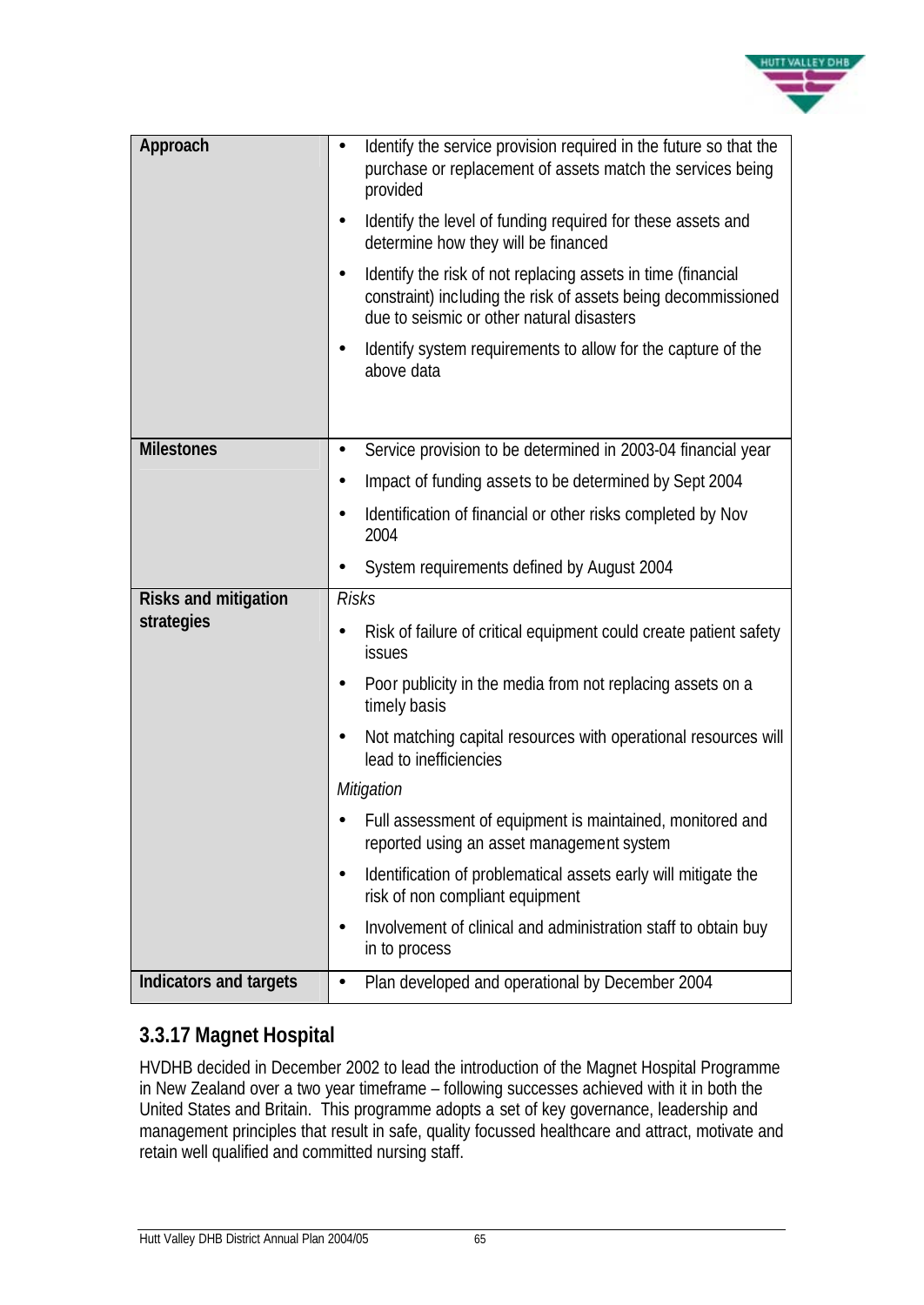| Approach | • Identify the service provision required in the future so that the purchase or replacement of assets match the services being provided<br>• Identify the level of funding required for these assets and determine how they will be financed<br>• Identify the risk of not replacing assets in time (financial constraint) including the risk of assets being decommissioned due to seismic or other natural disasters<br>• Identify system requirements to allow for the capture of the above data |
|---|---|
| **Milestones** | • Service provision to be determined in 2003-04 financial year<br>• Impact of funding assets to be determined by Sept 2004<br>• Identification of financial or other risks completed by Nov 2004<br>• System requirements defined by August 2004 |
| **Risks and mitigation strategies** | *Risks*<br>• Risk of failure of critical equipment could create patient safety issues<br>• Poor publicity in the media from not replacing assets on a timely basis<br>• Not matching capital resources with operational resources will lead to inefficiencies<br>*Mitigation*<br>• Full assessment of equipment is maintained, monitored and reported using an asset management system<br>• Identification of problematical assets early will mitigate the risk of non compliant equipment<br>• Involvement of clinical and administration staff to obtain buy in to process |
| **Indicators and targets** | • Plan developed and operational by December 2004 |

### 3.3.17 Magnet Hospital

HVDHB decided in December 2002 to lead the introduction of the Magnet Hospital Programme in New Zealand over a two year timeframe – following successes achieved with it in both the United States and Britain. This programme adopts a set of key governance, leadership and management principles that result in safe, quality focussed healthcare and attract, motivate and retain well qualified and committed nursing staff.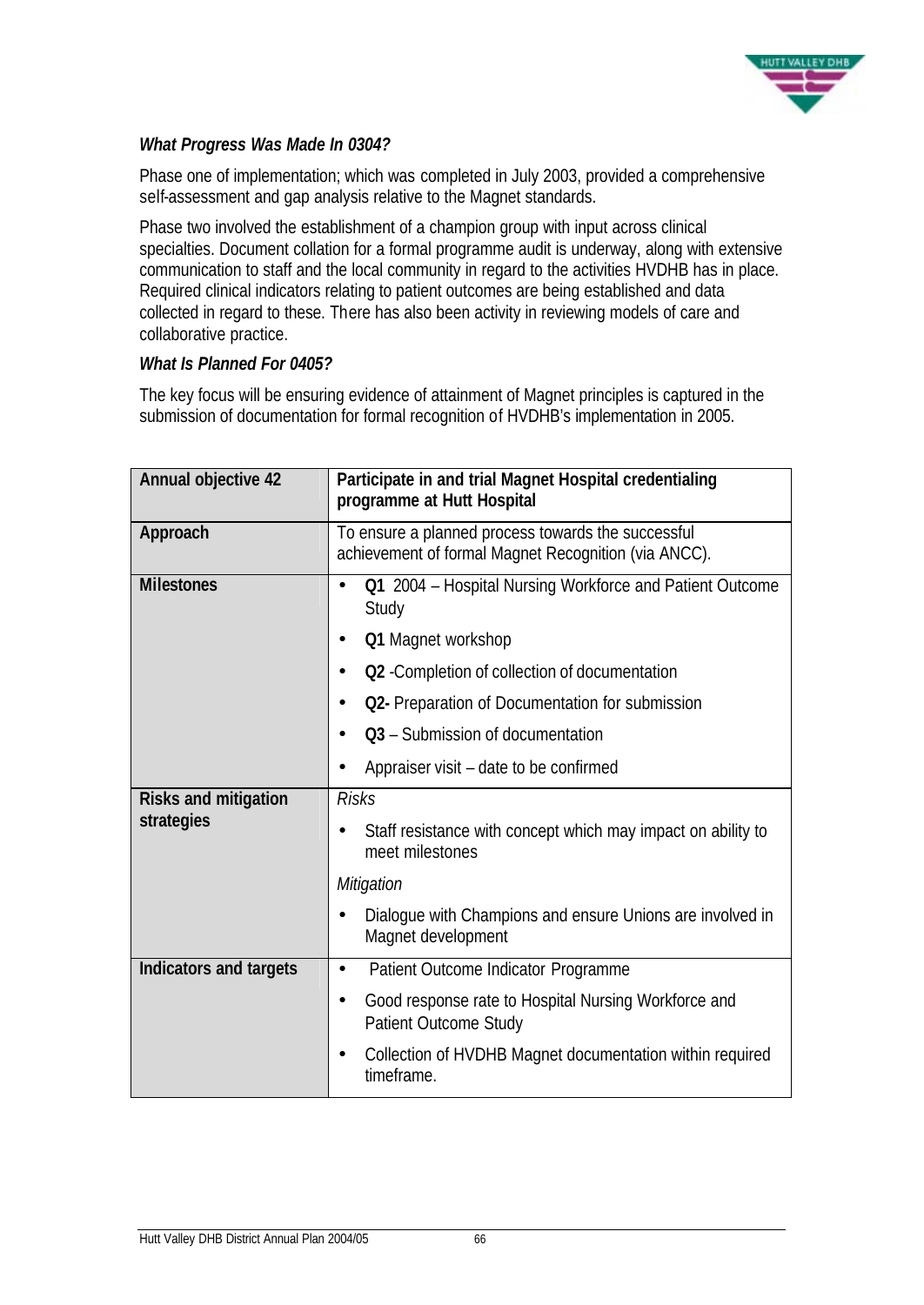***What Progress Was Made In 0304?***

Phase one of implementation; which was completed in July 2003, provided a comprehensive self-assessment and gap analysis relative to the Magnet standards.

Phase two involved the establishment of a champion group with input across clinical specialties. Document collation for a formal programme audit is underway, along with extensive communication to staff and the local community in regard to the activities HVDHB has in place. Required clinical indicators relating to patient outcomes are being established and data collected in regard to these. There has also been activity in reviewing models of care and collaborative practice.

***What Is Planned For 0405?***

The key focus will be ensuring evidence of attainment of Magnet principles is captured in the submission of documentation for formal recognition of HVDHB's implementation in 2005.

| **Annual objective 42** | **Participate in and trial Magnet Hospital credentialing programme at Hutt Hospital** |
|---|---|
| **Approach** | To ensure a planned process towards the successful achievement of formal Magnet Recognition (via ANCC). |
| **Milestones** | • **Q1** 2004 – Hospital Nursing Workforce and Patient Outcome Study<br>• **Q1** Magnet workshop<br>• **Q2** -Completion of collection of documentation<br>• **Q2-** Preparation of Documentation for submission<br>• **Q3** – Submission of documentation<br>• Appraiser visit – date to be confirmed |
| **Risks and mitigation strategies** | *Risks*<br>• Staff resistance with concept which may impact on ability to meet milestones<br>*Mitigation*<br>• Dialogue with Champions and ensure Unions are involved in Magnet development |
| **Indicators and targets** | • Patient Outcome Indicator Programme<br>• Good response rate to Hospital Nursing Workforce and Patient Outcome Study<br>• Collection of HVDHB Magnet documentation within required timeframe. |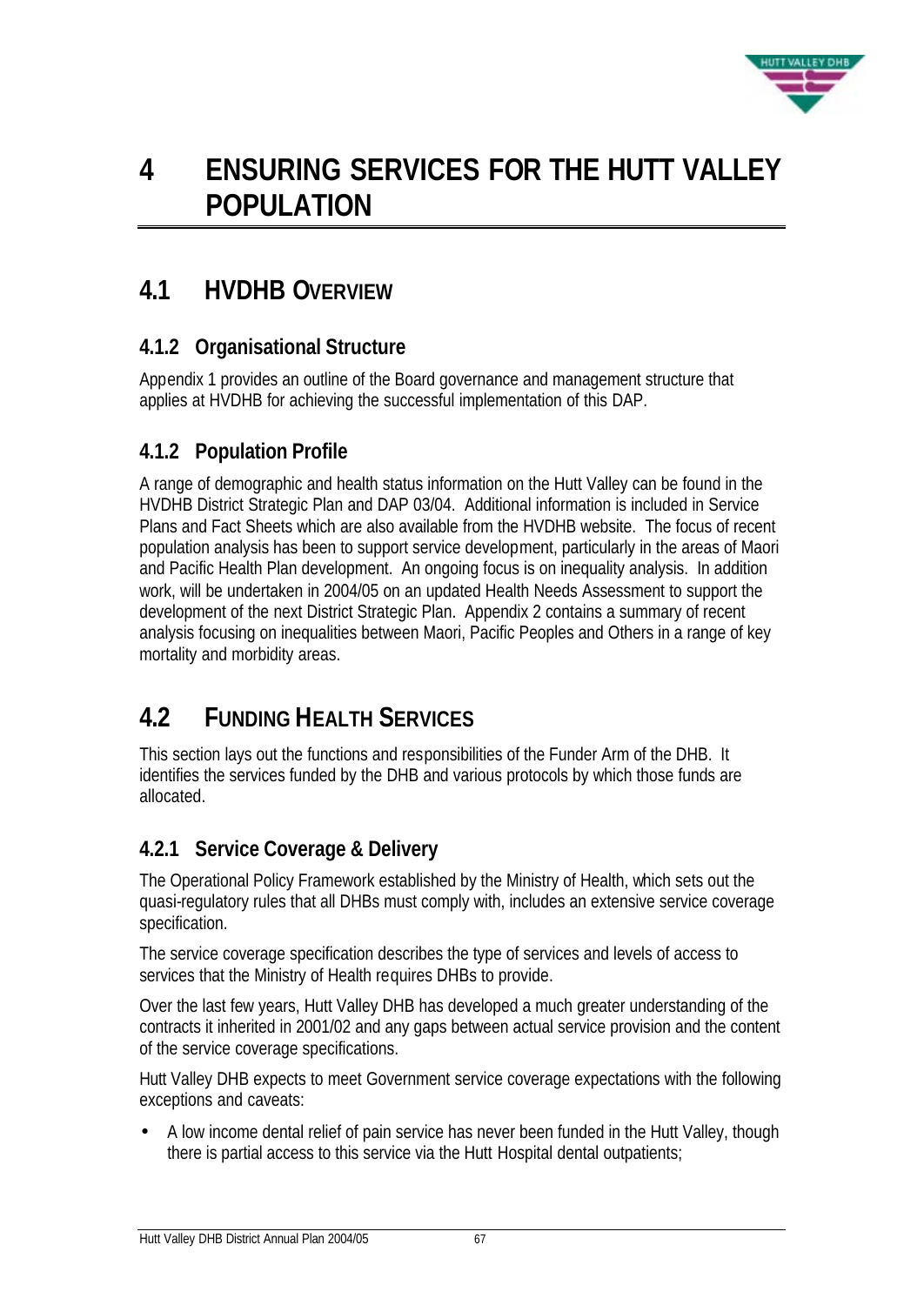# 4 ENSURING SERVICES FOR THE HUTT VALLEY POPULATION

## 4.1 HVDHB OVERVIEW

### 4.1.2 Organisational Structure

Appendix 1 provides an outline of the Board governance and management structure that applies at HVDHB for achieving the successful implementation of this DAP.

### 4.1.2 Population Profile

A range of demographic and health status information on the Hutt Valley can be found in the HVDHB District Strategic Plan and DAP 03/04. Additional information is included in Service Plans and Fact Sheets which are also available from the HVDHB website. The focus of recent population analysis has been to support service development, particularly in the areas of Maori and Pacific Health Plan development. An ongoing focus is on inequality analysis. In addition work, will be undertaken in 2004/05 on an updated Health Needs Assessment to support the development of the next District Strategic Plan. Appendix 2 contains a summary of recent analysis focusing on inequalities between Maori, Pacific Peoples and Others in a range of key mortality and morbidity areas.

## 4.2 FUNDING HEALTH SERVICES

This section lays out the functions and responsibilities of the Funder Arm of the DHB. It identifies the services funded by the DHB and various protocols by which those funds are allocated.

### 4.2.1 Service Coverage & Delivery

The Operational Policy Framework established by the Ministry of Health, which sets out the quasi-regulatory rules that all DHBs must comply with, includes an extensive service coverage specification.

The service coverage specification describes the type of services and levels of access to services that the Ministry of Health requires DHBs to provide.

Over the last few years, Hutt Valley DHB has developed a much greater understanding of the contracts it inherited in 2001/02 and any gaps between actual service provision and the content of the service coverage specifications.

Hutt Valley DHB expects to meet Government service coverage expectations with the following exceptions and caveats:

- A low income dental relief of pain service has never been funded in the Hutt Valley, though there is partial access to this service via the Hutt Hospital dental outpatients;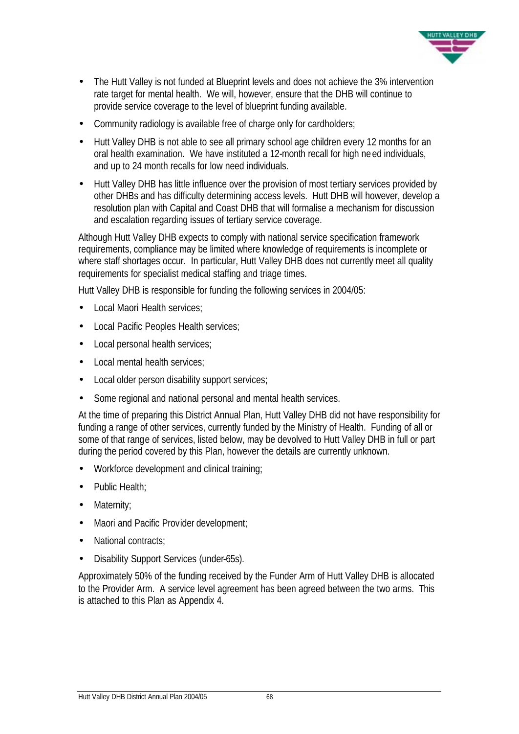- The Hutt Valley is not funded at Blueprint levels and does not achieve the 3% intervention rate target for mental health. We will, however, ensure that the DHB will continue to provide service coverage to the level of blueprint funding available.
- Community radiology is available free of charge only for cardholders;
- Hutt Valley DHB is not able to see all primary school age children every 12 months for an oral health examination. We have instituted a 12-month recall for high need individuals, and up to 24 month recalls for low need individuals.
- Hutt Valley DHB has little influence over the provision of most tertiary services provided by other DHBs and has difficulty determining access levels. Hutt DHB will however, develop a resolution plan with Capital and Coast DHB that will formalise a mechanism for discussion and escalation regarding issues of tertiary service coverage.

Although Hutt Valley DHB expects to comply with national service specification framework requirements, compliance may be limited where knowledge of requirements is incomplete or where staff shortages occur. In particular, Hutt Valley DHB does not currently meet all quality requirements for specialist medical staffing and triage times.

Hutt Valley DHB is responsible for funding the following services in 2004/05:

- Local Maori Health services;
- Local Pacific Peoples Health services;
- Local personal health services;
- Local mental health services;
- Local older person disability support services;
- Some regional and national personal and mental health services.

At the time of preparing this District Annual Plan, Hutt Valley DHB did not have responsibility for funding a range of other services, currently funded by the Ministry of Health. Funding of all or some of that range of services, listed below, may be devolved to Hutt Valley DHB in full or part during the period covered by this Plan, however the details are currently unknown.

- Workforce development and clinical training;
- Public Health;
- Maternity;
- Maori and Pacific Provider development;
- National contracts;
- Disability Support Services (under-65s).

Approximately 50% of the funding received by the Funder Arm of Hutt Valley DHB is allocated to the Provider Arm. A service level agreement has been agreed between the two arms. This is attached to this Plan as Appendix 4.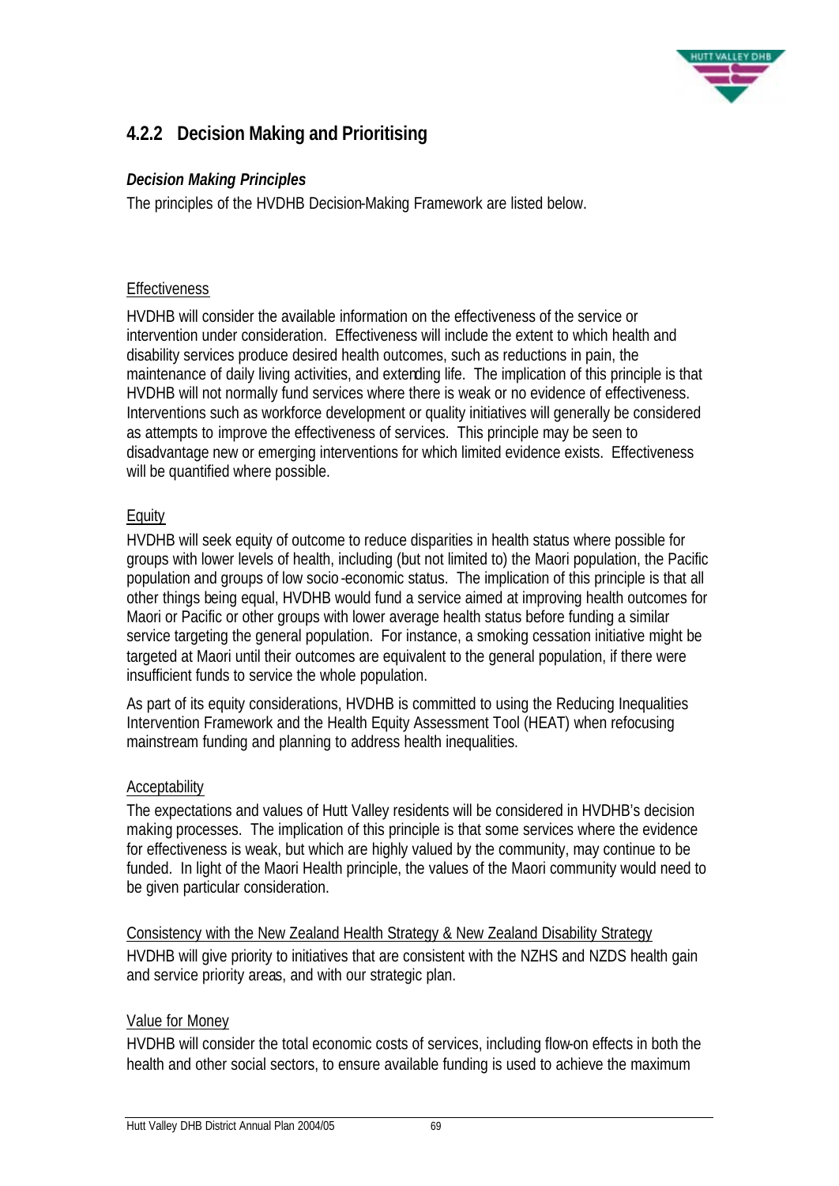### 4.2.2 Decision Making and Prioritising

***Decision Making Principles***

The principles of the HVDHB Decision-Making Framework are listed below.

Effectiveness

HVDHB will consider the available information on the effectiveness of the service or intervention under consideration. Effectiveness will include the extent to which health and disability services produce desired health outcomes, such as reductions in pain, the maintenance of daily living activities, and extending life. The implication of this principle is that HVDHB will not normally fund services where there is weak or no evidence of effectiveness. Interventions such as workforce development or quality initiatives will generally be considered as attempts to improve the effectiveness of services. This principle may be seen to disadvantage new or emerging interventions for which limited evidence exists. Effectiveness will be quantified where possible.

Equity

HVDHB will seek equity of outcome to reduce disparities in health status where possible for groups with lower levels of health, including (but not limited to) the Maori population, the Pacific population and groups of low socio-economic status. The implication of this principle is that all other things being equal, HVDHB would fund a service aimed at improving health outcomes for Maori or Pacific or other groups with lower average health status before funding a similar service targeting the general population. For instance, a smoking cessation initiative might be targeted at Maori until their outcomes are equivalent to the general population, if there were insufficient funds to service the whole population.

As part of its equity considerations, HVDHB is committed to using the Reducing Inequalities Intervention Framework and the Health Equity Assessment Tool (HEAT) when refocusing mainstream funding and planning to address health inequalities.

Acceptability

The expectations and values of Hutt Valley residents will be considered in HVDHB's decision making processes. The implication of this principle is that some services where the evidence for effectiveness is weak, but which are highly valued by the community, may continue to be funded. In light of the Maori Health principle, the values of the Maori community would need to be given particular consideration.

Consistency with the New Zealand Health Strategy & New Zealand Disability Strategy

HVDHB will give priority to initiatives that are consistent with the NZHS and NZDS health gain and service priority areas, and with our strategic plan.

Value for Money

HVDHB will consider the total economic costs of services, including flow-on effects in both the health and other social sectors, to ensure available funding is used to achieve the maximum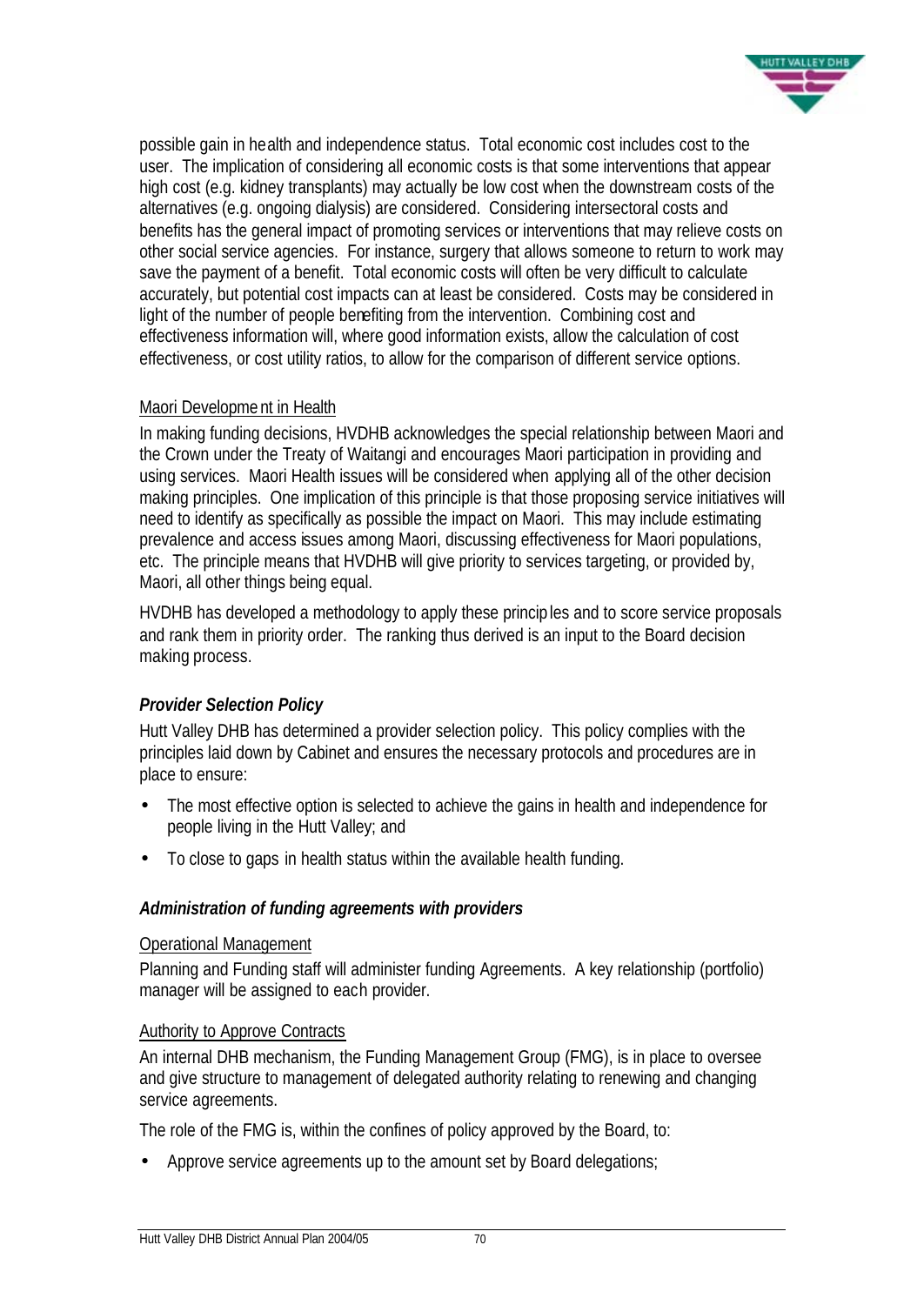possible gain in health and independence status. Total economic cost includes cost to the user. The implication of considering all economic costs is that some interventions that appear high cost (e.g. kidney transplants) may actually be low cost when the downstream costs of the alternatives (e.g. ongoing dialysis) are considered. Considering intersectoral costs and benefits has the general impact of promoting services or interventions that may relieve costs on other social service agencies. For instance, surgery that allows someone to return to work may save the payment of a benefit. Total economic costs will often be very difficult to calculate accurately, but potential cost impacts can at least be considered. Costs may be considered in light of the number of people benefiting from the intervention. Combining cost and effectiveness information will, where good information exists, allow the calculation of cost effectiveness, or cost utility ratios, to allow for the comparison of different service options.

Maori Development in Health

In making funding decisions, HVDHB acknowledges the special relationship between Maori and the Crown under the Treaty of Waitangi and encourages Maori participation in providing and using services. Maori Health issues will be considered when applying all of the other decision making principles. One implication of this principle is that those proposing service initiatives will need to identify as specifically as possible the impact on Maori. This may include estimating prevalence and access issues among Maori, discussing effectiveness for Maori populations, etc. The principle means that HVDHB will give priority to services targeting, or provided by, Maori, all other things being equal.

HVDHB has developed a methodology to apply these principles and to score service proposals and rank them in priority order. The ranking thus derived is an input to the Board decision making process.

***Provider Selection Policy***

Hutt Valley DHB has determined a provider selection policy. This policy complies with the principles laid down by Cabinet and ensures the necessary protocols and procedures are in place to ensure:

- The most effective option is selected to achieve the gains in health and independence for people living in the Hutt Valley; and
- To close to gaps in health status within the available health funding.

***Administration of funding agreements with providers***

Operational Management

Planning and Funding staff will administer funding Agreements. A key relationship (portfolio) manager will be assigned to each provider.

Authority to Approve Contracts

An internal DHB mechanism, the Funding Management Group (FMG), is in place to oversee and give structure to management of delegated authority relating to renewing and changing service agreements.

The role of the FMG is, within the confines of policy approved by the Board, to:

- Approve service agreements up to the amount set by Board delegations;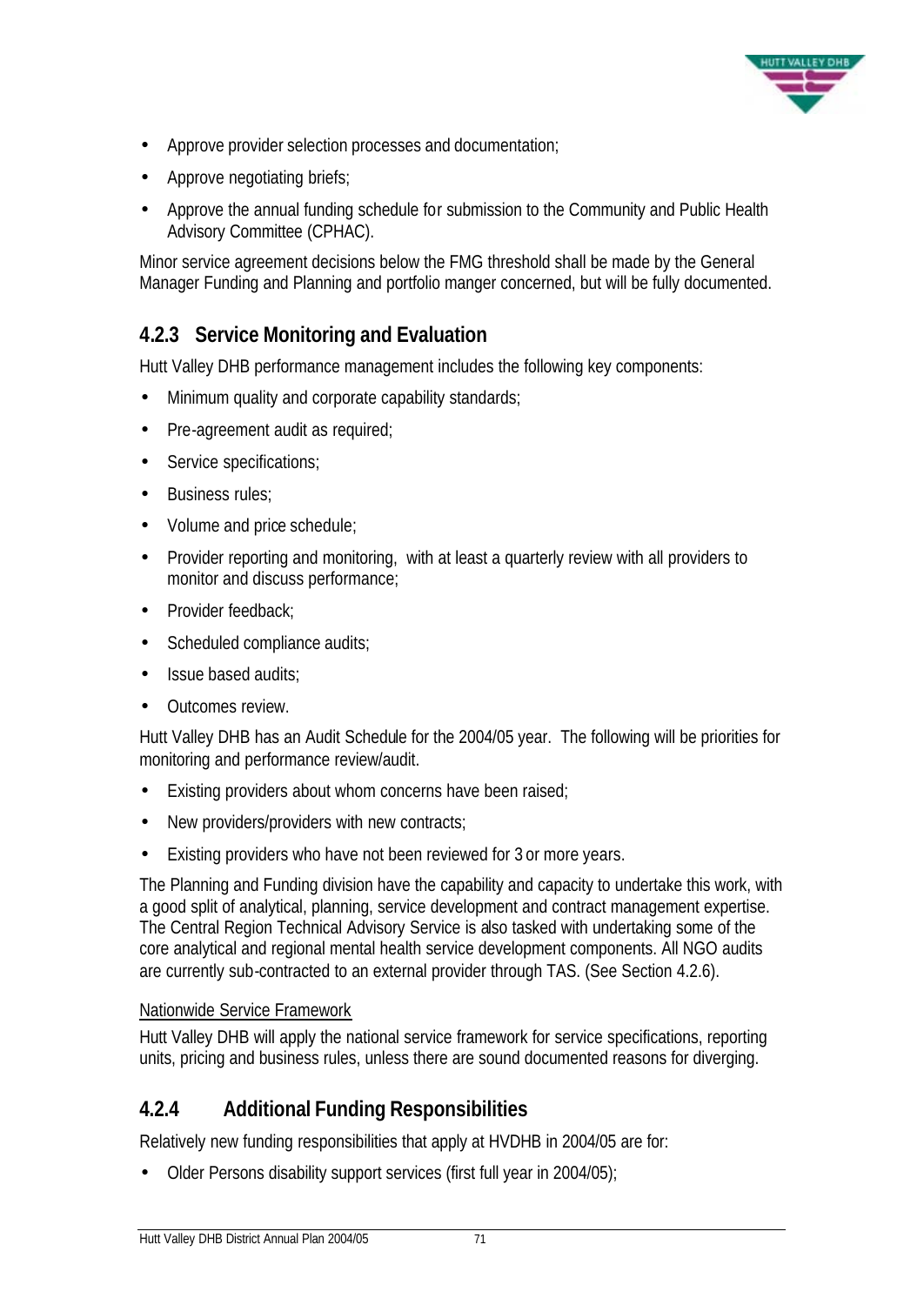- Approve provider selection processes and documentation;
- Approve negotiating briefs;
- Approve the annual funding schedule for submission to the Community and Public Health Advisory Committee (CPHAC).

Minor service agreement decisions below the FMG threshold shall be made by the General Manager Funding and Planning and portfolio manger concerned, but will be fully documented.

### 4.2.3 Service Monitoring and Evaluation

Hutt Valley DHB performance management includes the following key components:

- Minimum quality and corporate capability standards;
- Pre-agreement audit as required;
- Service specifications;
- Business rules;
- Volume and price schedule;
- Provider reporting and monitoring, with at least a quarterly review with all providers to monitor and discuss performance;
- Provider feedback;
- Scheduled compliance audits;
- Issue based audits;
- Outcomes review.

Hutt Valley DHB has an Audit Schedule for the 2004/05 year. The following will be priorities for monitoring and performance review/audit.

- Existing providers about whom concerns have been raised;
- New providers/providers with new contracts;
- Existing providers who have not been reviewed for 3 or more years.

The Planning and Funding division have the capability and capacity to undertake this work, with a good split of analytical, planning, service development and contract management expertise. The Central Region Technical Advisory Service is also tasked with undertaking some of the core analytical and regional mental health service development components. All NGO audits are currently sub-contracted to an external provider through TAS. (See Section 4.2.6).

<u>Nationwide Service Framework</u>

Hutt Valley DHB will apply the national service framework for service specifications, reporting units, pricing and business rules, unless there are sound documented reasons for diverging.

### 4.2.4 Additional Funding Responsibilities

Relatively new funding responsibilities that apply at HVDHB in 2004/05 are for:

- Older Persons disability support services (first full year in 2004/05);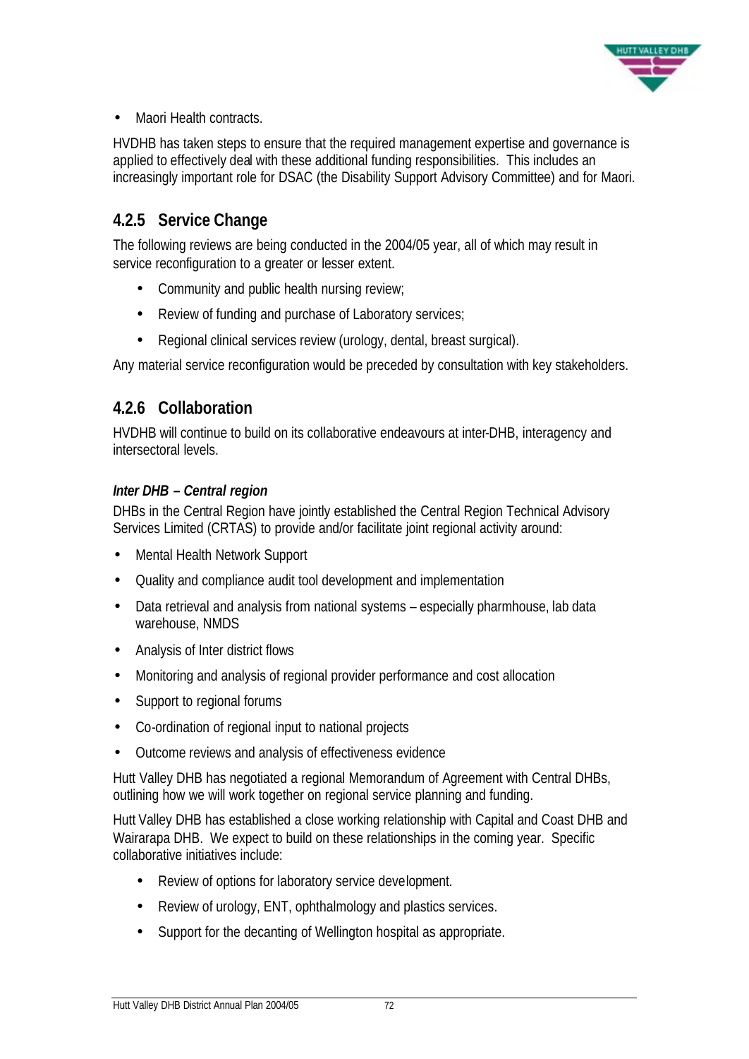- Maori Health contracts.

HVDHB has taken steps to ensure that the required management expertise and governance is applied to effectively deal with these additional funding responsibilities. This includes an increasingly important role for DSAC (the Disability Support Advisory Committee) and for Maori.

### 4.2.5 Service Change

The following reviews are being conducted in the 2004/05 year, all of which may result in service reconfiguration to a greater or lesser extent.

- Community and public health nursing review;
- Review of funding and purchase of Laboratory services;
- Regional clinical services review (urology, dental, breast surgical).

Any material service reconfiguration would be preceded by consultation with key stakeholders.

### 4.2.6 Collaboration

HVDHB will continue to build on its collaborative endeavours at inter-DHB, interagency and intersectoral levels.

***Inter DHB – Central region***

DHBs in the Central Region have jointly established the Central Region Technical Advisory Services Limited (CRTAS) to provide and/or facilitate joint regional activity around:

- Mental Health Network Support
- Quality and compliance audit tool development and implementation
- Data retrieval and analysis from national systems – especially pharmhouse, lab data warehouse, NMDS
- Analysis of Inter district flows
- Monitoring and analysis of regional provider performance and cost allocation
- Support to regional forums
- Co-ordination of regional input to national projects
- Outcome reviews and analysis of effectiveness evidence

Hutt Valley DHB has negotiated a regional Memorandum of Agreement with Central DHBs, outlining how we will work together on regional service planning and funding.

Hutt Valley DHB has established a close working relationship with Capital and Coast DHB and Wairarapa DHB. We expect to build on these relationships in the coming year. Specific collaborative initiatives include:

- Review of options for laboratory service development.
- Review of urology, ENT, ophthalmology and plastics services.
- Support for the decanting of Wellington hospital as appropriate.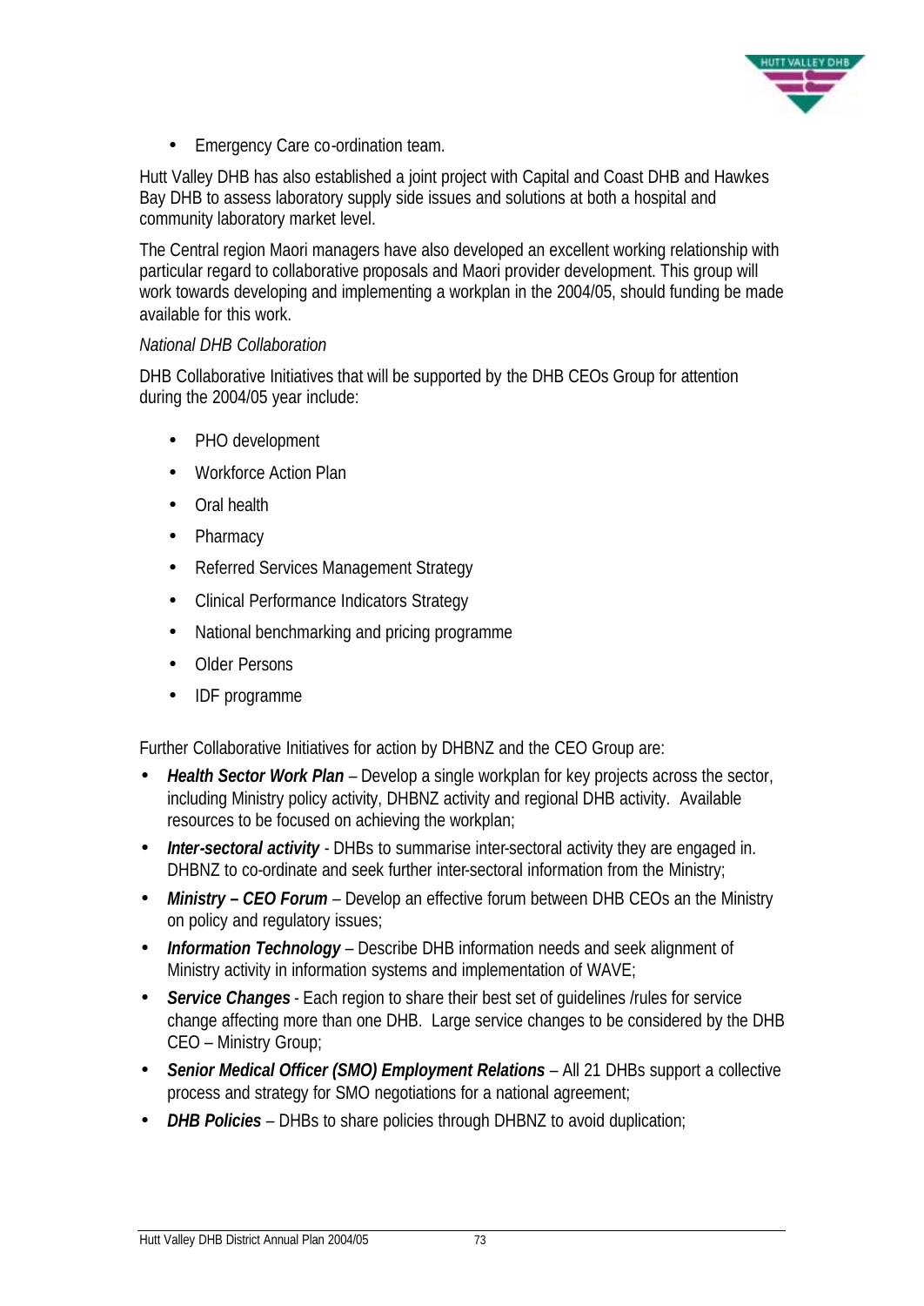- Emergency Care co-ordination team.

Hutt Valley DHB has also established a joint project with Capital and Coast DHB and Hawkes Bay DHB to assess laboratory supply side issues and solutions at both a hospital and community laboratory market level.

The Central region Maori managers have also developed an excellent working relationship with particular regard to collaborative proposals and Maori provider development. This group will work towards developing and implementing a workplan in the 2004/05, should funding be made available for this work.

*National DHB Collaboration*

DHB Collaborative Initiatives that will be supported by the DHB CEOs Group for attention during the 2004/05 year include:

- PHO development
- Workforce Action Plan
- Oral health
- Pharmacy
- Referred Services Management Strategy
- Clinical Performance Indicators Strategy
- National benchmarking and pricing programme
- Older Persons
- IDF programme

Further Collaborative Initiatives for action by DHBNZ and the CEO Group are:

- ***Health Sector Work Plan*** – Develop a single workplan for key projects across the sector, including Ministry policy activity, DHBNZ activity and regional DHB activity. Available resources to be focused on achieving the workplan;
- ***Inter-sectoral activity*** - DHBs to summarise inter-sectoral activity they are engaged in. DHBNZ to co-ordinate and seek further inter-sectoral information from the Ministry;
- ***Ministry – CEO Forum*** – Develop an effective forum between DHB CEOs an the Ministry on policy and regulatory issues;
- ***Information Technology*** – Describe DHB information needs and seek alignment of Ministry activity in information systems and implementation of WAVE;
- ***Service Changes*** - Each region to share their best set of guidelines /rules for service change affecting more than one DHB. Large service changes to be considered by the DHB CEO – Ministry Group;
- ***Senior Medical Officer (SMO) Employment Relations*** – All 21 DHBs support a collective process and strategy for SMO negotiations for a national agreement;
- ***DHB Policies*** – DHBs to share policies through DHBNZ to avoid duplication;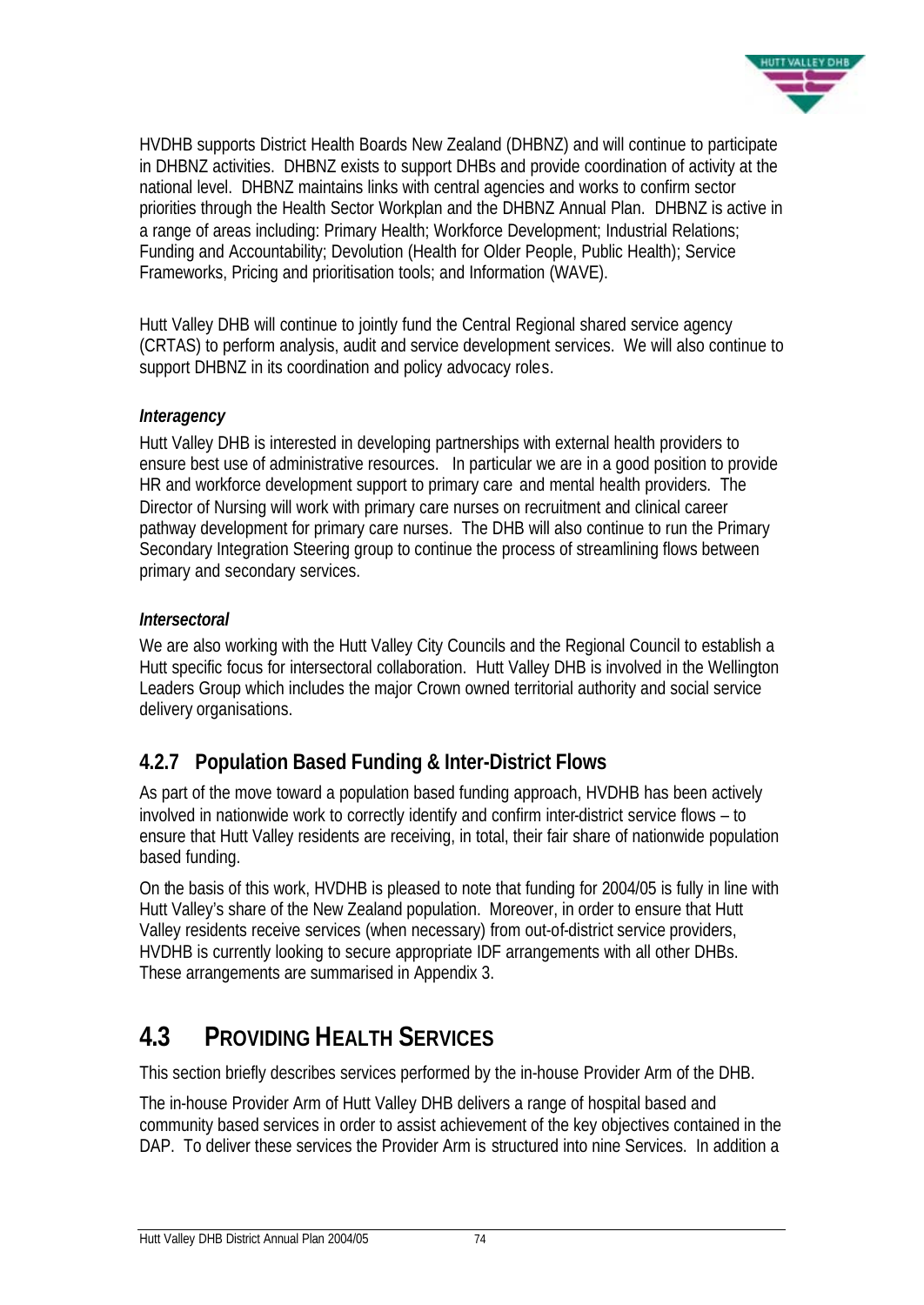HVDHB supports District Health Boards New Zealand (DHBNZ) and will continue to participate in DHBNZ activities. DHBNZ exists to support DHBs and provide coordination of activity at the national level. DHBNZ maintains links with central agencies and works to confirm sector priorities through the Health Sector Workplan and the DHBNZ Annual Plan. DHBNZ is active in a range of areas including: Primary Health; Workforce Development; Industrial Relations; Funding and Accountability; Devolution (Health for Older People, Public Health); Service Frameworks, Pricing and prioritisation tools; and Information (WAVE).

Hutt Valley DHB will continue to jointly fund the Central Regional shared service agency (CRTAS) to perform analysis, audit and service development services. We will also continue to support DHBNZ in its coordination and policy advocacy roles.

***Interagency***

Hutt Valley DHB is interested in developing partnerships with external health providers to ensure best use of administrative resources. In particular we are in a good position to provide HR and workforce development support to primary care and mental health providers. The Director of Nursing will work with primary care nurses on recruitment and clinical career pathway development for primary care nurses. The DHB will also continue to run the Primary Secondary Integration Steering group to continue the process of streamlining flows between primary and secondary services.

***Intersectoral***

We are also working with the Hutt Valley City Councils and the Regional Council to establish a Hutt specific focus for intersectoral collaboration. Hutt Valley DHB is involved in the Wellington Leaders Group which includes the major Crown owned territorial authority and social service delivery organisations.

### 4.2.7 Population Based Funding & Inter-District Flows

As part of the move toward a population based funding approach, HVDHB has been actively involved in nationwide work to correctly identify and confirm inter-district service flows – to ensure that Hutt Valley residents are receiving, in total, their fair share of nationwide population based funding.

On the basis of this work, HVDHB is pleased to note that funding for 2004/05 is fully in line with Hutt Valley's share of the New Zealand population. Moreover, in order to ensure that Hutt Valley residents receive services (when necessary) from out-of-district service providers, HVDHB is currently looking to secure appropriate IDF arrangements with all other DHBs. These arrangements are summarised in Appendix 3.

## 4.3 PROVIDING HEALTH SERVICES

This section briefly describes services performed by the in-house Provider Arm of the DHB.

The in-house Provider Arm of Hutt Valley DHB delivers a range of hospital based and community based services in order to assist achievement of the key objectives contained in the DAP. To deliver these services the Provider Arm is structured into nine Services. In addition a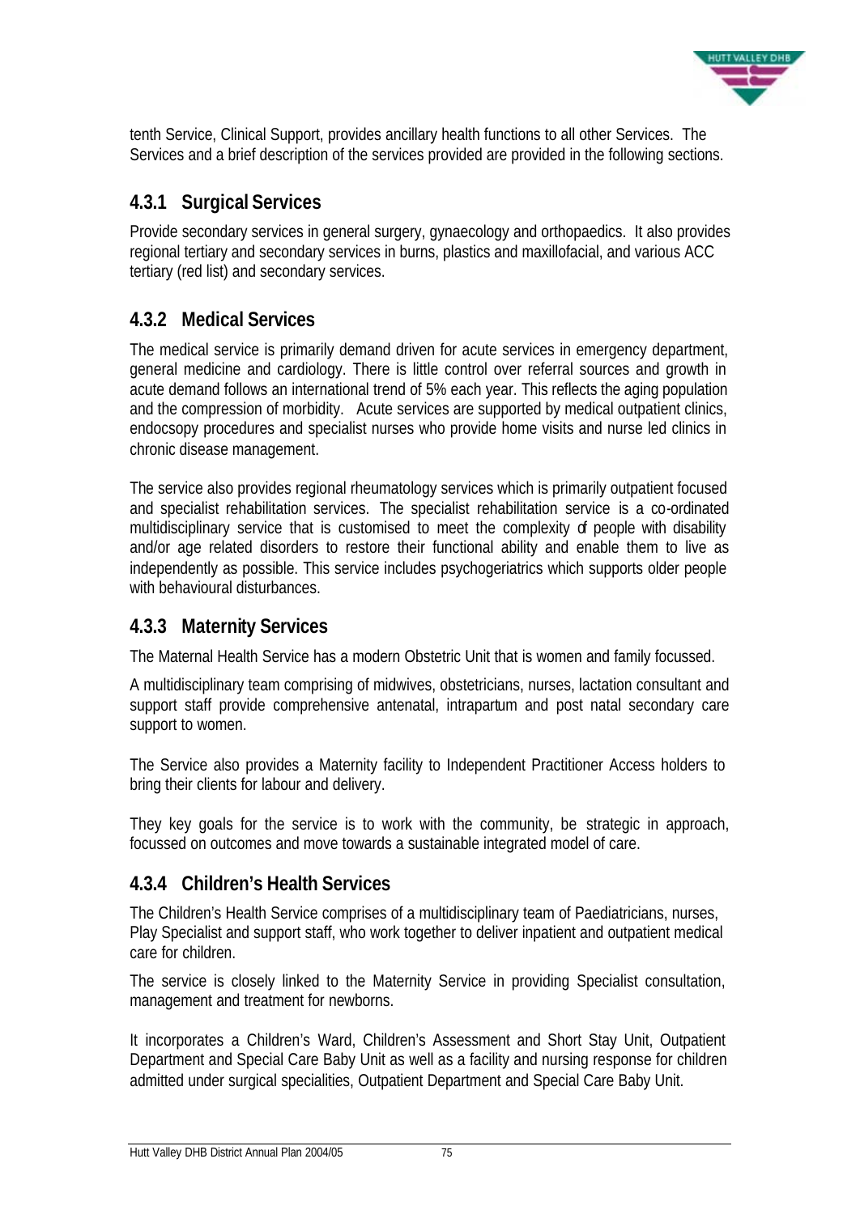tenth Service, Clinical Support, provides ancillary health functions to all other Services. The Services and a brief description of the services provided are provided in the following sections.

### 4.3.1 Surgical Services

Provide secondary services in general surgery, gynaecology and orthopaedics. It also provides regional tertiary and secondary services in burns, plastics and maxillofacial, and various ACC tertiary (red list) and secondary services.

### 4.3.2 Medical Services

The medical service is primarily demand driven for acute services in emergency department, general medicine and cardiology. There is little control over referral sources and growth in acute demand follows an international trend of 5% each year. This reflects the aging population and the compression of morbidity. Acute services are supported by medical outpatient clinics, endocsopy procedures and specialist nurses who provide home visits and nurse led clinics in chronic disease management.

The service also provides regional rheumatology services which is primarily outpatient focused and specialist rehabilitation services. The specialist rehabilitation service is a co-ordinated multidisciplinary service that is customised to meet the complexity of people with disability and/or age related disorders to restore their functional ability and enable them to live as independently as possible. This service includes psychogeriatrics which supports older people with behavioural disturbances.

### 4.3.3 Maternity Services

The Maternal Health Service has a modern Obstetric Unit that is women and family focussed.

A multidisciplinary team comprising of midwives, obstetricians, nurses, lactation consultant and support staff provide comprehensive antenatal, intrapartum and post natal secondary care support to women.

The Service also provides a Maternity facility to Independent Practitioner Access holders to bring their clients for labour and delivery.

They key goals for the service is to work with the community, be strategic in approach, focussed on outcomes and move towards a sustainable integrated model of care.

### 4.3.4 Children's Health Services

The Children's Health Service comprises of a multidisciplinary team of Paediatricians, nurses, Play Specialist and support staff, who work together to deliver inpatient and outpatient medical care for children.

The service is closely linked to the Maternity Service in providing Specialist consultation, management and treatment for newborns.

It incorporates a Children's Ward, Children's Assessment and Short Stay Unit, Outpatient Department and Special Care Baby Unit as well as a facility and nursing response for children admitted under surgical specialities, Outpatient Department and Special Care Baby Unit.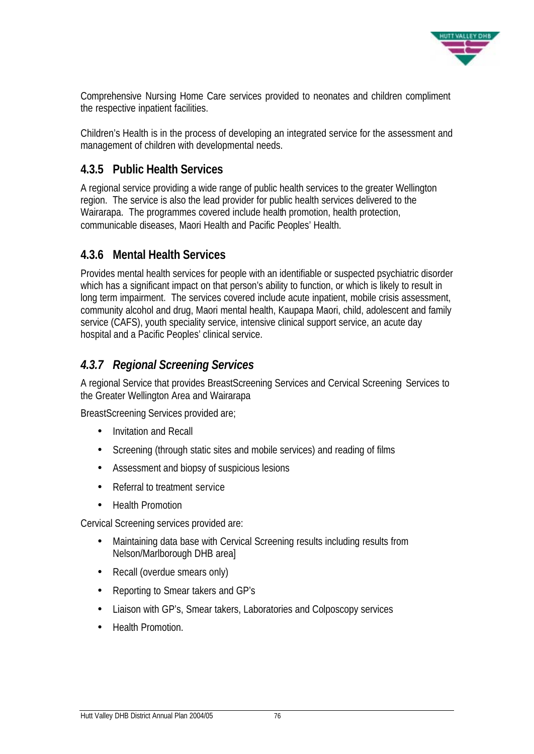Comprehensive Nursing Home Care services provided to neonates and children compliment the respective inpatient facilities.

Children's Health is in the process of developing an integrated service for the assessment and management of children with developmental needs.

### 4.3.5 Public Health Services

A regional service providing a wide range of public health services to the greater Wellington region. The service is also the lead provider for public health services delivered to the Wairarapa. The programmes covered include health promotion, health protection, communicable diseases, Maori Health and Pacific Peoples' Health.

### 4.3.6 Mental Health Services

Provides mental health services for people with an identifiable or suspected psychiatric disorder which has a significant impact on that person's ability to function, or which is likely to result in long term impairment. The services covered include acute inpatient, mobile crisis assessment, community alcohol and drug, Maori mental health, Kaupapa Maori, child, adolescent and family service (CAFS), youth speciality service, intensive clinical support service, an acute day hospital and a Pacific Peoples' clinical service.

### *4.3.7 Regional Screening Services*

A regional Service that provides BreastScreening Services and Cervical Screening Services to the Greater Wellington Area and Wairarapa

BreastScreening Services provided are;

- Invitation and Recall
- Screening (through static sites and mobile services) and reading of films
- Assessment and biopsy of suspicious lesions
- Referral to treatment service
- Health Promotion

Cervical Screening services provided are:

- Maintaining data base with Cervical Screening results including results from Nelson/Marlborough DHB area]
- Recall (overdue smears only)
- Reporting to Smear takers and GP's
- Liaison with GP's, Smear takers, Laboratories and Colposcopy services
- Health Promotion.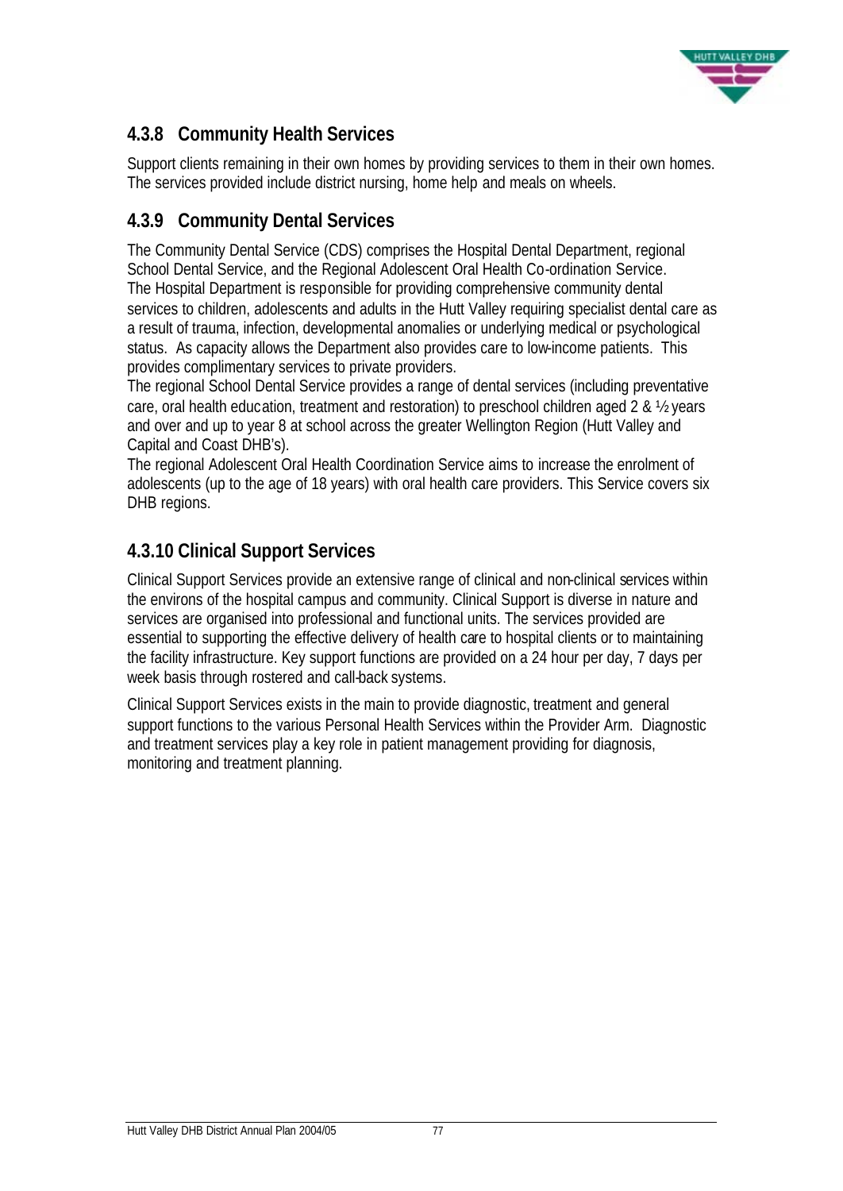### 4.3.8 Community Health Services

Support clients remaining in their own homes by providing services to them in their own homes. The services provided include district nursing, home help and meals on wheels.

### 4.3.9 Community Dental Services

The Community Dental Service (CDS) comprises the Hospital Dental Department, regional School Dental Service, and the Regional Adolescent Oral Health Co-ordination Service.
The Hospital Department is responsible for providing comprehensive community dental services to children, adolescents and adults in the Hutt Valley requiring specialist dental care as a result of trauma, infection, developmental anomalies or underlying medical or psychological status. As capacity allows the Department also provides care to low-income patients. This provides complimentary services to private providers.
The regional School Dental Service provides a range of dental services (including preventative care, oral health education, treatment and restoration) to preschool children aged 2 & ½ years and over and up to year 8 at school across the greater Wellington Region (Hutt Valley and Capital and Coast DHB's).
The regional Adolescent Oral Health Coordination Service aims to increase the enrolment of adolescents (up to the age of 18 years) with oral health care providers. This Service covers six DHB regions.

### 4.3.10 Clinical Support Services

Clinical Support Services provide an extensive range of clinical and non-clinical services within the environs of the hospital campus and community. Clinical Support is diverse in nature and services are organised into professional and functional units. The services provided are essential to supporting the effective delivery of health care to hospital clients or to maintaining the facility infrastructure. Key support functions are provided on a 24 hour per day, 7 days per week basis through rostered and call-back systems.

Clinical Support Services exists in the main to provide diagnostic, treatment and general support functions to the various Personal Health Services within the Provider Arm. Diagnostic and treatment services play a key role in patient management providing for diagnosis, monitoring and treatment planning.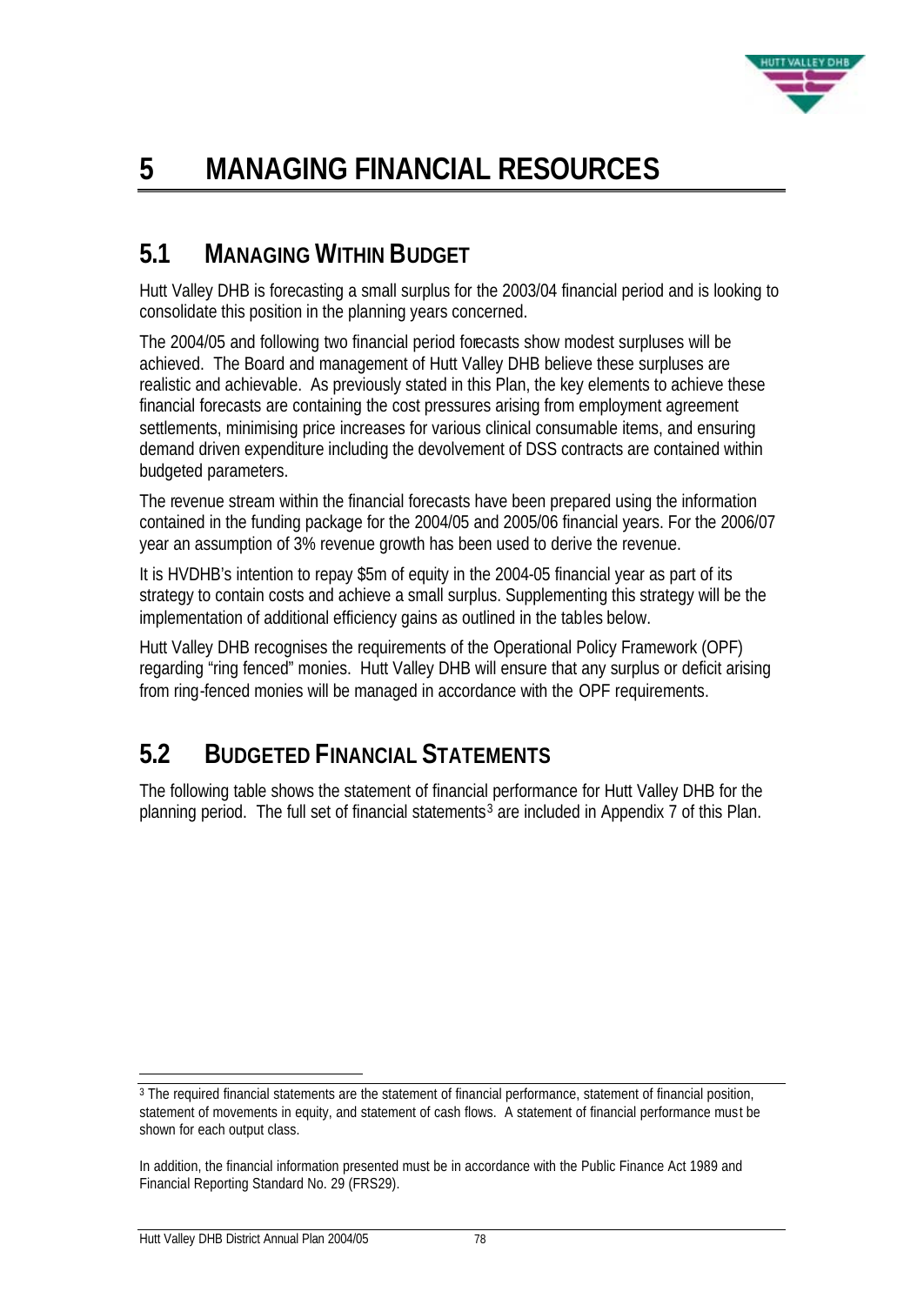# 5 MANAGING FINANCIAL RESOURCES

## 5.1 MANAGING WITHIN BUDGET

Hutt Valley DHB is forecasting a small surplus for the 2003/04 financial period and is looking to consolidate this position in the planning years concerned.

The 2004/05 and following two financial period forecasts show modest surpluses will be achieved. The Board and management of Hutt Valley DHB believe these surpluses are realistic and achievable. As previously stated in this Plan, the key elements to achieve these financial forecasts are containing the cost pressures arising from employment agreement settlements, minimising price increases for various clinical consumable items, and ensuring demand driven expenditure including the devolvement of DSS contracts are contained within budgeted parameters.

The revenue stream within the financial forecasts have been prepared using the information contained in the funding package for the 2004/05 and 2005/06 financial years. For the 2006/07 year an assumption of 3% revenue growth has been used to derive the revenue.

It is HVDHB's intention to repay $5m of equity in the 2004-05 financial year as part of its strategy to contain costs and achieve a small surplus. Supplementing this strategy will be the implementation of additional efficiency gains as outlined in the tables below.

Hutt Valley DHB recognises the requirements of the Operational Policy Framework (OPF) regarding "ring fenced" monies. Hutt Valley DHB will ensure that any surplus or deficit arising from ring-fenced monies will be managed in accordance with the OPF requirements.

## 5.2 BUDGETED FINANCIAL STATEMENTS

The following table shows the statement of financial performance for Hutt Valley DHB for the planning period. The full set of financial statements[3] are included in Appendix 7 of this Plan.

[3] The required financial statements are the statement of financial performance, statement of financial position, statement of movements in equity, and statement of cash flows. A statement of financial performance must be shown for each output class.

In addition, the financial information presented must be in accordance with the Public Finance Act 1989 and Financial Reporting Standard No. 29 (FRS29).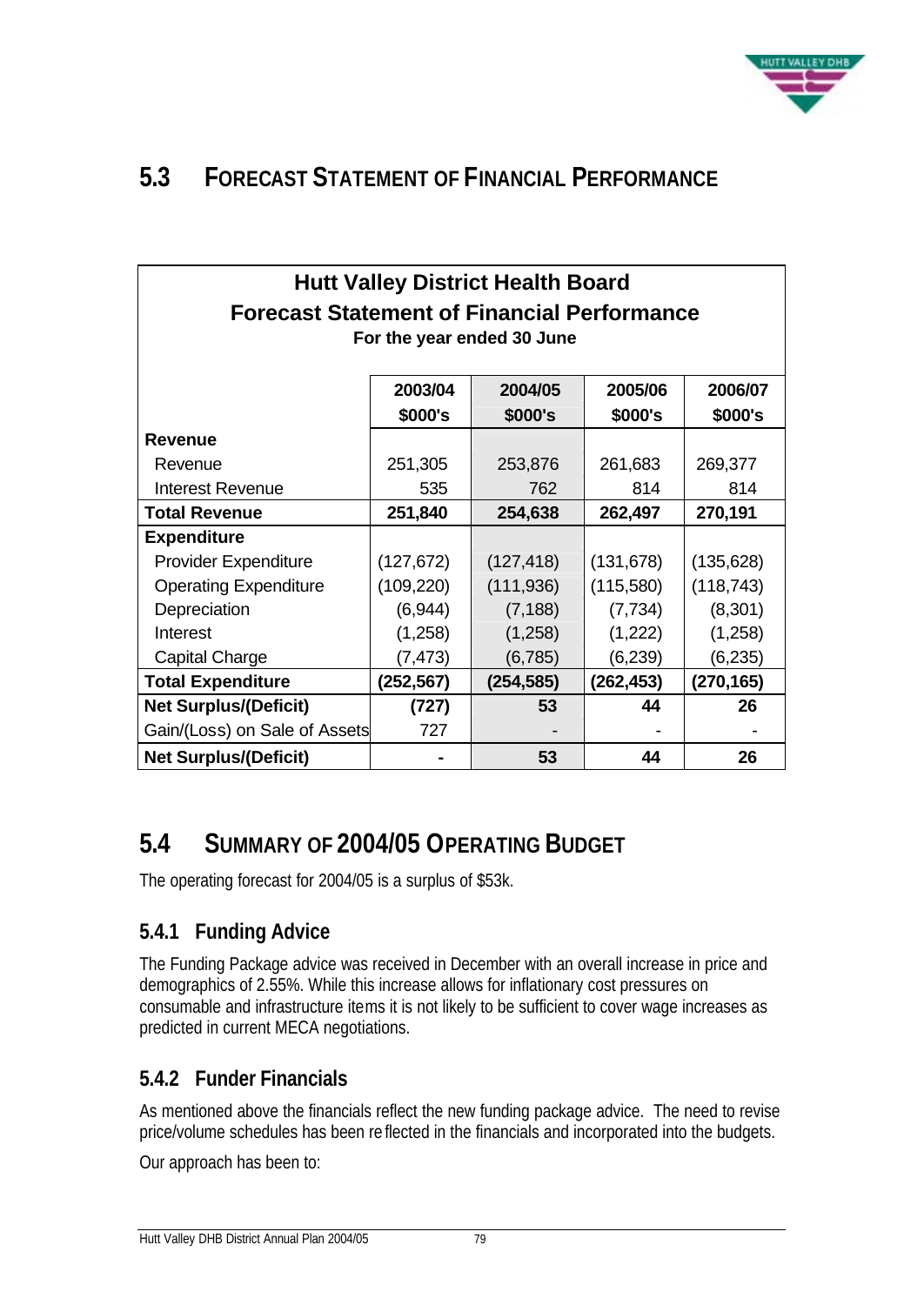## 5.3 Forecast Statement of Financial Performance

**Hutt Valley District Health Board**
**Forecast Statement of Financial Performance**
**For the year ended 30 June**

| | 2003/04 $000's | 2004/05 $000's | 2005/06 $000's | 2006/07 $000's |
|---|---|---|---|---|
| **Revenue** | | | | |
| Revenue | 251,305 | 253,876 | 261,683 | 269,377 |
| Interest Revenue | 535 | 762 | 814 | 814 |
| **Total Revenue** | **251,840** | **254,638** | **262,497** | **270,191** |
| **Expenditure** | | | | |
| Provider Expenditure | (127,672) | (127,418) | (131,678) | (135,628) |
| Operating Expenditure | (109,220) | (111,936) | (115,580) | (118,743) |
| Depreciation | (6,944) | (7,188) | (7,734) | (8,301) |
| Interest | (1,258) | (1,258) | (1,222) | (1,258) |
| Capital Charge | (7,473) | (6,785) | (6,239) | (6,235) |
| **Total Expenditure** | **(252,567)** | **(254,585)** | **(262,453)** | **(270,165)** |
| **Net Surplus/(Deficit)** | **(727)** | **53** | **44** | **26** |
| Gain/(Loss) on Sale of Assets | 727 | - | - | - |
| **Net Surplus/(Deficit)** | **-** | **53** | **44** | **26** |

## 5.4 Summary of 2004/05 Operating Budget

The operating forecast for 2004/05 is a surplus of $53k.

### 5.4.1 Funding Advice

The Funding Package advice was received in December with an overall increase in price and demographics of 2.55%. While this increase allows for inflationary cost pressures on consumable and infrastructure items it is not likely to be sufficient to cover wage increases as predicted in current MECA negotiations.

### 5.4.2 Funder Financials

As mentioned above the financials reflect the new funding package advice. The need to revise price/volume schedules has been reflected in the financials and incorporated into the budgets.

Our approach has been to: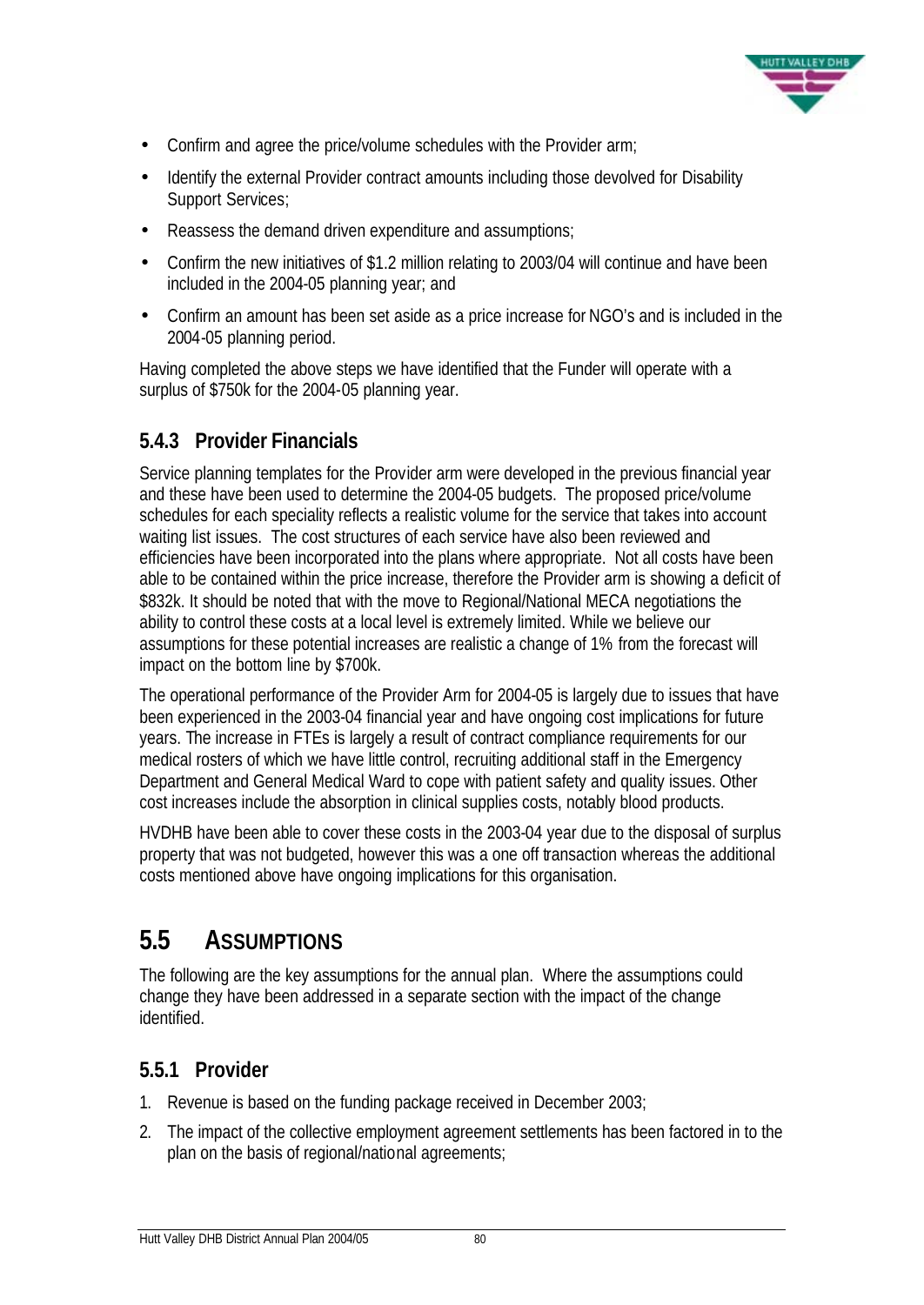- Confirm and agree the price/volume schedules with the Provider arm;
- Identify the external Provider contract amounts including those devolved for Disability Support Services;
- Reassess the demand driven expenditure and assumptions;
- Confirm the new initiatives of $1.2 million relating to 2003/04 will continue and have been included in the 2004-05 planning year; and
- Confirm an amount has been set aside as a price increase for NGO's and is included in the 2004-05 planning period.

Having completed the above steps we have identified that the Funder will operate with a surplus of $750k for the 2004-05 planning year.

### 5.4.3 Provider Financials

Service planning templates for the Provider arm were developed in the previous financial year and these have been used to determine the 2004-05 budgets. The proposed price/volume schedules for each speciality reflects a realistic volume for the service that takes into account waiting list issues. The cost structures of each service have also been reviewed and efficiencies have been incorporated into the plans where appropriate. Not all costs have been able to be contained within the price increase, therefore the Provider arm is showing a deficit of $832k. It should be noted that with the move to Regional/National MECA negotiations the ability to control these costs at a local level is extremely limited. While we believe our assumptions for these potential increases are realistic a change of 1% from the forecast will impact on the bottom line by $700k.

The operational performance of the Provider Arm for 2004-05 is largely due to issues that have been experienced in the 2003-04 financial year and have ongoing cost implications for future years. The increase in FTEs is largely a result of contract compliance requirements for our medical rosters of which we have little control, recruiting additional staff in the Emergency Department and General Medical Ward to cope with patient safety and quality issues. Other cost increases include the absorption in clinical supplies costs, notably blood products.

HVDHB have been able to cover these costs in the 2003-04 year due to the disposal of surplus property that was not budgeted, however this was a one off transaction whereas the additional costs mentioned above have ongoing implications for this organisation.

## 5.5 Assumptions

The following are the key assumptions for the annual plan. Where the assumptions could change they have been addressed in a separate section with the impact of the change identified.

### 5.5.1 Provider

1. Revenue is based on the funding package received in December 2003;
2. The impact of the collective employment agreement settlements has been factored in to the plan on the basis of regional/national agreements;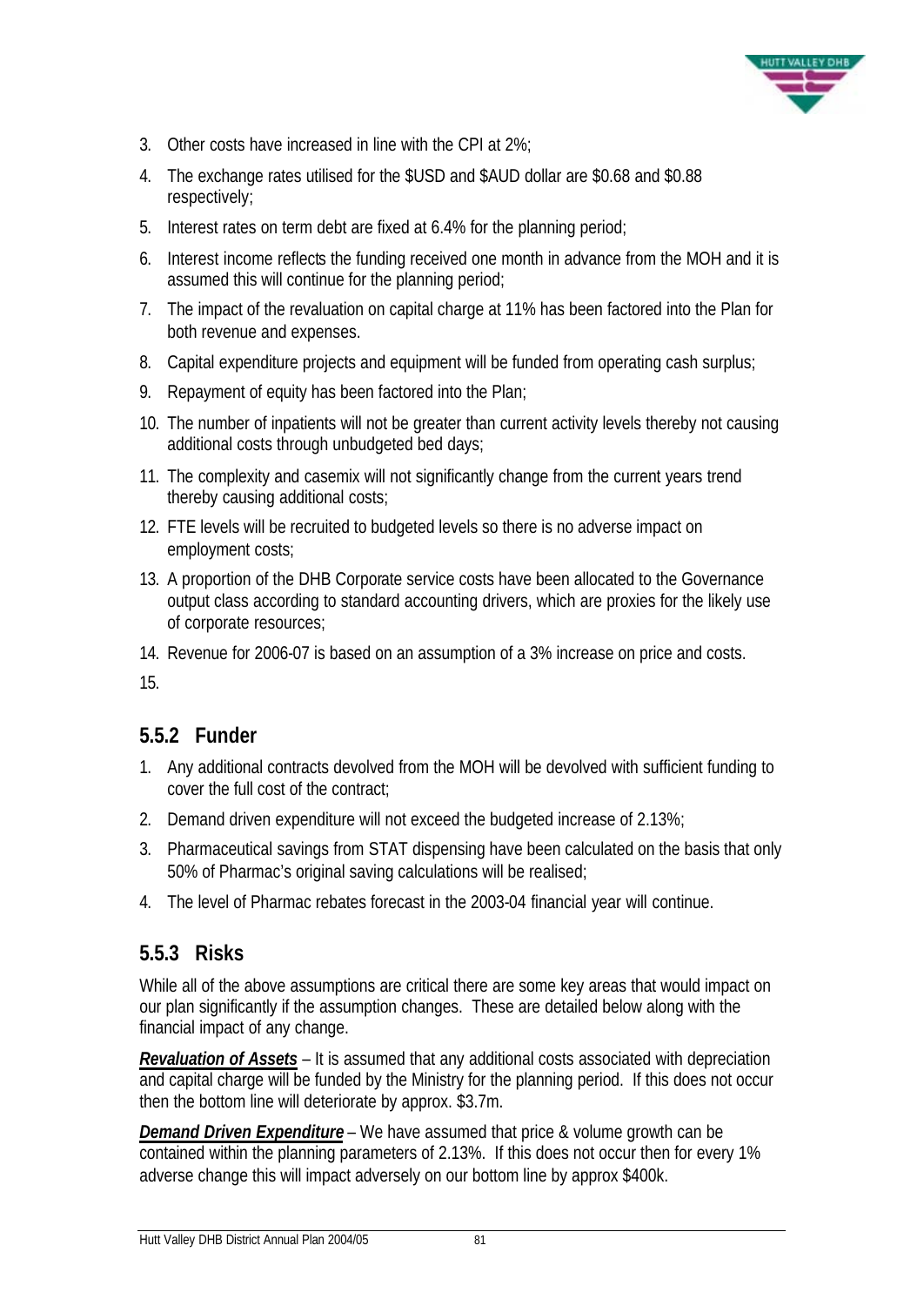3. Other costs have increased in line with the CPI at 2%;
4. The exchange rates utilised for the $USD and $AUD dollar are $0.68 and $0.88 respectively;
5. Interest rates on term debt are fixed at 6.4% for the planning period;
6. Interest income reflects the funding received one month in advance from the MOH and it is assumed this will continue for the planning period;
7. The impact of the revaluation on capital charge at 11% has been factored into the Plan for both revenue and expenses.
8. Capital expenditure projects and equipment will be funded from operating cash surplus;
9. Repayment of equity has been factored into the Plan;
10. The number of inpatients will not be greater than current activity levels thereby not causing additional costs through unbudgeted bed days;
11. The complexity and casemix will not significantly change from the current years trend thereby causing additional costs;
12. FTE levels will be recruited to budgeted levels so there is no adverse impact on employment costs;
13. A proportion of the DHB Corporate service costs have been allocated to the Governance output class according to standard accounting drivers, which are proxies for the likely use of corporate resources;
14. Revenue for 2006-07 is based on an assumption of a 3% increase on price and costs.
15.

### 5.5.2 Funder

1. Any additional contracts devolved from the MOH will be devolved with sufficient funding to cover the full cost of the contract;
2. Demand driven expenditure will not exceed the budgeted increase of 2.13%;
3. Pharmaceutical savings from STAT dispensing have been calculated on the basis that only 50% of Pharmac's original saving calculations will be realised;
4. The level of Pharmac rebates forecast in the 2003-04 financial year will continue.

### 5.5.3 Risks

While all of the above assumptions are critical there are some key areas that would impact on our plan significantly if the assumption changes. These are detailed below along with the financial impact of any change.

***Revaluation of Assets*** – It is assumed that any additional costs associated with depreciation and capital charge will be funded by the Ministry for the planning period. If this does not occur then the bottom line will deteriorate by approx. $3.7m.

***Demand Driven Expenditure*** – We have assumed that price & volume growth can be contained within the planning parameters of 2.13%. If this does not occur then for every 1% adverse change this will impact adversely on our bottom line by approx $400k.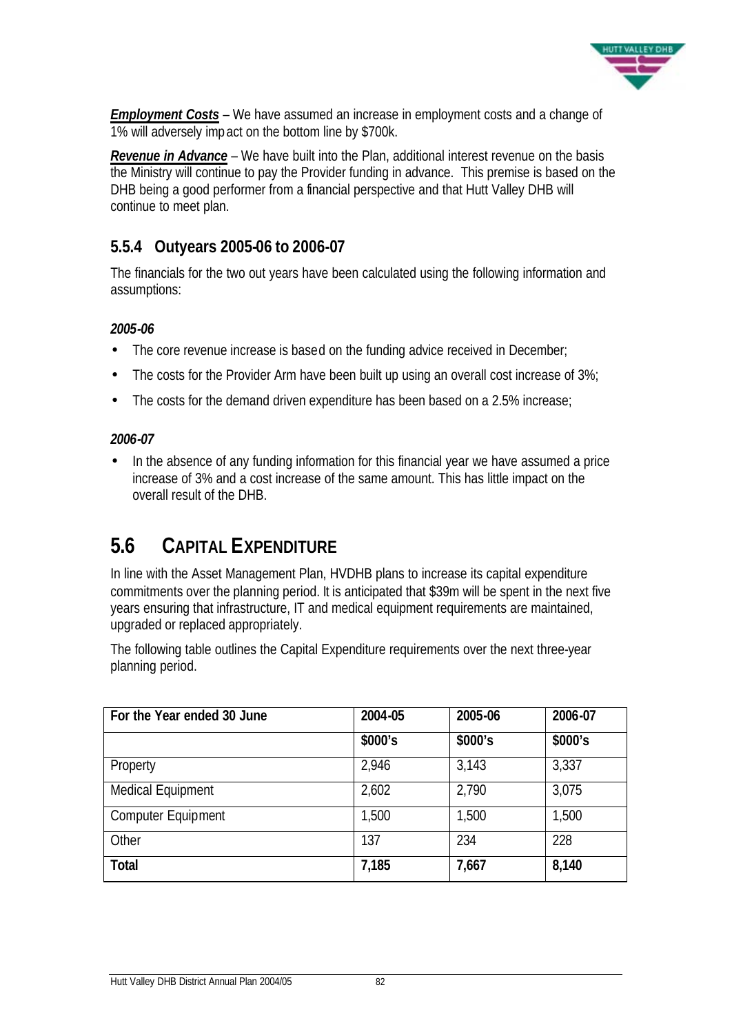***Employment Costs*** – We have assumed an increase in employment costs and a change of 1% will adversely impact on the bottom line by $700k.

***Revenue in Advance*** – We have built into the Plan, additional interest revenue on the basis the Ministry will continue to pay the Provider funding in advance. This premise is based on the DHB being a good performer from a financial perspective and that Hutt Valley DHB will continue to meet plan.

### 5.5.4 Outyears 2005-06 to 2006-07

The financials for the two out years have been calculated using the following information and assumptions:

***2005-06***

- The core revenue increase is based on the funding advice received in December;
- The costs for the Provider Arm have been built up using an overall cost increase of 3%;
- The costs for the demand driven expenditure has been based on a 2.5% increase;

***2006-07***

- In the absence of any funding information for this financial year we have assumed a price increase of 3% and a cost increase of the same amount. This has little impact on the overall result of the DHB.

## 5.6 CAPITAL EXPENDITURE

In line with the Asset Management Plan, HVDHB plans to increase its capital expenditure commitments over the planning period. It is anticipated that $39m will be spent in the next five years ensuring that infrastructure, IT and medical equipment requirements are maintained, upgraded or replaced appropriately.

The following table outlines the Capital Expenditure requirements over the next three-year planning period.

| For the Year ended 30 June | 2004-05 | 2005-06 | 2006-07 |
|---|---|---|---|
| | $000's | $000's | $000's |
| Property | 2,946 | 3,143 | 3,337 |
| Medical Equipment | 2,602 | 2,790 | 3,075 |
| Computer Equipment | 1,500 | 1,500 | 1,500 |
| Other | 137 | 234 | 228 |
| **Total** | **7,185** | **7,667** | **8,140** |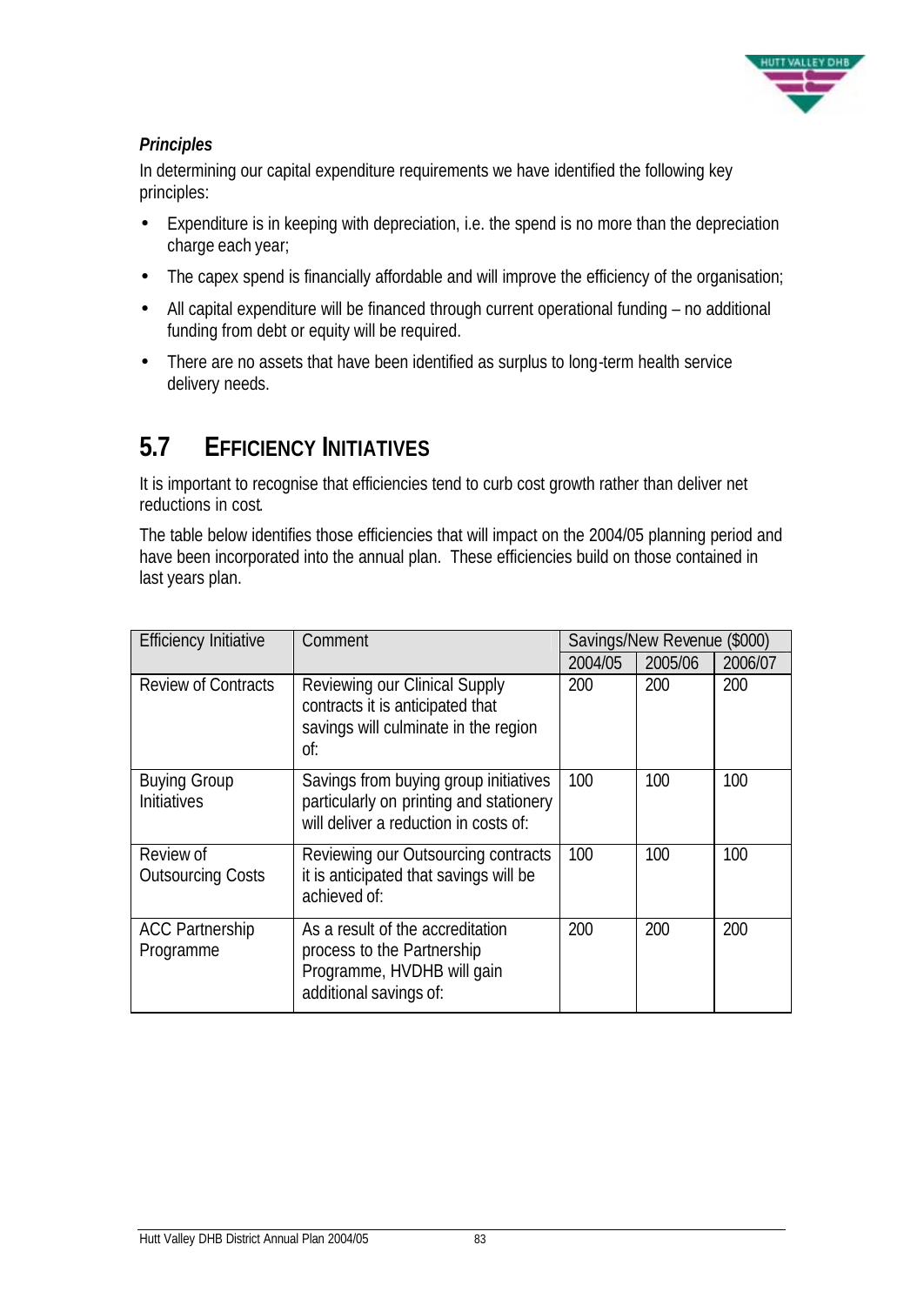***Principles***

In determining our capital expenditure requirements we have identified the following key principles:

- Expenditure is in keeping with depreciation, i.e. the spend is no more than the depreciation charge each year;
- The capex spend is financially affordable and will improve the efficiency of the organisation;
- All capital expenditure will be financed through current operational funding – no additional funding from debt or equity will be required.
- There are no assets that have been identified as surplus to long-term health service delivery needs.

## 5.7 EFFICIENCY INITIATIVES

It is important to recognise that efficiencies tend to curb cost growth rather than deliver net reductions in cost.

The table below identifies those efficiencies that will impact on the 2004/05 planning period and have been incorporated into the annual plan. These efficiencies build on those contained in last years plan.

| Efficiency Initiative | Comment | Savings/New Revenue ($000) | | |
|---|---|---|---|---|
| | | 2004/05 | 2005/06 | 2006/07 |
| Review of Contracts | Reviewing our Clinical Supply contracts it is anticipated that savings will culminate in the region of: | 200 | 200 | 200 |
| Buying Group Initiatives | Savings from buying group initiatives particularly on printing and stationery will deliver a reduction in costs of: | 100 | 100 | 100 |
| Review of Outsourcing Costs | Reviewing our Outsourcing contracts it is anticipated that savings will be achieved of: | 100 | 100 | 100 |
| ACC Partnership Programme | As a result of the accreditation process to the Partnership Programme, HVDHB will gain additional savings of: | 200 | 200 | 200 |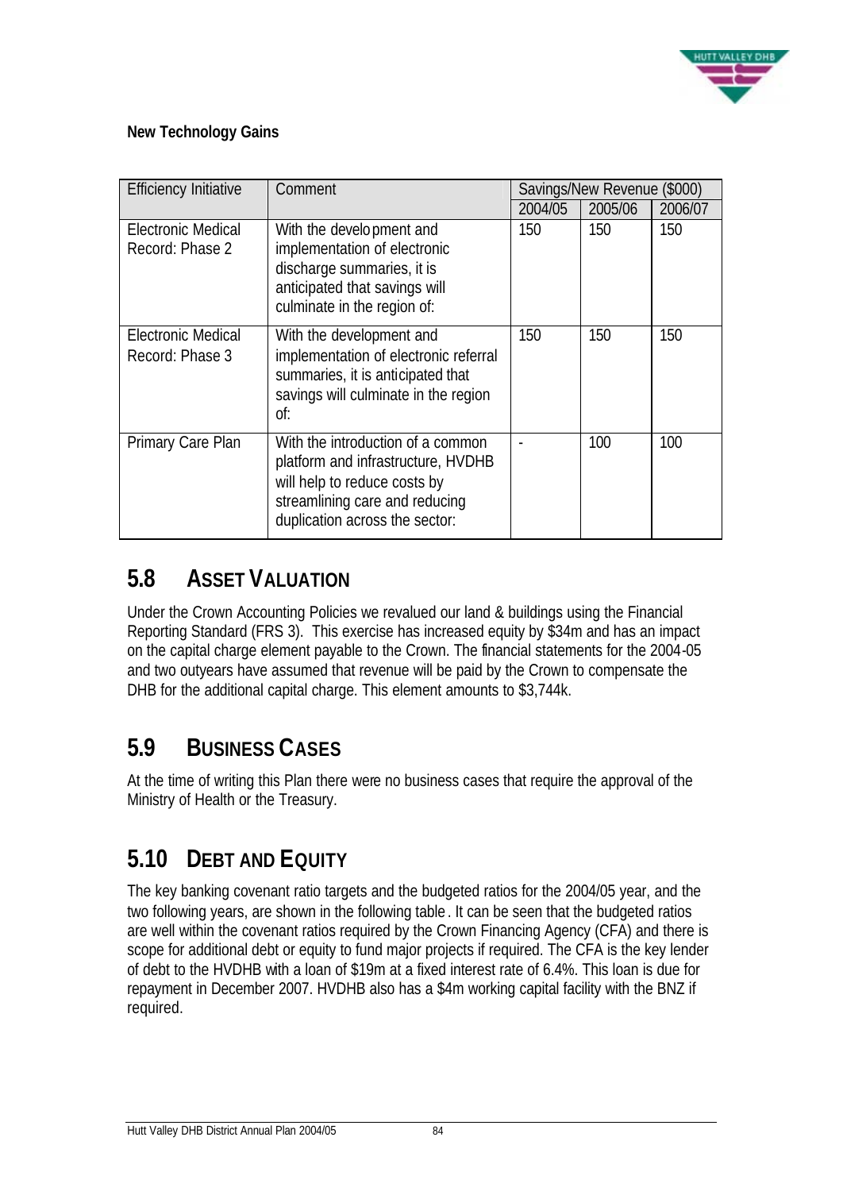**New Technology Gains**

| Efficiency Initiative | Comment | Savings/New Revenue ($000) | | |
|---|---|---|---|---|
| | | 2004/05 | 2005/06 | 2006/07 |
| Electronic Medical Record: Phase 2 | With the development and implementation of electronic discharge summaries, it is anticipated that savings will culminate in the region of: | 150 | 150 | 150 |
| Electronic Medical Record: Phase 3 | With the development and implementation of electronic referral summaries, it is anticipated that savings will culminate in the region of: | 150 | 150 | 150 |
| Primary Care Plan | With the introduction of a common platform and infrastructure, HVDHB will help to reduce costs by streamlining care and reducing duplication across the sector: | - | 100 | 100 |

## 5.8 Asset Valuation

Under the Crown Accounting Policies we revalued our land & buildings using the Financial Reporting Standard (FRS 3). This exercise has increased equity by $34m and has an impact on the capital charge element payable to the Crown. The financial statements for the 2004-05 and two outyears have assumed that revenue will be paid by the Crown to compensate the DHB for the additional capital charge. This element amounts to $3,744k.

## 5.9 Business Cases

At the time of writing this Plan there were no business cases that require the approval of the Ministry of Health or the Treasury.

## 5.10 Debt and Equity

The key banking covenant ratio targets and the budgeted ratios for the 2004/05 year, and the two following years, are shown in the following table. It can be seen that the budgeted ratios are well within the covenant ratios required by the Crown Financing Agency (CFA) and there is scope for additional debt or equity to fund major projects if required. The CFA is the key lender of debt to the HVDHB with a loan of $19m at a fixed interest rate of 6.4%. This loan is due for repayment in December 2007. HVDHB also has a $4m working capital facility with the BNZ if required.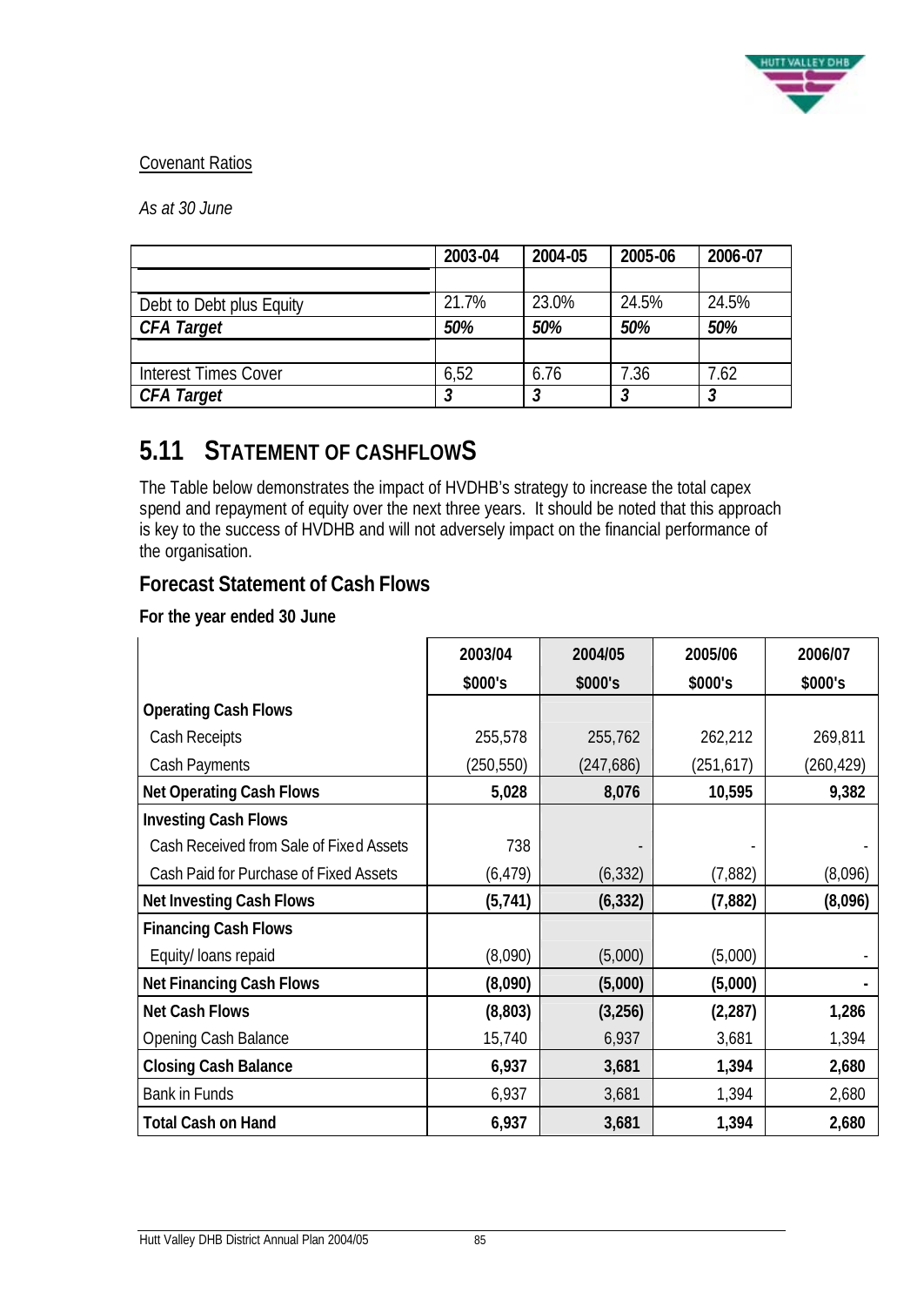Covenant Ratios

*As at 30 June*

| | 2003-04 | 2004-05 | 2005-06 | 2006-07 |
|---|---|---|---|---|
| | | | | |
| Debt to Debt plus Equity | 21.7% | 23.0% | 24.5% | 24.5% |
| ***CFA Target*** | ***50%*** | ***50%*** | ***50%*** | ***50%*** |
| | | | | |
| Interest Times Cover | 6,52 | 6.76 | 7.36 | 7.62 |
| ***CFA Target*** | ***3*** | ***3*** | ***3*** | ***3*** |

## 5.11 STATEMENT OF CASHFLOWS

The Table below demonstrates the impact of HVDHB's strategy to increase the total capex spend and repayment of equity over the next three years. It should be noted that this approach is key to the success of HVDHB and will not adversely impact on the financial performance of the organisation.

### Forecast Statement of Cash Flows

**For the year ended 30 June**

| | 2003/04<br>$000's | 2004/05<br>$000's | 2005/06<br>$000's | 2006/07<br>$000's |
|---|---|---|---|---|
| **Operating Cash Flows** | | | | |
| Cash Receipts | 255,578 | 255,762 | 262,212 | 269,811 |
| Cash Payments | (250,550) | (247,686) | (251,617) | (260,429) |
| **Net Operating Cash Flows** | **5,028** | **8,076** | **10,595** | **9,382** |
| **Investing Cash Flows** | | | | |
| Cash Received from Sale of Fixed Assets | 738 | - | - | - |
| Cash Paid for Purchase of Fixed Assets | (6,479) | (6,332) | (7,882) | (8,096) |
| **Net Investing Cash Flows** | **(5,741)** | **(6,332)** | **(7,882)** | **(8,096)** |
| **Financing Cash Flows** | | | | |
| Equity/ loans repaid | (8,090) | (5,000) | (5,000) | - |
| **Net Financing Cash Flows** | **(8,090)** | **(5,000)** | **(5,000)** | **-** |
| **Net Cash Flows** | **(8,803)** | **(3,256)** | **(2,287)** | **1,286** |
| Opening Cash Balance | 15,740 | 6,937 | 3,681 | 1,394 |
| **Closing Cash Balance** | **6,937** | **3,681** | **1,394** | **2,680** |
| Bank in Funds | 6,937 | 3,681 | 1,394 | 2,680 |
| **Total Cash on Hand** | **6,937** | **3,681** | **1,394** | **2,680** |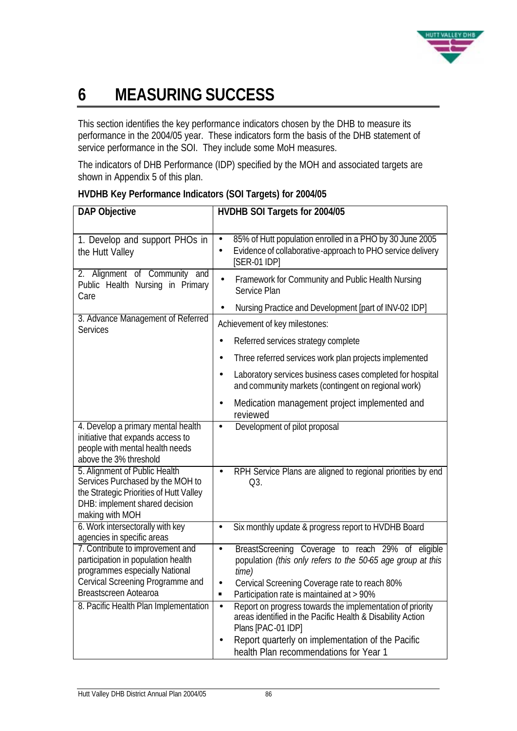# 6 MEASURING SUCCESS

This section identifies the key performance indicators chosen by the DHB to measure its performance in the 2004/05 year. These indicators form the basis of the DHB statement of service performance in the SOI. They include some MoH measures.

The indicators of DHB Performance (IDP) specified by the MOH and associated targets are shown in Appendix 5 of this plan.

**HVDHB Key Performance Indicators (SOI Targets) for 2004/05**

| DAP Objective | HVDHB SOI Targets for 2004/05 |
|---|---|
| 1. Develop and support PHOs in the Hutt Valley | • 85% of Hutt population enrolled in a PHO by 30 June 2005<br>• Evidence of collaborative-approach to PHO service delivery [SER-01 IDP] |
| 2. Alignment of Community and Public Health Nursing in Primary Care | • Framework for Community and Public Health Nursing Service Plan<br>• Nursing Practice and Development [part of INV-02 IDP] |
| 3. Advance Management of Referred Services | Achievement of key milestones:<br>• Referred services strategy complete<br>• Three referred services work plan projects implemented<br>• Laboratory services business cases completed for hospital and community markets (contingent on regional work)<br>• Medication management project implemented and reviewed |
| 4. Develop a primary mental health initiative that expands access to people with mental health needs above the 3% threshold | • Development of pilot proposal |
| 5. Alignment of Public Health Services Purchased by the MOH to the Strategic Priorities of Hutt Valley DHB: implement shared decision making with MOH | • RPH Service Plans are aligned to regional priorities by end Q3. |
| 6. Work intersectorally with key agencies in specific areas | • Six monthly update & progress report to HVDHB Board |
| 7. Contribute to improvement and participation in population health programmes especially National Cervical Screening Programme and Breastscreen Aotearoa | • BreastScreening Coverage to reach 29% of eligible population *(this only refers to the 50-65 age group at this time)*<br>• Cervical Screening Coverage rate to reach 80%<br>▪ Participation rate is maintained at > 90% |
| 8. Pacific Health Plan Implementation | • Report on progress towards the implementation of priority areas identified in the Pacific Health & Disability Action Plans [PAC-01 IDP]<br>• Report quarterly on implementation of the Pacific health Plan recommendations for Year 1 |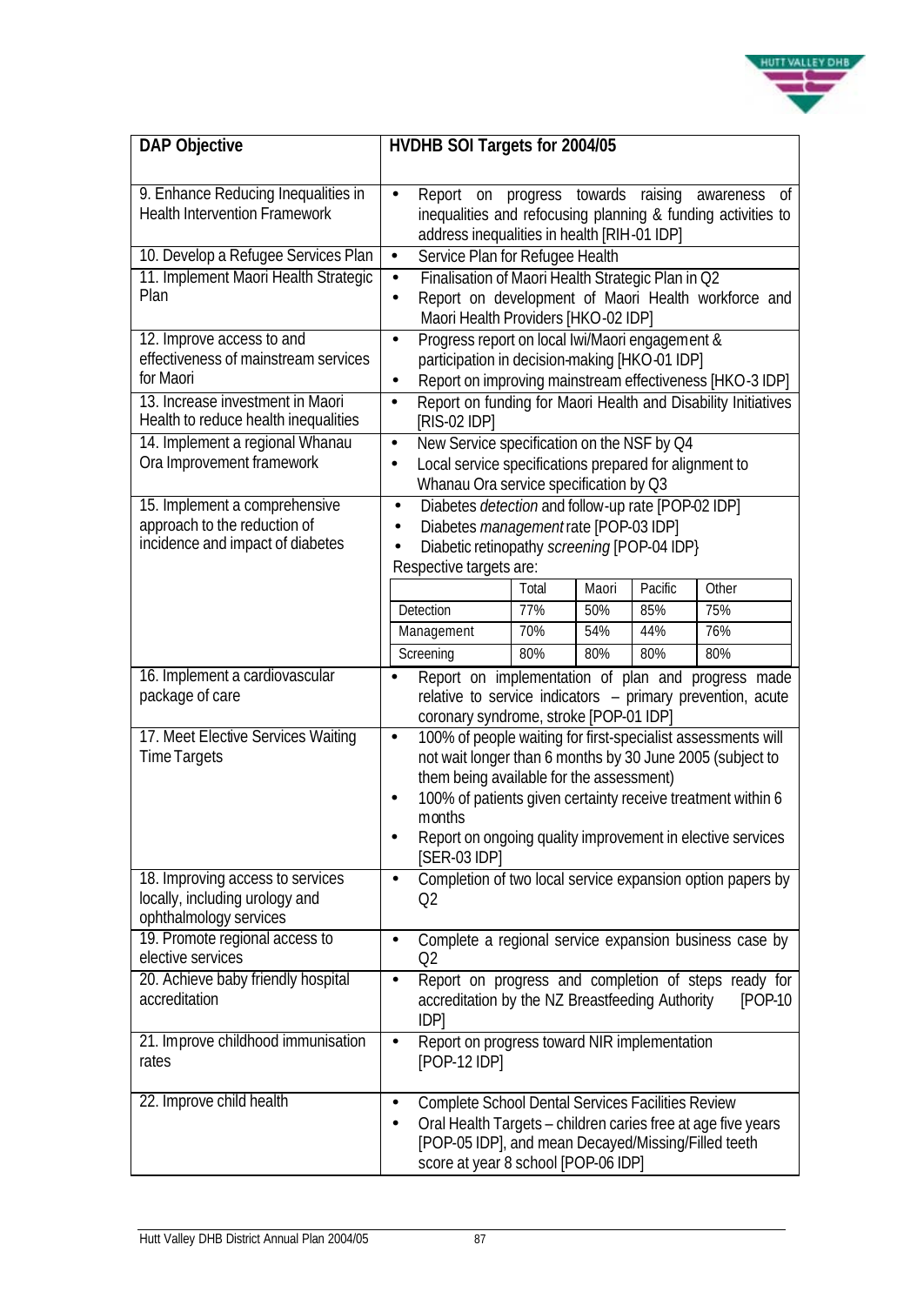| DAP Objective | HVDHB SOI Targets for 2004/05 |
|---|---|
| 9. Enhance Reducing Inequalities in Health Intervention Framework | • Report on progress towards raising awareness of inequalities and refocusing planning & funding activities to address inequalities in health [RIH-01 IDP] |
| 10. Develop a Refugee Services Plan | • Service Plan for Refugee Health |
| 11. Implement Maori Health Strategic Plan | • Finalisation of Maori Health Strategic Plan in Q2<br>• Report on development of Maori Health workforce and Maori Health Providers [HKO-02 IDP] |
| 12. Improve access to and effectiveness of mainstream services for Maori | • Progress report on local Iwi/Maori engagement & participation in decision-making [HKO-01 IDP]<br>• Report on improving mainstream effectiveness [HKO-3 IDP] |
| 13. Increase investment in Maori Health to reduce health inequalities | • Report on funding for Maori Health and Disability Initiatives [RIS-02 IDP] |
| 14. Implement a regional Whanau Ora Improvement framework | • New Service specification on the NSF by Q4<br>• Local service specifications prepared for alignment to Whanau Ora service specification by Q3 |
| 15. Implement a comprehensive approach to the reduction of incidence and impact of diabetes | • Diabetes *detection* and follow-up rate [POP-02 IDP]<br>• Diabetes *management* rate [POP-03 IDP]<br>• Diabetic retinopathy *screening* [POP-04 IDP}<br>Respective targets are:<br><br>(Targets: Detection – Total 77%, Maori 50%, Pacific 85%, Other 75%; Management – Total 70%, Maori 54%, Pacific 44%, Other 76%; Screening – Total 80%, Maori 80%, Pacific 80%, Other 80%) |
| 16. Implement a cardiovascular package of care | • Report on implementation of plan and progress made relative to service indicators – primary prevention, acute coronary syndrome, stroke [POP-01 IDP] |
| 17. Meet Elective Services Waiting Time Targets | • 100% of people waiting for first-specialist assessments will not wait longer than 6 months by 30 June 2005 (subject to them being available for the assessment)<br>• 100% of patients given certainty receive treatment within 6 months<br>• Report on ongoing quality improvement in elective services [SER-03 IDP] |
| 18. Improving access to services locally, including urology and ophthalmology services | • Completion of two local service expansion option papers by Q2 |
| 19. Promote regional access to elective services | • Complete a regional service expansion business case by Q2 |
| 20. Achieve baby friendly hospital accreditation | • Report on progress and completion of steps ready for accreditation by the NZ Breastfeeding Authority [POP-10 IDP] |
| 21. Improve childhood immunisation rates | • Report on progress toward NIR implementation [POP-12 IDP] |
| 22. Improve child health | • Complete School Dental Services Facilities Review<br>• Oral Health Targets – children caries free at age five years [POP-05 IDP], and mean Decayed/Missing/Filled teeth score at year 8 school [POP-06 IDP] |

|  | Total | Maori | Pacific | Other |
|---|---|---|---|---|
| Detection | 77% | 50% | 85% | 75% |
| Management | 70% | 54% | 44% | 76% |
| Screening | 80% | 80% | 80% | 80% |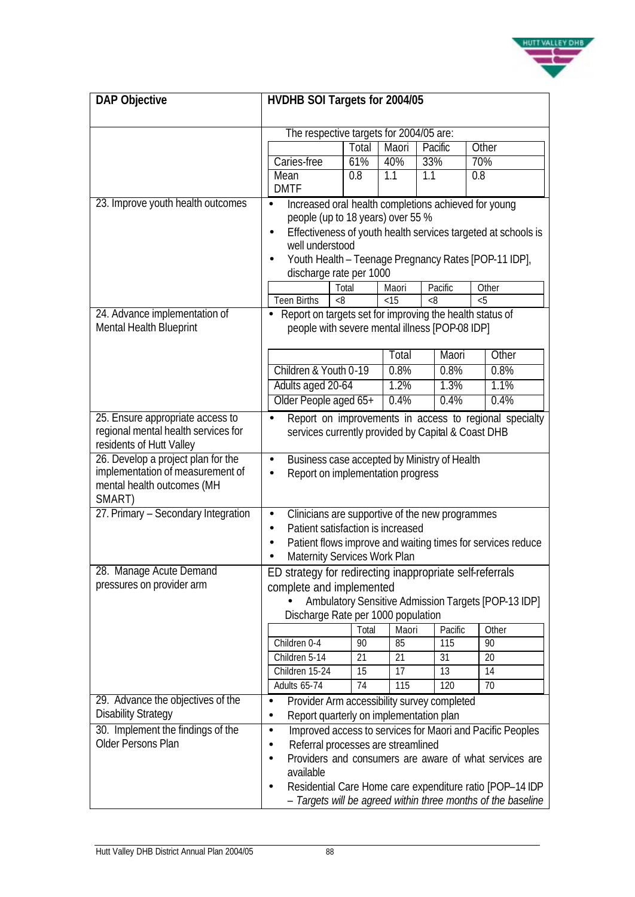| DAP Objective | HVDHB SOI Targets for 2004/05 |
|---|---|
| | The respective targets for 2004/05 are:<br><br>\| \| Total \| Maori \| Pacific \| Other \|<br>\| Caries-free \| 61% \| 40% \| 33% \| 70% \|<br>\| Mean DMTF \| 0.8 \| 1.1 \| 1.1 \| 0.8 \| |
| 23. Improve youth health outcomes | • Increased oral health completions achieved for young people (up to 18 years) over 55 %<br>• Effectiveness of youth health services targeted at schools is well understood<br>• Youth Health – Teenage Pregnancy Rates [POP-11 IDP], discharge rate per 1000<br><br>\| \| Total \| Maori \| Pacific \| Other \|<br>\| Teen Births \| <8 \| <15 \| <8 \| <5 \| |
| 24. Advance implementation of Mental Health Blueprint | • Report on targets set for improving the health status of people with severe mental illness [POP-08 IDP]<br><br>\| \| Total \| Maori \| Other \|<br>\| Children & Youth 0-19 \| 0.8% \| 0.8% \| 0.8% \|<br>\| Adults aged 20-64 \| 1.2% \| 1.3% \| 1.1% \|<br>\| Older People aged 65+ \| 0.4% \| 0.4% \| 0.4% \| |
| 25. Ensure appropriate access to regional mental health services for residents of Hutt Valley | • Report on improvements in access to regional specialty services currently provided by Capital & Coast DHB |
| 26. Develop a project plan for the implementation of measurement of mental health outcomes (MH SMART) | • Business case accepted by Ministry of Health<br>• Report on implementation progress |
| 27. Primary – Secondary Integration | • Clinicians are supportive of the new programmes<br>• Patient satisfaction is increased<br>• Patient flows improve and waiting times for services reduce<br>• Maternity Services Work Plan |
| 28. Manage Acute Demand pressures on provider arm | ED strategy for redirecting inappropriate self-referrals complete and implemented<br>• Ambulatory Sensitive Admission Targets [POP-13 IDP] Discharge Rate per 1000 population<br><br>\| \| Total \| Maori \| Pacific \| Other \|<br>\| Children 0-4 \| 90 \| 85 \| 115 \| 90 \|<br>\| Children 5-14 \| 21 \| 21 \| 31 \| 20 \|<br>\| Children 15-24 \| 15 \| 17 \| 13 \| 14 \|<br>\| Adults 65-74 \| 74 \| 115 \| 120 \| 70 \| |
| 29. Advance the objectives of the Disability Strategy | • Provider Arm accessibility survey completed<br>• Report quarterly on implementation plan |
| 30. Implement the findings of the Older Persons Plan | • Improved access to services for Maori and Pacific Peoples<br>• Referral processes are streamlined<br>• Providers and consumers are aware of what services are available<br>• Residential Care Home care expenditure ratio [POP–14 IDP – *Targets will be agreed within three months of the baseline* |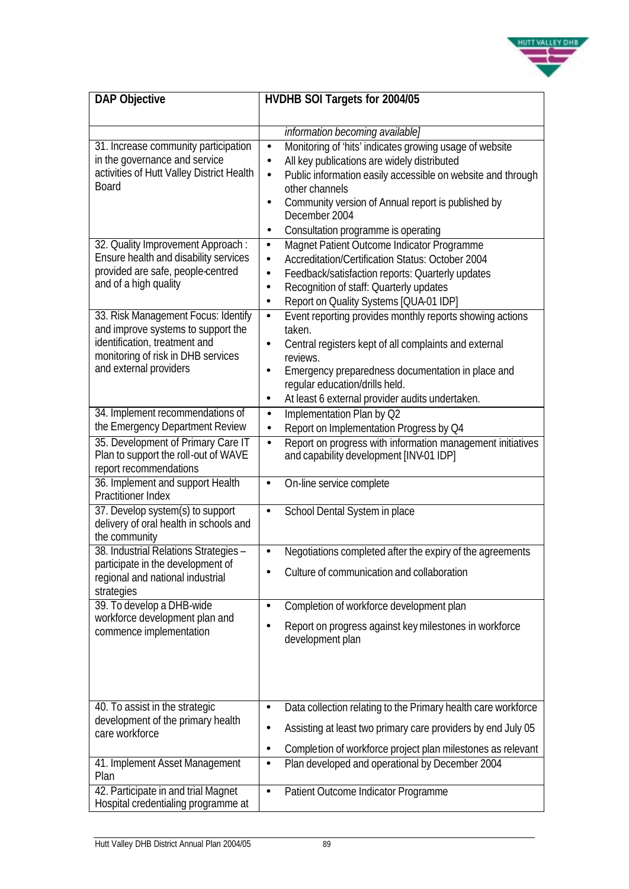| DAP Objective | HVDHB SOI Targets for 2004/05 |
|---|---|
| | *information becoming available]* |
| 31. Increase community participation in the governance and service activities of Hutt Valley District Health Board | • Monitoring of 'hits' indicates growing usage of website<br>• All key publications are widely distributed<br>• Public information easily accessible on website and through other channels<br>• Community version of Annual report is published by December 2004<br>• Consultation programme is operating |
| 32. Quality Improvement Approach : Ensure health and disability services provided are safe, people-centred and of a high quality | • Magnet Patient Outcome Indicator Programme<br>• Accreditation/Certification Status: October 2004<br>• Feedback/satisfaction reports: Quarterly updates<br>• Recognition of staff: Quarterly updates<br>• Report on Quality Systems [QUA-01 IDP] |
| 33. Risk Management Focus: Identify and improve systems to support the identification, treatment and monitoring of risk in DHB services and external providers | • Event reporting provides monthly reports showing actions taken.<br>• Central registers kept of all complaints and external reviews.<br>• Emergency preparedness documentation in place and regular education/drills held.<br>• At least 6 external provider audits undertaken. |
| 34. Implement recommendations of the Emergency Department Review | • Implementation Plan by Q2<br>• Report on Implementation Progress by Q4 |
| 35. Development of Primary Care IT Plan to support the roll-out of WAVE report recommendations | • Report on progress with information management initiatives and capability development [INV-01 IDP] |
| 36. Implement and support Health Practitioner Index | • On-line service complete |
| 37. Develop system(s) to support delivery of oral health in schools and the community | • School Dental System in place |
| 38. Industrial Relations Strategies – participate in the development of regional and national industrial strategies | • Negotiations completed after the expiry of the agreements<br>• Culture of communication and collaboration |
| 39. To develop a DHB-wide workforce development plan and commence implementation | • Completion of workforce development plan<br>• Report on progress against key milestones in workforce development plan |
| 40. To assist in the strategic development of the primary health care workforce | • Data collection relating to the Primary health care workforce<br>• Assisting at least two primary care providers by end July 05<br>• Completion of workforce project plan milestones as relevant |
| 41. Implement Asset Management Plan | • Plan developed and operational by December 2004 |
| 42. Participate in and trial Magnet Hospital credentialing programme at | • Patient Outcome Indicator Programme |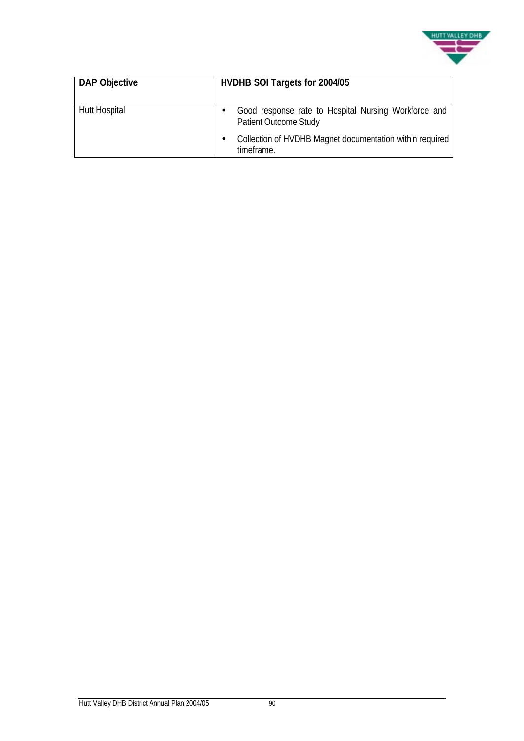| DAP Objective | HVDHB SOI Targets for 2004/05 |
|---|---|
| Hutt Hospital | • Good response rate to Hospital Nursing Workforce and Patient Outcome Study<br>• Collection of HVDHB Magnet documentation within required timeframe. |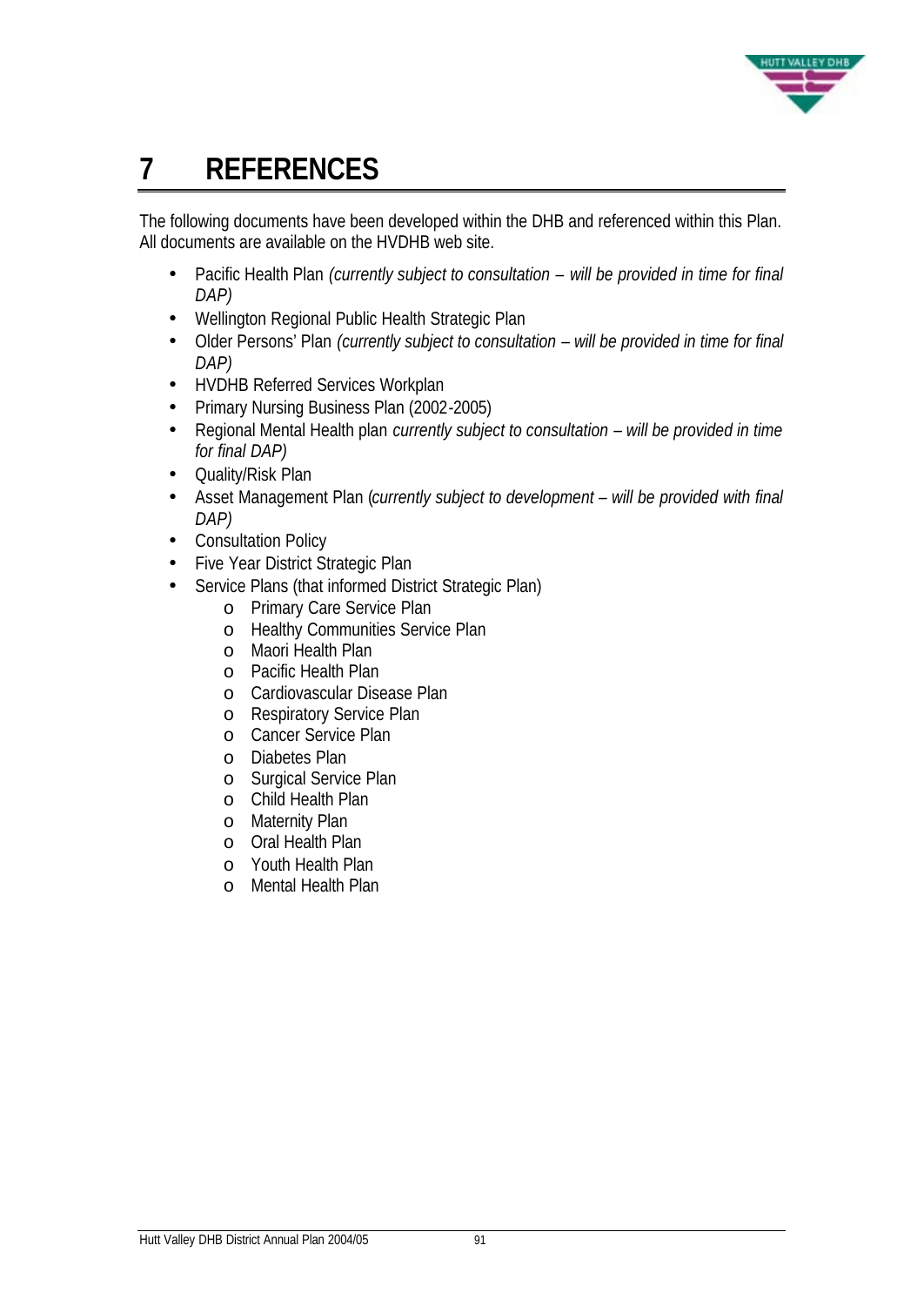# 7 REFERENCES

The following documents have been developed within the DHB and referenced within this Plan. All documents are available on the HVDHB web site.

- Pacific Health Plan *(currently subject to consultation – will be provided in time for final DAP)*
- Wellington Regional Public Health Strategic Plan
- Older Persons' Plan *(currently subject to consultation – will be provided in time for final DAP)*
- HVDHB Referred Services Workplan
- Primary Nursing Business Plan (2002-2005)
- Regional Mental Health plan *currently subject to consultation – will be provided in time for final DAP)*
- Quality/Risk Plan
- Asset Management Plan (*currently subject to development – will be provided with final DAP)*
- Consultation Policy
- Five Year District Strategic Plan
- Service Plans (that informed District Strategic Plan)
  - Primary Care Service Plan
  - Healthy Communities Service Plan
  - Maori Health Plan
  - Pacific Health Plan
  - Cardiovascular Disease Plan
  - Respiratory Service Plan
  - Cancer Service Plan
  - Diabetes Plan
  - Surgical Service Plan
  - Child Health Plan
  - Maternity Plan
  - Oral Health Plan
  - Youth Health Plan
  - Mental Health Plan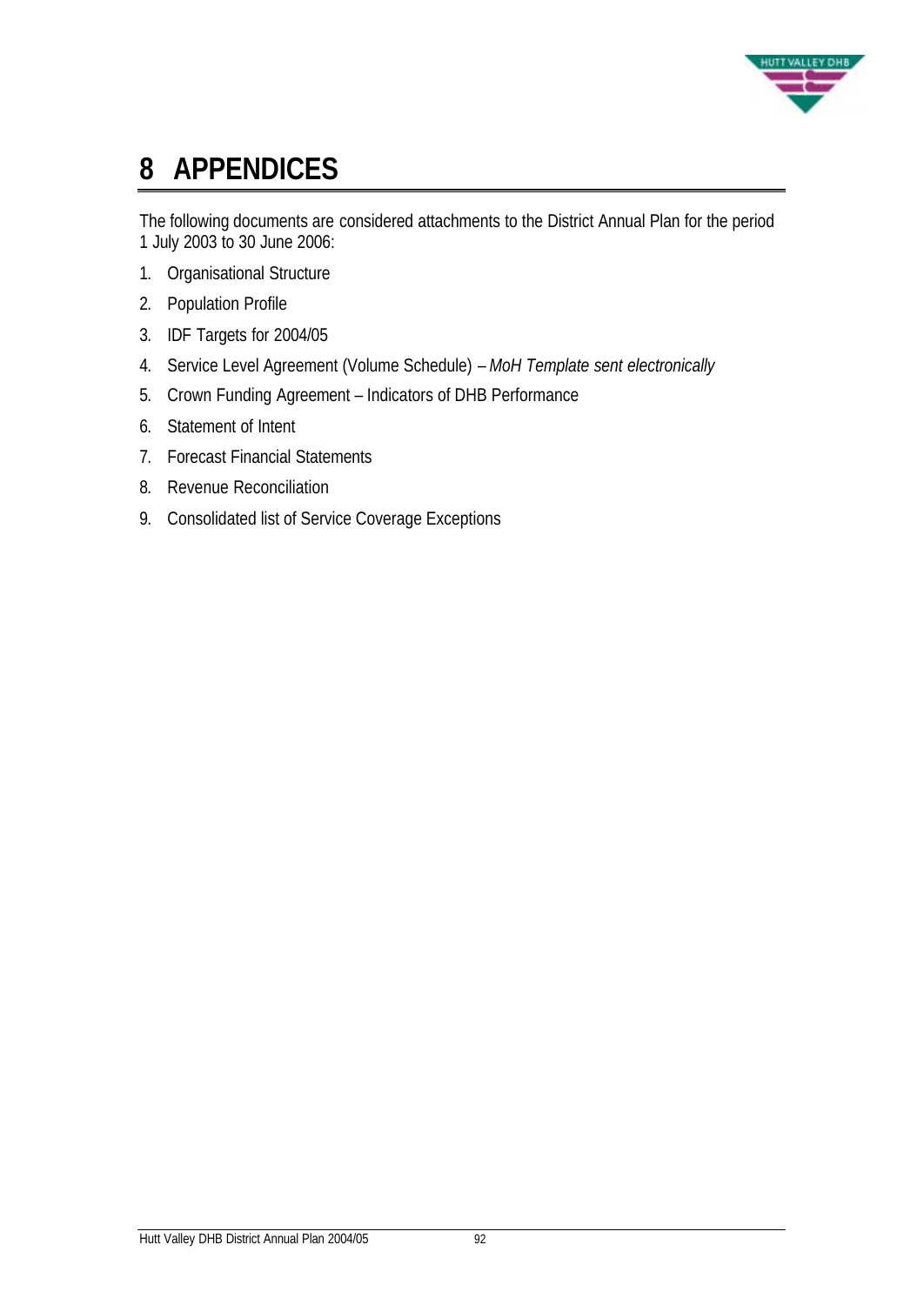# 8 APPENDICES

The following documents are considered attachments to the District Annual Plan for the period 1 July 2003 to 30 June 2006:

1. Organisational Structure
2. Population Profile
3. IDF Targets for 2004/05
4. Service Level Agreement (Volume Schedule) – *MoH Template sent electronically*
5. Crown Funding Agreement – Indicators of DHB Performance
6. Statement of Intent
7. Forecast Financial Statements
8. Revenue Reconciliation
9. Consolidated list of Service Coverage Exceptions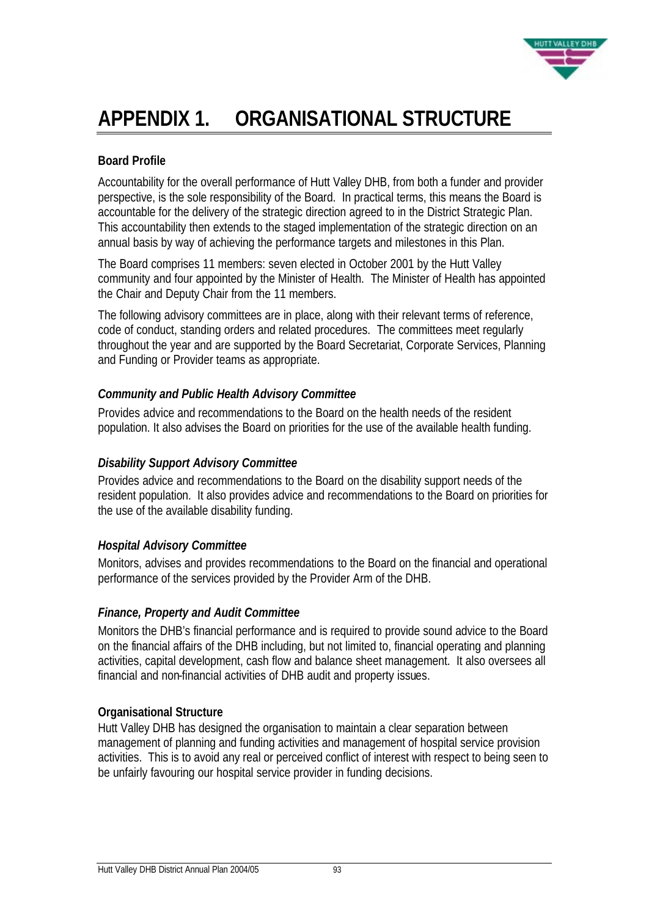# APPENDIX 1. ORGANISATIONAL STRUCTURE

**Board Profile**

Accountability for the overall performance of Hutt Valley DHB, from both a funder and provider perspective, is the sole responsibility of the Board. In practical terms, this means the Board is accountable for the delivery of the strategic direction agreed to in the District Strategic Plan. This accountability then extends to the staged implementation of the strategic direction on an annual basis by way of achieving the performance targets and milestones in this Plan.

The Board comprises 11 members: seven elected in October 2001 by the Hutt Valley community and four appointed by the Minister of Health. The Minister of Health has appointed the Chair and Deputy Chair from the 11 members.

The following advisory committees are in place, along with their relevant terms of reference, code of conduct, standing orders and related procedures. The committees meet regularly throughout the year and are supported by the Board Secretariat, Corporate Services, Planning and Funding or Provider teams as appropriate.

***Community and Public Health Advisory Committee***

Provides advice and recommendations to the Board on the health needs of the resident population. It also advises the Board on priorities for the use of the available health funding.

***Disability Support Advisory Committee***

Provides advice and recommendations to the Board on the disability support needs of the resident population. It also provides advice and recommendations to the Board on priorities for the use of the available disability funding.

***Hospital Advisory Committee***

Monitors, advises and provides recommendations to the Board on the financial and operational performance of the services provided by the Provider Arm of the DHB.

***Finance, Property and Audit Committee***

Monitors the DHB's financial performance and is required to provide sound advice to the Board on the financial affairs of the DHB including, but not limited to, financial operating and planning activities, capital development, cash flow and balance sheet management. It also oversees all financial and non-financial activities of DHB audit and property issues.

**Organisational Structure**

Hutt Valley DHB has designed the organisation to maintain a clear separation between management of planning and funding activities and management of hospital service provision activities. This is to avoid any real or perceived conflict of interest with respect to being seen to be unfairly favouring our hospital service provider in funding decisions.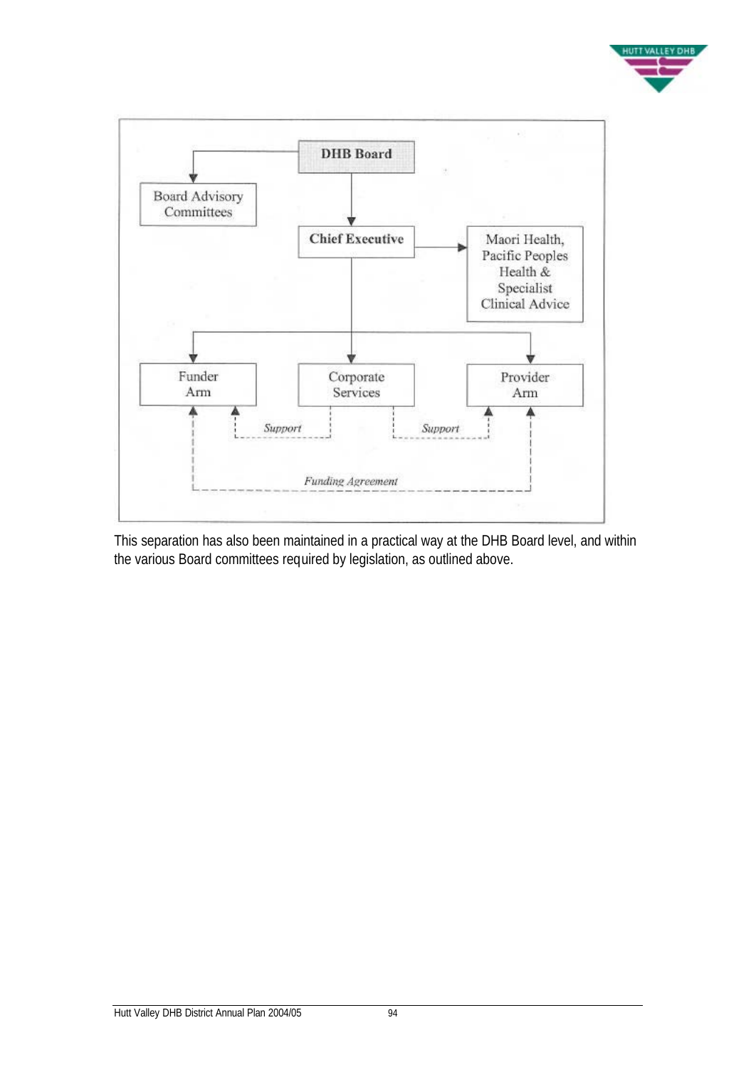DHB Board

Board Advisory Committees

Chief Executive

Maori Health, Pacific Peoples Health & Specialist Clinical Advice

Funder Arm

Corporate Services

Provider Arm

*Support*

*Support*

*Funding Agreement*

This separation has also been maintained in a practical way at the DHB Board level, and within the various Board committees required by legislation, as outlined above.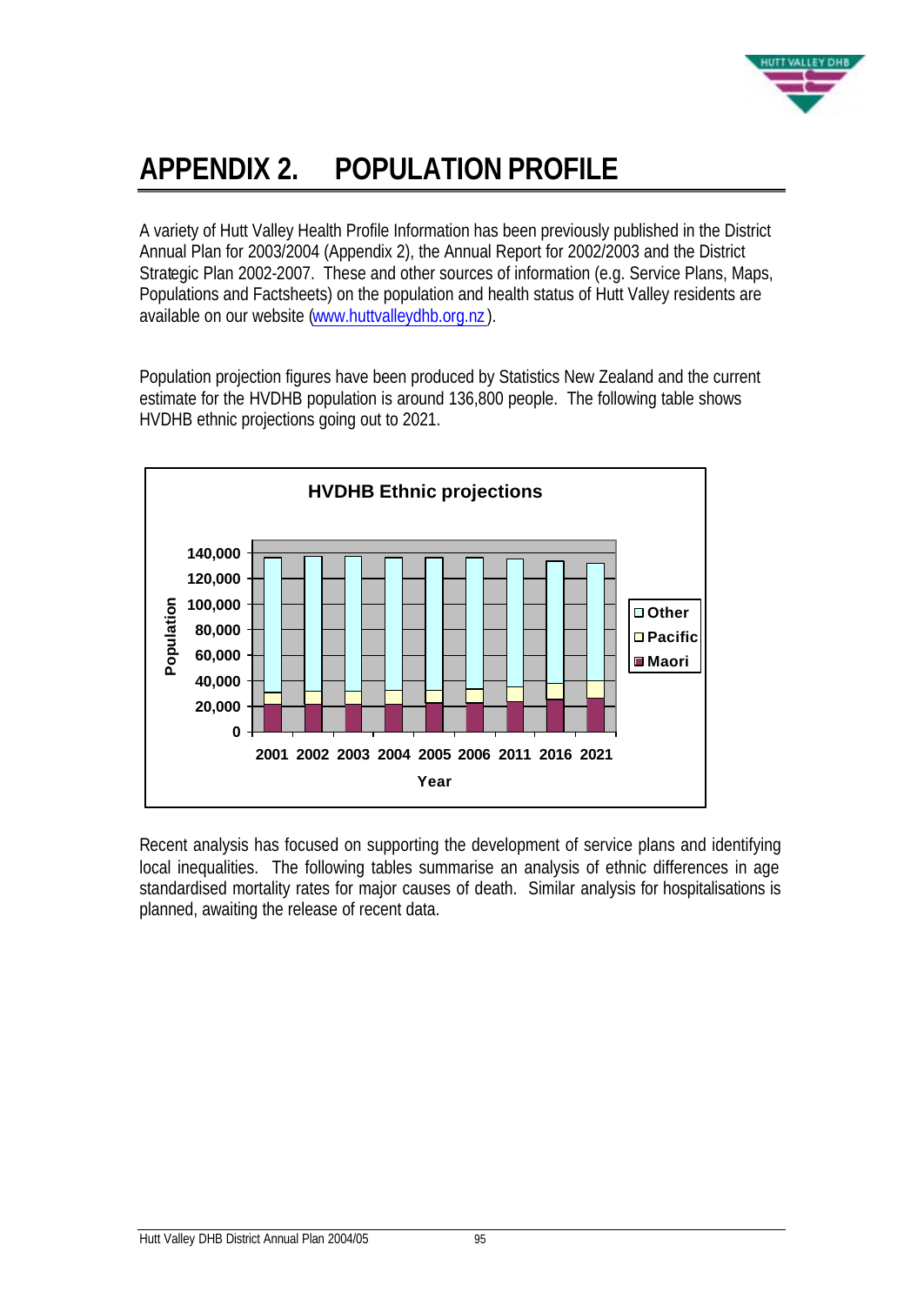# APPENDIX 2. POPULATION PROFILE

A variety of Hutt Valley Health Profile Information has been previously published in the District Annual Plan for 2003/2004 (Appendix 2), the Annual Report for 2002/2003 and the District Strategic Plan 2002-2007. These and other sources of information (e.g. Service Plans, Maps, Populations and Factsheets) on the population and health status of Hutt Valley residents are available on our website (www.huttvalleydhb.org.nz).

Population projection figures have been produced by Statistics New Zealand and the current estimate for the HVDHB population is around 136,800 people. The following table shows HVDHB ethnic projections going out to 2021.

**HVDHB Ethnic projections**

Population (0 – 140,000) by Year (2001, 2002, 2003, 2004, 2005, 2006, 2011, 2016, 2021); series: Other, Pacific, Maori

Recent analysis has focused on supporting the development of service plans and identifying local inequalities. The following tables summarise an analysis of ethnic differences in age standardised mortality rates for major causes of death. Similar analysis for hospitalisations is planned, awaiting the release of recent data.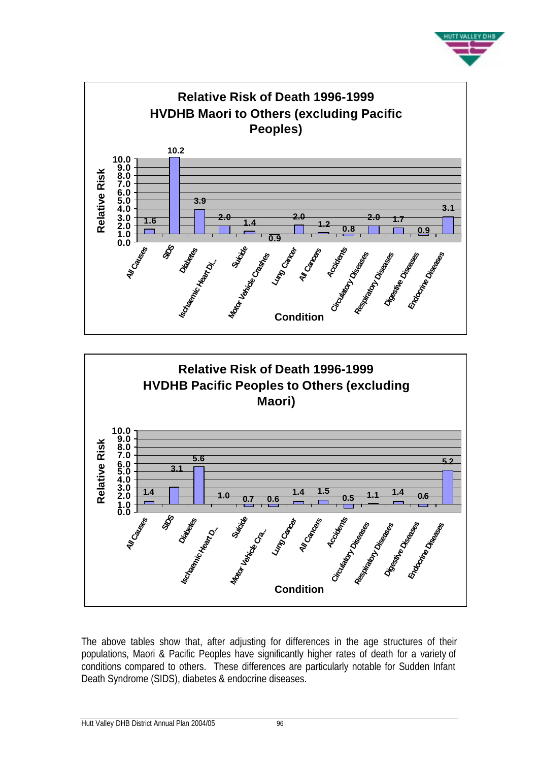**Relative Risk of Death 1996-1999**
**HVDHB Maori to Others (excluding Pacific Peoples)**

| Condition | Relative Risk |
|---|---|
| All Causes | 1.6 |
| SIDS | 10.2 |
| Diabetes | 3.9 |
| Ischaemic Heart Di... | 2.0 |
| Suicide | 1.4 |
| Motor Vehicle Crashes | 0.9 |
| Lung Cancer | 2.0 |
| All Cancers | 1.2 |
| Accidents | 0.8 |
| Circulatory Diseases | 2.0 |
| Respiratory Diseases | 1.7 |
| Digestive Diseases | 0.9 |
| Endocrine Diseases | 3.1 |

**Relative Risk of Death 1996-1999**
**HVDHB Pacific Peoples to Others (excluding Maori)**

| Condition | Relative Risk |
|---|---|
| All Causes | 1.4 |
| SIDS | 3.1 |
| Diabetes | 5.6 |
| Ischaemic Heart D... | 1.0 |
| Suicide | 0.7 |
| Motor Vehicle Cra... | 0.6 |
| Lung Cancer | 1.4 |
| All Cancers | 1.5 |
| Accidents | 0.5 |
| Circulatory Diseases | 1.1 |
| Respiratory Diseases | 1.4 |
| Digestive Diseases | 0.6 |
| Endocrine Diseases | 5.2 |

The above tables show that, after adjusting for differences in the age structures of their populations, Maori & Pacific Peoples have significantly higher rates of death for a variety of conditions compared to others. These differences are particularly notable for Sudden Infant Death Syndrome (SIDS), diabetes & endocrine diseases.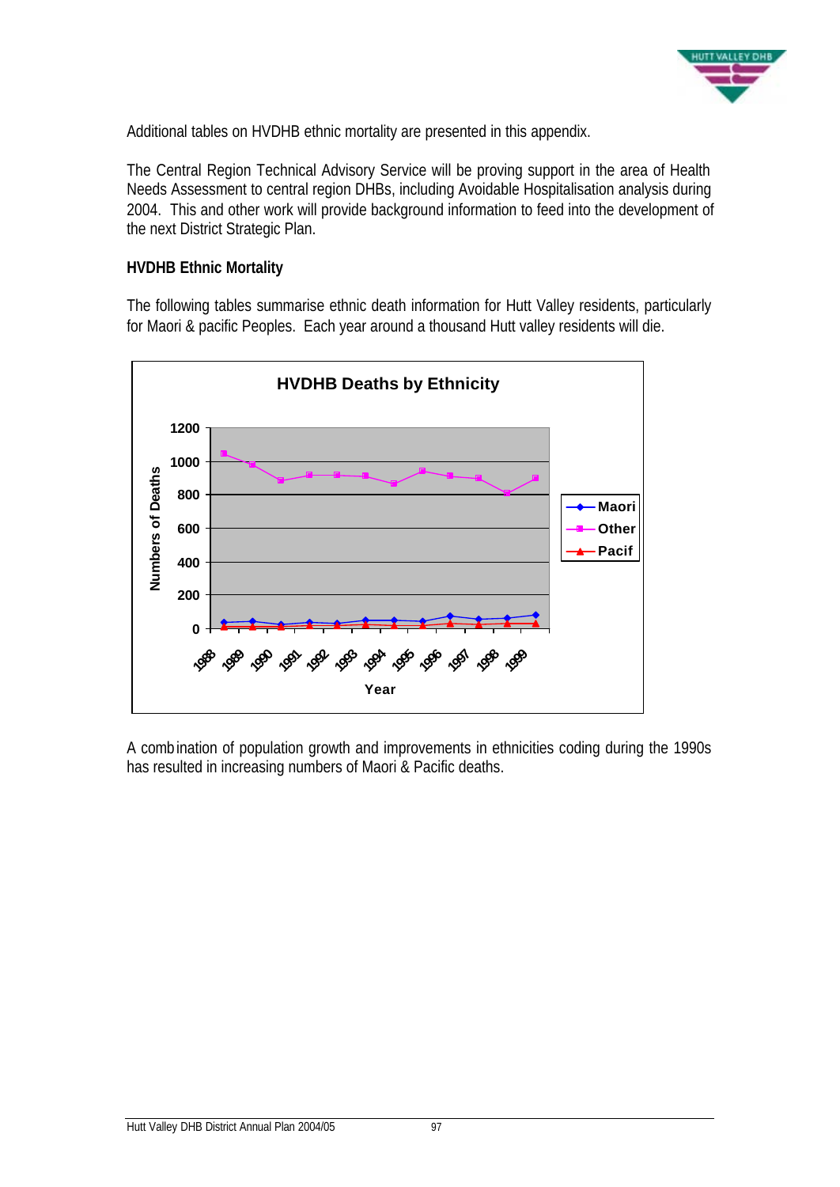Additional tables on HVDHB ethnic mortality are presented in this appendix.

The Central Region Technical Advisory Service will be proving support in the area of Health Needs Assessment to central region DHBs, including Avoidable Hospitalisation analysis during 2004. This and other work will provide background information to feed into the development of the next District Strategic Plan.

**HVDHB Ethnic Mortality**

The following tables summarise ethnic death information for Hutt Valley residents, particularly for Maori & pacific Peoples. Each year around a thousand Hutt valley residents will die.

**HVDHB Deaths by Ethnicity**

Numbers of Deaths (0–1200) by Year (1988–1999); series: Maori, Other, Pacif

A combination of population growth and improvements in ethnicities coding during the 1990s has resulted in increasing numbers of Maori & Pacific deaths.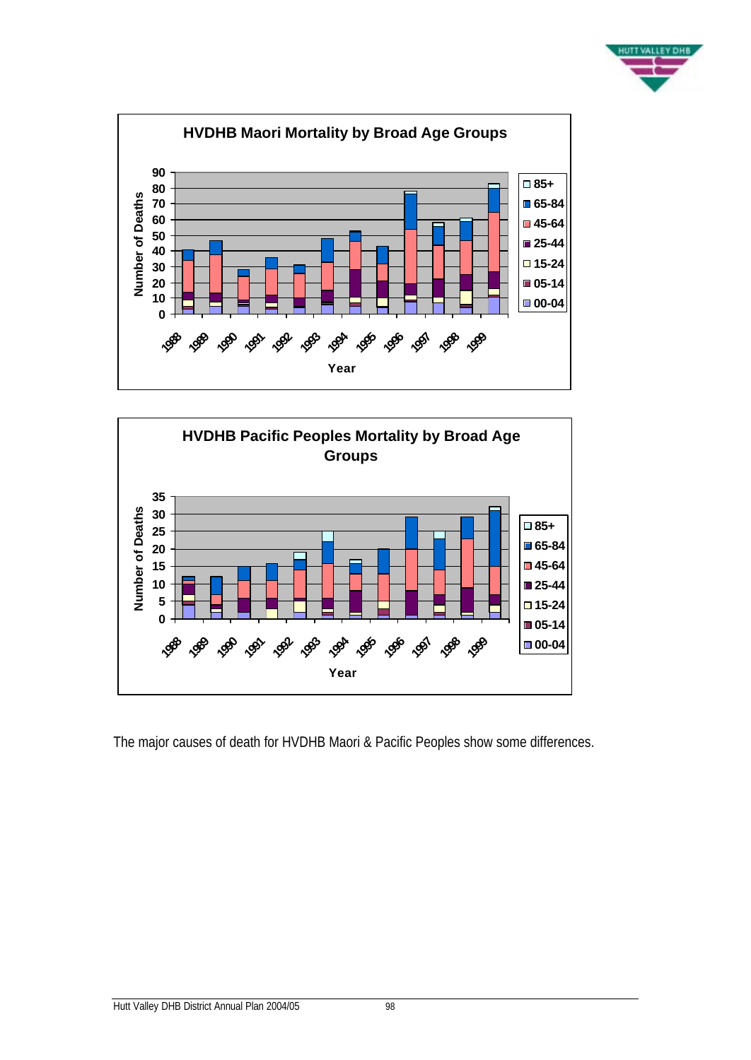**HVDHB Maori Mortality by Broad Age Groups**

**HVDHB Pacific Peoples Mortality by Broad Age Groups**

The major causes of death for HVDHB Maori & Pacific Peoples show some differences.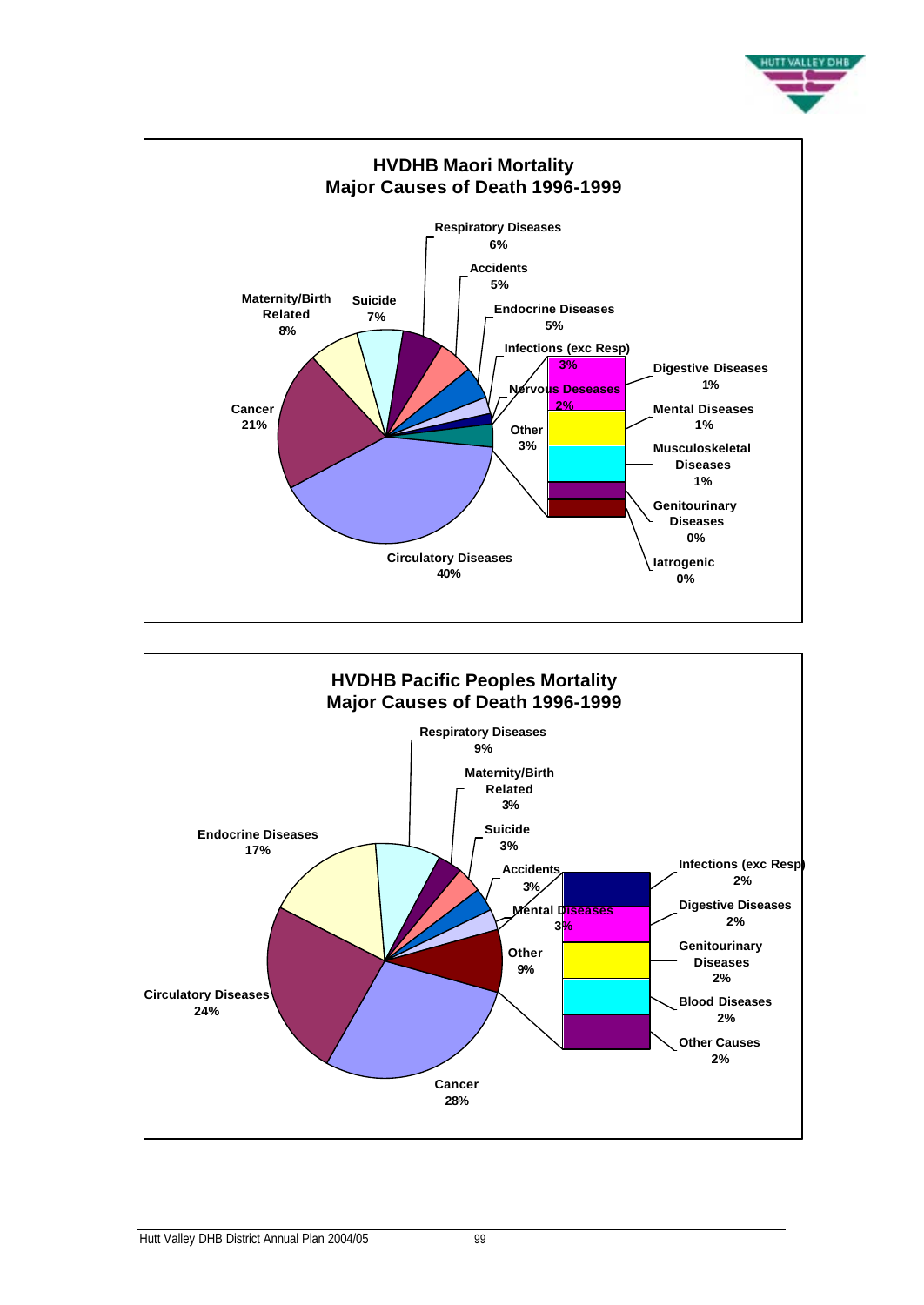## HVDHB Maori Mortality
## Major Causes of Death 1996-1999

| Cause | Percentage |
| --- | --- |
| Circulatory Diseases | 40% |
| Cancer | 21% |
| Maternity/Birth Related | 8% |
| Suicide | 7% |
| Respiratory Diseases | 6% |
| Accidents | 5% |
| Endocrine Diseases | 5% |
| Infections (exc Resp) | 3% |
| Nervous Diseases | 2% |
| Other | 3% |

Breakdown of Other:

| Cause | Percentage |
| --- | --- |
| Digestive Diseases | 1% |
| Mental Diseases | 1% |
| Musculoskeletal Diseases | 1% |
| Genitourinary Diseases | 0% |
| Iatrogenic | 0% |

## HVDHB Pacific Peoples Mortality
## Major Causes of Death 1996-1999

| Cause | Percentage |
| --- | --- |
| Cancer | 28% |
| Circulatory Diseases | 24% |
| Endocrine Diseases | 17% |
| Respiratory Diseases | 9% |
| Maternity/Birth Related | 3% |
| Suicide | 3% |
| Accidents | 3% |
| Mental Diseases | 3% |
| Other | 9% |

Breakdown of Other:

| Cause | Percentage |
| --- | --- |
| Infections (exc Resp) | 2% |
| Digestive Diseases | 2% |
| Genitourinary Diseases | 2% |
| Blood Diseases | 2% |
| Other Causes | 2% |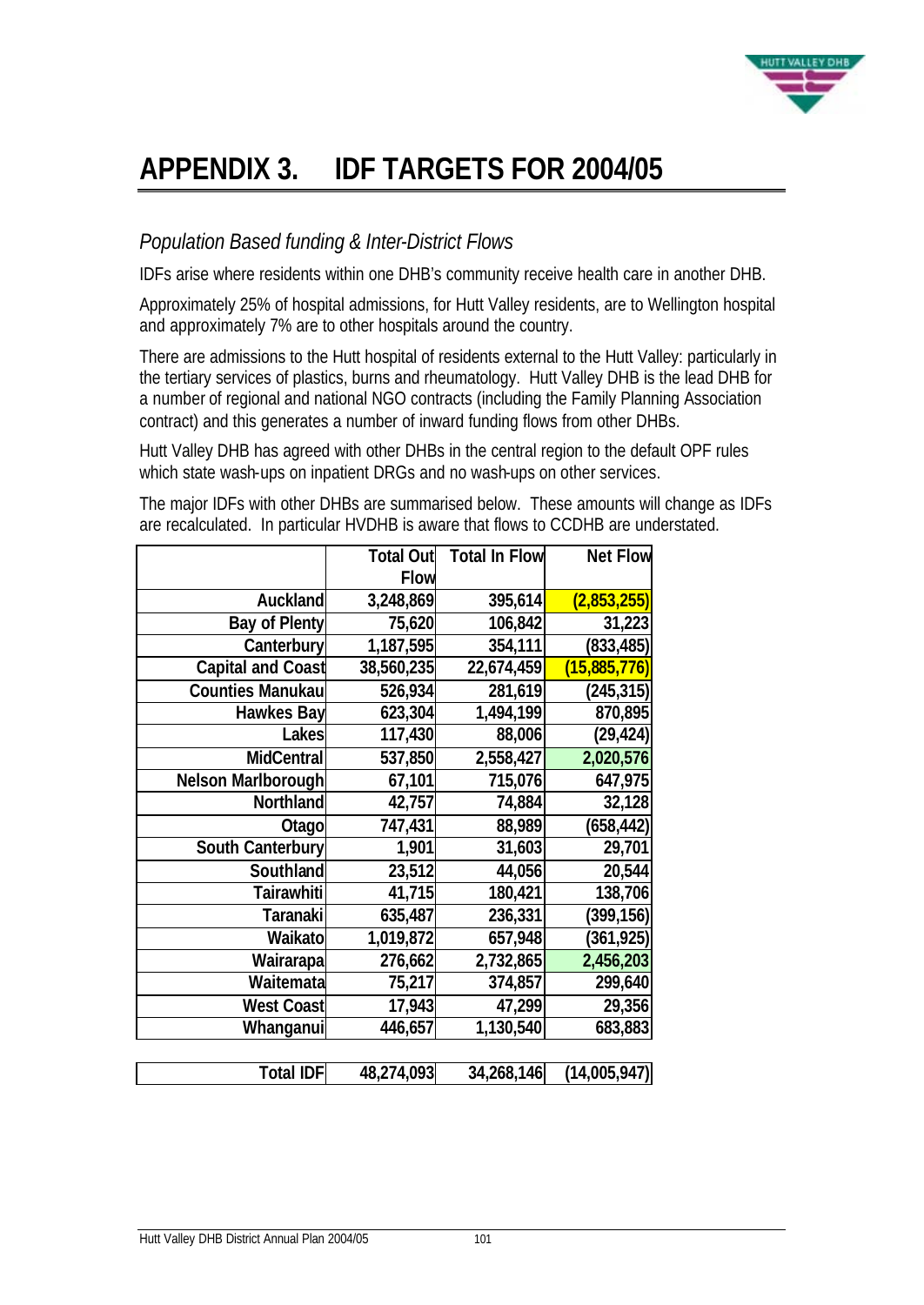# APPENDIX 3. IDF TARGETS FOR 2004/05

## *Population Based funding & Inter-District Flows*

IDFs arise where residents within one DHB's community receive health care in another DHB.

Approximately 25% of hospital admissions, for Hutt Valley residents, are to Wellington hospital and approximately 7% are to other hospitals around the country.

There are admissions to the Hutt hospital of residents external to the Hutt Valley: particularly in the tertiary services of plastics, burns and rheumatology. Hutt Valley DHB is the lead DHB for a number of regional and national NGO contracts (including the Family Planning Association contract) and this generates a number of inward funding flows from other DHBs.

Hutt Valley DHB has agreed with other DHBs in the central region to the default OPF rules which state wash-ups on inpatient DRGs and no wash-ups on other services.

The major IDFs with other DHBs are summarised below. These amounts will change as IDFs are recalculated. In particular HVDHB is aware that flows to CCDHB are understated.

| | Total Out Flow | Total In Flow | Net Flow |
|---|---|---|---|
| Auckland | 3,248,869 | 395,614 | (2,853,255) |
| Bay of Plenty | 75,620 | 106,842 | 31,223 |
| Canterbury | 1,187,595 | 354,111 | (833,485) |
| Capital and Coast | 38,560,235 | 22,674,459 | (15,885,776) |
| Counties Manukau | 526,934 | 281,619 | (245,315) |
| Hawkes Bay | 623,304 | 1,494,199 | 870,895 |
| Lakes | 117,430 | 88,006 | (29,424) |
| MidCentral | 537,850 | 2,558,427 | 2,020,576 |
| Nelson Marlborough | 67,101 | 715,076 | 647,975 |
| Northland | 42,757 | 74,884 | 32,128 |
| Otago | 747,431 | 88,989 | (658,442) |
| South Canterbury | 1,901 | 31,603 | 29,701 |
| Southland | 23,512 | 44,056 | 20,544 |
| Tairawhiti | 41,715 | 180,421 | 138,706 |
| Taranaki | 635,487 | 236,331 | (399,156) |
| Waikato | 1,019,872 | 657,948 | (361,925) |
| Wairarapa | 276,662 | 2,732,865 | 2,456,203 |
| Waitemata | 75,217 | 374,857 | 299,640 |
| West Coast | 17,943 | 47,299 | 29,356 |
| Whanganui | 446,657 | 1,130,540 | 683,883 |
| **Total IDF** | 48,274,093 | 34,268,146 | (14,005,947) |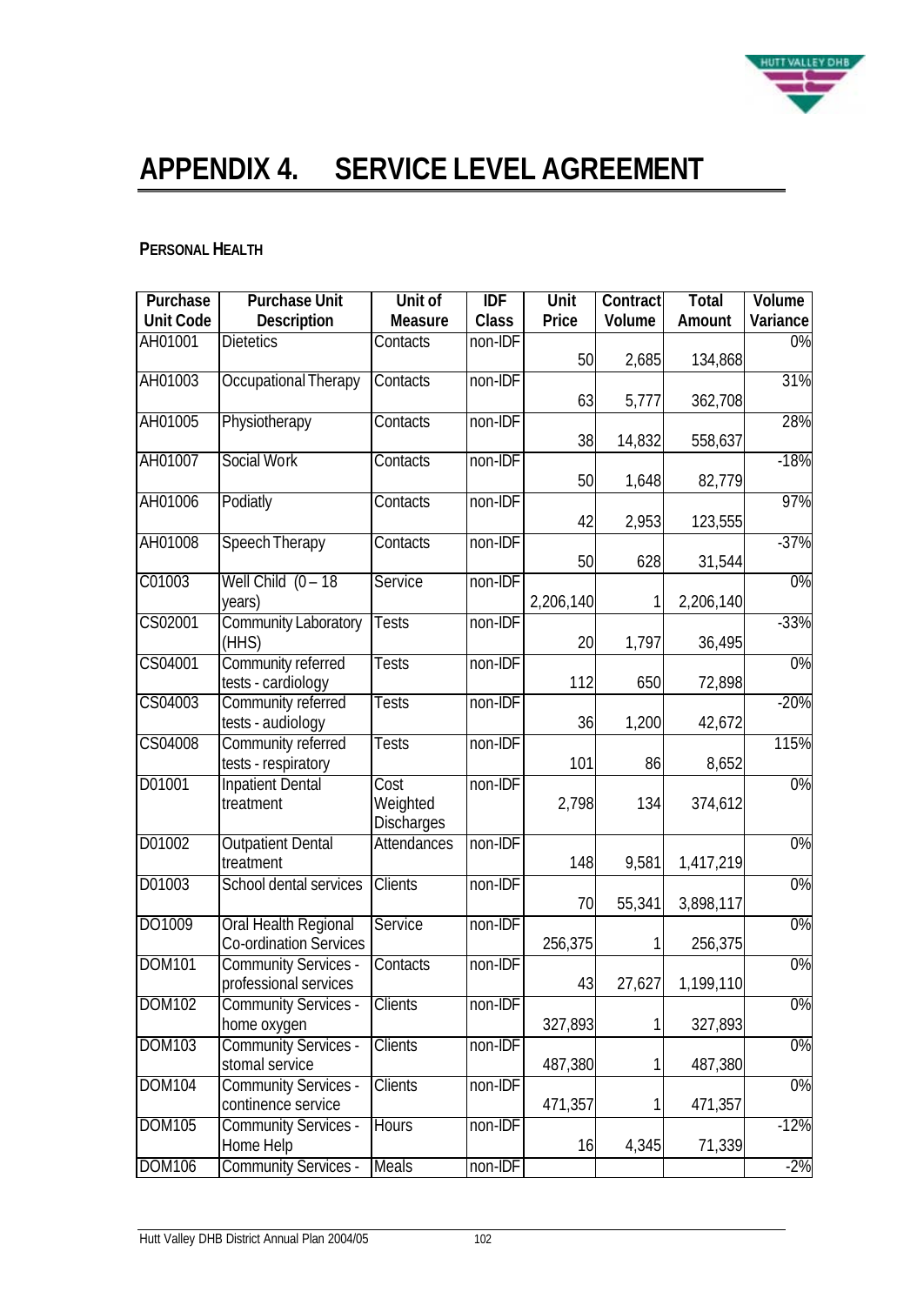# APPENDIX 4. SERVICE LEVEL AGREEMENT

**PERSONAL HEALTH**

| Purchase Unit Code | Purchase Unit Description | Unit of Measure | IDF Class | Unit Price | Contract Volume | Total Amount | Volume Variance |
|---|---|---|---|---|---|---|---|
| AH01001 | Dietetics | Contacts | non-IDF | 50 | 2,685 | 134,868 | 0% |
| AH01003 | Occupational Therapy | Contacts | non-IDF | 63 | 5,777 | 362,708 | 31% |
| AH01005 | Physiotherapy | Contacts | non-IDF | 38 | 14,832 | 558,637 | 28% |
| AH01007 | Social Work | Contacts | non-IDF | 50 | 1,648 | 82,779 | -18% |
| AH01006 | Podiatly | Contacts | non-IDF | 42 | 2,953 | 123,555 | 97% |
| AH01008 | Speech Therapy | Contacts | non-IDF | 50 | 628 | 31,544 | -37% |
| C01003 | Well Child (0 – 18 years) | Service | non-IDF | 2,206,140 | 1 | 2,206,140 | 0% |
| CS02001 | Community Laboratory (HHS) | Tests | non-IDF | 20 | 1,797 | 36,495 | -33% |
| CS04001 | Community referred tests - cardiology | Tests | non-IDF | 112 | 650 | 72,898 | 0% |
| CS04003 | Community referred tests - audiology | Tests | non-IDF | 36 | 1,200 | 42,672 | -20% |
| CS04008 | Community referred tests - respiratory | Tests | non-IDF | 101 | 86 | 8,652 | 115% |
| D01001 | Inpatient Dental treatment | Cost Weighted Discharges | non-IDF | 2,798 | 134 | 374,612 | 0% |
| D01002 | Outpatient Dental treatment | Attendances | non-IDF | 148 | 9,581 | 1,417,219 | 0% |
| D01003 | School dental services | Clients | non-IDF | 70 | 55,341 | 3,898,117 | 0% |
| DO1009 | Oral Health Regional Co-ordination Services | Service | non-IDF | 256,375 | 1 | 256,375 | 0% |
| DOM101 | Community Services - professional services | Contacts | non-IDF | 43 | 27,627 | 1,199,110 | 0% |
| DOM102 | Community Services - home oxygen | Clients | non-IDF | 327,893 | 1 | 327,893 | 0% |
| DOM103 | Community Services - stomal service | Clients | non-IDF | 487,380 | 1 | 487,380 | 0% |
| DOM104 | Community Services - continence service | Clients | non-IDF | 471,357 | 1 | 471,357 | 0% |
| DOM105 | Community Services - Home Help | Hours | non-IDF | 16 | 4,345 | 71,339 | -12% |
| DOM106 | Community Services - | Meals | non-IDF | | | | -2% |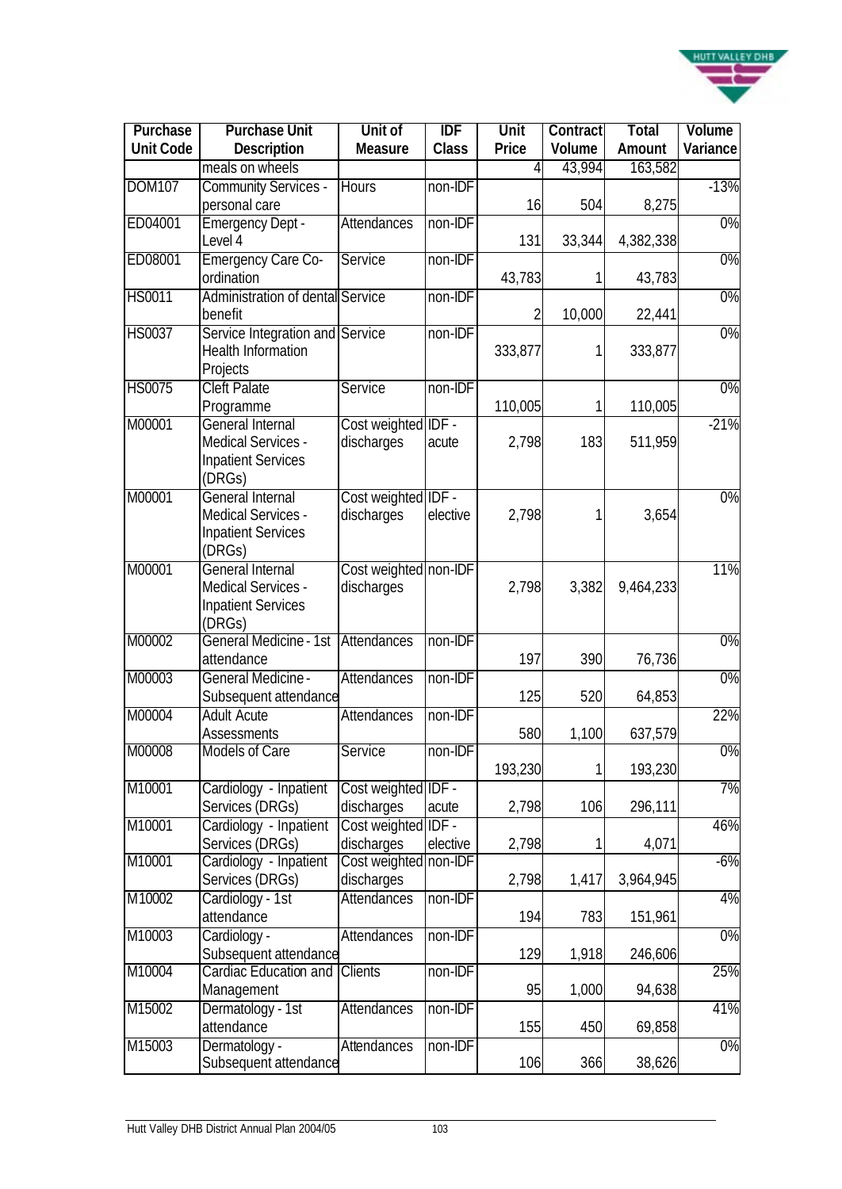| Purchase Unit Code | Purchase Unit Description | Unit of Measure | IDF Class | Unit Price | Contract Volume | Total Amount | Volume Variance |
|---|---|---|---|---|---|---|---|
| | meals on wheels | | | 4 | 43,994 | 163,582 | |
| DOM107 | Community Services - personal care | Hours | non-IDF | 16 | 504 | 8,275 | -13% |
| ED04001 | Emergency Dept - Level 4 | Attendances | non-IDF | 131 | 33,344 | 4,382,338 | 0% |
| ED08001 | Emergency Care Co-ordination | Service | non-IDF | 43,783 | 1 | 43,783 | 0% |
| HS0011 | Administration of dental benefit | Service | non-IDF | 2 | 10,000 | 22,441 | 0% |
| HS0037 | Service Integration and Health Information Projects | Service | non-IDF | 333,877 | 1 | 333,877 | 0% |
| HS0075 | Cleft Palate Programme | Service | non-IDF | 110,005 | 1 | 110,005 | 0% |
| M00001 | General Internal Medical Services - Inpatient Services (DRGs) | Cost weighted discharges | IDF - acute | 2,798 | 183 | 511,959 | -21% |
| M00001 | General Internal Medical Services - Inpatient Services (DRGs) | Cost weighted discharges | IDF - elective | 2,798 | 1 | 3,654 | 0% |
| M00001 | General Internal Medical Services - Inpatient Services (DRGs) | Cost weighted discharges | non-IDF | 2,798 | 3,382 | 9,464,233 | 11% |
| M00002 | General Medicine - 1st attendance | Attendances | non-IDF | 197 | 390 | 76,736 | 0% |
| M00003 | General Medicine - Subsequent attendance | Attendances | non-IDF | 125 | 520 | 64,853 | 0% |
| M00004 | Adult Acute Assessments | Attendances | non-IDF | 580 | 1,100 | 637,579 | 22% |
| M00008 | Models of Care | Service | non-IDF | 193,230 | 1 | 193,230 | 0% |
| M10001 | Cardiology - Inpatient Services (DRGs) | Cost weighted discharges | IDF - acute | 2,798 | 106 | 296,111 | 7% |
| M10001 | Cardiology - Inpatient Services (DRGs) | Cost weighted discharges | IDF - elective | 2,798 | 1 | 4,071 | 46% |
| M10001 | Cardiology - Inpatient Services (DRGs) | Cost weighted discharges | non-IDF | 2,798 | 1,417 | 3,964,945 | -6% |
| M10002 | Cardiology - 1st attendance | Attendances | non-IDF | 194 | 783 | 151,961 | 4% |
| M10003 | Cardiology - Subsequent attendance | Attendances | non-IDF | 129 | 1,918 | 246,606 | 0% |
| M10004 | Cardiac Education and Management | Clients | non-IDF | 95 | 1,000 | 94,638 | 25% |
| M15002 | Dermatology - 1st attendance | Attendances | non-IDF | 155 | 450 | 69,858 | 41% |
| M15003 | Dermatology - Subsequent attendance | Attendances | non-IDF | 106 | 366 | 38,626 | 0% |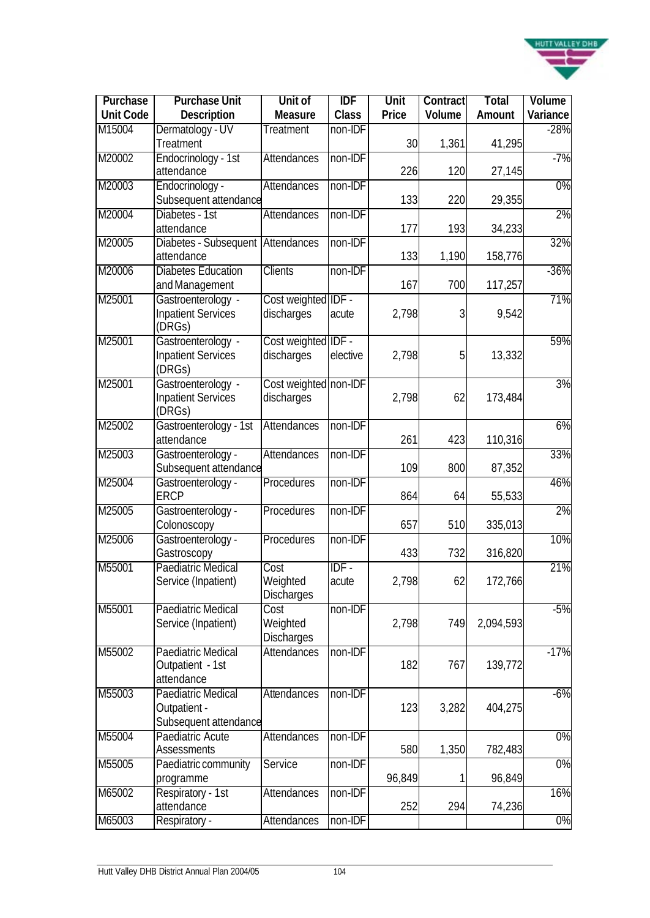| Purchase Unit Code | Purchase Unit Description | Unit of Measure | IDF Class | Unit Price | Contract Volume | Total Amount | Volume Variance |
|---|---|---|---|---|---|---|---|
| M15004 | Dermatology - UV Treatment | Treatment | non-IDF | 30 | 1,361 | 41,295 | -28% |
| M20002 | Endocrinology - 1st attendance | Attendances | non-IDF | 226 | 120 | 27,145 | -7% |
| M20003 | Endocrinology - Subsequent attendance | Attendances | non-IDF | 133 | 220 | 29,355 | 0% |
| M20004 | Diabetes - 1st attendance | Attendances | non-IDF | 177 | 193 | 34,233 | 2% |
| M20005 | Diabetes - Subsequent attendance | Attendances | non-IDF | 133 | 1,190 | 158,776 | 32% |
| M20006 | Diabetes Education and Management | Clients | non-IDF | 167 | 700 | 117,257 | -36% |
| M25001 | Gastroenterology - Inpatient Services (DRGs) | Cost weighted discharges | IDF - acute | 2,798 | 3 | 9,542 | 71% |
| M25001 | Gastroenterology - Inpatient Services (DRGs) | Cost weighted discharges | IDF - elective | 2,798 | 5 | 13,332 | 59% |
| M25001 | Gastroenterology - Inpatient Services (DRGs) | Cost weighted discharges | non-IDF | 2,798 | 62 | 173,484 | 3% |
| M25002 | Gastroenterology - 1st attendance | Attendances | non-IDF | 261 | 423 | 110,316 | 6% |
| M25003 | Gastroenterology - Subsequent attendance | Attendances | non-IDF | 109 | 800 | 87,352 | 33% |
| M25004 | Gastroenterology - ERCP | Procedures | non-IDF | 864 | 64 | 55,533 | 46% |
| M25005 | Gastroenterology - Colonoscopy | Procedures | non-IDF | 657 | 510 | 335,013 | 2% |
| M25006 | Gastroenterology - Gastroscopy | Procedures | non-IDF | 433 | 732 | 316,820 | 10% |
| M55001 | Paediatric Medical Service (Inpatient) | Cost Weighted Discharges | IDF - acute | 2,798 | 62 | 172,766 | 21% |
| M55001 | Paediatric Medical Service (Inpatient) | Cost Weighted Discharges | non-IDF | 2,798 | 749 | 2,094,593 | -5% |
| M55002 | Paediatric Medical Outpatient - 1st attendance | Attendances | non-IDF | 182 | 767 | 139,772 | -17% |
| M55003 | Paediatric Medical Outpatient - Subsequent attendance | Attendances | non-IDF | 123 | 3,282 | 404,275 | -6% |
| M55004 | Paediatric Acute Assessments | Attendances | non-IDF | 580 | 1,350 | 782,483 | 0% |
| M55005 | Paediatric community programme | Service | non-IDF | 96,849 | 1 | 96,849 | 0% |
| M65002 | Respiratory - 1st attendance | Attendances | non-IDF | 252 | 294 | 74,236 | 16% |
| M65003 | Respiratory - | Attendances | non-IDF | | | | 0% |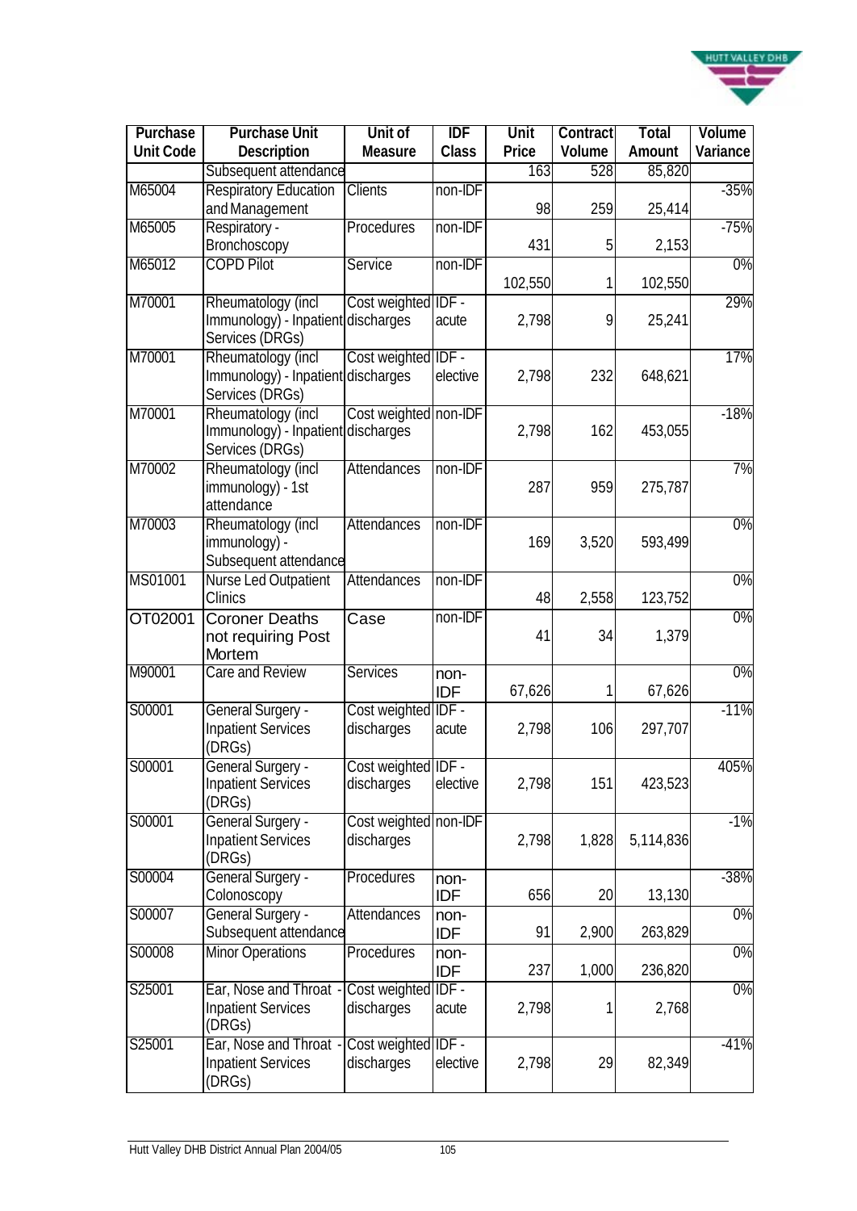| Purchase Unit Code | Purchase Unit Description | Unit of Measure | IDF Class | Unit Price | Contract Volume | Total Amount | Volume Variance |
|---|---|---|---|---|---|---|---|
| | Subsequent attendance | | | 163 | 528 | 85,820 | |
| M65004 | Respiratory Education and Management | Clients | non-IDF | 98 | 259 | 25,414 | -35% |
| M65005 | Respiratory - Bronchoscopy | Procedures | non-IDF | 431 | 5 | 2,153 | -75% |
| M65012 | COPD Pilot | Service | non-IDF | 102,550 | 1 | 102,550 | 0% |
| M70001 | Rheumatology (incl Immunology) - Inpatient Services (DRGs) | Cost weighted discharges | IDF - acute | 2,798 | 9 | 25,241 | 29% |
| M70001 | Rheumatology (incl Immunology) - Inpatient Services (DRGs) | Cost weighted discharges | IDF - elective | 2,798 | 232 | 648,621 | 17% |
| M70001 | Rheumatology (incl Immunology) - Inpatient Services (DRGs) | Cost weighted discharges | non-IDF | 2,798 | 162 | 453,055 | -18% |
| M70002 | Rheumatology (incl immunology) - 1st attendance | Attendances | non-IDF | 287 | 959 | 275,787 | 7% |
| M70003 | Rheumatology (incl immunology) - Subsequent attendance | Attendances | non-IDF | 169 | 3,520 | 593,499 | 0% |
| MS01001 | Nurse Led Outpatient Clinics | Attendances | non-IDF | 48 | 2,558 | 123,752 | 0% |
| OT02001 | Coroner Deaths not requiring Post Mortem | Case | non-IDF | 41 | 34 | 1,379 | 0% |
| M90001 | Care and Review | Services | non-IDF | 67,626 | 1 | 67,626 | 0% |
| S00001 | General Surgery - Inpatient Services (DRGs) | Cost weighted discharges | IDF - acute | 2,798 | 106 | 297,707 | -11% |
| S00001 | General Surgery - Inpatient Services (DRGs) | Cost weighted discharges | IDF - elective | 2,798 | 151 | 423,523 | 405% |
| S00001 | General Surgery - Inpatient Services (DRGs) | Cost weighted discharges | non-IDF | 2,798 | 1,828 | 5,114,836 | -1% |
| S00004 | General Surgery - Colonoscopy | Procedures | non-IDF | 656 | 20 | 13,130 | -38% |
| S00007 | General Surgery - Subsequent attendance | Attendances | non-IDF | 91 | 2,900 | 263,829 | 0% |
| S00008 | Minor Operations | Procedures | non-IDF | 237 | 1,000 | 236,820 | 0% |
| S25001 | Ear, Nose and Throat - Inpatient Services (DRGs) | Cost weighted discharges | IDF - acute | 2,798 | 1 | 2,768 | 0% |
| S25001 | Ear, Nose and Throat - Inpatient Services (DRGs) | Cost weighted discharges | IDF - elective | 2,798 | 29 | 82,349 | -41% |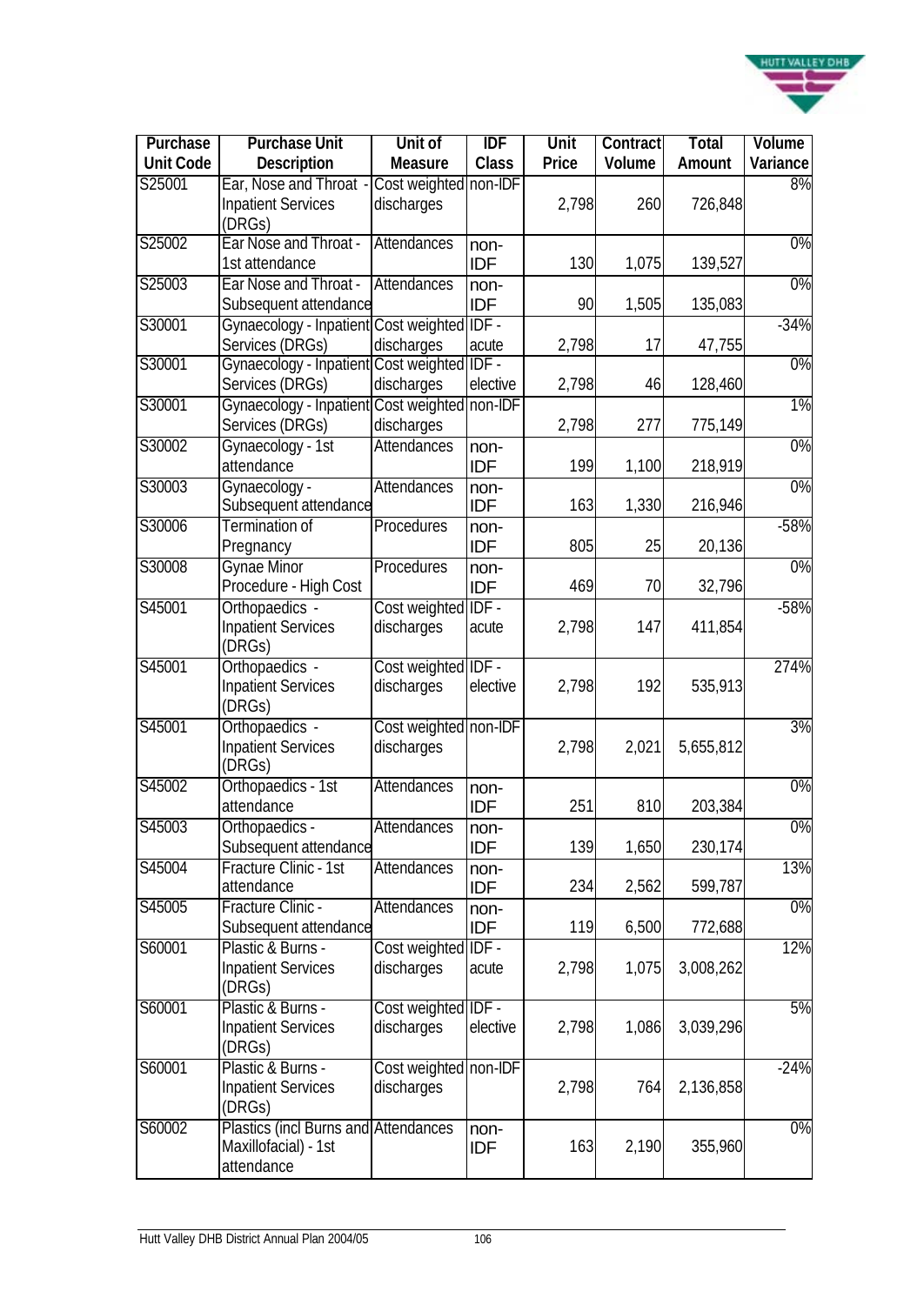| Purchase Unit Code | Purchase Unit Description | Unit of Measure | IDF Class | Unit Price | Contract Volume | Total Amount | Volume Variance |
|---|---|---|---|---|---|---|---|
| S25001 | Ear, Nose and Throat - Inpatient Services (DRGs) | Cost weighted discharges | non-IDF | 2,798 | 260 | 726,848 | 8% |
| S25002 | Ear Nose and Throat - 1st attendance | Attendances | non-IDF | 130 | 1,075 | 139,527 | 0% |
| S25003 | Ear Nose and Throat - Subsequent attendance | Attendances | non-IDF | 90 | 1,505 | 135,083 | 0% |
| S30001 | Gynaecology - Inpatient Services (DRGs) | Cost weighted discharges | IDF - acute | 2,798 | 17 | 47,755 | -34% |
| S30001 | Gynaecology - Inpatient Services (DRGs) | Cost weighted discharges | IDF - elective | 2,798 | 46 | 128,460 | 0% |
| S30001 | Gynaecology - Inpatient Services (DRGs) | Cost weighted discharges | non-IDF | 2,798 | 277 | 775,149 | 1% |
| S30002 | Gynaecology - 1st attendance | Attendances | non-IDF | 199 | 1,100 | 218,919 | 0% |
| S30003 | Gynaecology - Subsequent attendance | Attendances | non-IDF | 163 | 1,330 | 216,946 | 0% |
| S30006 | Termination of Pregnancy | Procedures | non-IDF | 805 | 25 | 20,136 | -58% |
| S30008 | Gynae Minor Procedure - High Cost | Procedures | non-IDF | 469 | 70 | 32,796 | 0% |
| S45001 | Orthopaedics - Inpatient Services (DRGs) | Cost weighted discharges | IDF - acute | 2,798 | 147 | 411,854 | -58% |
| S45001 | Orthopaedics - Inpatient Services (DRGs) | Cost weighted discharges | IDF - elective | 2,798 | 192 | 535,913 | 274% |
| S45001 | Orthopaedics - Inpatient Services (DRGs) | Cost weighted discharges | non-IDF | 2,798 | 2,021 | 5,655,812 | 3% |
| S45002 | Orthopaedics - 1st attendance | Attendances | non-IDF | 251 | 810 | 203,384 | 0% |
| S45003 | Orthopaedics - Subsequent attendance | Attendances | non-IDF | 139 | 1,650 | 230,174 | 0% |
| S45004 | Fracture Clinic - 1st attendance | Attendances | non-IDF | 234 | 2,562 | 599,787 | 13% |
| S45005 | Fracture Clinic - Subsequent attendance | Attendances | non-IDF | 119 | 6,500 | 772,688 | 0% |
| S60001 | Plastic & Burns - Inpatient Services (DRGs) | Cost weighted discharges | IDF - acute | 2,798 | 1,075 | 3,008,262 | 12% |
| S60001 | Plastic & Burns - Inpatient Services (DRGs) | Cost weighted discharges | IDF - elective | 2,798 | 1,086 | 3,039,296 | 5% |
| S60001 | Plastic & Burns - Inpatient Services (DRGs) | Cost weighted discharges | non-IDF | 2,798 | 764 | 2,136,858 | -24% |
| S60002 | Plastics (incl Burns and Maxillofacial) - 1st attendance | Attendances | non-IDF | 163 | 2,190 | 355,960 | 0% |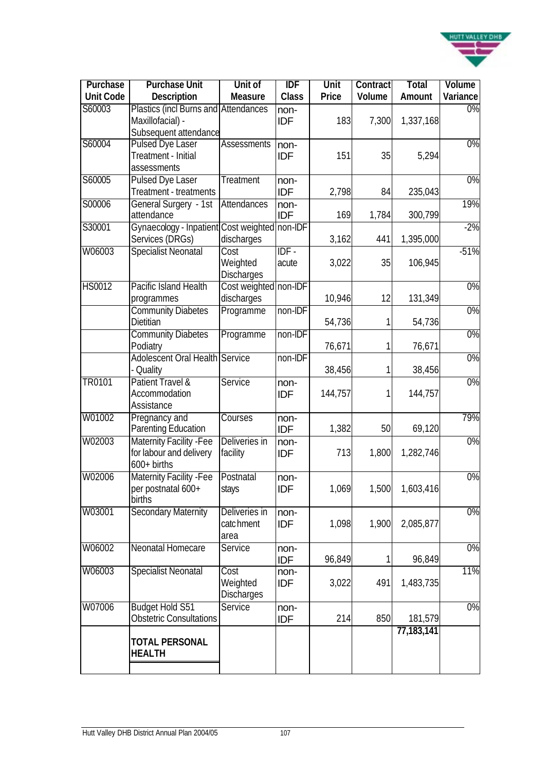| Purchase Unit Code | Purchase Unit Description | Unit of Measure | IDF Class | Unit Price | Contract Volume | Total Amount | Volume Variance |
|---|---|---|---|---|---|---|---|
| S60003 | Plastics (incl Burns and Maxillofacial) - Subsequent attendance | Attendances | non-IDF | 183 | 7,300 | 1,337,168 | 0% |
| S60004 | Pulsed Dye Laser Treatment - Initial assessments | Assessments | non-IDF | 151 | 35 | 5,294 | 0% |
| S60005 | Pulsed Dye Laser Treatment - treatments | Treatment | non-IDF | 2,798 | 84 | 235,043 | 0% |
| S00006 | General Surgery - 1st attendance | Attendances | non-IDF | 169 | 1,784 | 300,799 | 19% |
| S30001 | Gynaecology - Inpatient Services (DRGs) | Cost weighted discharges | non-IDF | 3,162 | 441 | 1,395,000 | -2% |
| W06003 | Specialist Neonatal | Cost Weighted Discharges | IDF - acute | 3,022 | 35 | 106,945 | -51% |
| HS0012 | Pacific Island Health programmes | Cost weighted discharges | non-IDF | 10,946 | 12 | 131,349 | 0% |
| | Community Diabetes Dietitian | Programme | non-IDF | 54,736 | 1 | 54,736 | 0% |
| | Community Diabetes Podiatry | Programme | non-IDF | 76,671 | 1 | 76,671 | 0% |
| | Adolescent Oral Health - Quality | Service | non-IDF | 38,456 | 1 | 38,456 | 0% |
| TR0101 | Patient Travel & Accommodation Assistance | Service | non-IDF | 144,757 | 1 | 144,757 | 0% |
| W01002 | Pregnancy and Parenting Education | Courses | non-IDF | 1,382 | 50 | 69,120 | 79% |
| W02003 | Maternity Facility -Fee for labour and delivery 600+ births | Deliveries in facility | non-IDF | 713 | 1,800 | 1,282,746 | 0% |
| W02006 | Maternity Facility -Fee per postnatal 600+ births | Postnatal stays | non-IDF | 1,069 | 1,500 | 1,603,416 | 0% |
| W03001 | Secondary Maternity | Deliveries in catchment area | non-IDF | 1,098 | 1,900 | 2,085,877 | 0% |
| W06002 | Neonatal Homecare | Service | non-IDF | 96,849 | 1 | 96,849 | 0% |
| W06003 | Specialist Neonatal | Cost Weighted Discharges | non-IDF | 3,022 | 491 | 1,483,735 | 11% |
| W07006 | Budget Hold S51 Obstetric Consultations | Service | non-IDF | 214 | 850 | 181,579 | 0% |
| | **TOTAL PERSONAL HEALTH** | | | | | **77,183,141** | |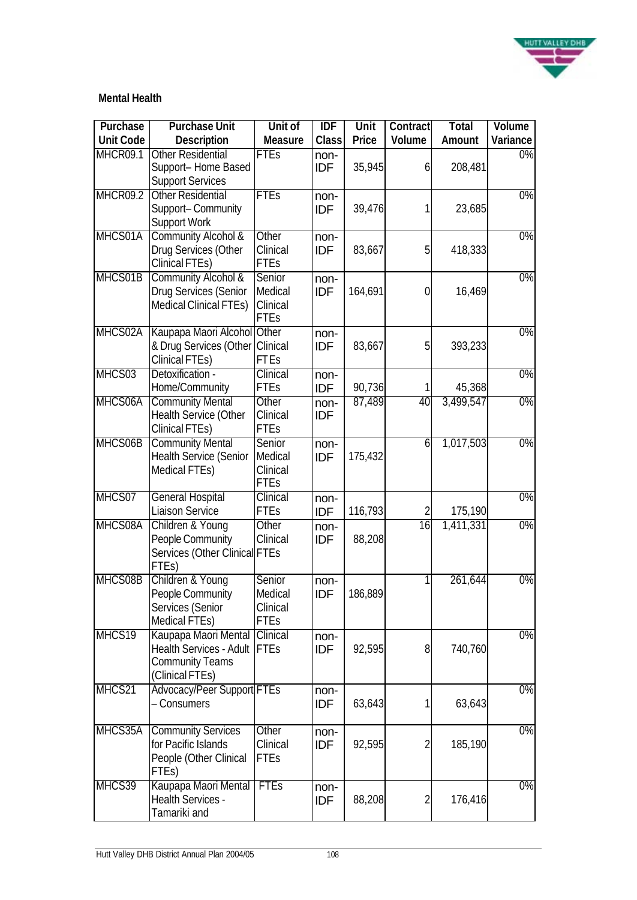## Mental Health

| Purchase Unit Code | Purchase Unit Description | Unit of Measure | IDF Class | Unit Price | Contract Volume | Total Amount | Volume Variance |
|---|---|---|---|---|---|---|---|
| MHCR09.1 | Other Residential Support– Home Based Support Services | FTEs | non-IDF | 35,945 | 6 | 208,481 | 0% |
| MHCR09.2 | Other Residential Support– Community Support Work | FTEs | non-IDF | 39,476 | 1 | 23,685 | 0% |
| MHCS01A | Community Alcohol & Drug Services (Other Clinical FTEs) | Other Clinical FTEs | non-IDF | 83,667 | 5 | 418,333 | 0% |
| MHCS01B | Community Alcohol & Drug Services (Senior Medical Clinical FTEs) | Senior Medical Clinical FTEs | non-IDF | 164,691 | 0 | 16,469 | 0% |
| MHCS02A | Kaupapa Maori Alcohol & Drug Services (Other Clinical FTEs) | Other Clinical FTEs | non-IDF | 83,667 | 5 | 393,233 | 0% |
| MHCS03 | Detoxification - Home/Community | Clinical FTEs | non-IDF | 90,736 | 1 | 45,368 | 0% |
| MHCS06A | Community Mental Health Service (Other Clinical FTEs) | Other Clinical FTEs | non-IDF | 87,489 | 40 | 3,499,547 | 0% |
| MHCS06B | Community Mental Health Service (Senior Medical FTEs) | Senior Medical Clinical FTEs | non-IDF | 175,432 | 6 | 1,017,503 | 0% |
| MHCS07 | General Hospital Liaison Service | Clinical FTEs | non-IDF | 116,793 | 2 | 175,190 | 0% |
| MHCS08A | Children & Young People Community Services (Other Clinical FTEs) | Other Clinical FTEs | non-IDF | 88,208 | 16 | 1,411,331 | 0% |
| MHCS08B | Children & Young People Community Services (Senior Medical FTEs) | Senior Medical Clinical FTEs | non-IDF | 186,889 | 1 | 261,644 | 0% |
| MHCS19 | Kaupapa Maori Mental Health Services - Adult Community Teams (Clinical FTEs) | Clinical FTEs | non-IDF | 92,595 | 8 | 740,760 | 0% |
| MHCS21 | Advocacy/Peer Support – Consumers | FTEs | non-IDF | 63,643 | 1 | 63,643 | 0% |
| MHCS35A | Community Services for Pacific Islands People (Other Clinical FTEs) | Other Clinical FTEs | non-IDF | 92,595 | 2 | 185,190 | 0% |
| MHCS39 | Kaupapa Maori Mental Health Services - Tamariki and | FTEs | non-IDF | 88,208 | 2 | 176,416 | 0% |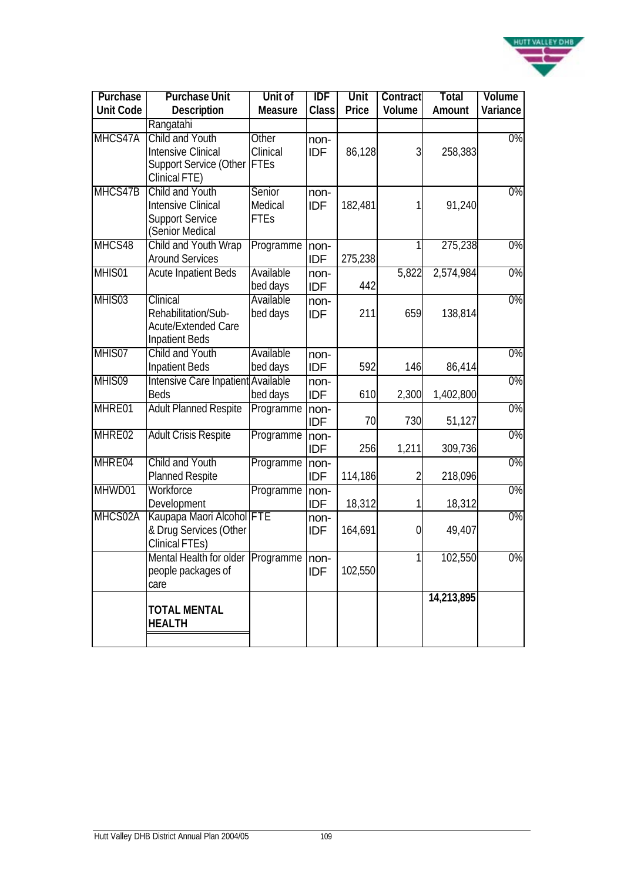| Purchase Unit Code | Purchase Unit Description | Unit of Measure | IDF Class | Unit Price | Contract Volume | Total Amount | Volume Variance |
|---|---|---|---|---|---|---|---|
| | Rangatahi | | | | | | |
| MHCS47A | Child and Youth Intensive Clinical Support Service (Other Clinical FTE) | Other Clinical FTEs | non-IDF | 86,128 | 3 | 258,383 | 0% |
| MHCS47B | Child and Youth Intensive Clinical Support Service (Senior Medical | Senior Medical FTEs | non-IDF | 182,481 | 1 | 91,240 | 0% |
| MHCS48 | Child and Youth Wrap Around Services | Programme | non-IDF | 275,238 | 1 | 275,238 | 0% |
| MHIS01 | Acute Inpatient Beds | Available bed days | non-IDF | 442 | 5,822 | 2,574,984 | 0% |
| MHIS03 | Clinical Rehabilitation/Sub-Acute/Extended Care Inpatient Beds | Available bed days | non-IDF | 211 | 659 | 138,814 | 0% |
| MHIS07 | Child and Youth Inpatient Beds | Available bed days | non-IDF | 592 | 146 | 86,414 | 0% |
| MHIS09 | Intensive Care Inpatient Beds | Available bed days | non-IDF | 610 | 2,300 | 1,402,800 | 0% |
| MHRE01 | Adult Planned Respite | Programme | non-IDF | 70 | 730 | 51,127 | 0% |
| MHRE02 | Adult Crisis Respite | Programme | non-IDF | 256 | 1,211 | 309,736 | 0% |
| MHRE04 | Child and Youth Planned Respite | Programme | non-IDF | 114,186 | 2 | 218,096 | 0% |
| MHWD01 | Workforce Development | Programme | non-IDF | 18,312 | 1 | 18,312 | 0% |
| MHCS02A | Kaupapa Maori Alcohol & Drug Services (Other Clinical FTEs) | FTE | non-IDF | 164,691 | 0 | 49,407 | 0% |
| | Mental Health for older people packages of care | Programme | non-IDF | 102,550 | 1 | 102,550 | 0% |
| | **TOTAL MENTAL HEALTH** | | | | | **14,213,895** | |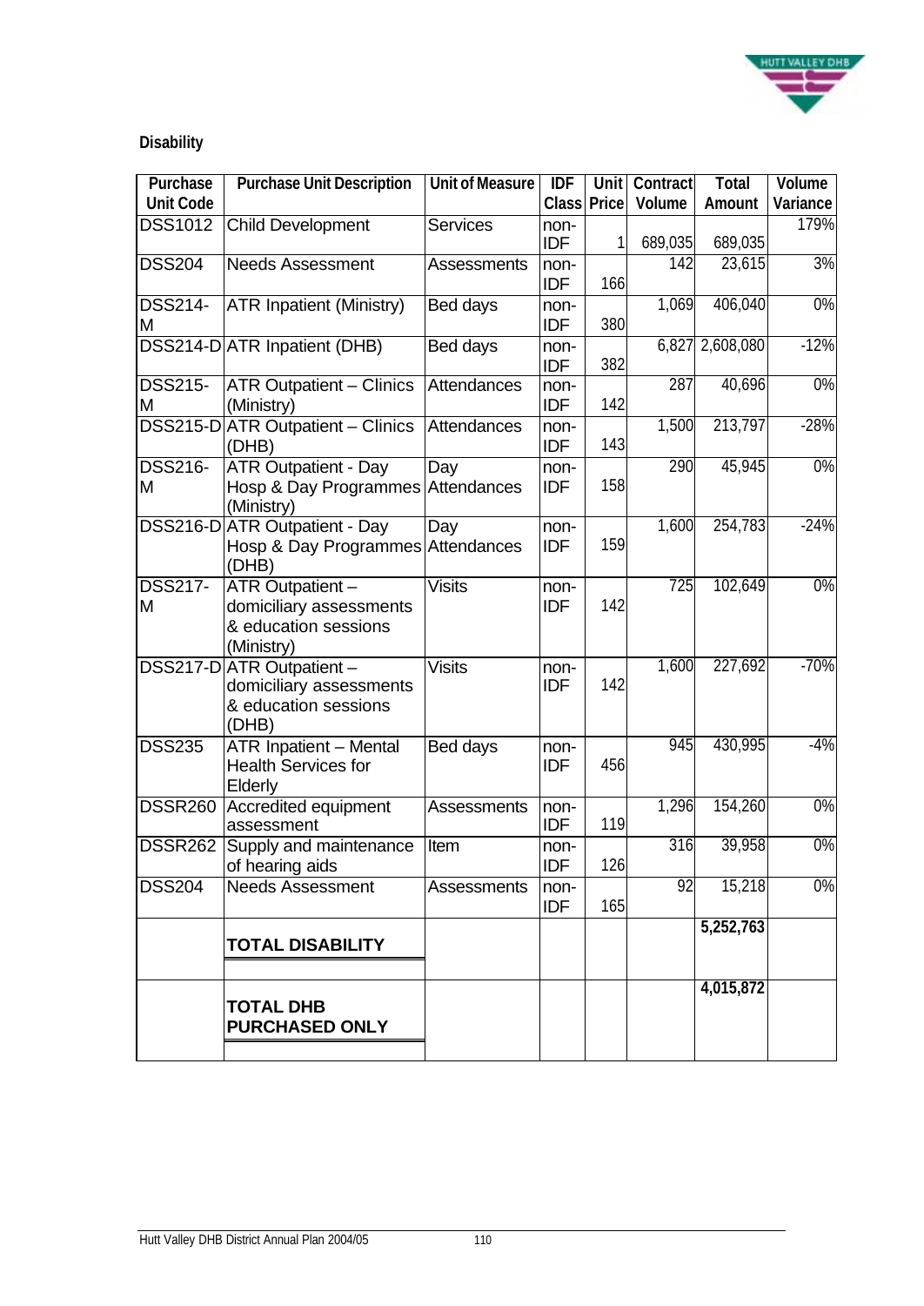**Disability**

| Purchase Unit Code | Purchase Unit Description | Unit of Measure | IDF Class | Unit Price | Contract Volume | Total Amount | Volume Variance |
|---|---|---|---|---|---|---|---|
| DSS1012 | Child Development | Services | non-IDF | 1 | 689,035 | 689,035 | 179% |
| DSS204 | Needs Assessment | Assessments | non-IDF | 166 | 142 | 23,615 | 3% |
| DSS214-M | ATR Inpatient (Ministry) | Bed days | non-IDF | 380 | 1,069 | 406,040 | 0% |
| DSS214-D | ATR Inpatient (DHB) | Bed days | non-IDF | 382 | 6,827 | 2,608,080 | -12% |
| DSS215-M | ATR Outpatient – Clinics (Ministry) | Attendances | non-IDF | 142 | 287 | 40,696 | 0% |
| DSS215-D | ATR Outpatient – Clinics (DHB) | Attendances | non-IDF | 143 | 1,500 | 213,797 | -28% |
| DSS216-M | ATR Outpatient - Day Hosp & Day Programmes (Ministry) | Day Attendances | non-IDF | 158 | 290 | 45,945 | 0% |
| DSS216-D | ATR Outpatient - Day Hosp & Day Programmes (DHB) | Day Attendances | non-IDF | 159 | 1,600 | 254,783 | -24% |
| DSS217-M | ATR Outpatient – domiciliary assessments & education sessions (Ministry) | Visits | non-IDF | 142 | 725 | 102,649 | 0% |
| DSS217-D | ATR Outpatient – domiciliary assessments & education sessions (DHB) | Visits | non-IDF | 142 | 1,600 | 227,692 | -70% |
| DSS235 | ATR Inpatient – Mental Health Services for Elderly | Bed days | non-IDF | 456 | 945 | 430,995 | -4% |
| DSSR260 | Accredited equipment assessment | Assessments | non-IDF | 119 | 1,296 | 154,260 | 0% |
| DSSR262 | Supply and maintenance of hearing aids | Item | non-IDF | 126 | 316 | 39,958 | 0% |
| DSS204 | Needs Assessment | Assessments | non-IDF | 165 | 92 | 15,218 | 0% |
| | **TOTAL DISABILITY** | | | | | **5,252,763** | |
| | **TOTAL DHB PURCHASED ONLY** | | | | | **4,015,872** | |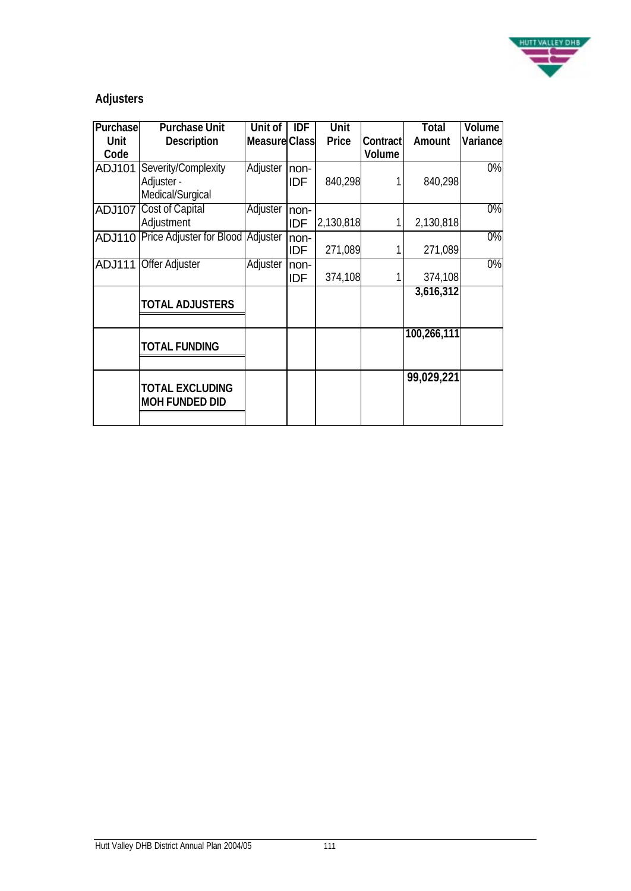## Adjusters

| Purchase Unit Code | Purchase Unit Description | Unit of Measure | IDF Class | Unit Price | Contract Volume | Total Amount | Volume Variance |
|---|---|---|---|---|---|---|---|
| ADJ101 | Severity/Complexity Adjuster - Medical/Surgical | Adjuster | non-IDF | 840,298 | 1 | 840,298 | 0% |
| ADJ107 | Cost of Capital Adjustment | Adjuster | non-IDF | 2,130,818 | 1 | 2,130,818 | 0% |
| ADJ110 | Price Adjuster for Blood | Adjuster | non-IDF | 271,089 | 1 | 271,089 | 0% |
| ADJ111 | Offer Adjuster | Adjuster | non-IDF | 374,108 | 1 | 374,108 | 0% |
| | **TOTAL ADJUSTERS** | | | | | **3,616,312** | |
| | **TOTAL FUNDING** | | | | | **100,266,111** | |
| | **TOTAL EXCLUDING MOH FUNDED DID** | | | | | **99,029,221** | |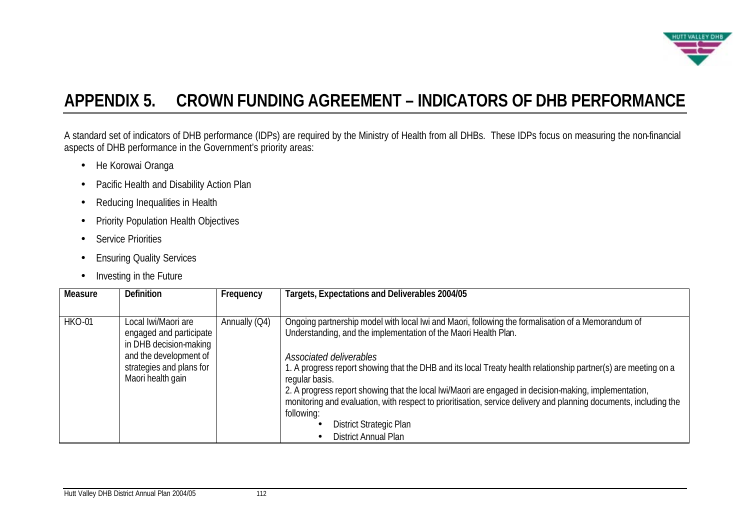# APPENDIX 5. CROWN FUNDING AGREEMENT – INDICATORS OF DHB PERFORMANCE

A standard set of indicators of DHB performance (IDPs) are required by the Ministry of Health from all DHBs. These IDPs focus on measuring the non-financial aspects of DHB performance in the Government's priority areas:

- He Korowai Oranga
- Pacific Health and Disability Action Plan
- Reducing Inequalities in Health
- Priority Population Health Objectives
- Service Priorities
- Ensuring Quality Services
- Investing in the Future

| Measure | Definition | Frequency | Targets, Expectations and Deliverables 2004/05 |
|---|---|---|---|
| HKO-01 | Local Iwi/Maori are engaged and participate in DHB decision-making and the development of strategies and plans for Maori health gain | Annually (Q4) | Ongoing partnership model with local Iwi and Maori, following the formalisation of a Memorandum of Understanding, and the implementation of the Maori Health Plan.<br><br>*Associated deliverables*<br>1. A progress report showing that the DHB and its local Treaty health relationship partner(s) are meeting on a regular basis.<br>2. A progress report showing that the local Iwi/Maori are engaged in decision-making, implementation, monitoring and evaluation, with respect to prioritisation, service delivery and planning documents, including the following:<br>• District Strategic Plan<br>• District Annual Plan |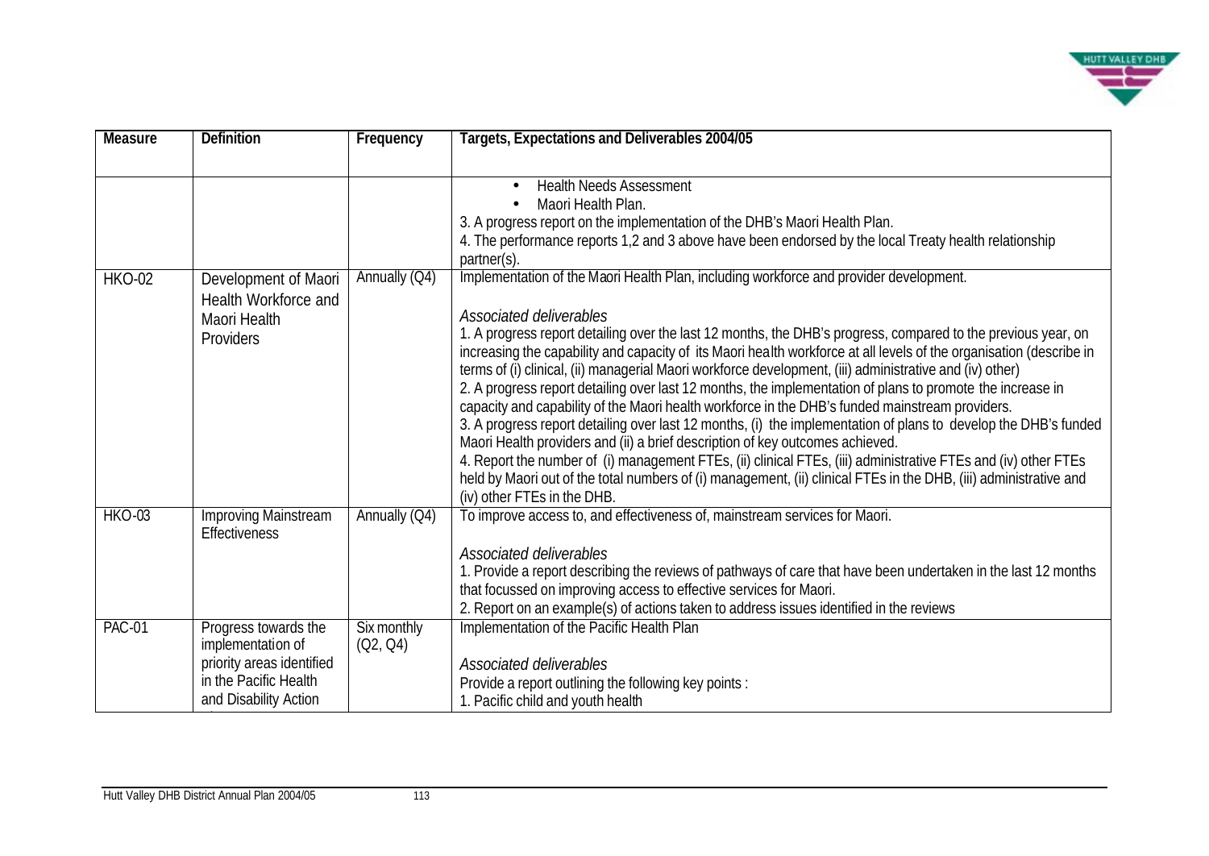| Measure | Definition | Frequency | Targets, Expectations and Deliverables 2004/05 |
|---|---|---|---|
| | | | • Health Needs Assessment<br>• Maori Health Plan.<br>3. A progress report on the implementation of the DHB's Maori Health Plan.<br>4. The performance reports 1,2 and 3 above have been endorsed by the local Treaty health relationship partner(s). |
| HKO-02 | Development of Maori Health Workforce and Maori Health Providers | Annually (Q4) | Implementation of the Maori Health Plan, including workforce and provider development.<br><br>*Associated deliverables*<br>1. A progress report detailing over the last 12 months, the DHB's progress, compared to the previous year, on increasing the capability and capacity of its Maori health workforce at all levels of the organisation (describe in terms of (i) clinical, (ii) managerial Maori workforce development, (iii) administrative and (iv) other)<br>2. A progress report detailing over last 12 months, the implementation of plans to promote the increase in capacity and capability of the Maori health workforce in the DHB's funded mainstream providers.<br>3. A progress report detailing over last 12 months, (i) the implementation of plans to develop the DHB's funded Maori Health providers and (ii) a brief description of key outcomes achieved.<br>4. Report the number of (i) management FTEs, (ii) clinical FTEs, (iii) administrative FTEs and (iv) other FTEs held by Maori out of the total numbers of (i) management, (ii) clinical FTEs in the DHB, (iii) administrative and (iv) other FTEs in the DHB. |
| HKO-03 | Improving Mainstream Effectiveness | Annually (Q4) | To improve access to, and effectiveness of, mainstream services for Maori.<br><br>*Associated deliverables*<br>1. Provide a report describing the reviews of pathways of care that have been undertaken in the last 12 months that focussed on improving access to effective services for Maori.<br>2. Report on an example(s) of actions taken to address issues identified in the reviews |
| PAC-01 | Progress towards the implementation of priority areas identified in the Pacific Health and Disability Action | Six monthly (Q2, Q4) | Implementation of the Pacific Health Plan<br><br>*Associated deliverables*<br>Provide a report outlining the following key points :<br>1. Pacific child and youth health |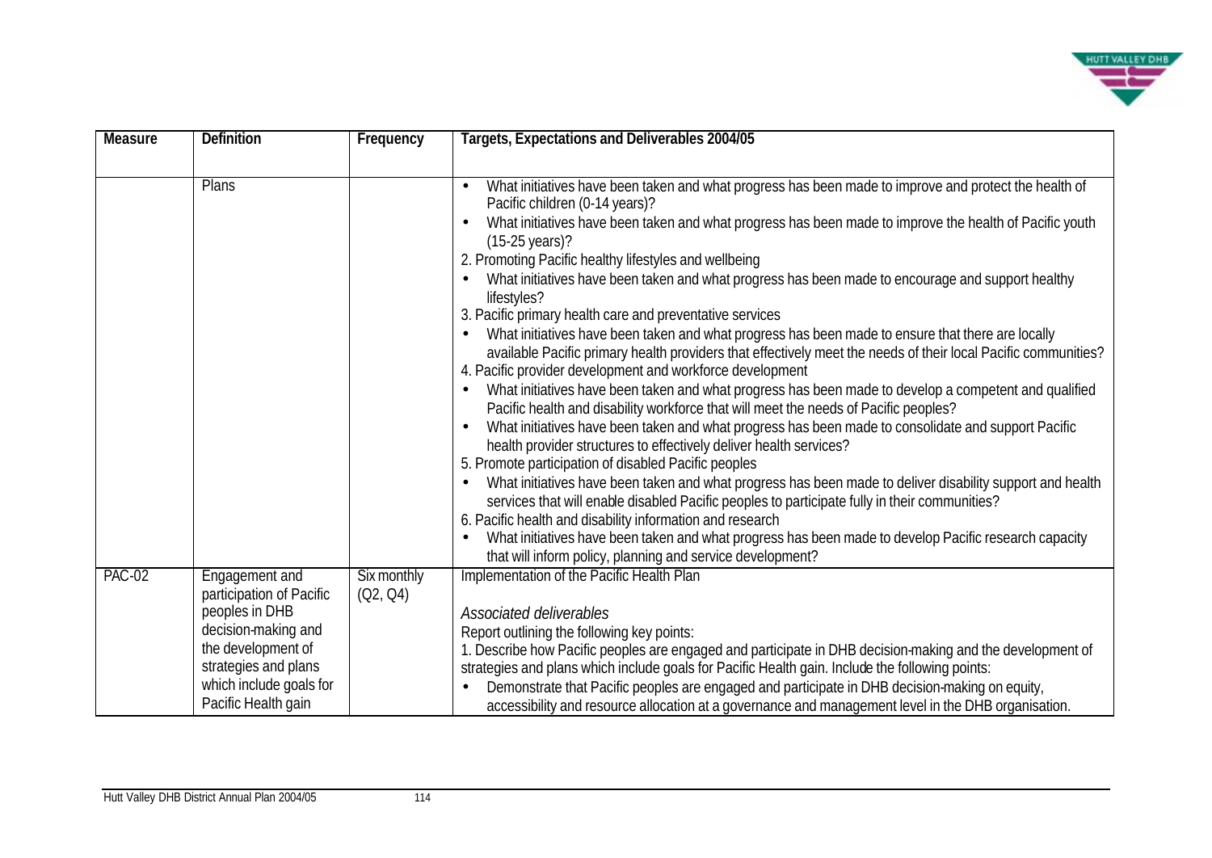| Measure | Definition | Frequency | Targets, Expectations and Deliverables 2004/05 |
|---|---|---|---|
| | Plans | | • What initiatives have been taken and what progress has been made to improve and protect the health of Pacific children (0-14 years)?<br>• What initiatives have been taken and what progress has been made to improve the health of Pacific youth (15-25 years)?<br>2. Promoting Pacific healthy lifestyles and wellbeing<br>• What initiatives have been taken and what progress has been made to encourage and support healthy lifestyles?<br>3. Pacific primary health care and preventative services<br>• What initiatives have been taken and what progress has been made to ensure that there are locally available Pacific primary health providers that effectively meet the needs of their local Pacific communities?<br>4. Pacific provider development and workforce development<br>• What initiatives have been taken and what progress has been made to develop a competent and qualified Pacific health and disability workforce that will meet the needs of Pacific peoples?<br>• What initiatives have been taken and what progress has been made to consolidate and support Pacific health provider structures to effectively deliver health services?<br>5. Promote participation of disabled Pacific peoples<br>• What initiatives have been taken and what progress has been made to deliver disability support and health services that will enable disabled Pacific peoples to participate fully in their communities?<br>6. Pacific health and disability information and research<br>• What initiatives have been taken and what progress has been made to develop Pacific research capacity that will inform policy, planning and service development? |
| PAC-02 | Engagement and participation of Pacific peoples in DHB decision-making and the development of strategies and plans which include goals for Pacific Health gain | Six monthly (Q2, Q4) | Implementation of the Pacific Health Plan<br><br>*Associated deliverables*<br>Report outlining the following key points:<br>1. Describe how Pacific peoples are engaged and participate in DHB decision-making and the development of strategies and plans which include goals for Pacific Health gain. Include the following points:<br>• Demonstrate that Pacific peoples are engaged and participate in DHB decision-making on equity, accessibility and resource allocation at a governance and management level in the DHB organisation. |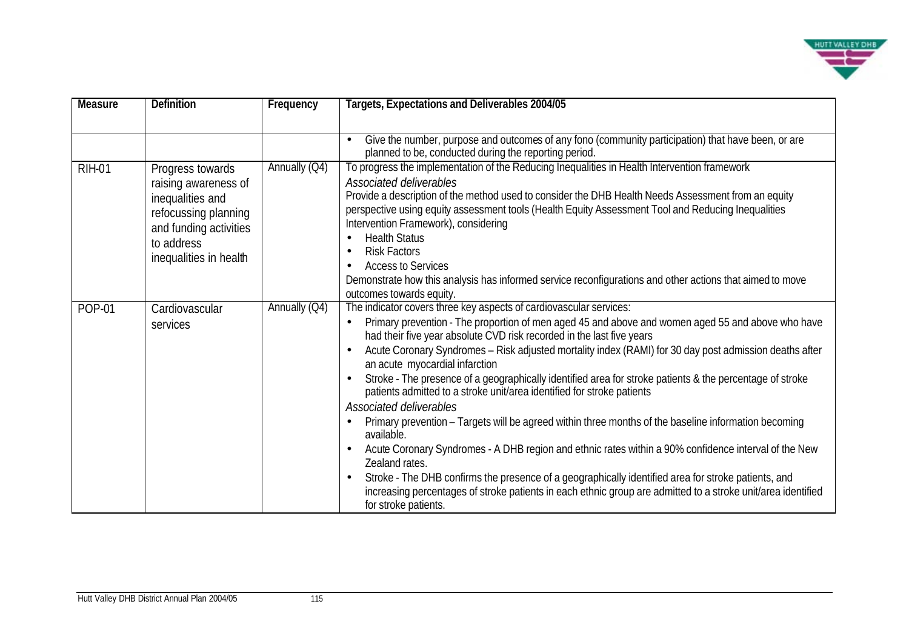| Measure | Definition | Frequency | Targets, Expectations and Deliverables 2004/05 |
|---|---|---|---|
| | | | • Give the number, purpose and outcomes of any fono (community participation) that have been, or are planned to be, conducted during the reporting period. |
| RIH-01 | Progress towards raising awareness of inequalities and refocussing planning and funding activities to address inequalities in health | Annually (Q4) | To progress the implementation of the Reducing Inequalities in Health Intervention framework<br>*Associated deliverables*<br>Provide a description of the method used to consider the DHB Health Needs Assessment from an equity perspective using equity assessment tools (Health Equity Assessment Tool and Reducing Inequalities Intervention Framework), considering<br>• Health Status<br>• Risk Factors<br>• Access to Services<br>Demonstrate how this analysis has informed service reconfigurations and other actions that aimed to move outcomes towards equity. |
| POP-01 | Cardiovascular services | Annually (Q4) | The indicator covers three key aspects of cardiovascular services:<br>• Primary prevention - The proportion of men aged 45 and above and women aged 55 and above who have had their five year absolute CVD risk recorded in the last five years<br>• Acute Coronary Syndromes – Risk adjusted mortality index (RAMI) for 30 day post admission deaths after an acute myocardial infarction<br>• Stroke - The presence of a geographically identified area for stroke patients & the percentage of stroke patients admitted to a stroke unit/area identified for stroke patients<br>*Associated deliverables*<br>• Primary prevention – Targets will be agreed within three months of the baseline information becoming available.<br>• Acute Coronary Syndromes - A DHB region and ethnic rates within a 90% confidence interval of the New Zealand rates.<br>• Stroke - The DHB confirms the presence of a geographically identified area for stroke patients, and increasing percentages of stroke patients in each ethnic group are admitted to a stroke unit/area identified for stroke patients. |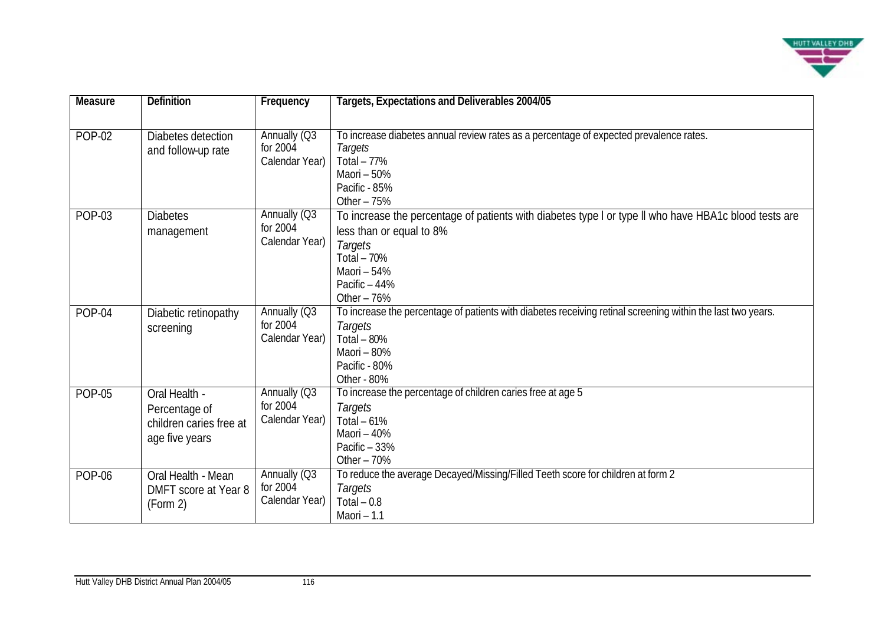| Measure | Definition | Frequency | Targets, Expectations and Deliverables 2004/05 |
|---|---|---|---|
| POP-02 | Diabetes detection and follow-up rate | Annually (Q3 for 2004 Calendar Year) | To increase diabetes annual review rates as a percentage of expected prevalence rates.<br>*Targets*<br>Total – 77%<br>Maori – 50%<br>Pacific - 85%<br>Other – 75% |
| POP-03 | Diabetes management | Annually (Q3 for 2004 Calendar Year) | To increase the percentage of patients with diabetes type I or type II who have HBA1c blood tests are less than or equal to 8%<br>*Targets*<br>Total – 70%<br>Maori – 54%<br>Pacific – 44%<br>Other – 76% |
| POP-04 | Diabetic retinopathy screening | Annually (Q3 for 2004 Calendar Year) | To increase the percentage of patients with diabetes receiving retinal screening within the last two years.<br>*Targets*<br>Total – 80%<br>Maori – 80%<br>Pacific - 80%<br>Other - 80% |
| POP-05 | Oral Health - Percentage of children caries free at age five years | Annually (Q3 for 2004 Calendar Year) | To increase the percentage of children caries free at age 5<br>*Targets*<br>Total – 61%<br>Maori – 40%<br>Pacific – 33%<br>Other – 70% |
| POP-06 | Oral Health - Mean DMFT score at Year 8 (Form 2) | Annually (Q3 for 2004 Calendar Year) | To reduce the average Decayed/Missing/Filled Teeth score for children at form 2<br>*Targets*<br>Total – 0.8<br>Maori – 1.1 |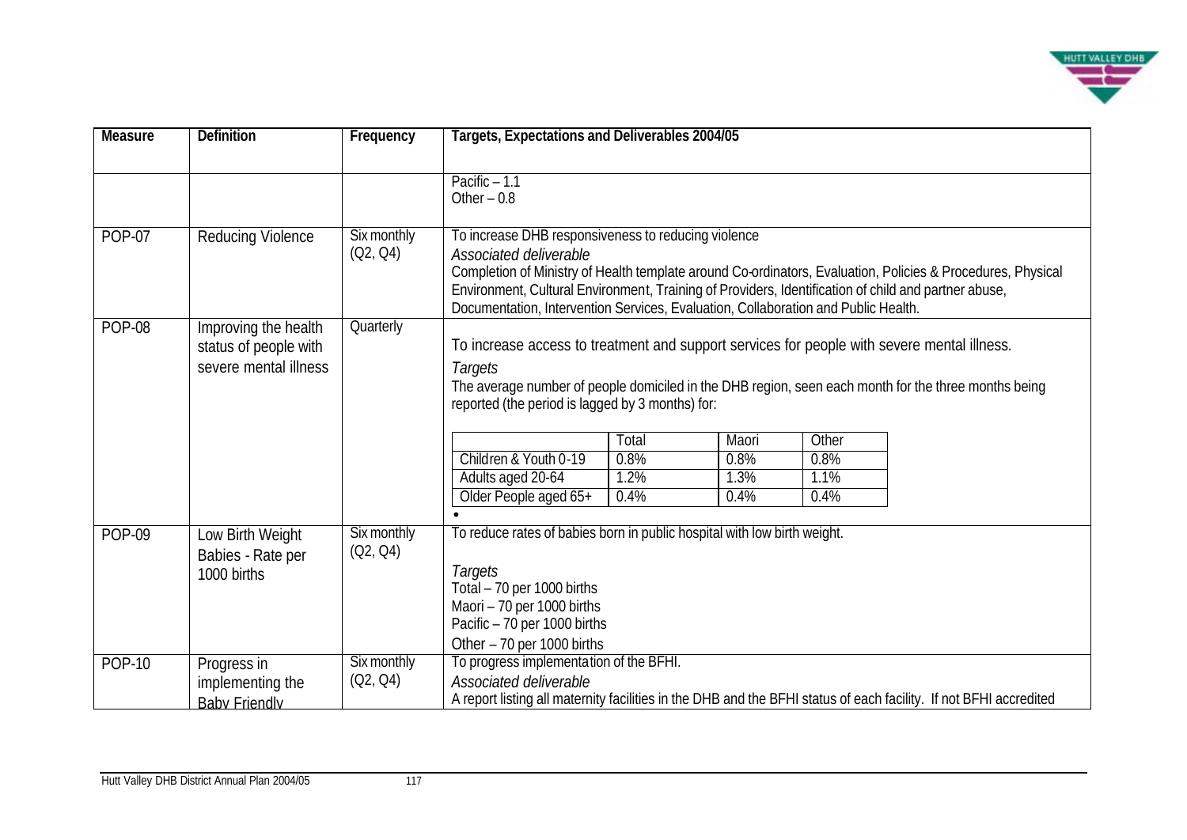| Measure | Definition | Frequency | Targets, Expectations and Deliverables 2004/05 |
|---|---|---|---|
| | | | Pacific – 1.1<br>Other – 0.8 |
| POP-07 | Reducing Violence | Six monthly (Q2, Q4) | To increase DHB responsiveness to reducing violence<br>*Associated deliverable*<br>Completion of Ministry of Health template around Co-ordinators, Evaluation, Policies & Procedures, Physical Environment, Cultural Environment, Training of Providers, Identification of child and partner abuse, Documentation, Intervention Services, Evaluation, Collaboration and Public Health. |
| POP-08 | Improving the health status of people with severe mental illness | Quarterly | To increase access to treatment and support services for people with severe mental illness.<br>*Targets*<br>The average number of people domiciled in the DHB region, seen each month for the three months being reported (the period is lagged by 3 months) for:<br><br>(see table below) |
| POP-09 | Low Birth Weight Babies - Rate per 1000 births | Six monthly (Q2, Q4) | To reduce rates of babies born in public hospital with low birth weight.<br><br>*Targets*<br>Total – 70 per 1000 births<br>Maori – 70 per 1000 births<br>Pacific – 70 per 1000 births<br>Other – 70 per 1000 births |
| POP-10 | Progress in implementing the Baby Friendly | Six monthly (Q2, Q4) | To progress implementation of the BFHI.<br>*Associated deliverable*<br>A report listing all maternity facilities in the DHB and the BFHI status of each facility. If not BFHI accredited |

POP-08 targets:

| | Total | Maori | Other |
|---|---|---|---|
| Children & Youth 0-19 | 0.8% | 0.8% | 0.8% |
| Adults aged 20-64 | 1.2% | 1.3% | 1.1% |
| Older People aged 65+ | 0.4% | 0.4% | 0.4% |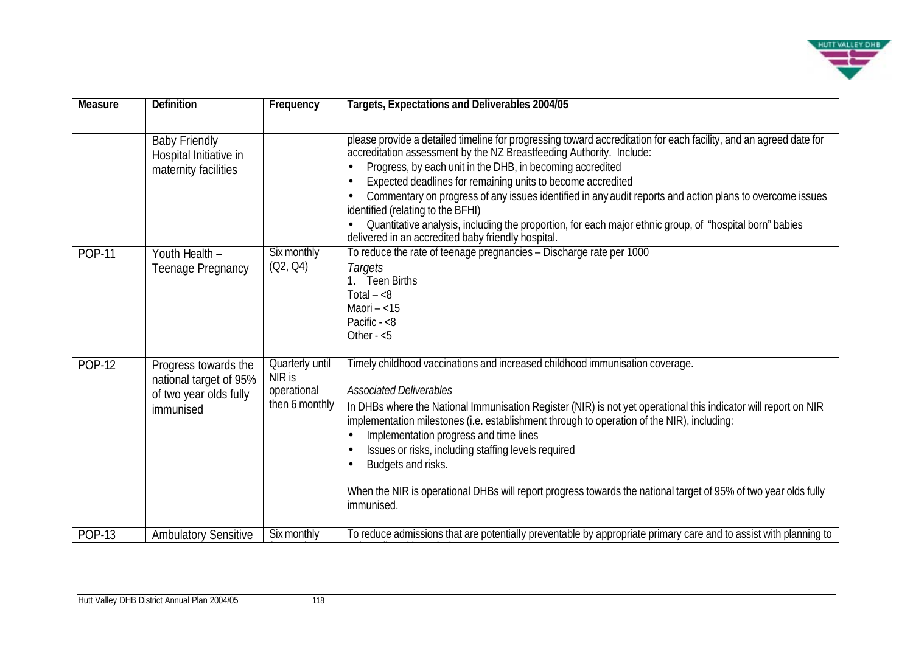| Measure | Definition | Frequency | Targets, Expectations and Deliverables 2004/05 |
|---|---|---|---|
| | Baby Friendly Hospital Initiative in maternity facilities | | please provide a detailed timeline for progressing toward accreditation for each facility, and an agreed date for accreditation assessment by the NZ Breastfeeding Authority. Include:<br>• Progress, by each unit in the DHB, in becoming accredited<br>• Expected deadlines for remaining units to become accredited<br>• Commentary on progress of any issues identified in any audit reports and action plans to overcome issues identified (relating to the BFHI)<br>• Quantitative analysis, including the proportion, for each major ethnic group, of "hospital born" babies delivered in an accredited baby friendly hospital. |
| POP-11 | Youth Health – Teenage Pregnancy | Six monthly (Q2, Q4) | To reduce the rate of teenage pregnancies – Discharge rate per 1000<br>*Targets*<br>1. Teen Births<br>Total – <8<br>Maori – <15<br>Pacific - <8<br>Other - <5 |
| POP-12 | Progress towards the national target of 95% of two year olds fully immunised | Quarterly until NIR is operational then 6 monthly | Timely childhood vaccinations and increased childhood immunisation coverage.<br>*Associated Deliverables*<br>In DHBs where the National Immunisation Register (NIR) is not yet operational this indicator will report on NIR implementation milestones (i.e. establishment through to operation of the NIR), including:<br>• Implementation progress and time lines<br>• Issues or risks, including staffing levels required<br>• Budgets and risks.<br>When the NIR is operational DHBs will report progress towards the national target of 95% of two year olds fully immunised. |
| POP-13 | Ambulatory Sensitive | Six monthly | To reduce admissions that are potentially preventable by appropriate primary care and to assist with planning to |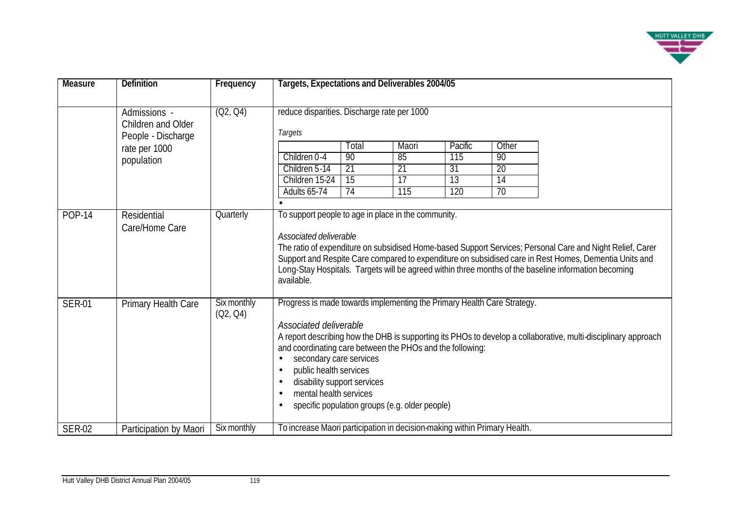| Measure | Definition | Frequency | Targets, Expectations and Deliverables 2004/05 |
|---|---|---|---|
| | Admissions - Children and Older People - Discharge rate per 1000 population | (Q2, Q4) | reduce disparities. Discharge rate per 1000<br><br>*Targets*<br><br>\| \| Total \| Maori \| Pacific \| Other \|<br>\|---\|---\|---\|---\|---\|<br>\| Children 0-4 \| 90 \| 85 \| 115 \| 90 \|<br>\| Children 5-14 \| 21 \| 21 \| 31 \| 20 \|<br>\| Children 15-24 \| 15 \| 17 \| 13 \| 14 \|<br>\| Adults 65-74 \| 74 \| 115 \| 120 \| 70 \|<br><br>• |
| POP-14 | Residential Care/Home Care | Quarterly | To support people to age in place in the community.<br><br>*Associated deliverable*<br>The ratio of expenditure on subsidised Home-based Support Services; Personal Care and Night Relief, Carer Support and Respite Care compared to expenditure on subsidised care in Rest Homes, Dementia Units and Long-Stay Hospitals. Targets will be agreed within three months of the baseline information becoming available. |
| SER-01 | Primary Health Care | Six monthly (Q2, Q4) | Progress is made towards implementing the Primary Health Care Strategy.<br><br>*Associated deliverable*<br>A report describing how the DHB is supporting its PHOs to develop a collaborative, multi-disciplinary approach and coordinating care between the PHOs and the following:<br>• secondary care services<br>• public health services<br>• disability support services<br>• mental health services<br>• specific population groups (e.g. older people) |
| SER-02 | Participation by Maori | Six monthly | To increase Maori participation in decision-making within Primary Health. |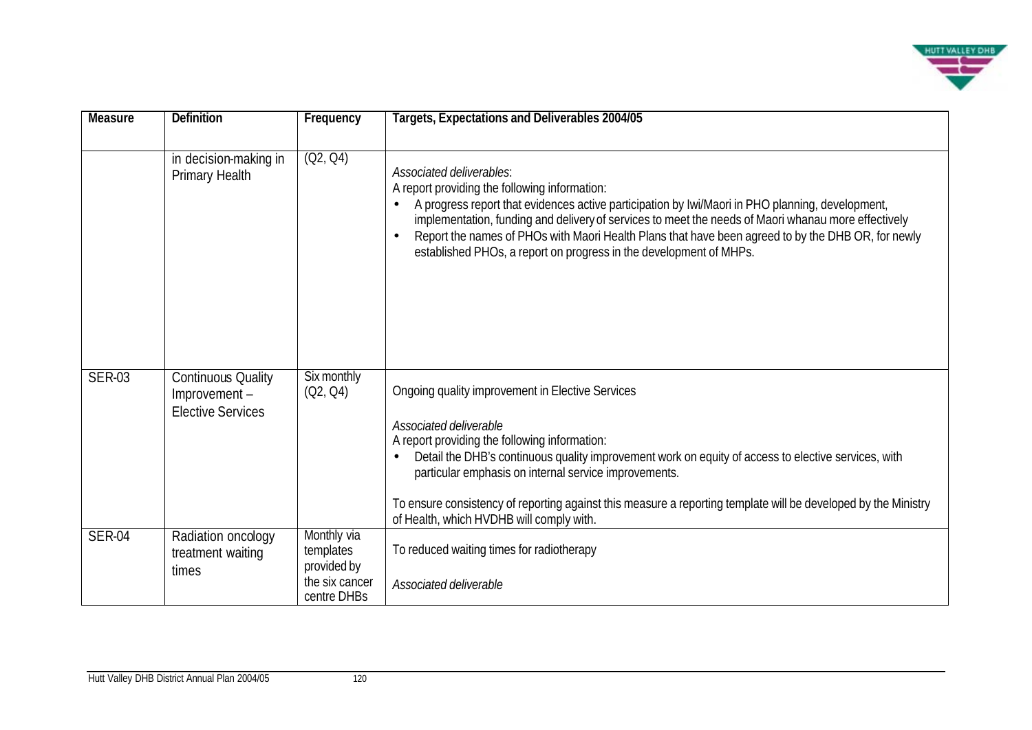| Measure | Definition | Frequency | Targets, Expectations and Deliverables 2004/05 |
|---|---|---|---|
| | in decision-making in Primary Health | (Q2, Q4) | *Associated deliverables*:<br>A report providing the following information:<br>• A progress report that evidences active participation by Iwi/Maori in PHO planning, development, implementation, funding and delivery of services to meet the needs of Maori whanau more effectively<br>• Report the names of PHOs with Maori Health Plans that have been agreed to by the DHB OR, for newly established PHOs, a report on progress in the development of MHPs. |
| SER-03 | Continuous Quality Improvement – Elective Services | Six monthly (Q2, Q4) | Ongoing quality improvement in Elective Services<br><br>*Associated deliverable*<br>A report providing the following information:<br>• Detail the DHB's continuous quality improvement work on equity of access to elective services, with particular emphasis on internal service improvements.<br><br>To ensure consistency of reporting against this measure a reporting template will be developed by the Ministry of Health, which HVDHB will comply with. |
| SER-04 | Radiation oncology treatment waiting times | Monthly via templates provided by the six cancer centre DHBs | To reduced waiting times for radiotherapy<br><br>*Associated deliverable* |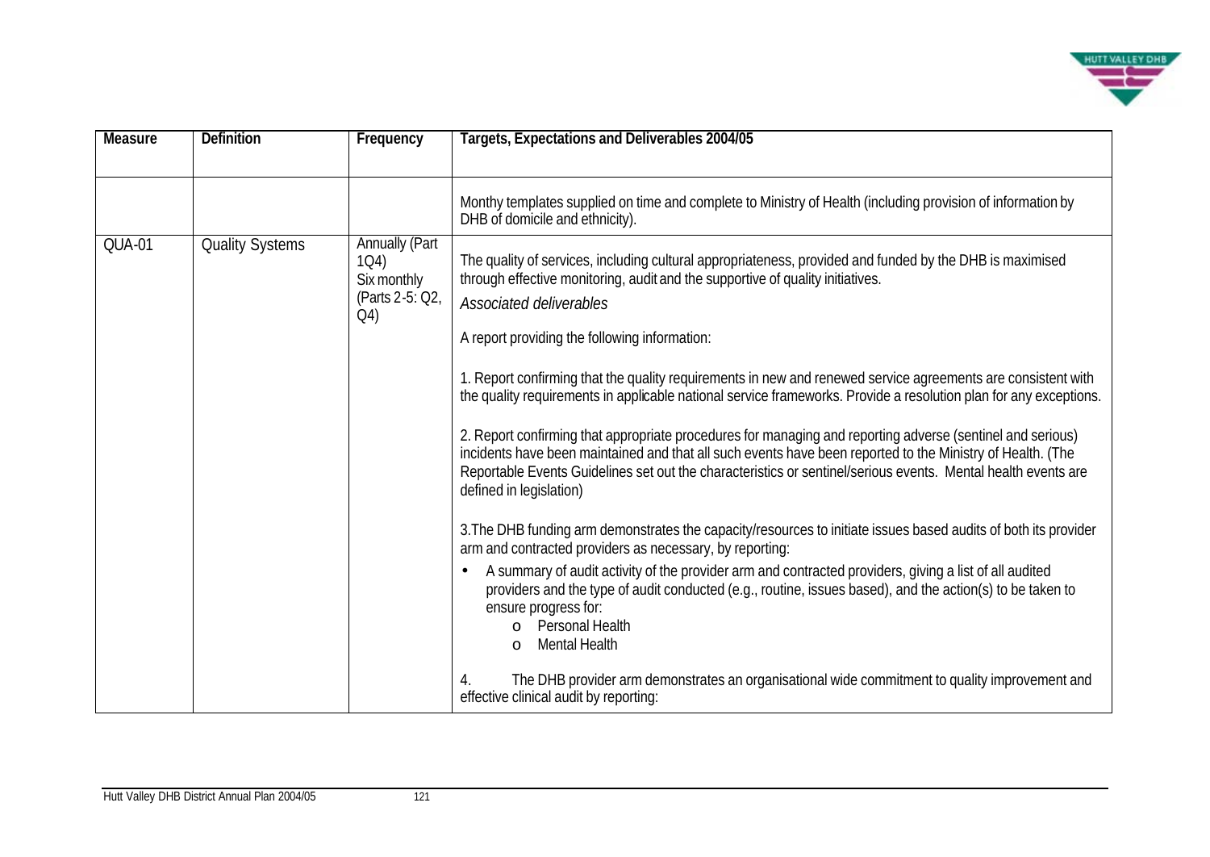| Measure | Definition | Frequency | Targets, Expectations and Deliverables 2004/05 |
|---|---|---|---|
| | | | Monthy templates supplied on time and complete to Ministry of Health (including provision of information by DHB of domicile and ethnicity). |
| QUA-01 | Quality Systems | Annually (Part 1Q4)<br>Six monthly (Parts 2-5: Q2, Q4) | The quality of services, including cultural appropriateness, provided and funded by the DHB is maximised through effective monitoring, audit and the supportive of quality initiatives.<br>*Associated deliverables*<br>A report providing the following information:<br>1. Report confirming that the quality requirements in new and renewed service agreements are consistent with the quality requirements in applicable national service frameworks. Provide a resolution plan for any exceptions.<br>2. Report confirming that appropriate procedures for managing and reporting adverse (sentinel and serious) incidents have been maintained and that all such events have been reported to the Ministry of Health. (The Reportable Events Guidelines set out the characteristics or sentinel/serious events. Mental health events are defined in legislation)<br>3.The DHB funding arm demonstrates the capacity/resources to initiate issues based audits of both its provider arm and contracted providers as necessary, by reporting:<br>• A summary of audit activity of the provider arm and contracted providers, giving a list of all audited providers and the type of audit conducted (e.g., routine, issues based), and the action(s) to be taken to ensure progress for:<br>&nbsp;&nbsp;&nbsp;o Personal Health<br>&nbsp;&nbsp;&nbsp;o Mental Health<br>4. The DHB provider arm demonstrates an organisational wide commitment to quality improvement and effective clinical audit by reporting: |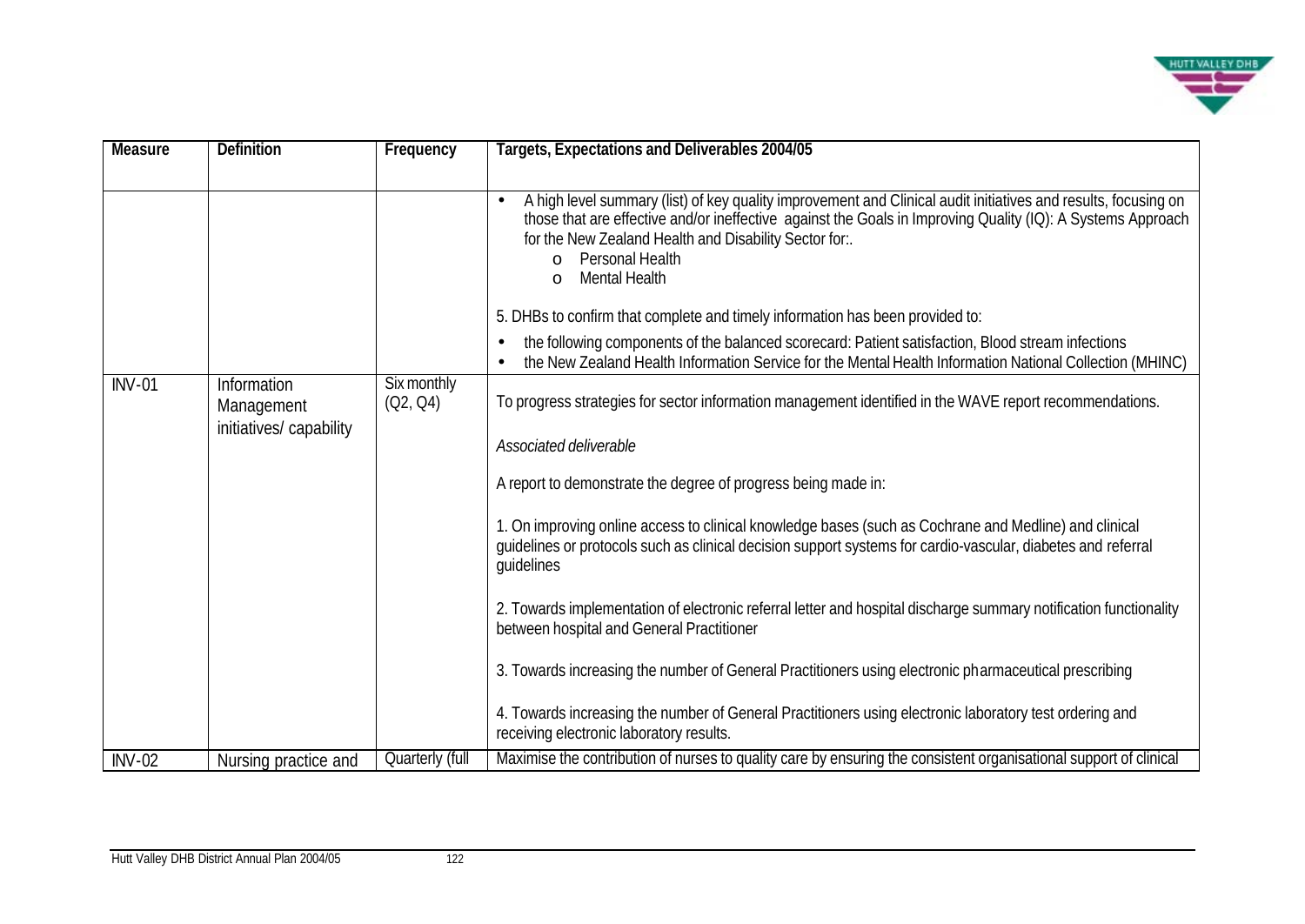| Measure | Definition | Frequency | Targets, Expectations and Deliverables 2004/05 |
|---|---|---|---|
| | | | • A high level summary (list) of key quality improvement and Clinical audit initiatives and results, focusing on those that are effective and/or ineffective against the Goals in Improving Quality (IQ): A Systems Approach for the New Zealand Health and Disability Sector for:.<br>o Personal Health<br>o Mental Health<br><br>5. DHBs to confirm that complete and timely information has been provided to:<br>• the following components of the balanced scorecard: Patient satisfaction, Blood stream infections<br>• the New Zealand Health Information Service for the Mental Health Information National Collection (MHINC) |
| INV-01 | Information Management initiatives/ capability | Six monthly (Q2, Q4) | To progress strategies for sector information management identified in the WAVE report recommendations.<br><br>*Associated deliverable*<br><br>A report to demonstrate the degree of progress being made in:<br><br>1. On improving online access to clinical knowledge bases (such as Cochrane and Medline) and clinical guidelines or protocols such as clinical decision support systems for cardio-vascular, diabetes and referral guidelines<br><br>2. Towards implementation of electronic referral letter and hospital discharge summary notification functionality between hospital and General Practitioner<br><br>3. Towards increasing the number of General Practitioners using electronic pharmaceutical prescribing<br><br>4. Towards increasing the number of General Practitioners using electronic laboratory test ordering and receiving electronic laboratory results. |
| INV-02 | Nursing practice and | Quarterly (full | Maximise the contribution of nurses to quality care by ensuring the consistent organisational support of clinical |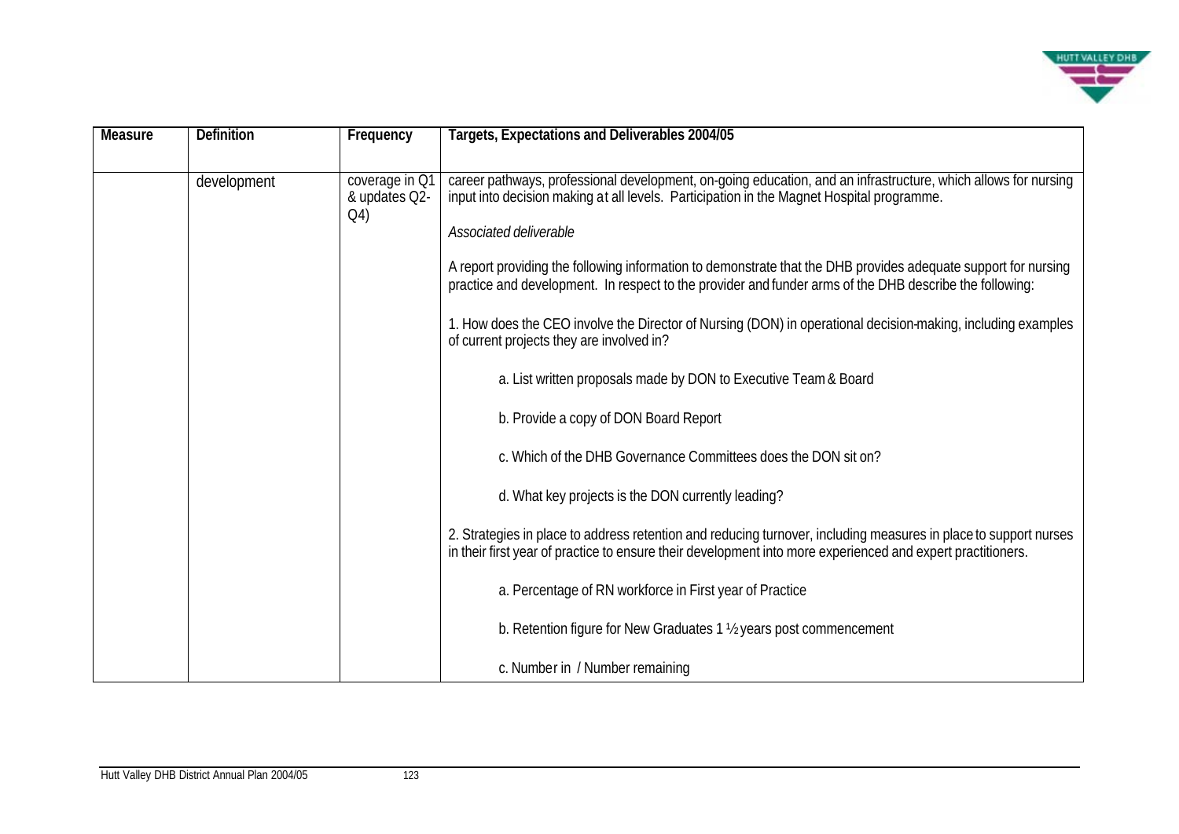| Measure | Definition | Frequency | Targets, Expectations and Deliverables 2004/05 |
|---|---|---|---|
| | development | coverage in Q1 & updates Q2-Q4) | career pathways, professional development, on-going education, and an infrastructure, which allows for nursing input into decision making at all levels. Participation in the Magnet Hospital programme.<br><br>*Associated deliverable*<br><br>A report providing the following information to demonstrate that the DHB provides adequate support for nursing practice and development. In respect to the provider and funder arms of the DHB describe the following:<br><br>1. How does the CEO involve the Director of Nursing (DON) in operational decision-making, including examples of current projects they are involved in?<br><br>a. List written proposals made by DON to Executive Team & Board<br><br>b. Provide a copy of DON Board Report<br><br>c. Which of the DHB Governance Committees does the DON sit on?<br><br>d. What key projects is the DON currently leading?<br><br>2. Strategies in place to address retention and reducing turnover, including measures in place to support nurses in their first year of practice to ensure their development into more experienced and expert practitioners.<br><br>a. Percentage of RN workforce in First year of Practice<br><br>b. Retention figure for New Graduates 1 ½ years post commencement<br><br>c. Number in / Number remaining |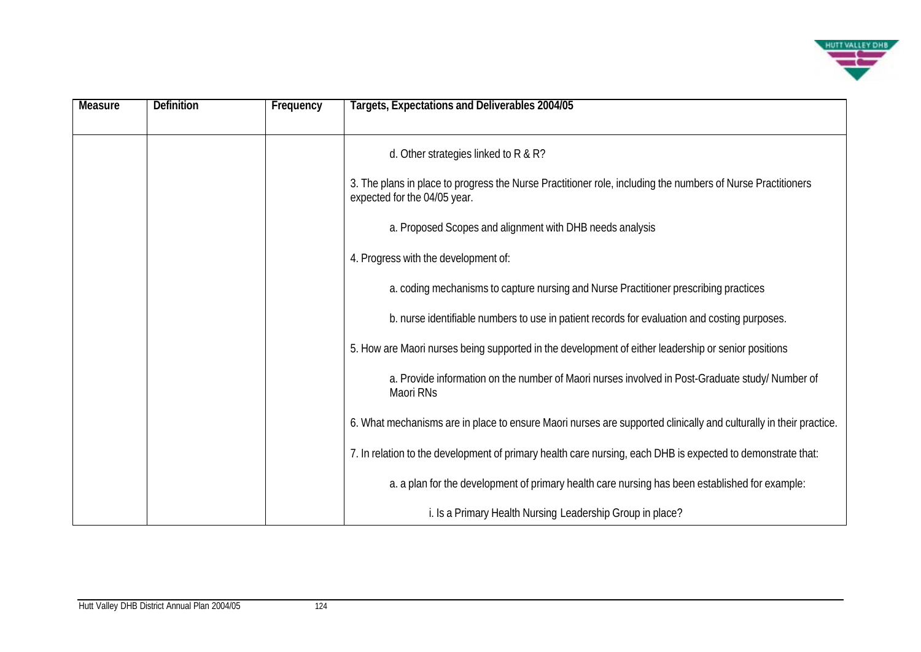| Measure | Definition | Frequency | Targets, Expectations and Deliverables 2004/05 |
|---|---|---|---|
| | | | d. Other strategies linked to R & R?<br><br>3. The plans in place to progress the Nurse Practitioner role, including the numbers of Nurse Practitioners expected for the 04/05 year.<br><br>a. Proposed Scopes and alignment with DHB needs analysis<br><br>4. Progress with the development of:<br><br>a. coding mechanisms to capture nursing and Nurse Practitioner prescribing practices<br><br>b. nurse identifiable numbers to use in patient records for evaluation and costing purposes.<br><br>5. How are Maori nurses being supported in the development of either leadership or senior positions<br><br>a. Provide information on the number of Maori nurses involved in Post-Graduate study/ Number of Maori RNs<br><br>6. What mechanisms are in place to ensure Maori nurses are supported clinically and culturally in their practice.<br><br>7. In relation to the development of primary health care nursing, each DHB is expected to demonstrate that:<br><br>a. a plan for the development of primary health care nursing has been established for example:<br><br>i. Is a Primary Health Nursing Leadership Group in place? |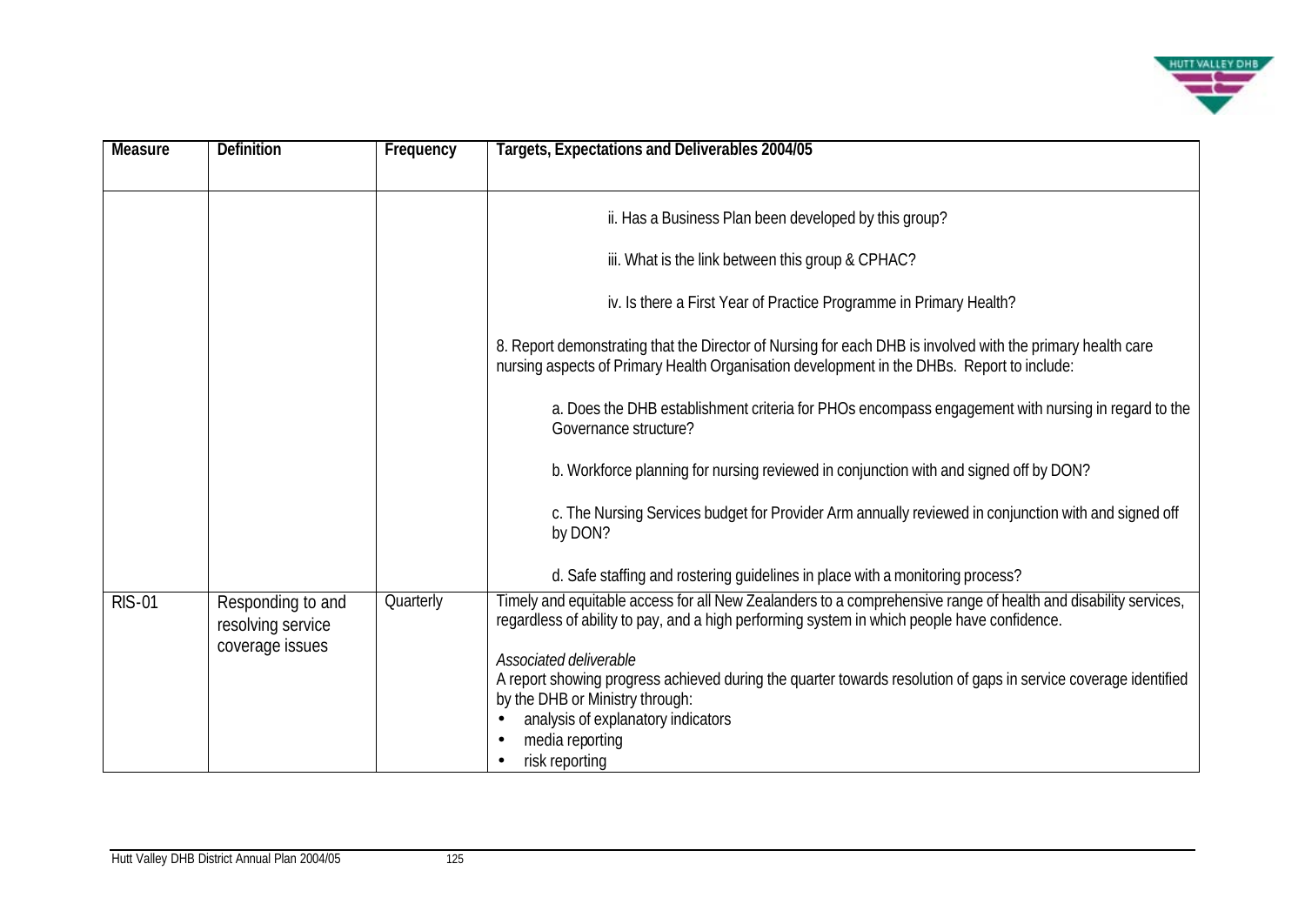| Measure | Definition | Frequency | Targets, Expectations and Deliverables 2004/05 |
|---|---|---|---|
| | | | ii. Has a Business Plan been developed by this group?<br><br>iii. What is the link between this group & CPHAC?<br><br>iv. Is there a First Year of Practice Programme in Primary Health?<br><br>8. Report demonstrating that the Director of Nursing for each DHB is involved with the primary health care nursing aspects of Primary Health Organisation development in the DHBs. Report to include:<br><br>a. Does the DHB establishment criteria for PHOs encompass engagement with nursing in regard to the Governance structure?<br><br>b. Workforce planning for nursing reviewed in conjunction with and signed off by DON?<br><br>c. The Nursing Services budget for Provider Arm annually reviewed in conjunction with and signed off by DON?<br><br>d. Safe staffing and rostering guidelines in place with a monitoring process? |
| RIS-01 | Responding to and resolving service coverage issues | Quarterly | Timely and equitable access for all New Zealanders to a comprehensive range of health and disability services, regardless of ability to pay, and a high performing system in which people have confidence.<br><br>*Associated deliverable*<br>A report showing progress achieved during the quarter towards resolution of gaps in service coverage identified by the DHB or Ministry through:<br>• analysis of explanatory indicators<br>• media reporting<br>• risk reporting |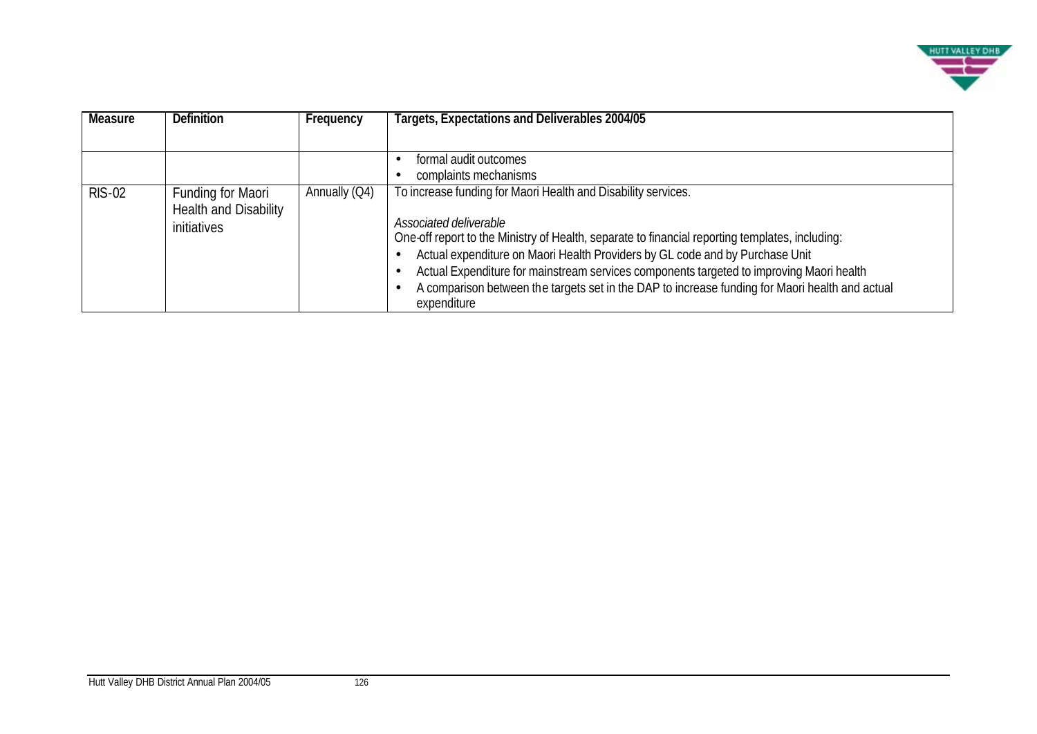| Measure | Definition | Frequency | Targets, Expectations and Deliverables 2004/05 |
|---|---|---|---|
| | | | • formal audit outcomes<br>• complaints mechanisms |
| RIS-02 | Funding for Maori Health and Disability initiatives | Annually (Q4) | To increase funding for Maori Health and Disability services.<br><br>*Associated deliverable*<br>One-off report to the Ministry of Health, separate to financial reporting templates, including:<br>• Actual expenditure on Maori Health Providers by GL code and by Purchase Unit<br>• Actual Expenditure for mainstream services components targeted to improving Maori health<br>• A comparison between the targets set in the DAP to increase funding for Maori health and actual expenditure |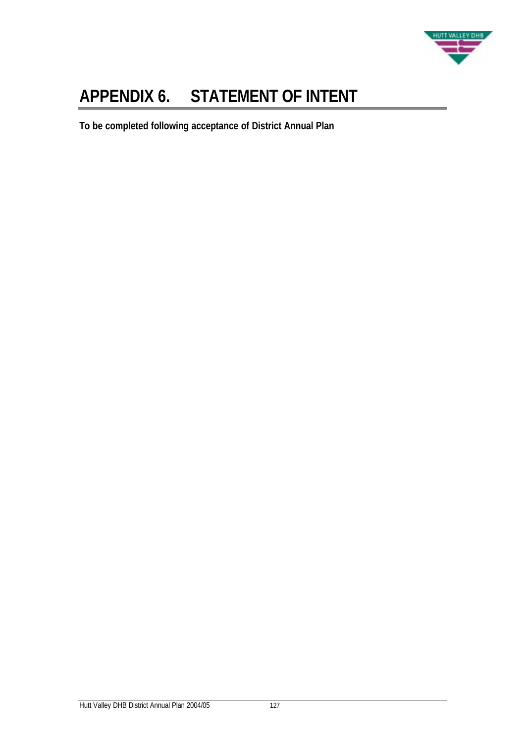# APPENDIX 6. STATEMENT OF INTENT

**To be completed following acceptance of District Annual Plan**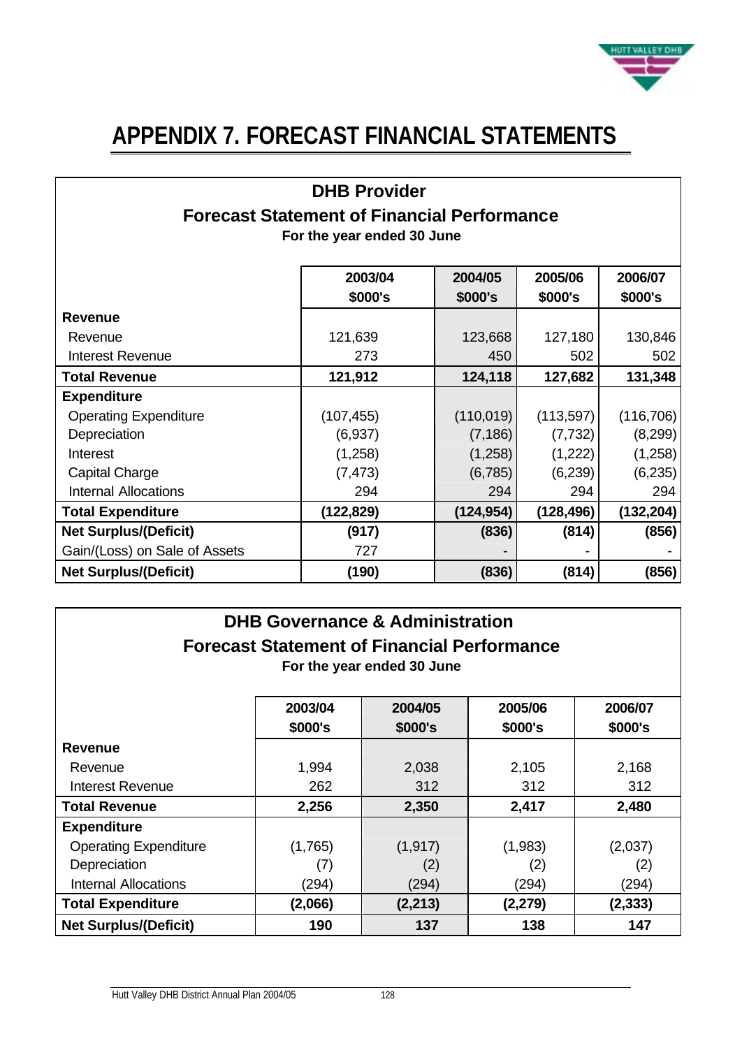# APPENDIX 7. FORECAST FINANCIAL STATEMENTS

## DHB Provider
### Forecast Statement of Financial Performance
**For the year ended 30 June**

| | 2003/04<br>$000's | 2004/05<br>$000's | 2005/06<br>$000's | 2006/07<br>$000's |
|---|---|---|---|---|
| **Revenue** | | | | |
| Revenue | 121,639 | 123,668 | 127,180 | 130,846 |
| Interest Revenue | 273 | 450 | 502 | 502 |
| **Total Revenue** | **121,912** | **124,118** | **127,682** | **131,348** |
| **Expenditure** | | | | |
| Operating Expenditure | (107,455) | (110,019) | (113,597) | (116,706) |
| Depreciation | (6,937) | (7,186) | (7,732) | (8,299) |
| Interest | (1,258) | (1,258) | (1,222) | (1,258) |
| Capital Charge | (7,473) | (6,785) | (6,239) | (6,235) |
| Internal Allocations | 294 | 294 | 294 | 294 |
| **Total Expenditure** | **(122,829)** | **(124,954)** | **(128,496)** | **(132,204)** |
| **Net Surplus/(Deficit)** | **(917)** | **(836)** | **(814)** | **(856)** |
| Gain/(Loss) on Sale of Assets | 727 | - | - | - |
| **Net Surplus/(Deficit)** | **(190)** | **(836)** | **(814)** | **(856)** |

## DHB Governance & Administration
### Forecast Statement of Financial Performance
**For the year ended 30 June**

| | 2003/04<br>$000's | 2004/05<br>$000's | 2005/06<br>$000's | 2006/07<br>$000's |
|---|---|---|---|---|
| **Revenue** | | | | |
| Revenue | 1,994 | 2,038 | 2,105 | 2,168 |
| Interest Revenue | 262 | 312 | 312 | 312 |
| **Total Revenue** | **2,256** | **2,350** | **2,417** | **2,480** |
| **Expenditure** | | | | |
| Operating Expenditure | (1,765) | (1,917) | (1,983) | (2,037) |
| Depreciation | (7) | (2) | (2) | (2) |
| Internal Allocations | (294) | (294) | (294) | (294) |
| **Total Expenditure** | **(2,066)** | **(2,213)** | **(2,279)** | **(2,333)** |
| **Net Surplus/(Deficit)** | **190** | **137** | **138** | **147** |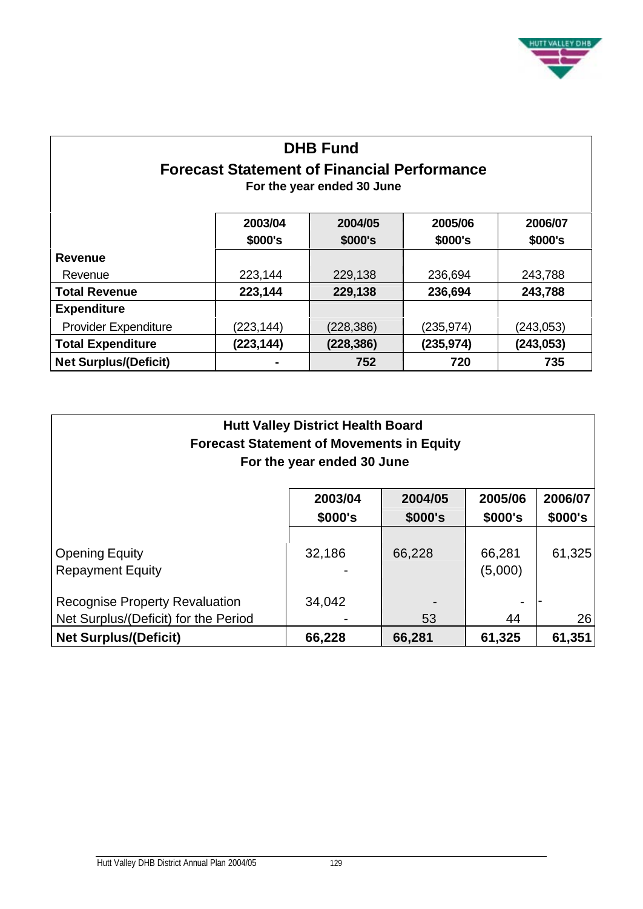## DHB Fund
## Forecast Statement of Financial Performance
**For the year ended 30 June**

| | 2003/04 $000's | 2004/05 $000's | 2005/06 $000's | 2006/07 $000's |
|---|---|---|---|---|
| **Revenue** | | | | |
| Revenue | 223,144 | 229,138 | 236,694 | 243,788 |
| **Total Revenue** | **223,144** | **229,138** | **236,694** | **243,788** |
| **Expenditure** | | | | |
| Provider Expenditure | (223,144) | (228,386) | (235,974) | (243,053) |
| **Total Expenditure** | **(223,144)** | **(228,386)** | **(235,974)** | **(243,053)** |
| **Net Surplus/(Deficit)** | **-** | **752** | **720** | **735** |

## Hutt Valley District Health Board
## Forecast Statement of Movements in Equity
**For the year ended 30 June**

| | 2003/04 $000's | 2004/05 $000's | 2005/06 $000's | 2006/07 $000's |
|---|---|---|---|---|
| Opening Equity | 32,186 | 66,228 | 66,281 | 61,325 |
| Repayment Equity | - | | (5,000) | |
| Recognise Property Revaluation | 34,042 | - | - | - |
| Net Surplus/(Deficit) for the Period | - | 53 | 44 | 26 |
| **Net Surplus/(Deficit)** | **66,228** | **66,281** | **61,325** | **61,351** |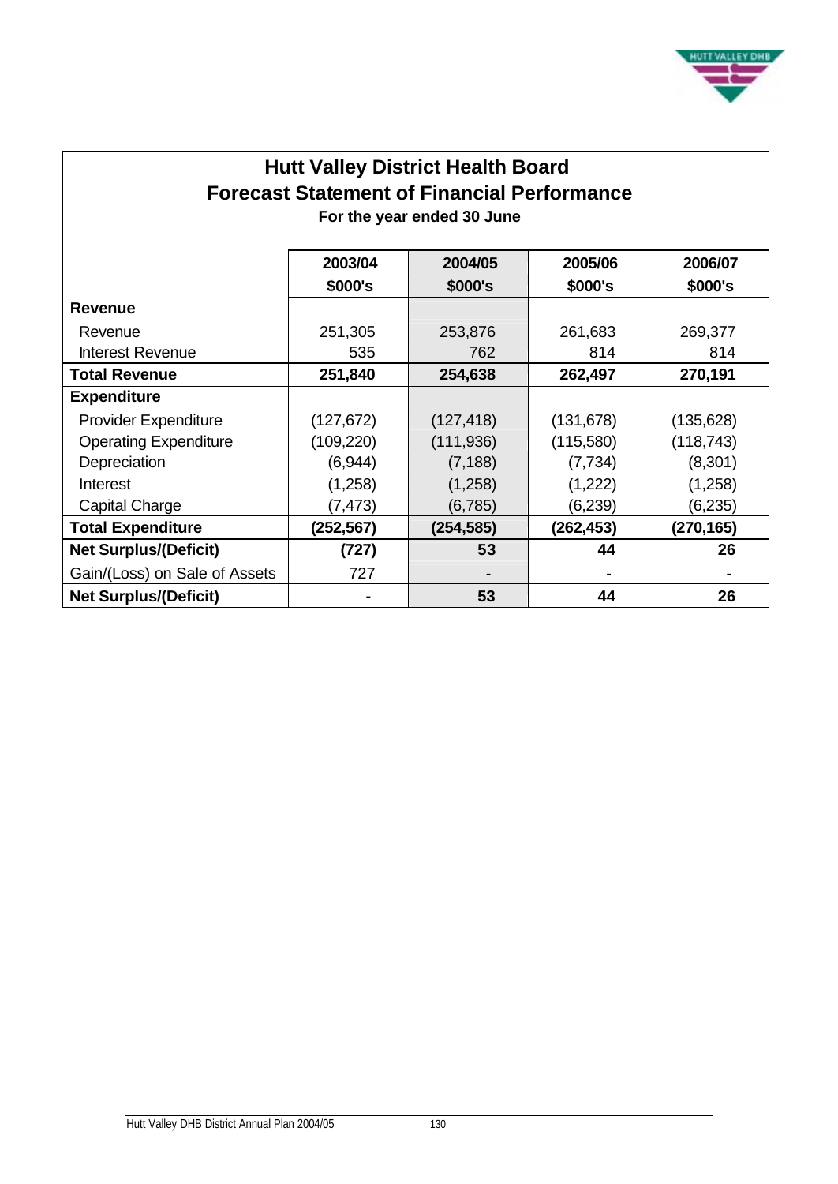## Hutt Valley District Health Board
## Forecast Statement of Financial Performance
**For the year ended 30 June**

| | 2003/04<br>$000's | 2004/05<br>$000's | 2005/06<br>$000's | 2006/07<br>$000's |
|---|---|---|---|---|
| **Revenue** | | | | |
| Revenue | 251,305 | 253,876 | 261,683 | 269,377 |
| Interest Revenue | 535 | 762 | 814 | 814 |
| **Total Revenue** | **251,840** | **254,638** | **262,497** | **270,191** |
| **Expenditure** | | | | |
| Provider Expenditure | (127,672) | (127,418) | (131,678) | (135,628) |
| Operating Expenditure | (109,220) | (111,936) | (115,580) | (118,743) |
| Depreciation | (6,944) | (7,188) | (7,734) | (8,301) |
| Interest | (1,258) | (1,258) | (1,222) | (1,258) |
| Capital Charge | (7,473) | (6,785) | (6,239) | (6,235) |
| **Total Expenditure** | **(252,567)** | **(254,585)** | **(262,453)** | **(270,165)** |
| **Net Surplus/(Deficit)** | **(727)** | **53** | **44** | **26** |
| Gain/(Loss) on Sale of Assets | 727 | - | - | - |
| **Net Surplus/(Deficit)** | **-** | **53** | **44** | **26** |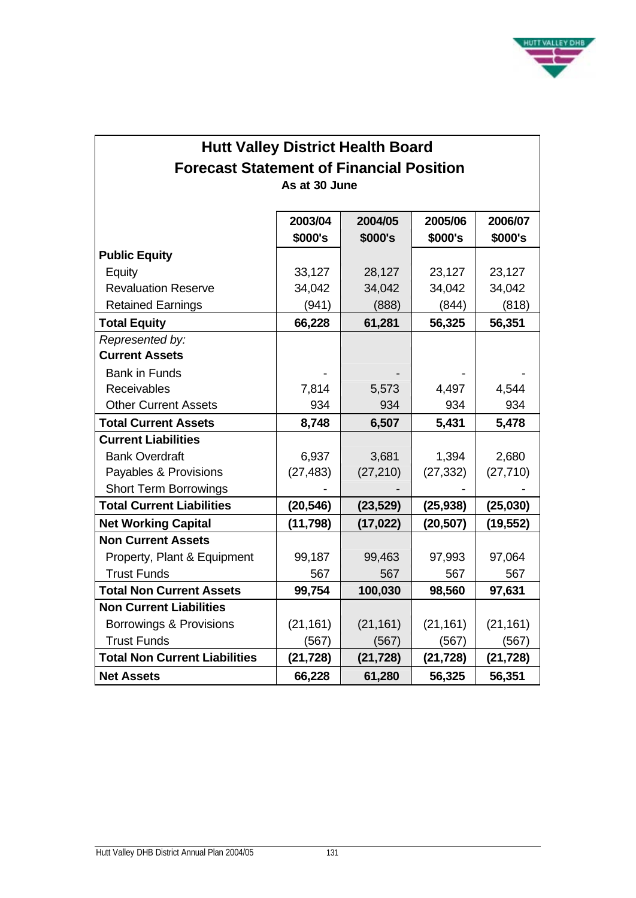# Hutt Valley District Health Board

## Forecast Statement of Financial Position

**As at 30 June**

| | 2003/04<br>$000's | 2004/05<br>$000's | 2005/06<br>$000's | 2006/07<br>$000's |
|---|---|---|---|---|
| **Public Equity** | | | | |
| Equity | 33,127 | 28,127 | 23,127 | 23,127 |
| Revaluation Reserve | 34,042 | 34,042 | 34,042 | 34,042 |
| Retained Earnings | (941) | (888) | (844) | (818) |
| **Total Equity** | **66,228** | **61,281** | **56,325** | **56,351** |
| *Represented by:* | | | | |
| **Current Assets** | | | | |
| Bank in Funds | - | - | - | - |
| Receivables | 7,814 | 5,573 | 4,497 | 4,544 |
| Other Current Assets | 934 | 934 | 934 | 934 |
| **Total Current Assets** | **8,748** | **6,507** | **5,431** | **5,478** |
| **Current Liabilities** | | | | |
| Bank Overdraft | 6,937 | 3,681 | 1,394 | 2,680 |
| Payables & Provisions | (27,483) | (27,210) | (27,332) | (27,710) |
| Short Term Borrowings | - | - | - | - |
| **Total Current Liabilities** | **(20,546)** | **(23,529)** | **(25,938)** | **(25,030)** |
| **Net Working Capital** | **(11,798)** | **(17,022)** | **(20,507)** | **(19,552)** |
| **Non Current Assets** | | | | |
| Property, Plant & Equipment | 99,187 | 99,463 | 97,993 | 97,064 |
| Trust Funds | 567 | 567 | 567 | 567 |
| **Total Non Current Assets** | **99,754** | **100,030** | **98,560** | **97,631** |
| **Non Current Liabilities** | | | | |
| Borrowings & Provisions | (21,161) | (21,161) | (21,161) | (21,161) |
| Trust Funds | (567) | (567) | (567) | (567) |
| **Total Non Current Liabilities** | **(21,728)** | **(21,728)** | **(21,728)** | **(21,728)** |
| **Net Assets** | **66,228** | **61,280** | **56,325** | **56,351** |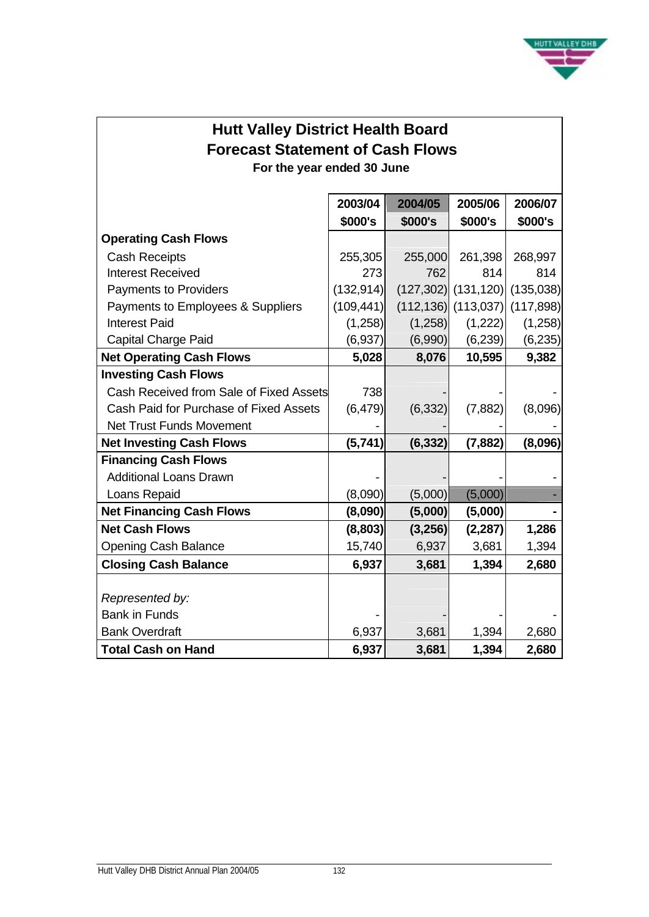# Hutt Valley District Health Board

## Forecast Statement of Cash Flows

**For the year ended 30 June**

| | 2003/04 | 2004/05 | 2005/06 | 2006/07 |
|---|---|---|---|---|
| | $000's | $000's | $000's | $000's |
| **Operating Cash Flows** | | | | |
| Cash Receipts | 255,305 | 255,000 | 261,398 | 268,997 |
| Interest Received | 273 | 762 | 814 | 814 |
| Payments to Providers | (132,914) | (127,302) | (131,120) | (135,038) |
| Payments to Employees & Suppliers | (109,441) | (112,136) | (113,037) | (117,898) |
| Interest Paid | (1,258) | (1,258) | (1,222) | (1,258) |
| Capital Charge Paid | (6,937) | (6,990) | (6,239) | (6,235) |
| **Net Operating Cash Flows** | **5,028** | **8,076** | **10,595** | **9,382** |
| **Investing Cash Flows** | | | | |
| Cash Received from Sale of Fixed Assets | 738 | - | - | - |
| Cash Paid for Purchase of Fixed Assets | (6,479) | (6,332) | (7,882) | (8,096) |
| Net Trust Funds Movement | - | - | - | - |
| **Net Investing Cash Flows** | **(5,741)** | **(6,332)** | **(7,882)** | **(8,096)** |
| **Financing Cash Flows** | | | | |
| Additional Loans Drawn | - | - | - | - |
| Loans Repaid | (8,090) | (5,000) | (5,000) | - |
| **Net Financing Cash Flows** | **(8,090)** | **(5,000)** | **(5,000)** | **-** |
| **Net Cash Flows** | **(8,803)** | **(3,256)** | **(2,287)** | **1,286** |
| Opening Cash Balance | 15,740 | 6,937 | 3,681 | 1,394 |
| **Closing Cash Balance** | **6,937** | **3,681** | **1,394** | **2,680** |
| *Represented by:* | | | | |
| Bank in Funds | - | - | - | - |
| Bank Overdraft | 6,937 | 3,681 | 1,394 | 2,680 |
| **Total Cash on Hand** | **6,937** | **3,681** | **1,394** | **2,680** |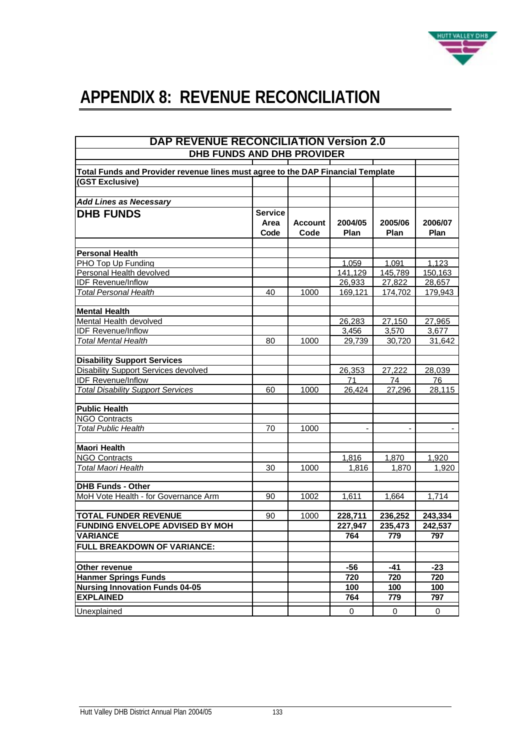# APPENDIX 8: REVENUE RECONCILIATION

| DAP REVENUE RECONCILIATION Version 2.0 | | | | | |
|---|---|---|---|---|---|
| **DHB FUNDS AND DHB PROVIDER** | | | | | |
| **Total Funds and Provider revenue lines must agree to the DAP Financial Template** | | | | | |
| **(GST Exclusive)** | | | | | |
| ***Add Lines as Necessary*** | | | | | |
| **DHB FUNDS** | **Service Area Code** | **Account Code** | **2004/05 Plan** | **2005/06 Plan** | **2006/07 Plan** |
| **Personal Health** | | | | | |
| PHO Top Up Funding | | | 1,059 | 1,091 | 1,123 |
| Personal Health devolved | | | 141,129 | 145,789 | 150,163 |
| IDF Revenue/Inflow | | | 26,933 | 27,822 | 28,657 |
| *Total Personal Health* | 40 | 1000 | 169,121 | 174,702 | 179,943 |
| **Mental Health** | | | | | |
| Mental Health devolved | | | 26,283 | 27,150 | 27,965 |
| IDF Revenue/Inflow | | | 3,456 | 3,570 | 3,677 |
| *Total Mental Health* | 80 | 1000 | 29,739 | 30,720 | 31,642 |
| **Disability Support Services** | | | | | |
| Disability Support Services devolved | | | 26,353 | 27,222 | 28,039 |
| IDF Revenue/Inflow | | | 71 | 74 | 76 |
| *Total Disability Support Services* | 60 | 1000 | 26,424 | 27,296 | 28,115 |
| **Public Health** | | | | | |
| NGO Contracts | | | | | |
| *Total Public Health* | 70 | 1000 | - | - | - |
| **Maori Health** | | | | | |
| NGO Contracts | | | 1,816 | 1,870 | 1,920 |
| *Total Maori Health* | 30 | 1000 | 1,816 | 1,870 | 1,920 |
| **DHB Funds - Other** | | | | | |
| MoH Vote Health - for Governance Arm | 90 | 1002 | 1,611 | 1,664 | 1,714 |
| **TOTAL FUNDER REVENUE** | 90 | 1000 | **228,711** | **236,252** | **243,334** |
| **FUNDING ENVELOPE ADVISED BY MOH** | | | **227,947** | **235,473** | **242,537** |
| **VARIANCE** | | | **764** | **779** | **797** |
| **FULL BREAKDOWN OF VARIANCE:** | | | | | |
| **Other revenue** | | | **-56** | **-41** | **-23** |
| **Hanmer Springs Funds** | | | **720** | **720** | **720** |
| **Nursing Innovation Funds 04-05** | | | **100** | **100** | **100** |
| **EXPLAINED** | | | **764** | **779** | **797** |
| Unexplained | | | 0 | 0 | 0 |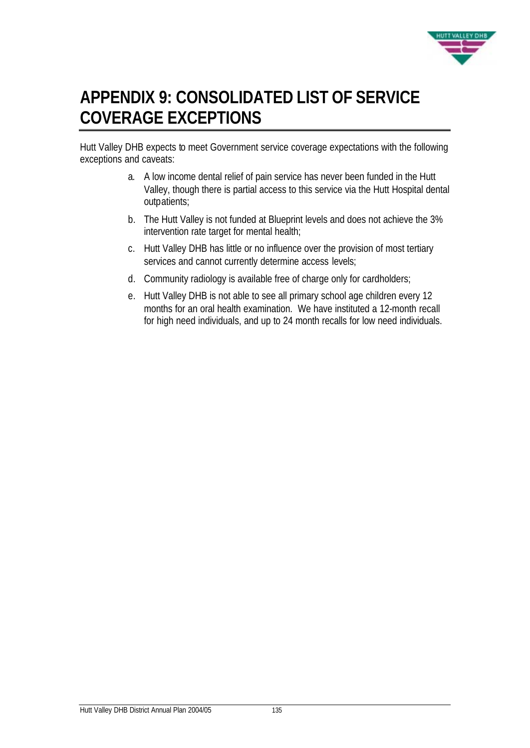# APPENDIX 9: CONSOLIDATED LIST OF SERVICE COVERAGE EXCEPTIONS

Hutt Valley DHB expects to meet Government service coverage expectations with the following exceptions and caveats:

a. A low income dental relief of pain service has never been funded in the Hutt Valley, though there is partial access to this service via the Hutt Hospital dental outpatients;

b. The Hutt Valley is not funded at Blueprint levels and does not achieve the 3% intervention rate target for mental health;

c. Hutt Valley DHB has little or no influence over the provision of most tertiary services and cannot currently determine access levels;

d. Community radiology is available free of charge only for cardholders;

e. Hutt Valley DHB is not able to see all primary school age children every 12 months for an oral health examination. We have instituted a 12-month recall for high need individuals, and up to 24 month recalls for low need individuals.